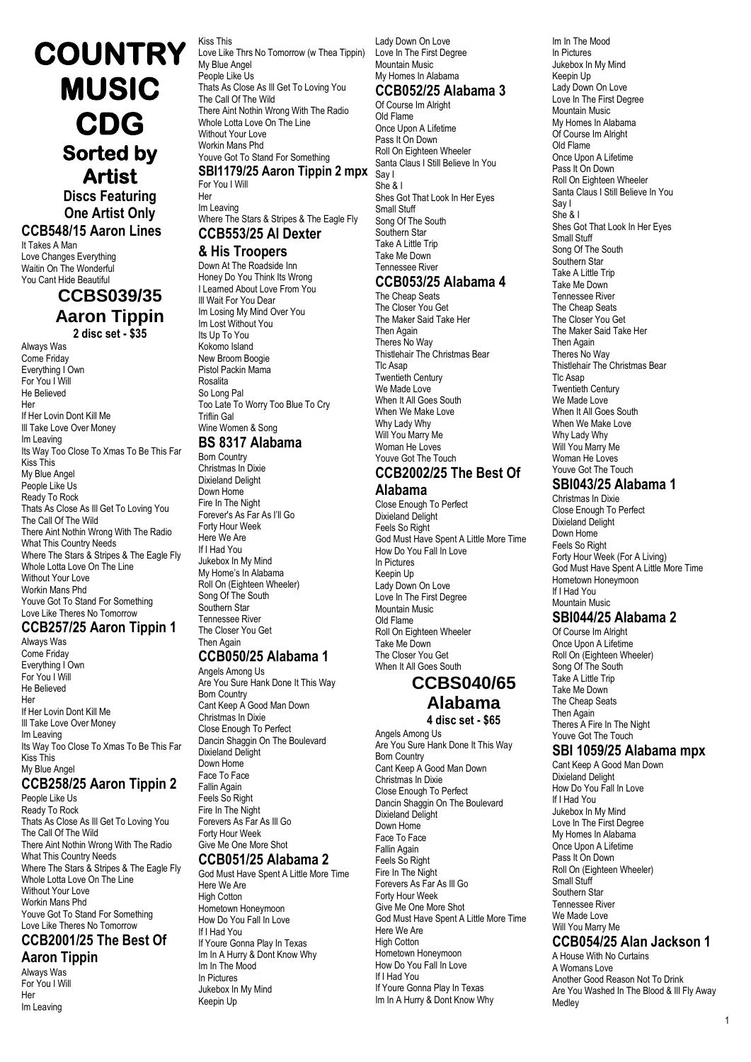# COUNTRY MUSIC CDG

## Sorted by Artist

**Discs Featuring One Artist Only**

### CCB548/15 Aaron Lines

It Takes A Man
Love Changes Everything
Waitin On The Wonderful
You Cant Hide Beautiful

### CCBS039/35 Aaron Tippin

**2 disc set - $35**

Always Was
Come Friday
Everything I Own
For You I Will
He Believed
Her
If Her Lovin Dont Kill Me
Ill Take Love Over Money
Im Leaving
Its Way Too Close To Xmas To Be This Far
Kiss This
My Blue Angel
People Like Us
Ready To Rock
Thats As Close As Ill Get To Loving You
The Call Of The Wild
There Aint Nothin Wrong With The Radio
What This Country Needs
Where The Stars & Stripes & The Eagle Fly
Whole Lotta Love On The Line
Without Your Love
Workin Mans Phd
Youve Got To Stand For Something
Love Like Theres No Tomorrow

### CCB257/25 Aaron Tippin 1

Always Was
Come Friday
Everything I Own
For You I Will
He Believed
Her
If Her Lovin Dont Kill Me
Ill Take Love Over Money
Im Leaving
Its Way Too Close To Xmas To Be This Far
Kiss This
My Blue Angel

### CCB258/25 Aaron Tippin 2

People Like Us
Ready To Rock
Thats As Close As Ill Get To Loving You
The Call Of The Wild
There Aint Nothin Wrong With The Radio
What This Country Needs
Where The Stars & Stripes & The Eagle Fly
Whole Lotta Love On The Line
Without Your Love
Workin Mans Phd
Youve Got To Stand For Something
Love Like Theres No Tomorrow

### CCB2001/25 The Best Of Aaron Tippin

Always Was
For You I Will
Her
Im Leaving
Kiss This
Love Like Thrs No Tomorrow (w Thea Tippin)
My Blue Angel
People Like Us
Thats As Close As Ill Get To Loving You
The Call Of The Wild
There Aint Nothin Wrong With The Radio
Whole Lotta Love On The Line
Without Your Love
Workin Mans Phd
Youve Got To Stand For Something

### SBI1179/25 Aaron Tippin 2 mpx

For You I Will
Her
Im Leaving
Where The Stars & Stripes & The Eagle Fly

### CCB553/25 Al Dexter & His Troopers

Down At The Roadside Inn
Honey Do You Think Its Wrong
I Learned About Love From You
Ill Wait For You Dear
Im Losing My Mind Over You
Im Lost Without You
Its Up To You
Kokomo Island
New Broom Boogie
Pistol Packin Mama
Rosalita
So Long Pal
Too Late To Worry Too Blue To Cry
Triflin Gal
Wine Women & Song

### BS 8317 Alabama

Born Country
Christmas In Dixie
Dixieland Delight
Down Home
Fire In The Night
Forever's As Far As I'll Go
Forty Hour Week
Here We Are
If I Had You
Jukebox In My Mind
My Home's In Alabama
Roll On (Eighteen Wheeler)
Song Of The South
Southern Star
Tennessee River
The Closer You Get
Then Again

### CCB050/25 Alabama 1

Angels Among Us
Are You Sure Hank Done It This Way
Born Country
Cant Keep A Good Man Down
Christmas In Dixie
Close Enough To Perfect
Dancin Shaggin On The Boulevard
Dixieland Delight
Down Home
Face To Face
Fallin Again
Feels So Right
Fire In The Night
Forevers As Far As Ill Go
Forty Hour Week
Give Me One More Shot

### CCB051/25 Alabama 2

God Must Have Spent A Little More Time
Here We Are
High Cotton
Hometown Honeymoon
How Do You Fall In Love
If I Had You
If Youre Gonna Play In Texas
Im In A Hurry & Dont Know Why
Im In The Mood
In Pictures
Jukebox In My Mind
Keepin Up
Lady Down On Love
Love In The First Degree
Mountain Music
My Homes In Alabama

### CCB052/25 Alabama 3

Of Course Im Alright
Old Flame
Once Upon A Lifetime
Pass It On Down
Roll On Eighteen Wheeler
Santa Claus I Still Believe In You
Say I
She & I
Shes Got That Look In Her Eyes
Small Stuff
Song Of The South
Southern Star
Take A Little Trip
Take Me Down
Tennessee River

### CCB053/25 Alabama 4

The Cheap Seats
The Closer You Get
The Maker Said Take Her
Then Again
Theres No Way
Thistlehair The Christmas Bear
Tlc Asap
Twentieth Century
We Made Love
When It All Goes South
When We Make Love
Why Lady Why
Will You Marry Me
Woman He Loves
Youve Got The Touch

### CCB2002/25 The Best Of Alabama

Close Enough To Perfect
Dixieland Delight
Feels So Right
God Must Have Spent A Little More Time
How Do You Fall In Love
In Pictures
Keepin Up
Lady Down On Love
Love In The First Degree
Mountain Music
Old Flame
Roll On Eighteen Wheeler
Take Me Down
The Closer You Get
When It All Goes South

### CCBS040/65 Alabama

**4 disc set - $65**

Angels Among Us
Are You Sure Hank Done It This Way
Born Country
Cant Keep A Good Man Down
Christmas In Dixie
Close Enough To Perfect
Dancin Shaggin On The Boulevard
Dixieland Delight
Down Home
Face To Face
Fallin Again
Feels So Right
Fire In The Night
Forevers As Far As Ill Go
Forty Hour Week
Give Me One More Shot
God Must Have Spent A Little More Time
Here We Are
High Cotton
Hometown Honeymoon
How Do You Fall In Love
If I Had You
If Youre Gonna Play In Texas
Im In A Hurry & Dont Know Why
Im In The Mood
In Pictures
Jukebox In My Mind
Keepin Up
Lady Down On Love
Love In The First Degree
Mountain Music
My Homes In Alabama
Of Course Im Alright
Old Flame
Once Upon A Lifetime
Pass It On Down
Roll On Eighteen Wheeler
Santa Claus I Still Believe In You
Say I
She & I
Shes Got That Look In Her Eyes
Small Stuff
Song Of The South
Southern Star
Take A Little Trip
Take Me Down
Tennessee River
The Cheap Seats
The Closer You Get
The Maker Said Take Her
Then Again
Theres No Way
Thistlehair The Christmas Bear
Tlc Asap
Twentieth Century
We Made Love
When It All Goes South
When We Make Love
Why Lady Why
Will You Marry Me
Woman He Loves
Youve Got The Touch

### SBI043/25 Alabama 1

Christmas In Dixie
Close Enough To Perfect
Dixieland Delight
Down Home
Feels So Right
Forty Hour Week (For A Living)
God Must Have Spent A Little More Time
Hometown Honeymoon
If I Had You
Mountain Music

### SBI044/25 Alabama 2

Of Course Im Alright
Once Upon A Lifetime
Roll On (Eighteen Wheeler)
Song Of The South
Take A Little Trip
Take Me Down
The Cheap Seats
Then Again
Theres A Fire In The Night
Youve Got The Touch

### SBI 1059/25 Alabama mpx

Cant Keep A Good Man Down
Dixieland Delight
How Do You Fall In Love
If I Had You
Jukebox In My Mind
Love In The First Degree
My Homes In Alabama
Once Upon A Lifetime
Pass It On Down
Roll On (Eighteen Wheeler)
Small Stuff
Southern Star
Tennessee River
We Made Love
Will You Marry Me

### CCB054/25 Alan Jackson 1

A House With No Curtains
A Womans Love
Another Good Reason Not To Drink
Are You Washed In The Blood & Ill Fly Away Medley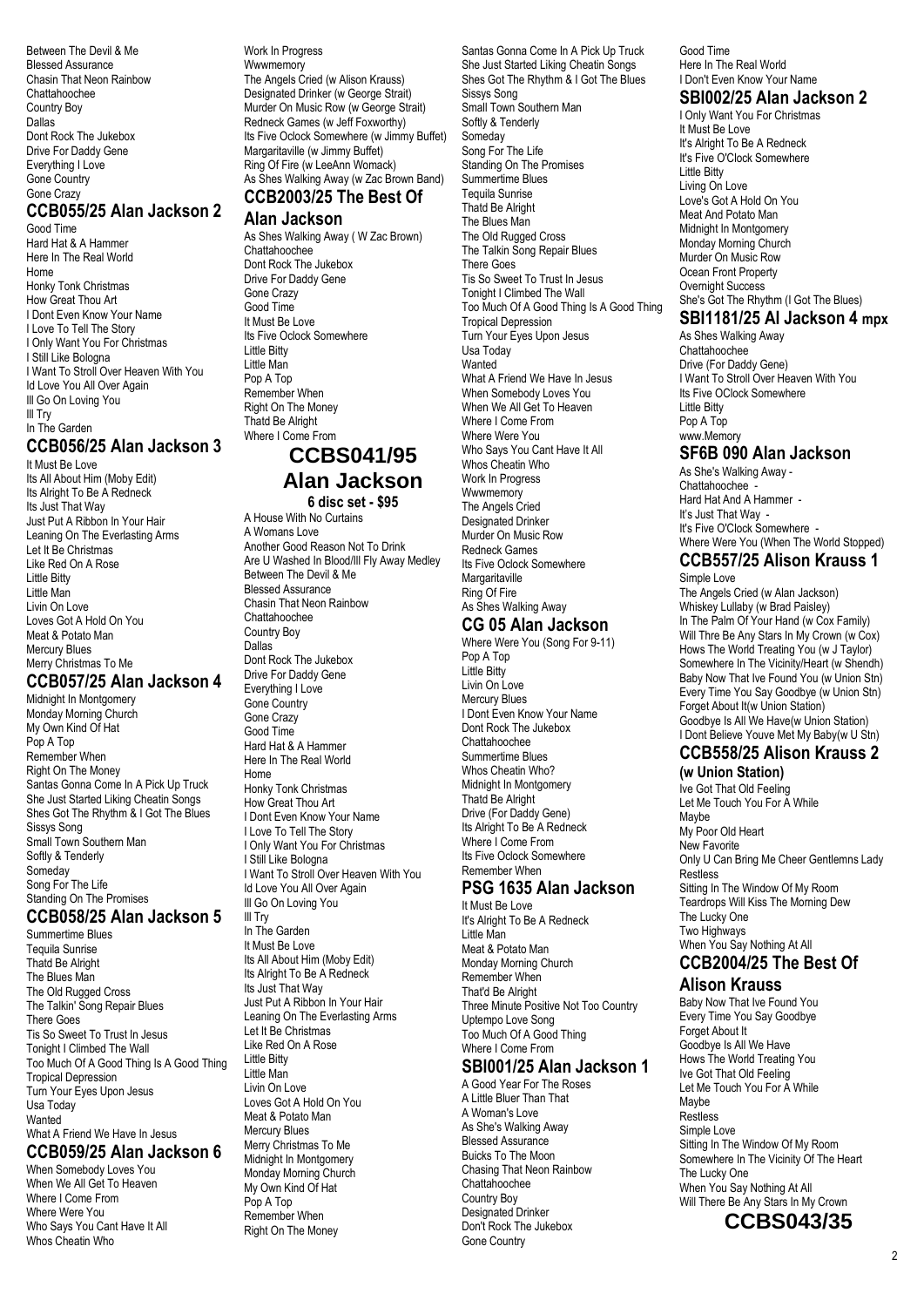Between The Devil & Me
Blessed Assurance
Chasin That Neon Rainbow
Chattahoochee
Country Boy
Dallas
Dont Rock The Jukebox
Drive For Daddy Gene
Everything I Love
Gone Country
Gone Crazy

## CCB055/25 Alan Jackson 2

Good Time
Hard Hat & A Hammer
Here In The Real World
Home
Honky Tonk Christmas
How Great Thou Art
I Dont Even Know Your Name
I Love To Tell The Story
I Only Want You For Christmas
I Still Like Bologna
I Want To Stroll Over Heaven With You
Id Love You All Over Again
Ill Go On Loving You
Ill Try
In The Garden

## CCB056/25 Alan Jackson 3

It Must Be Love
Its All About Him (Moby Edit)
Its Alright To Be A Redneck
Its Just That Way
Just Put A Ribbon In Your Hair
Leaning On The Everlasting Arms
Let It Be Christmas
Like Red On A Rose
Little Bitty
Little Man
Livin On Love
Loves Got A Hold On You
Meat & Potato Man
Mercury Blues
Merry Christmas To Me

## CCB057/25 Alan Jackson 4

Midnight In Montgomery
Monday Morning Church
My Own Kind Of Hat
Pop A Top
Remember When
Right On The Money
Santas Gonna Come In A Pick Up Truck
She Just Started Liking Cheatin Songs
Shes Got The Rhythm & I Got The Blues
Sissys Song
Small Town Southern Man
Softly & Tenderly
Someday
Song For The Life
Standing On The Promises

## CCB058/25 Alan Jackson 5

Summertime Blues
Tequila Sunrise
Thatd Be Alright
The Blues Man
The Old Rugged Cross
The Talkin' Song Repair Blues
There Goes
Tis So Sweet To Trust In Jesus
Tonight I Climbed The Wall
Too Much Of A Good Thing Is A Good Thing
Tropical Depression
Turn Your Eyes Upon Jesus
Usa Today
Wanted
What A Friend We Have In Jesus

## CCB059/25 Alan Jackson 6

When Somebody Loves You
When We All Get To Heaven
Where I Come From
Where Were You
Who Says You Cant Have It All
Whos Cheatin Who
Work In Progress
Wwwmemory
The Angels Cried (w Alison Krauss)
Designated Drinker (w George Strait)
Murder On Music Row (w George Strait)
Redneck Games (w Jeff Foxworthy)
Its Five Oclock Somewhere (w Jimmy Buffet)
Margaritaville (w Jimmy Buffet)
Ring Of Fire (w LeeAnn Womack)
As Shes Walking Away (w Zac Brown Band)

## CCB2003/25 The Best Of Alan Jackson

As Shes Walking Away ( W Zac Brown)
Chattahoochee
Dont Rock The Jukebox
Drive For Daddy Gene
Gone Crazy
Good Time
It Must Be Love
Its Five Oclock Somewhere
Little Bitty
Little Man
Pop A Top
Remember When
Right On The Money
Thatd Be Alright
Where I Come From

## CCBS041/95 Alan Jackson

**6 disc set - $95**

A House With No Curtains
A Womans Love
Another Good Reason Not To Drink
Are U Washed In Blood/Ill Fly Away Medley
Between The Devil & Me
Blessed Assurance
Chasin That Neon Rainbow
Chattahoochee
Country Boy
Dallas
Dont Rock The Jukebox
Drive For Daddy Gene
Everything I Love
Gone Country
Gone Crazy
Good Time
Hard Hat & A Hammer
Here In The Real World
Home
Honky Tonk Christmas
How Great Thou Art
I Dont Even Know Your Name
I Love To Tell The Story
I Only Want You For Christmas
I Still Like Bologna
I Want To Stroll Over Heaven With You
Id Love You All Over Again
Ill Go On Loving You
Ill Try
In The Garden
It Must Be Love
Its All About Him (Moby Edit)
Its Alright To Be A Redneck
Its Just That Way
Just Put A Ribbon In Your Hair
Leaning On The Everlasting Arms
Let It Be Christmas
Like Red On A Rose
Little Bitty
Little Man
Livin On Love
Loves Got A Hold On You
Meat & Potato Man
Mercury Blues
Merry Christmas To Me
Midnight In Montgomery
Monday Morning Church
My Own Kind Of Hat
Pop A Top
Remember When
Right On The Money
Santas Gonna Come In A Pick Up Truck
She Just Started Liking Cheatin Songs
Shes Got The Rhythm & I Got The Blues
Sissys Song
Small Town Southern Man
Softly & Tenderly
Someday
Song For The Life
Standing On The Promises
Summertime Blues
Tequila Sunrise
Thatd Be Alright
The Blues Man
The Old Rugged Cross
The Talkin Song Repair Blues
There Goes
Tis So Sweet To Trust In Jesus
Tonight I Climbed The Wall
Too Much Of A Good Thing Is A Good Thing
Tropical Depression
Turn Your Eyes Upon Jesus
Usa Today
Wanted
What A Friend We Have In Jesus
When Somebody Loves You
When We All Get To Heaven
Where I Come From
Where Were You
Who Says You Cant Have It All
Whos Cheatin Who
Work In Progress
Wwwmemory
The Angels Cried
Designated Drinker
Murder On Music Row
Redneck Games
Its Five Oclock Somewhere
Margaritaville
Ring Of Fire
As Shes Walking Away

## CG 05 Alan Jackson

Where Were You (Song For 9-11)
Pop A Top
Little Bitty
Livin On Love
Mercury Blues
I Dont Even Know Your Name
Dont Rock The Jukebox
Chattahoochee
Summertime Blues
Whos Cheatin Who?
Midnight In Montgomery
Thatd Be Alright
Drive (For Daddy Gene)
Its Alright To Be A Redneck
Where I Come From
Its Five Oclock Somewhere
Remember When

## PSG 1635 Alan Jackson

It Must Be Love
It's Alright To Be A Redneck
Little Man
Meat & Potato Man
Monday Morning Church
Remember When
That'd Be Alright
Three Minute Positive Not Too Country
Uptempo Love Song
Too Much Of A Good Thing
Where I Come From

## SBI001/25 Alan Jackson 1

A Good Year For The Roses
A Little Bluer Than That
A Woman's Love
As She's Walking Away
Blessed Assurance
Buicks To The Moon
Chasing That Neon Rainbow
Chattahoochee
Country Boy
Designated Drinker
Don't Rock The Jukebox
Gone Country
Good Time
Here In The Real World
I Don't Even Know Your Name

## SBI002/25 Alan Jackson 2

I Only Want You For Christmas
It Must Be Love
It's Alright To Be A Redneck
It's Five O'Clock Somewhere
Little Bitty
Living On Love
Love's Got A Hold On You
Meat And Potato Man
Midnight In Montgomery
Monday Morning Church
Murder On Music Row
Ocean Front Property
Overnight Success
She's Got The Rhythm (I Got The Blues)

## SBI1181/25 Al Jackson 4 mpx

As Shes Walking Away
Chattahoochee
Drive (For Daddy Gene)
I Want To Stroll Over Heaven With You
Its Five OClock Somewhere
Little Bitty
Pop A Top
www.Memory

## SF6B 090 Alan Jackson

As She's Walking Away -
Chattahoochee -
Hard Hat And A Hammer -
It's Just That Way -
It's Five O'Clock Somewhere -
Where Were You (When The World Stopped)

## CCB557/25 Alison Krauss 1

Simple Love
The Angels Cried (w Alan Jackson)
Whiskey Lullaby (w Brad Paisley)
In The Palm Of Your Hand (w Cox Family)
Will Thre Be Any Stars In My Crown (w Cox)
Hows The World Treating You (w J Taylor)
Somewhere In The Vicinity/Heart (w Shendh)
Baby Now That Ive Found You (w Union Stn)
Every Time You Say Goodbye (w Union Stn)
Forget About It(w Union Station)
Goodbye Is All We Have(w Union Station)
I Dont Believe Youve Met My Baby(w U Stn)

## CCB558/25 Alison Krauss 2 (w Union Station)

Ive Got That Old Feeling
Let Me Touch You For A While
Maybe
My Poor Old Heart
New Favorite
Only U Can Bring Me Cheer Gentlemns Lady
Restless
Sitting In The Window Of My Room
Teardrops Will Kiss The Morning Dew
The Lucky One
Two Highways
When You Say Nothing At All

## CCB2004/25 The Best Of Alison Krauss

Baby Now That Ive Found You
Every Time You Say Goodbye
Forget About It
Goodbye Is All We Have
Hows The World Treating You
Ive Got That Old Feeling
Let Me Touch You For A While
Maybe
Restless
Simple Love
Sitting In The Window Of My Room
Somewhere In The Vicinity Of The Heart
The Lucky One
When You Say Nothing At All
Will There Be Any Stars In My Crown

## CCBS043/35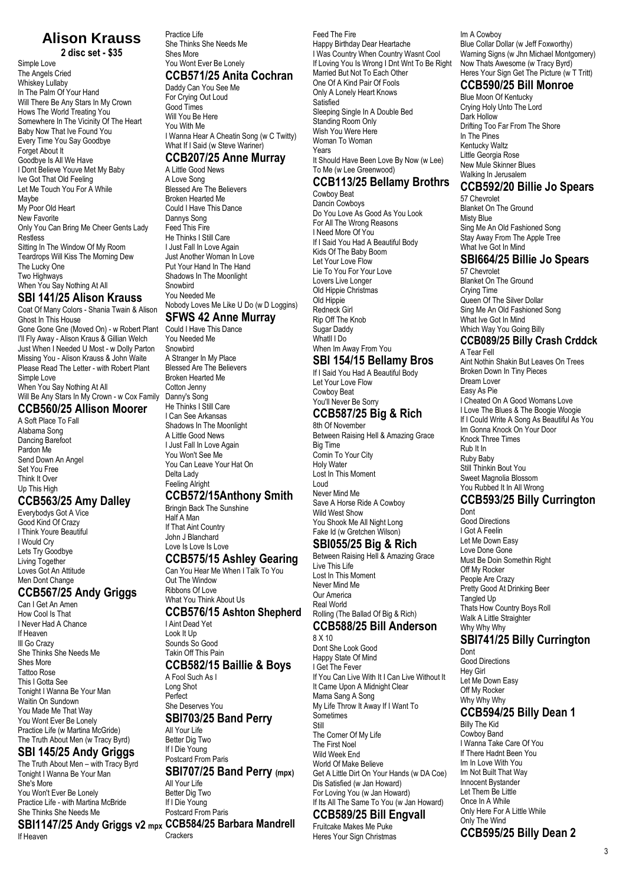## Alison Krauss

**2 disc set - $35**

Simple Love
The Angels Cried
Whiskey Lullaby
In The Palm Of Your Hand
Will There Be Any Stars In My Crown
Hows The World Treating You
Somewhere In The Vicinity Of The Heart
Baby Now That Ive Found You
Every Time You Say Goodbye
Forget About It
Goodbye Is All We Have
I Dont Believe Youve Met My Baby
Ive Got That Old Feeling
Let Me Touch You For A While
Maybe
My Poor Old Heart
New Favorite
Only You Can Bring Me Cheer Gents Lady
Restless
Sitting In The Window Of My Room
Teardrops Will Kiss The Morning Dew
The Lucky One
Two Highways
When You Say Nothing At All

### SBI 141/25 Alison Krauss

Coat Of Many Colors - Shania Twain & Alison
Ghost In This House
Gone Gone Gne (Moved On) - w Robert Plant
I'll Fly Away - Alison Kraus & Gillian Welch
Just When I Needed U Most - w Dolly Parton
Missing You - Alison Krauss & John Waite
Please Read The Letter - with Robert Plant
Simple Love
When You Say Nothing At All
Will Be Any Stars In My Crown - w Cox Family

### CCB560/25 Allison Moorer

A Soft Place To Fall
Alabama Song
Dancing Barefoot
Pardon Me
Send Down An Angel
Set You Free
Think It Over
Up This High

### CCB563/25 Amy Dalley

Everybodys Got A Vice
Good Kind Of Crazy
I Think Youre Beautiful
I Would Cry
Lets Try Goodbye
Living Together
Loves Got An Attitude
Men Dont Change

### CCB567/25 Andy Griggs

Can I Get An Amen
How Cool Is That
I Never Had A Chance
If Heaven
Ill Go Crazy
She Thinks She Needs Me
Shes More
Tattoo Rose
This I Gotta See
Tonight I Wanna Be Your Man
Waitin On Sundown
You Made Me That Way
You Wont Ever Be Lonely
Practice Life (w Martina McGride)
The Truth About Men (w Tracy Byrd)

### SBI 145/25 Andy Griggs

The Truth About Men – with Tracy Byrd
Tonight I Wanna Be Your Man
She's More
You Won't Ever Be Lonely
Practice Life - with Martina McBride
She Thinks She Needs Me

### SBI1147/25 Andy Griggs v2 mpx

If Heaven
Practice Life
She Thinks She Needs Me
Shes More
You Wont Ever Be Lonely

### CCB571/25 Anita Cochran

Daddy Can You See Me
For Crying Out Loud
Good Times
Will You Be Here
You With Me
I Wanna Hear A Cheatin Song (w C Twitty)
What If I Said (w Steve Wariner)

### CCB207/25 Anne Murray

A Little Good News
A Love Song
Blessed Are The Believers
Broken Hearted Me
Could I Have This Dance
Dannys Song
Feed This Fire
He Thinks I Still Care
I Just Fall In Love Again
Just Another Woman In Love
Put Your Hand In The Hand
Shadows In The Moonlight
Snowbird
You Needed Me
Nobody Loves Me Like U Do (w D Loggins)

### SFWS 42 Anne Murray

Could I Have This Dance
You Needed Me
Snowbird
A Stranger In My Place
Blessed Are The Believers
Broken Hearted Me
Cotton Jenny
Danny's Song
He Thinks I Still Care
I Can See Arkansas
Shadows In The Moonlight
A Little Good News
I Just Fall In Love Again
You Won't See Me
You Can Leave Your Hat On
Delta Lady
Feeling Alright

### CCB572/15Anthony Smith

Bringin Back The Sunshine
Half A Man
If That Aint Country
John J Blanchard
Love Is Love Is Love

### CCB575/15 Ashley Gearing

Can You Hear Me When I Talk To You
Out The Window
Ribbons Of Love
What You Think About Us

### CCB576/15 Ashton Shepherd

I Aint Dead Yet
Look It Up
Sounds So Good
Takin Off This Pain

### CCB582/15 Baillie & Boys

A Fool Such As I
Long Shot
Perfect
She Deserves You

### SBI703/25 Band Perry

All Your Life
Better Dig Two
If I Die Young
Postcard From Paris

### SBI707/25 Band Perry (mpx)

All Your Life
Better Dig Two
If I Die Young
Postcard From Paris

### CCB584/25 Barbara Mandrell

Crackers
Feed The Fire
Happy Birthday Dear Heartache
I Was Country When Country Wasnt Cool
If Loving You Is Wrong I Dnt Wnt To Be Right
Married But Not To Each Other
One Of A Kind Pair Of Fools
Only A Lonely Heart Knows
Satisfied
Sleeping Single In A Double Bed
Standing Room Only
Wish You Were Here
Woman To Woman
Years
It Should Have Been Love By Now (w Lee)
To Me (w Lee Greenwood)

### CCB113/25 Bellamy Brothrs

Cowboy Beat
Dancin Cowboys
Do You Love As Good As You Look
For All The Wrong Reasons
I Need More Of You
If I Said You Had A Beautiful Body
Kids Of The Baby Boom
Let Your Love Flow
Lie To You For Your Love
Lovers Live Longer
Old Hippie Christmas
Old Hippie
Redneck Girl
Rip Off The Knob
Sugar Daddy
WhatIl I Do
When Im Away From You

### SBI 154/15 Bellamy Bros

If I Said You Had A Beautiful Body
Let Your Love Flow
Cowboy Beat
You'll Never Be Sorry

### CCB587/25 Big & Rich

8th Of November
Between Raising Hell & Amazing Grace
Big Time
Comin To Your City
Holy Water
Lost In This Moment
Loud
Never Mind Me
Save A Horse Ride A Cowboy
Wild West Show
You Shook Me All Night Long
Fake Id (w Gretchen Wilson)

### SBI055/25 Big & Rich

Between Raising Hell & Amazing Grace
Live This Life
Lost In This Moment
Never Mind Me
Our America
Real World
Rolling (The Ballad Of Big & Rich)

### CCB588/25 Bill Anderson

8 X 10
Dont She Look Good
Happy State Of Mind
I Get The Fever
If You Can Live With It I Can Live Without It
It Came Upon A Midnight Clear
Mama Sang A Song
My Life Throw It Away If I Want To
Sometimes
Still
The Corner Of My Life
The First Noel
Wild Week End
World Of Make Believe
Get A Little Dirt On Your Hands (w DA Coe)
Dis Satisfied (w Jan Howard)
For Loving You (w Jan Howard)
If Its All The Same To You (w Jan Howard)

### CCB589/25 Bill Engvall

Fruitcake Makes Me Puke
Heres Your Sign Christmas
Im A Cowboy
Blue Collar Dollar (w Jeff Foxworthy)
Warning Signs (w Jhn Michael Montgomery)
Now Thats Awesome (w Tracy Byrd)
Heres Your Sign Get The Picture (w T Tritt)

### CCB590/25 Bill Monroe

Blue Moon Of Kentucky
Crying Holy Unto The Lord
Dark Hollow
Drifting Too Far From The Shore
In The Pines
Kentucky Waltz
Little Georgia Rose
New Mule Skinner Blues
Walking In Jerusalem

### CCB592/20 Billie Jo Spears

57 Chevrolet
Blanket On The Ground
Misty Blue
Sing Me An Old Fashioned Song
Stay Away From The Apple Tree
What Ive Got In Mind

### SBI664/25 Billie Jo Spears

57 Chevrolet
Blanket On The Ground
Crying Time
Queen Of The Silver Dollar
Sing Me An Old Fashioned Song
What Ive Got In Mind
Which Way You Going Billy

### CCB089/25 Billy Crash Crddck

A Tear Fell
Aint Nothin Shakin But Leaves On Trees
Broken Down In Tiny Pieces
Dream Lover
Easy As Pie
I Cheated On A Good Womans Love
I Love The Blues & The Boogie Woogie
If I Could Write A Song As Beautiful As You
Im Gonna Knock On Your Door
Knock Three Times
Rub It In
Ruby Baby
Still Thinkin Bout You
Sweet Magnolia Blossom
You Rubbed It In All Wrong

### CCB593/25 Billy Currington

Dont
Good Directions
I Got A Feelin
Let Me Down Easy
Love Done Gone
Must Be Doin Somethin Right
Off My Rocker
People Are Crazy
Pretty Good At Drinking Beer
Tangled Up
Thats How Country Boys Roll
Walk A Little Straighter
Why Why Why

### SBI741/25 Billy Currington

Dont
Good Directions
Hey Girl
Let Me Down Easy
Off My Rocker
Why Why Why

### CCB594/25 Billy Dean 1

Billy The Kid
Cowboy Band
I Wanna Take Care Of You
If There Hadnt Been You
Im In Love With You
Im Not Built That Way
Innocent Bystander
Let Them Be Little
Once In A While
Only Here For A Little While
Only The Wind

### CCB595/25 Billy Dean 2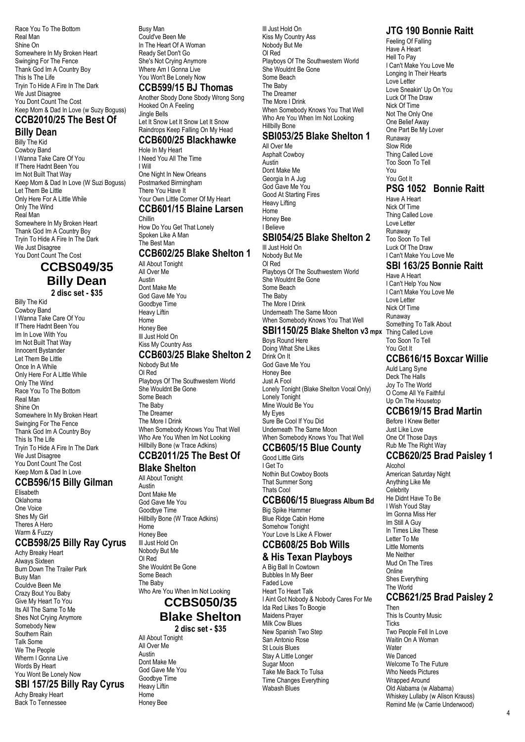Race You To The Bottom
Real Man
Shine On
Somewhere In My Broken Heart
Swinging For The Fence
Thank God Im A Country Boy
This Is The Life
Tryin To Hide A Fire In The Dark
We Just Disagree
You Dont Count The Cost
Keep Mom & Dad In Love (w Suzy Boguss)

### CCB2010/25 The Best Of Billy Dean

Billy The Kid
Cowboy Band
I Wanna Take Care Of You
If There Hadnt Been You
Im Not Built That Way
Keep Mom & Dad In Love (W Suzi Boguss)
Let Them Be Little
Only Here For A Little While
Only The Wind
Real Man
Somewhere In My Broken Heart
Thank God Im A Country Boy
Tryin To Hide A Fire In The Dark
We Just Disagree
You Dont Count The Cost

## CCBS049/35 Billy Dean

**2 disc set - $35**

Billy The Kid
Cowboy Band
I Wanna Take Care Of You
If There Hadnt Been You
Im In Love With You
Im Not Built That Way
Innocent Bystander
Let Them Be Little
Once In A While
Only Here For A Little While
Only The Wind
Race You To The Bottom
Real Man
Shine On
Somewhere In My Broken Heart
Swinging For The Fence
Thank God Im A Country Boy
This Is The Life
Tryin To Hide A Fire In The Dark
We Just Disagree
You Dont Count The Cost
Keep Mom & Dad In Love

### CCB596/15 Billy Gilman

Elisabeth
Oklahoma
One Voice
Shes My Girl
Theres A Hero
Warm & Fuzzy

### CCB598/25 Billy Ray Cyrus

Achy Breaky Heart
Always Sixteen
Burn Down The Trailer Park
Busy Man
Couldve Been Me
Crazy Bout You Baby
Give My Heart To You
Its All The Same To Me
Shes Not Crying Anymore
Somebody New
Southern Rain
Talk Some
We The People
Wherm I Gonna Live
Words By Heart
You Wont Be Lonely Now

### SBI 157/25 Billy Ray Cyrus

Achy Breaky Heart
Back To Tennessee
Busy Man
Could've Been Me
In The Heart Of A Woman
Ready Set Don't Go
She's Not Crying Anymore
Where Am I Gonna Live
You Won't Be Lonely Now

### CCB599/15 BJ Thomas

Another Sbody Done Sbody Wrong Song
Hooked On A Feeling
Jingle Bells
Let It Snow Let It Snow Let It Snow
Raindrops Keep Falling On My Head

### CCB600/25 Blackhawke

Hole In My Heart
I Need You All The Time
I Will
One Night In New Orleans
Postmarked Birmingham
There You Have It
Your Own Little Corner Of My Heart

### CCB601/15 Blaine Larsen

Chillin
How Do You Get That Lonely
Spoken Like A Man
The Best Man

### CCB602/25 Blake Shelton 1

All About Tonight
All Over Me
Austin
Dont Make Me
God Gave Me You
Goodbye Time
Heavy Liftin
Home
Honey Bee
Ill Just Hold On
Kiss My Country Ass

### CCB603/25 Blake Shelton 2

Nobody But Me
Ol Red
Playboys Of The Southwestern World
She Wouldnt Be Gone
Some Beach
The Baby
The Dreamer
The More I Drink
When Somebody Knows You That Well
Who Are You When Im Not Looking
Hillbilly Bone (w Trace Adkins)

### CCB2011/25 The Best Of Blake Shelton

All About Tonight
Austin
Dont Make Me
God Gave Me You
Goodbye Time
Hillbilly Bone (W Trace Adkins)
Home
Honey Bee
Ill Just Hold On
Nobody But Me
Ol Red
She Wouldnt Be Gone
Some Beach
The Baby
Who Are You When Im Not Looking

## CCBS050/35 Blake Shelton

**2 disc set - $35**

All About Tonight
All Over Me
Austin
Dont Make Me
God Gave Me You
Goodbye Time
Heavy Liftin
Home
Honey Bee
Ill Just Hold On
Kiss My Country Ass
Nobody But Me
Ol Red
Playboys Of The Southwestern World
She Wouldnt Be Gone
Some Beach
The Baby
The Dreamer
The More I Drink
When Somebody Knows You That Well
Who Are You When Im Not Looking
Hillbilly Bone

### SBI053/25 Blake Shelton 1

All Over Me
Asphalt Cowboy
Austin
Dont Make Me
Georgia In A Jug
God Gave Me You
Good At Starting Fires
Heavy Lifting
Home
Honey Bee
I Believe

### SBI054/25 Blake Shelton 2

Ill Just Hold On
Nobody But Me
Ol Red
Playboys Of The Southwestern World
She Wouldnt Be Gone
Some Beach
The Baby
The More I Drink
Underneath The Same Moon
When Somebody Knows You That Well

### SBI1150/25 Blake Shelton v3 mpx

Boys Round Here
Doing What She Likes
Drink On It
God Gave Me You
Honey Bee
Just A Fool
Lonely Tonight (Blake Shelton Vocal Only)
Lonely Tonight
Mine Would Be You
My Eyes
Sure Be Cool If You Did
Underneath The Same Moon
When Somebody Knows You That Well

### CCB605/15 Blue County

Good Little Girls
I Get To
Nothin But Cowboy Boots
That Summer Song
Thats Cool

### CCB606/15 Bluegrass Album Bd

Big Spike Hammer
Blue Ridge Cabin Home
Somehow Tonight
Your Love Is Like A Flower

### CCB608/25 Bob Wills & His Texan Playboys

A Big Ball In Cowtown
Bubbles In My Beer
Faded Love
Heart To Heart Talk
I Aint Got Nobody & Nobody Cares For Me
Ida Red Likes To Boogie
Maidens Prayer
Milk Cow Blues
New Spanish Two Step
San Antonio Rose
St Louis Blues
Stay A Little Longer
Sugar Moon
Take Me Back To Tulsa
Time Changes Everything
Wabash Blues

### JTG 190 Bonnie Raitt

Feeling Of Falling
Have A Heart
Hell To Pay
I Can't Make You Love Me
Longing In Their Hearts
Love Letter
Love Sneakin' Up On You
Luck Of The Draw
Nick Of Time
Not The Only One
One Belief Away
One Part Be My Lover
Runaway
Slow Ride
Thing Called Love
Too Soon To Tell
You
You Got It

### PSG 1052 Bonnie Raitt

Have A Heart
Nick Of Time
Thing Called Love
Love Letter
Runaway
Too Soon To Tell
Luck Of The Draw
I Can't Make You Love Me

### SBI 163/25 Bonnie Raitt

Have A Heart
I Can't Help You Now
I Can't Make You Love Me
Love Letter
Nick Of Time
Runaway
Something To Talk About
Thing Called Love
Too Soon To Tell
You Got It

### CCB616/15 Boxcar Willie

Auld Lang Syne
Deck The Halls
Joy To The World
O Come All Ye Faithful
Up On The Housetop

### CCB619/15 Brad Martin

Before I Knew Better
Just Like Love
One Of Those Days
Rub Me The Right Way

### CCB620/25 Brad Paisley 1

Alcohol
American Saturday Night
Anything Like Me
Celebrity
He Didnt Have To Be
I Wish Youd Stay
Im Gonna Miss Her
Im Still A Guy
In Times Like These
Letter To Me
Little Moments
Me Neither
Mud On The Tires
Online
Shes Everything
The World

### CCB621/25 Brad Paisley 2

Then
This Is Country Music
Ticks
Two People Fell In Love
Waitin On A Woman
Water
We Danced
Welcome To The Future
Who Needs Pictures
Wrapped Around
Old Alabama (w Alabama)
Whiskey Lullaby (w Alison Krauss)
Remind Me (w Carrie Underwood)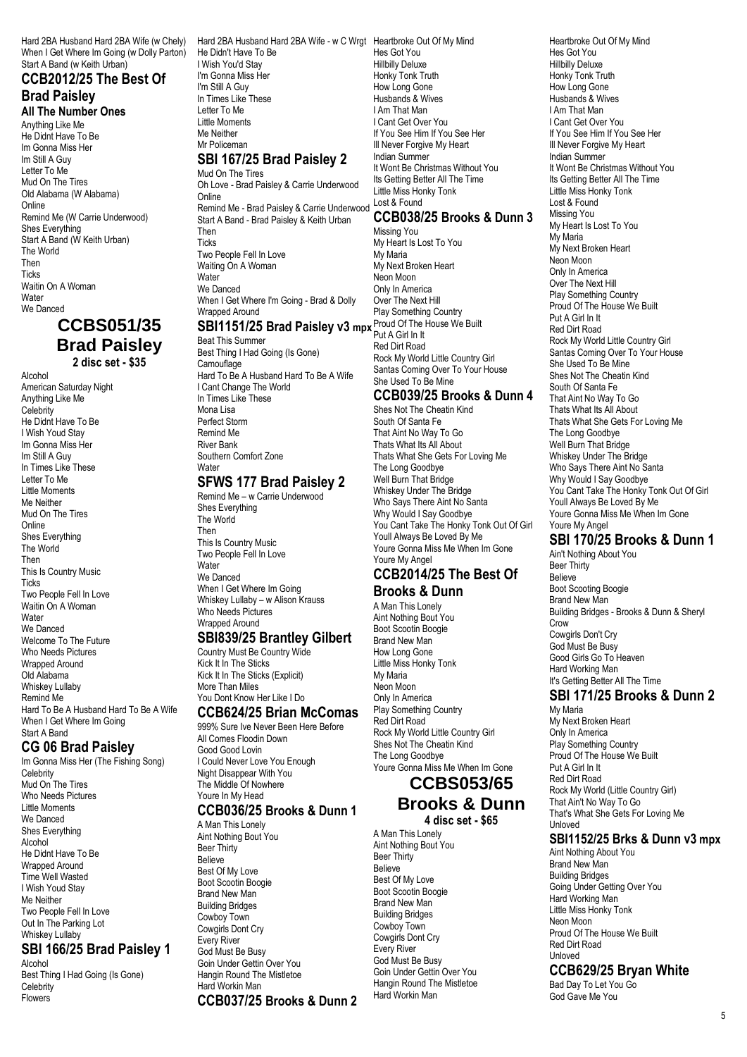Hard 2BA Husband Hard 2BA Wife (w Chely)
When I Get Where Im Going (w Dolly Parton)
Start A Band (w Keith Urban)

## CCB2012/25 The Best Of Brad Paisley

### All The Number Ones

Anything Like Me
He Didnt Have To Be
Im Gonna Miss Her
Im Still A Guy
Letter To Me
Mud On The Tires
Old Alabama (W Alabama)
Online
Remind Me (W Carrie Underwood)
Shes Everything
Start A Band (W Keith Urban)
The World
Then
Ticks
Waitin On A Woman
Water
We Danced

## CCBS051/35 Brad Paisley

### 2 disc set - $35

Alcohol
American Saturday Night
Anything Like Me
Celebrity
He Didnt Have To Be
I Wish Youd Stay
Im Gonna Miss Her
Im Still A Guy
In Times Like These
Letter To Me
Little Moments
Me Neither
Mud On The Tires
Online
Shes Everything
The World
Then
This Is Country Music
Ticks
Two People Fell In Love
Waitin On A Woman
Water
We Danced
Welcome To The Future
Who Needs Pictures
Wrapped Around
Old Alabama
Whiskey Lullaby
Remind Me
Hard To Be A Husband Hard To Be A Wife
When I Get Where Im Going
Start A Band

## CG 06 Brad Paisley

Im Gonna Miss Her (The Fishing Song)
Celebrity
Mud On The Tires
Who Needs Pictures
Little Moments
We Danced
Shes Everything
Alcohol
He Didnt Have To Be
Wrapped Around
Time Well Wasted
I Wish Youd Stay
Me Neither
Two People Fell In Love
Out In The Parking Lot
Whiskey Lullaby

## SBI 166/25 Brad Paisley 1

Alcohol
Best Thing I Had Going (Is Gone)
Celebrity
Flowers
Hard 2BA Husband Hard 2BA Wife - w C Wrgt
He Didn't Have To Be
I Wish You'd Stay
I'm Gonna Miss Her
I'm Still A Guy
In Times Like These
Letter To Me
Little Moments
Me Neither
Mr Policeman

## SBI 167/25 Brad Paisley 2

Mud On The Tires
Oh Love - Brad Paisley & Carrie Underwood
Online
Remind Me - Brad Paisley & Carrie Underwood
Start A Band - Brad Paisley & Keith Urban
Then
Ticks
Two People Fell In Love
Waiting On A Woman
Water
We Danced
When I Get Where I'm Going - Brad & Dolly
Wrapped Around

## SBI1151/25 Brad Paisley v3 mpx

Beat This Summer
Best Thing I Had Going (Is Gone)
Camouflage
Hard To Be A Husband Hard To Be A Wife
I Cant Change The World
In Times Like These
Mona Lisa
Perfect Storm
Remind Me
River Bank
Southern Comfort Zone
Water

## SFWS 177 Brad Paisley 2

Remind Me – w Carrie Underwood
Shes Everything
The World
Then
This Is Country Music
Two People Fell In Love
Water
We Danced
When I Get Where Im Going
Whiskey Lullaby – w Alison Krauss
Who Needs Pictures
Wrapped Around

## SBI839/25 Brantley Gilbert

Country Must Be Country Wide
Kick It In The Sticks
Kick It In The Sticks (Explicit)
More Than Miles
You Dont Know Her Like I Do

## CCB624/25 Brian McComas

999% Sure Ive Never Been Here Before
All Comes Floodin Down
Good Good Lovin
I Could Never Love You Enough
Night Disappear With You
The Middle Of Nowhere
Youre In My Head

## CCB036/25 Brooks & Dunn 1

A Man This Lonely
Aint Nothing Bout You
Beer Thirty
Believe
Best Of My Love
Boot Scootin Boogie
Brand New Man
Building Bridges
Cowboy Town
Cowgirls Dont Cry
Every River
God Must Be Busy
Goin Under Gettin Over You
Hangin Round The Mistletoe
Hard Workin Man

## CCB037/25 Brooks & Dunn 2

Heartbroke Out Of My Mind
Hes Got You
Hillbilly Deluxe
Honky Tonk Truth
How Long Gone
Husbands & Wives
I Am That Man
I Cant Get Over You
If You See Him If You See Her
Ill Never Forgive My Heart
Indian Summer
It Wont Be Christmas Without You
Its Getting Better All The Time
Little Miss Honky Tonk
Lost & Found

## CCB038/25 Brooks & Dunn 3

Missing You
My Heart Is Lost To You
My Maria
My Next Broken Heart
Neon Moon
Only In America
Over The Next Hill
Play Something Country
Proud Of The House We Built
Put A Girl In It
Red Dirt Road
Rock My World Little Country Girl
Santas Coming Over To Your House
She Used To Be Mine

## CCB039/25 Brooks & Dunn 4

Shes Not The Cheatin Kind
South Of Santa Fe
That Aint No Way To Go
Thats What Its All About
Thats What She Gets For Loving Me
The Long Goodbye
Well Burn That Bridge
Whiskey Under The Bridge
Who Says There Aint No Santa
Why Would I Say Goodbye
You Cant Take The Honky Tonk Out Of Girl
Youll Always Be Loved By Me
Youre Gonna Miss Me When Im Gone
Youre My Angel

## CCB2014/25 The Best Of Brooks & Dunn

A Man This Lonely
Aint Nothing Bout You
Boot Scootin Boogie
Brand New Man
How Long Gone
Little Miss Honky Tonk
My Maria
Neon Moon
Only In America
Play Something Country
Red Dirt Road
Rock My World Little Country Girl
Shes Not The Cheatin Kind
The Long Goodbye
Youre Gonna Miss Me When Im Gone

## CCBS053/65 Brooks & Dunn

### 4 disc set - $65

A Man This Lonely
Aint Nothing Bout You
Beer Thirty
Believe
Best Of My Love
Boot Scootin Boogie
Brand New Man
Building Bridges
Cowboy Town
Cowgirls Dont Cry
Every River
God Must Be Busy
Goin Under Gettin Over You
Hangin Round The Mistletoe
Hard Workin Man
Heartbroke Out Of My Mind
Hes Got You
Hillbilly Deluxe
Honky Tonk Truth
How Long Gone
Husbands & Wives
I Am That Man
I Cant Get Over You
If You See Him If You See Her
Ill Never Forgive My Heart
Indian Summer
It Wont Be Christmas Without You
Its Getting Better All The Time
Little Miss Honky Tonk
Lost & Found
Missing You
My Heart Is Lost To You
My Maria
My Next Broken Heart
Neon Moon
Only In America
Over The Next Hill
Play Something Country
Proud Of The House We Built
Put A Girl In It
Red Dirt Road
Rock My World Little Country Girl
Santas Coming Over To Your House
She Used To Be Mine
Shes Not The Cheatin Kind
South Of Santa Fe
That Aint No Way To Go
Thats What Its All About
Thats What She Gets For Loving Me
The Long Goodbye
Well Burn That Bridge
Whiskey Under The Bridge
Who Says There Aint No Santa
Why Would I Say Goodbye
You Cant Take The Honky Tonk Out Of Girl
Youll Always Be Loved By Me
Youre Gonna Miss Me When Im Gone
Youre My Angel

## SBI 170/25 Brooks & Dunn 1

Ain't Nothing About You
Beer Thirty
Believe
Boot Scooting Boogie
Brand New Man
Building Bridges - Brooks & Dunn & Sheryl Crow
Cowgirls Don't Cry
God Must Be Busy
Good Girls Go To Heaven
Hard Working Man
It's Getting Better All The Time

## SBI 171/25 Brooks & Dunn 2

My Maria
My Next Broken Heart
Only In America
Play Something Country
Proud Of The House We Built
Put A Girl In It
Red Dirt Road
Rock My World (Little Country Girl)
That Ain't No Way To Go
That's What She Gets For Loving Me
Unloved

## SBI1152/25 Brks & Dunn v3 mpx

Aint Nothing About You
Brand New Man
Building Bridges
Going Under Getting Over You
Hard Working Man
Little Miss Honky Tonk
Neon Moon
Proud Of The House We Built
Red Dirt Road
Unloved

## CCB629/25 Bryan White

Bad Day To Let You Go
God Gave Me You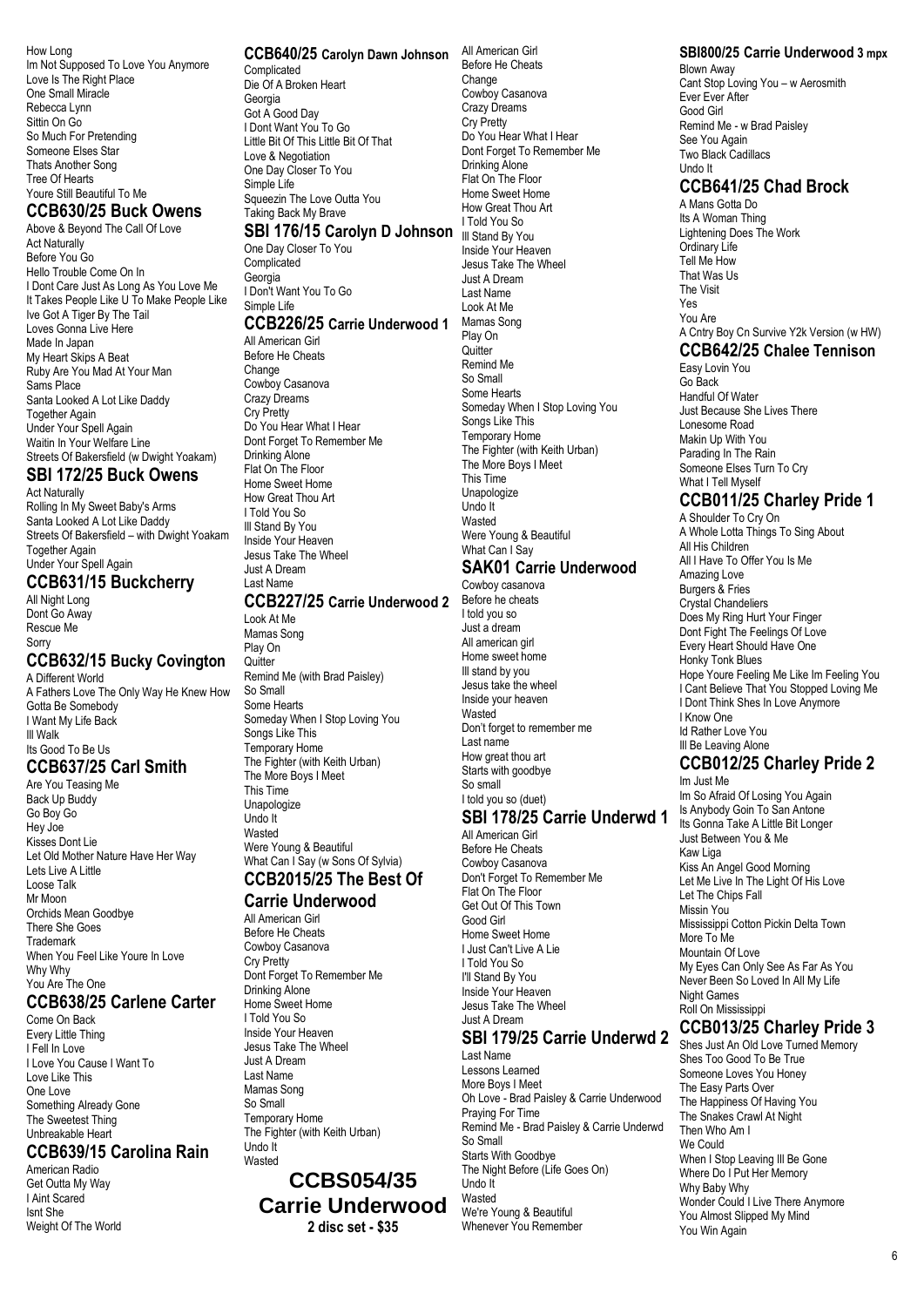How Long
Im Not Supposed To Love You Anymore
Love Is The Right Place
One Small Miracle
Rebecca Lynn
Sittin On Go
So Much For Pretending
Someone Elses Star
Thats Another Song
Tree Of Hearts
Youre Still Beautiful To Me

## CCB630/25 Buck Owens

Above & Beyond The Call Of Love
Act Naturally
Before You Go
Hello Trouble Come On In
I Dont Care Just As Long As You Love Me
It Takes People Like U To Make People Like
Ive Got A Tiger By The Tail
Loves Gonna Live Here
Made In Japan
My Heart Skips A Beat
Ruby Are You Mad At Your Man
Sams Place
Santa Looked A Lot Like Daddy
Together Again
Under Your Spell Again
Waitin In Your Welfare Line
Streets Of Bakersfield (w Dwight Yoakam)

## SBI 172/25 Buck Owens

Act Naturally
Rolling In My Sweet Baby's Arms
Santa Looked A Lot Like Daddy
Streets Of Bakersfield – with Dwight Yoakam
Together Again
Under Your Spell Again

## CCB631/15 Buckcherry

All Night Long
Dont Go Away
Rescue Me
Sorry

## CCB632/15 Bucky Covington

A Different World
A Fathers Love The Only Way He Knew How
Gotta Be Somebody
I Want My Life Back
Ill Walk
Its Good To Be Us

## CCB637/25 Carl Smith

Are You Teasing Me
Back Up Buddy
Go Boy Go
Hey Joe
Kisses Dont Lie
Let Old Mother Nature Have Her Way
Lets Live A Little
Loose Talk
Mr Moon
Orchids Mean Goodbye
There She Goes
Trademark
When You Feel Like Youre In Love
Why Why
You Are The One

## CCB638/25 Carlene Carter

Come On Back
Every Little Thing
I Fell In Love
I Love You Cause I Want To
Love Like This
One Love
Something Already Gone
The Sweetest Thing
Unbreakable Heart

## CCB639/15 Carolina Rain

American Radio
Get Outta My Way
I Aint Scared
Isnt She
Weight Of The World

## CCB640/25 Carolyn Dawn Johnson

Complicated
Die Of A Broken Heart
Georgia
Got A Good Day
I Dont Want You To Go
Little Bit Of This Little Bit Of That
Love & Negotiation
One Day Closer To You
Simple Life
Squeezin The Love Outta You
Taking Back My Brave

## SBI 176/15 Carolyn D Johnson

One Day Closer To You
Complicated
Georgia
I Don't Want You To Go
Simple Life

## CCB226/25 Carrie Underwood 1

All American Girl
Before He Cheats
Change
Cowboy Casanova
Crazy Dreams
Cry Pretty
Do You Hear What I Hear
Dont Forget To Remember Me
Drinking Alone
Flat On The Floor
Home Sweet Home
How Great Thou Art
I Told You So
Ill Stand By You
Inside Your Heaven
Jesus Take The Wheel
Just A Dream
Last Name

## CCB227/25 Carrie Underwood 2

Look At Me
Mamas Song
Play On
Quitter
Remind Me (with Brad Paisley)
So Small
Some Hearts
Someday When I Stop Loving You
Songs Like This
Temporary Home
The Fighter (with Keith Urban)
The More Boys I Meet
This Time
Unapologize
Undo It
Wasted
Were Young & Beautiful
What Can I Say (w Sons Of Sylvia)

## CCB2015/25 The Best Of Carrie Underwood

All American Girl
Before He Cheats
Cowboy Casanova
Cry Pretty
Dont Forget To Remember Me
Drinking Alone
Home Sweet Home
I Told You So
Inside Your Heaven
Jesus Take The Wheel
Just A Dream
Last Name
Mamas Song
So Small
Temporary Home
The Fighter (with Keith Urban)
Undo It
Wasted

## CCBS054/35 Carrie Underwood

**2 disc set - $35**

All American Girl
Before He Cheats
Change
Cowboy Casanova
Crazy Dreams
Cry Pretty
Do You Hear What I Hear
Dont Forget To Remember Me
Drinking Alone
Flat On The Floor
Home Sweet Home
How Great Thou Art
I Told You So
Ill Stand By You
Inside Your Heaven
Jesus Take The Wheel
Just A Dream
Last Name
Look At Me
Mamas Song
Play On
Quitter
Remind Me
So Small
Some Hearts
Someday When I Stop Loving You
Songs Like This
Temporary Home
The Fighter (with Keith Urban)
The More Boys I Meet
This Time
Unapologize
Undo It
Wasted
Were Young & Beautiful
What Can I Say

## SAK01 Carrie Underwood

Cowboy casanova
Before he cheats
I told you so
Just a dream
All american girl
Home sweet home
Ill stand by you
Jesus take the wheel
Inside your heaven
Wasted
Don't forget to remember me
Last name
How great thou art
Starts with goodbye
So small
I told you so (duet)

## SBI 178/25 Carrie Underwd 1

All American Girl
Before He Cheats
Cowboy Casanova
Don't Forget To Remember Me
Flat On The Floor
Get Out Of This Town
Good Girl
Home Sweet Home
I Just Can't Live A Lie
I Told You So
I'll Stand By You
Inside Your Heaven
Jesus Take The Wheel
Just A Dream

## SBI 179/25 Carrie Underwd 2

Last Name
Lessons Learned
More Boys I Meet
Oh Love - Brad Paisley & Carrie Underwood
Praying For Time
Remind Me - Brad Paisley & Carrie Underwd
So Small
Starts With Goodbye
The Night Before (Life Goes On)
Undo It
Wasted
We're Young & Beautiful
Whenever You Remember

## SBI800/25 Carrie Underwood 3 mpx

Blown Away
Cant Stop Loving You – w Aerosmith
Ever Ever After
Good Girl
Remind Me - w Brad Paisley
See You Again
Two Black Cadillacs
Undo It

## CCB641/25 Chad Brock

A Mans Gotta Do
Its A Woman Thing
Lightening Does The Work
Ordinary Life
Tell Me How
That Was Us
The Visit
Yes
You Are
A Cntry Boy Cn Survive Y2k Version (w HW)

## CCB642/25 Chalee Tennison

Easy Lovin You
Go Back
Handful Of Water
Just Because She Lives There
Lonesome Road
Makin Up With You
Parading In The Rain
Someone Elses Turn To Cry
What I Tell Myself

## CCB011/25 Charley Pride 1

A Shoulder To Cry On
A Whole Lotta Things To Sing About
All His Children
All I Have To Offer You Is Me
Amazing Love
Burgers & Fries
Crystal Chandeliers
Does My Ring Hurt Your Finger
Dont Fight The Feelings Of Love
Every Heart Should Have One
Honky Tonk Blues
Hope Youre Feeling Me Like Im Feeling You
I Cant Believe That You Stopped Loving Me
I Dont Think Shes In Love Anymore
I Know One
Id Rather Love You
Ill Be Leaving Alone

## CCB012/25 Charley Pride 2

Im Just Me
Im So Afraid Of Losing You Again
Is Anybody Goin To San Antone
Its Gonna Take A Little Bit Longer
Just Between You & Me
Kaw Liga
Kiss An Angel Good Morning
Let Me Live In The Light Of His Love
Let The Chips Fall
Missin You
Mississippi Cotton Pickin Delta Town
More To Me
Mountain Of Love
My Eyes Can Only See As Far As You
Never Been So Loved In All My Life
Night Games
Roll On Mississippi

## CCB013/25 Charley Pride 3

Shes Just An Old Love Turned Memory
Shes Too Good To Be True
Someone Loves You Honey
The Easy Parts Over
The Happiness Of Having You
The Snakes Crawl At Night
Then Who Am I
We Could
When I Stop Leaving Ill Be Gone
Where Do I Put Her Memory
Why Baby Why
Wonder Could I Live There Anymore
You Almost Slipped My Mind
You Win Again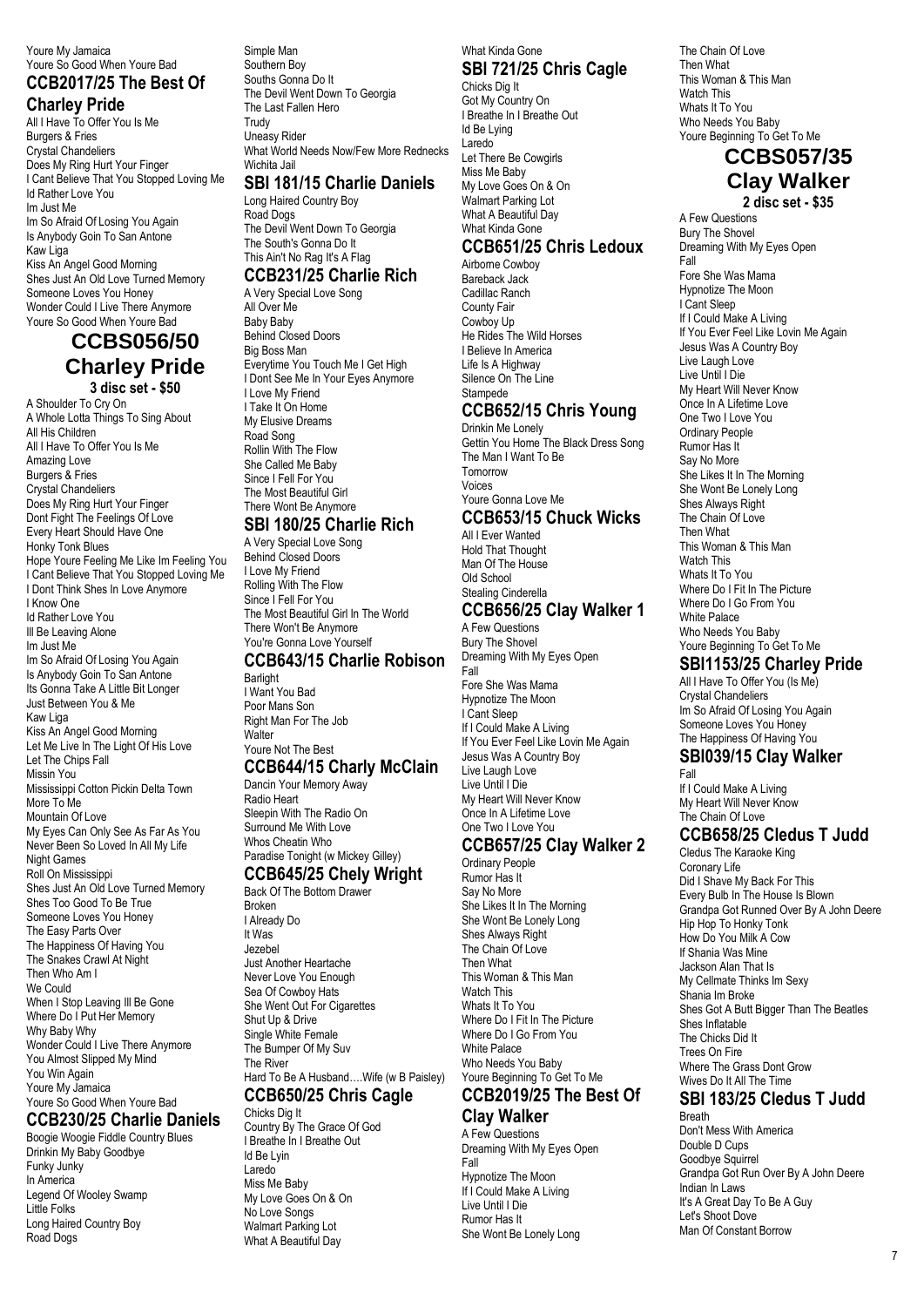Youre My Jamaica
Youre So Good When Youre Bad

### CCB2017/25 The Best Of Charley Pride

All I Have To Offer You Is Me
Burgers & Fries
Crystal Chandeliers
Does My Ring Hurt Your Finger
I Cant Believe That You Stopped Loving Me
Id Rather Love You
Im Just Me
Im So Afraid Of Losing You Again
Is Anybody Goin To San Antone
Kaw Liga
Kiss An Angel Good Morning
Shes Just An Old Love Turned Memory
Someone Loves You Honey
Wonder Could I Live There Anymore
Youre So Good When Youre Bad

## CCBS056/50 Charley Pride

**3 disc set - $50**

A Shoulder To Cry On
A Whole Lotta Things To Sing About
All His Children
All I Have To Offer You Is Me
Amazing Love
Burgers & Fries
Crystal Chandeliers
Does My Ring Hurt Your Finger
Dont Fight The Feelings Of Love
Every Heart Should Have One
Honky Tonk Blues
Hope Youre Feeling Me Like Im Feeling You
I Cant Believe That You Stopped Loving Me
I Dont Think Shes In Love Anymore
I Know One
Id Rather Love You
Ill Be Leaving Alone
Im Just Me
Im So Afraid Of Losing You Again
Is Anybody Goin To San Antone
Its Gonna Take A Little Bit Longer
Just Between You & Me
Kaw Liga
Kiss An Angel Good Morning
Let Me Live In The Light Of His Love
Let The Chips Fall
Missin You
Mississippi Cotton Pickin Delta Town
More To Me
Mountain Of Love
My Eyes Can Only See As Far As You
Never Been So Loved In All My Life
Night Games
Roll On Mississippi
Shes Just An Old Love Turned Memory
Shes Too Good To Be True
Someone Loves You Honey
The Easy Parts Over
The Happiness Of Having You
The Snakes Crawl At Night
Then Who Am I
We Could
When I Stop Leaving Ill Be Gone
Where Do I Put Her Memory
Why Baby Why
Wonder Could I Live There Anymore
You Almost Slipped My Mind
You Win Again
Youre My Jamaica
Youre So Good When Youre Bad

### CCB230/25 Charlie Daniels

Boogie Woogie Fiddle Country Blues
Drinkin My Baby Goodbye
Funky Junky
In America
Legend Of Wooley Swamp
Little Folks
Long Haired Country Boy
Road Dogs
Simple Man
Southern Boy
Souths Gonna Do It
The Devil Went Down To Georgia
The Last Fallen Hero
Trudy
Uneasy Rider
What World Needs Now/Few More Rednecks
Wichita Jail

### SBI 181/15 Charlie Daniels

Long Haired Country Boy
Road Dogs
The Devil Went Down To Georgia
The South's Gonna Do It
This Ain't No Rag It's A Flag

### CCB231/25 Charlie Rich

A Very Special Love Song
All Over Me
Baby Baby
Behind Closed Doors
Big Boss Man
Everytime You Touch Me I Get High
I Dont See Me In Your Eyes Anymore
I Love My Friend
I Take It On Home
My Elusive Dreams
Road Song
Rollin With The Flow
She Called Me Baby
Since I Fell For You
The Most Beautiful Girl
There Wont Be Anymore

### SBI 180/25 Charlie Rich

A Very Special Love Song
Behind Closed Doors
I Love My Friend
Rolling With The Flow
Since I Fell For You
The Most Beautiful Girl In The World
There Won't Be Anymore
You're Gonna Love Yourself

### CCB643/15 Charlie Robison

Barlight
I Want You Bad
Poor Mans Son
Right Man For The Job
Walter
Youre Not The Best

### CCB644/15 Charly McClain

Dancin Your Memory Away
Radio Heart
Sleepin With The Radio On
Surround Me With Love
Whos Cheatin Who
Paradise Tonight (w Mickey Gilley)

### CCB645/25 Chely Wright

Back Of The Bottom Drawer
Broken
I Already Do
It Was
Jezebel
Just Another Heartache
Never Love You Enough
Sea Of Cowboy Hats
She Went Out For Cigarettes
Shut Up & Drive
Single White Female
The Bumper Of My Suv
The River
Hard To Be A Husband….Wife (w B Paisley)

### CCB650/25 Chris Cagle

Chicks Dig It
Country By The Grace Of God
I Breathe In I Breathe Out
Id Be Lyin
Laredo
Miss Me Baby
My Love Goes On & On
No Love Songs
Walmart Parking Lot
What A Beautiful Day
What Kinda Gone

### SBI 721/25 Chris Cagle

Chicks Dig It
Got My Country On
I Breathe In I Breathe Out
Id Be Lying
Laredo
Let There Be Cowgirls
Miss Me Baby
My Love Goes On & On
Walmart Parking Lot
What A Beautiful Day
What Kinda Gone

### CCB651/25 Chris Ledoux

Airborne Cowboy
Bareback Jack
Cadillac Ranch
County Fair
Cowboy Up
He Rides The Wild Horses
I Believe In America
Life Is A Highway
Silence On The Line
Stampede

### CCB652/15 Chris Young

Drinkin Me Lonely
Gettin You Home The Black Dress Song
The Man I Want To Be
Tomorrow
Voices
Youre Gonna Love Me

### CCB653/15 Chuck Wicks

All I Ever Wanted
Hold That Thought
Man Of The House
Old School
Stealing Cinderella

### CCB656/25 Clay Walker 1

A Few Questions
Bury The Shovel
Dreaming With My Eyes Open
Fall
Fore She Was Mama
Hypnotize The Moon
I Cant Sleep
If I Could Make A Living
If You Ever Feel Like Lovin Me Again
Jesus Was A Country Boy
Live Laugh Love
Live Until I Die
My Heart Will Never Know
Once In A Lifetime Love
One Two I Love You

### CCB657/25 Clay Walker 2

Ordinary People
Rumor Has It
Say No More
She Likes It In The Morning
She Wont Be Lonely Long
Shes Always Right
The Chain Of Love
Then What
This Woman & This Man
Watch This
Whats It To You
Where Do I Fit In The Picture
Where Do I Go From You
White Palace
Who Needs You Baby
Youre Beginning To Get To Me

### CCB2019/25 The Best Of Clay Walker

A Few Questions
Dreaming With My Eyes Open
Fall
Hypnotize The Moon
If I Could Make A Living
Live Until I Die
Rumor Has It
She Wont Be Lonely Long
The Chain Of Love
Then What
This Woman & This Man
Watch This
Whats It To You
Who Needs You Baby
Youre Beginning To Get To Me

## CCBS057/35 Clay Walker

**2 disc set - $35**

A Few Questions
Bury The Shovel
Dreaming With My Eyes Open
Fall
Fore She Was Mama
Hypnotize The Moon
I Cant Sleep
If I Could Make A Living
If You Ever Feel Like Lovin Me Again
Jesus Was A Country Boy
Live Laugh Love
Live Until I Die
My Heart Will Never Know
Once In A Lifetime Love
One Two I Love You
Ordinary People
Rumor Has It
Say No More
She Likes It In The Morning
She Wont Be Lonely Long
Shes Always Right
The Chain Of Love
Then What
This Woman & This Man
Watch This
Whats It To You
Where Do I Fit In The Picture
Where Do I Go From You
White Palace
Who Needs You Baby
Youre Beginning To Get To Me

### SBI1153/25 Charley Pride

All I Have To Offer You (Is Me)
Crystal Chandeliers
Im So Afraid Of Losing You Again
Someone Loves You Honey
The Happiness Of Having You

### SBI039/15 Clay Walker

Fall
If I Could Make A Living
My Heart Will Never Know
The Chain Of Love

### CCB658/25 Cledus T Judd

Cledus The Karaoke King
Coronary Life
Did I Shave My Back For This
Every Bulb In The House Is Blown
Grandpa Got Runned Over By A John Deere
Hip Hop To Honky Tonk
How Do You Milk A Cow
If Shania Was Mine
Jackson Alan That Is
My Cellmate Thinks Im Sexy
Shania Im Broke
Shes Got A Butt Bigger Than The Beatles
Shes Inflatable
The Chicks Did It
Trees On Fire
Where The Grass Dont Grow
Wives Do It All The Time

### SBI 183/25 Cledus T Judd

Breath
Don't Mess With America
Double D Cups
Goodbye Squirrel
Grandpa Got Run Over By A John Deere
Indian In Laws
It's A Great Day To Be A Guy
Let's Shoot Dove
Man Of Constant Borrow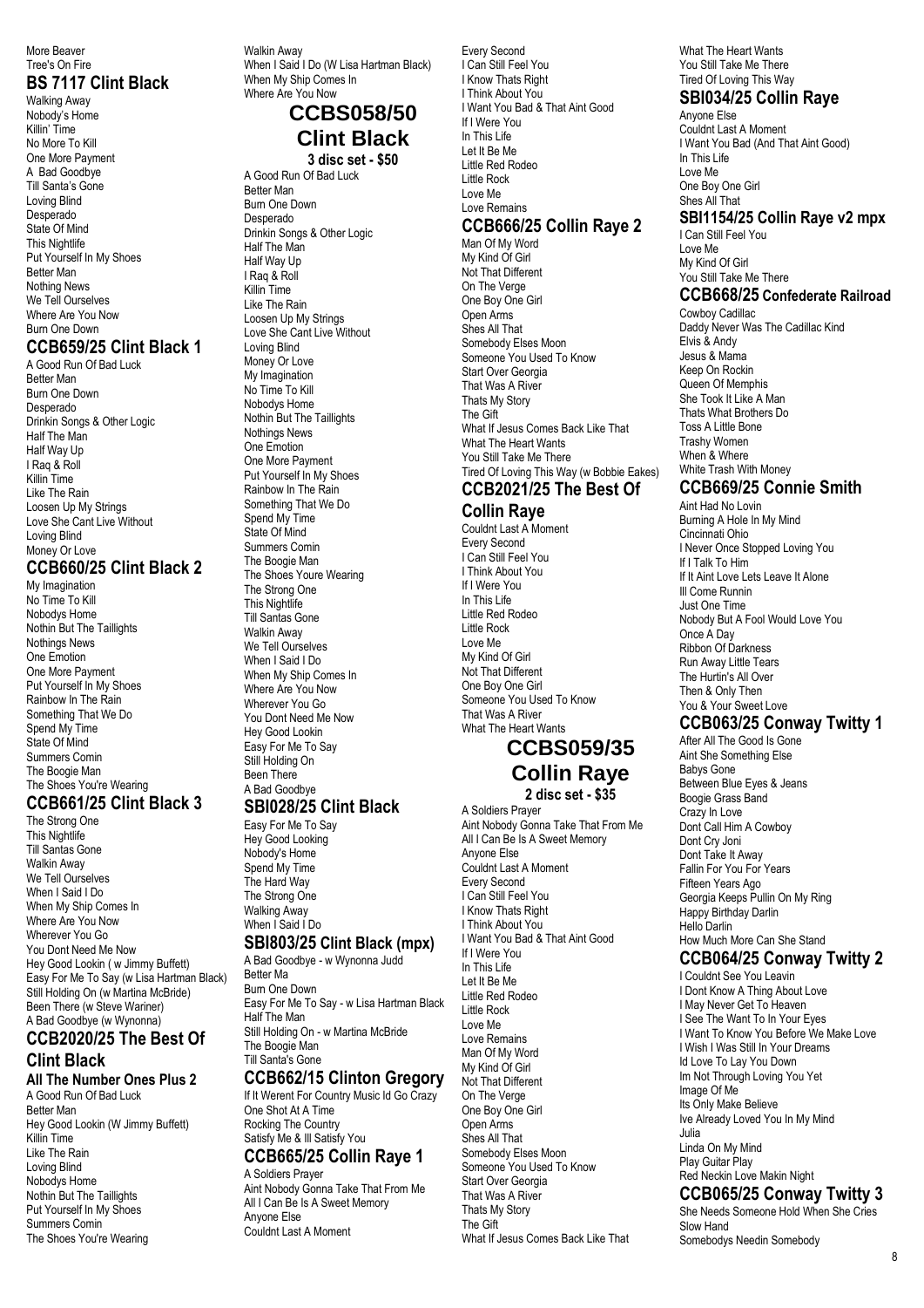More Beaver
Tree's On Fire

## BS 7117 Clint Black

Walking Away
Nobody's Home
Killin' Time
No More To Kill
One More Payment
A Bad Goodbye
Till Santa's Gone
Loving Blind
Desperado
State Of Mind
This Nightlife
Put Yourself In My Shoes
Better Man
Nothing News
We Tell Ourselves
Where Are You Now
Burn One Down

## CCB659/25 Clint Black 1

A Good Run Of Bad Luck
Better Man
Burn One Down
Desperado
Drinkin Songs & Other Logic
Half The Man
Half Way Up
I Raq & Roll
Killin Time
Like The Rain
Loosen Up My Strings
Love She Cant Live Without
Loving Blind
Money Or Love

## CCB660/25 Clint Black 2

My Imagination
No Time To Kill
Nobodys Home
Nothin But The Taillights
Nothings News
One Emotion
One More Payment
Put Yourself In My Shoes
Rainbow In The Rain
Something That We Do
Spend My Time
State Of Mind
Summers Comin
The Boogie Man
The Shoes You're Wearing

## CCB661/25 Clint Black 3

The Strong One
This Nightlife
Till Santas Gone
Walkin Away
We Tell Ourselves
When I Said I Do
When My Ship Comes In
Where Are You Now
Wherever You Go
You Dont Need Me Now
Hey Good Lookin ( w Jimmy Buffett)
Easy For Me To Say (w Lisa Hartman Black)
Still Holding On (w Martina McBride)
Been There (w Steve Wariner)
A Bad Goodbye (w Wynonna)

## CCB2020/25 The Best Of Clint Black

### All The Number Ones Plus 2

A Good Run Of Bad Luck
Better Man
Hey Good Lookin (W Jimmy Buffett)
Killin Time
Like The Rain
Loving Blind
Nobodys Home
Nothin But The Taillights
Put Yourself In My Shoes
Summers Comin
The Shoes You're Wearing
Walkin Away
When I Said I Do (W Lisa Hartman Black)
When My Ship Comes In
Where Are You Now

## CCBS058/50 Clint Black

**3 disc set - $50**

A Good Run Of Bad Luck
Better Man
Burn One Down
Desperado
Drinkin Songs & Other Logic
Half The Man
Half Way Up
I Raq & Roll
Killin Time
Like The Rain
Loosen Up My Strings
Love She Cant Live Without
Loving Blind
Money Or Love
My Imagination
No Time To Kill
Nobodys Home
Nothin But The Taillights
Nothings News
One Emotion
One More Payment
Put Yourself In My Shoes
Rainbow In The Rain
Something That We Do
Spend My Time
State Of Mind
Summers Comin
The Boogie Man
The Shoes Youre Wearing
The Strong One
This Nightlife
Till Santas Gone
Walkin Away
We Tell Ourselves
When I Said I Do
When My Ship Comes In
Where Are You Now
Wherever You Go
You Dont Need Me Now
Hey Good Lookin
Easy For Me To Say
Still Holding On
Been There
A Bad Goodbye

## SBI028/25 Clint Black

Easy For Me To Say
Hey Good Looking
Nobody's Home
Spend My Time
The Hard Way
The Strong One
Walking Away
When I Said I Do

## SBI803/25 Clint Black (mpx)

A Bad Goodbye - w Wynonna Judd
Better Ma
Burn One Down
Easy For Me To Say - w Lisa Hartman Black
Half The Man
Still Holding On - w Martina McBride
The Boogie Man
Till Santa's Gone

## CCB662/15 Clinton Gregory

If It Werent For Country Music Id Go Crazy
One Shot At A Time
Rocking The Country
Satisfy Me & Ill Satisfy You

## CCB665/25 Collin Raye 1

A Soldiers Prayer
Aint Nobody Gonna Take That From Me
All I Can Be Is A Sweet Memory
Anyone Else
Couldnt Last A Moment
Every Second
I Can Still Feel You
I Know Thats Right
I Think About You
I Want You Bad & That Aint Good
If I Were You
In This Life
Let It Be Me
Little Red Rodeo
Little Rock
Love Me
Love Remains

## CCB666/25 Collin Raye 2

Man Of My Word
My Kind Of Girl
Not That Different
On The Verge
One Boy One Girl
Open Arms
Shes All That
Somebody Elses Moon
Someone You Used To Know
Start Over Georgia
That Was A River
Thats My Story
The Gift
What If Jesus Comes Back Like That
What The Heart Wants
You Still Take Me There
Tired Of Loving This Way (w Bobbie Eakes)

## CCB2021/25 The Best Of Collin Raye

Couldnt Last A Moment
Every Second
I Can Still Feel You
I Think About You
If I Were You
In This Life
Little Red Rodeo
Little Rock
Love Me
My Kind Of Girl
Not That Different
One Boy One Girl
Someone You Used To Know
That Was A River
What The Heart Wants

## CCBS059/35 Collin Raye

**2 disc set - $35**

A Soldiers Prayer
Aint Nobody Gonna Take That From Me
All I Can Be Is A Sweet Memory
Anyone Else
Couldnt Last A Moment
Every Second
I Can Still Feel You
I Know Thats Right
I Think About You
I Want You Bad & That Aint Good
If I Were You
In This Life
Let It Be Me
Little Red Rodeo
Little Rock
Love Me
Love Remains
Man Of My Word
My Kind Of Girl
Not That Different
On The Verge
One Boy One Girl
Open Arms
Shes All That
Somebody Elses Moon
Someone You Used To Know
Start Over Georgia
That Was A River
Thats My Story
The Gift
What If Jesus Comes Back Like That
What The Heart Wants
You Still Take Me There
Tired Of Loving This Way

## SBI034/25 Collin Raye

Anyone Else
Couldnt Last A Moment
I Want You Bad (And That Aint Good)
In This Life
Love Me
One Boy One Girl
Shes All That

## SBI1154/25 Collin Raye v2 mpx

I Can Still Feel You
Love Me
My Kind Of Girl
You Still Take Me There

## CCB668/25 Confederate Railroad

Cowboy Cadillac
Daddy Never Was The Cadillac Kind
Elvis & Andy
Jesus & Mama
Keep On Rockin
Queen Of Memphis
She Took It Like A Man
Thats What Brothers Do
Toss A Little Bone
Trashy Women
When & Where
White Trash With Money

## CCB669/25 Connie Smith

Aint Had No Lovin
Burning A Hole In My Mind
Cincinnati Ohio
I Never Once Stopped Loving You
If I Talk To Him
If It Aint Love Lets Leave It Alone
Ill Come Runnin
Just One Time
Nobody But A Fool Would Love You
Once A Day
Ribbon Of Darkness
Run Away Little Tears
The Hurtin's All Over
Then & Only Then
You & Your Sweet Love

## CCB063/25 Conway Twitty 1

After All The Good Is Gone
Aint She Something Else
Babys Gone
Between Blue Eyes & Jeans
Boogie Grass Band
Crazy In Love
Dont Call Him A Cowboy
Dont Cry Joni
Dont Take It Away
Fallin For You For Years
Fifteen Years Ago
Georgia Keeps Pullin On My Ring
Happy Birthday Darlin
Hello Darlin
How Much More Can She Stand

## CCB064/25 Conway Twitty 2

I Couldnt See You Leavin
I Dont Know A Thing About Love
I May Never Get To Heaven
I See The Want To In Your Eyes
I Want To Know You Before We Make Love
I Wish I Was Still In Your Dreams
Id Love To Lay You Down
Im Not Through Loving You Yet
Image Of Me
Its Only Make Believe
Ive Already Loved You In My Mind
Julia
Linda On My Mind
Play Guitar Play
Red Neckin Love Makin Night

## CCB065/25 Conway Twitty 3

She Needs Someone Hold When She Cries
Slow Hand
Somebodys Needin Somebody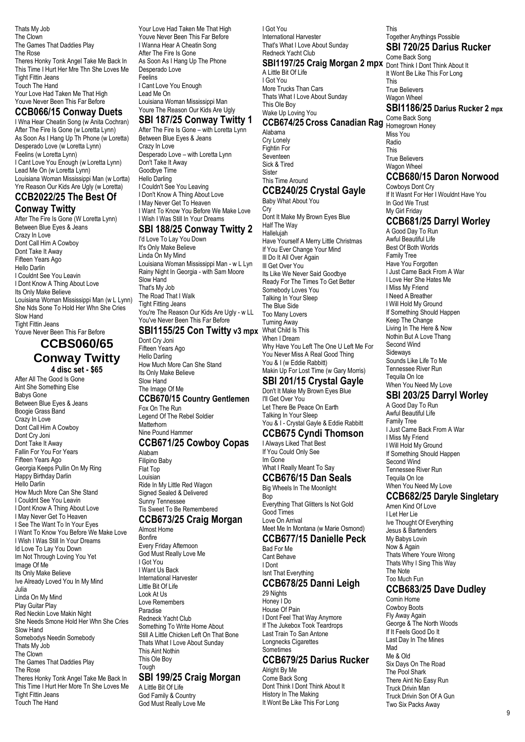Thats My Job
The Clown
The Games That Daddies Play
The Rose
Theres Honky Tonk Angel Take Me Back In
This Time I Hurt Her Mre Thn She Loves Me
Tight Fittin Jeans
Touch The Hand
Your Love Had Taken Me That High
Youve Never Been This Far Before

## CCB066/15 Conway Duets

I Wna Hear Cheatin Song (w Anita Cochran)
After The Fire Is Gone (w Loretta Lynn)
As Soon As I Hang Up Th Phone (w Loretta)
Desperado Love (w Loretta Lynn)
Feelins (w Loretta Lynn)
I Cant Love You Enough (w Loretta Lynn)
Lead Me On (w Loretta Lynn)
Louisiana Woman Mississippi Man (w Lortta)
Yre Reason Our Kids Are Ugly (w Loretta)

## CCB2022/25 The Best Of Conway Twitty

After The Fire Is Gone (W Loretta Lynn)
Between Blue Eyes & Jeans
Crazy In Love
Dont Call Him A Cowboy
Dont Take It Away
Fifteen Years Ago
Hello Darlin
I Couldnt See You Leavin
I Dont Know A Thing About Love
Its Only Make Believe
Louisiana Woman Mississippi Man (w L Lynn)
She Nds Sone To Hold Her Whn She Cries
Slow Hand
Tight Fittin Jeans
Youve Never Been This Far Before

## CCBS060/65 Conway Twitty

**4 disc set - $65**

After All The Good Is Gone
Aint She Something Else
Babys Gone
Between Blue Eyes & Jeans
Boogie Grass Band
Crazy In Love
Dont Call Him A Cowboy
Dont Cry Joni
Dont Take It Away
Fallin For You For Years
Fifteen Years Ago
Georgia Keeps Pullin On My Ring
Happy Birthday Darlin
Hello Darlin
How Much More Can She Stand
I Couldnt See You Leavin
I Dont Know A Thing About Love
I May Never Get To Heaven
I See The Want To In Your Eyes
I Want To Know You Before We Make Love
I Wish I Was Still In Your Dreams
Id Love To Lay You Down
Im Not Through Loving You Yet
Image Of Me
Its Only Make Believe
Ive Already Loved You In My Mind
Julia
Linda On My Mind
Play Guitar Play
Red Neckin Love Makin Night
She Needs Smone Hold Her Whn She Cries
Slow Hand
Somebodys Needin Somebody
Thats My Job
The Clown
The Games That Daddies Play
The Rose
Theres Honky Tonk Angel Take Me Back In
This Time I Hurt Her More Tn She Loves Me
Tight Fittin Jeans
Touch The Hand
Your Love Had Taken Me That High
Youve Never Been This Far Before
I Wanna Hear A Cheatin Song
After The Fire Is Gone
As Soon As I Hang Up The Phone
Desperado Love
Feelins
I Cant Love You Enough
Lead Me On
Louisiana Woman Mississippi Man
Youre The Reason Our Kids Are Ugly

## SBI 187/25 Conway Twitty 1

After The Fire Is Gone – with Loretta Lynn
Between Blue Eyes & Jeans
Crazy In Love
Desperado Love – with Loretta Lynn
Don't Take It Away
Goodbye Time
Hello Darling
I Couldn't See You Leaving
I Don't Know A Thing About Love
I May Never Get To Heaven
I Want To Know You Before We Make Love
I Wish I Was Still In Your Dreams

## SBI 188/25 Conway Twitty 2

I'd Love To Lay You Down
It's Only Make Believe
Linda On My Mind
Louisiana Woman Mississippi Man - w L Lyn
Rainy Night In Georgia - with Sam Moore
Slow Hand
That's My Job
The Road That I Walk
Tight Fitting Jeans
You're The Reason Our Kids Are Ugly - w LL
You've Never Been This Far Before

## SBI1155/25 Con Twitty v3 mpx

Dont Cry Joni
Fifteen Years Ago
Hello Darling
How Much More Can She Stand
Its Only Make Believe
Slow Hand
The Image Of Me

## CCB670/15 Country Gentlemen

Fox On The Run
Legend Of The Rebel Soldier
Matterhorn
Nine Pound Hammer

## CCB671/25 Cowboy Copas

Alabam
Filipino Baby
Flat Top
Louisian
Ride In My Little Red Wagon
Signed Sealed & Delivered
Sunny Tennessee
Tis Sweet To Be Remembered

## CCB673/25 Craig Morgan

Almost Home
Bonfire
Every Friday Afternoon
God Must Really Love Me
I Got You
I Want Us Back
International Harvester
Little Bit Of Life
Look At Us
Love Remembers
Paradise
Redneck Yacht Club
Something To Write Home About
Still A Little Chicken Left On That Bone
Thats What I Love About Sunday
This Aint Nothin
This Ole Boy
Tough

## SBI 199/25 Craig Morgan

A Little Bit Of Life
God Family & Country
God Must Really Love Me
I Got You
International Harvester
That's What I Love About Sunday
Redneck Yacht Club

## SBI1197/25 Craig Morgan 2 mpx

A Little Bit Of Life
I Got You
More Trucks Than Cars
Thats What I Love About Sunday
This Ole Boy
Wake Up Loving You

## CCB674/25 Cross Canadian Rag

Alabama
Cry Lonely
Fightin For
Seventeen
Sick & Tired
Sister
This Time Around

## CCB240/25 Crystal Gayle

Baby What About You
Cry
Dont It Make My Brown Eyes Blue
Half The Way
Hallelujah
Have Yourself A Merry Little Christmas
If You Ever Change Your Mind
Ill Do It All Over Again
Ill Get Over You
Its Like We Never Said Goodbye
Ready For The Times To Get Better
Somebody Loves You
Talking In Your Sleep
The Blue Side
Too Many Lovers
Turning Away
What Child Is This
When I Dream
Why Have You Left The One U Left Me For
You Never Miss A Real Good Thing
You & I (w Eddie Rabbitt)
Makin Up For Lost Time (w Gary Morris)

## SBI 201/15 Crystal Gayle

Don't It Make My Brown Eyes Blue
I'll Get Over You
Let There Be Peace On Earth
Talking In Your Sleep
You & I - Crystal Gayle & Eddie Rabbitt

## CCB675 Cyndi Thomson

I Always Liked That Best
If You Could Only See
Im Gone
What I Really Meant To Say

## CCB676/15 Dan Seals

Big Wheels In The Moonlight
Bop
Everything That Glitters Is Not Gold
Good Times
Love On Arrival
Meet Me In Montana (w Marie Osmond)

## CCB677/15 Danielle Peck

Bad For Me
Cant Behave
I Dont
Isnt That Everything

## CCB678/25 Danni Leigh

29 Nights
Honey I Do
House Of Pain
I Dont Feel That Way Anymore
If The Jukebox Took Teardrops
Last Train To San Antone
Longnecks Cigarettes
Sometimes

## CCB679/25 Darius Rucker

Alright By Me
Come Back Song
Dont Think I Dont Think About It
History In The Making
It Wont Be Like This For Long
This
Together Anythings Possible

## SBI 720/25 Darius Rucker

Come Back Song
Dont Think I Dont Think About It
It Wont Be Like This For Long
This
True Believers
Wagon Wheel

## SBI1186/25 Darius Rucker 2 mpx

Come Back Song
Homegrown Honey
Miss You
Radio
This
True Believers
Wagon Wheel

## CCB680/15 Daron Norwood

Cowboys Dont Cry
If It Wasnt For Her I Wouldnt Have You
In God We Trust
My Girl Friday

## CCB681/25 Darryl Worley

A Good Day To Run
Awful Beautiful Life
Best Of Both Worlds
Family Tree
Have You Forgotten
I Just Came Back From A War
I Love Her She Hates Me
I Miss My Friend
I Need A Breather
I Will Hold My Ground
If Something Should Happen
Keep The Change
Living In The Here & Now
Nothin But A Love Thang
Second Wind
Sideways
Sounds Like Life To Me
Tennessee River Run
Tequila On Ice
When You Need My Love

## SBI 203/25 Darryl Worley

A Good Day To Run
Awful Beautiful Life
Family Tree
I Just Came Back From A War
I Miss My Friend
I Will Hold My Ground
If Something Should Happen
Second Wind
Tennessee River Run
Tequila On Ice
When You Need My Love

## CCB682/25 Daryle Singletary

Amen Kind Of Love
I Let Her Lie
Ive Thought Of Everything
Jesus & Bartenders
My Babys Lovin
Now & Again
Thats Where Youre Wrong
Thats Why I Sing This Way
The Note
Too Much Fun

## CCB683/25 Dave Dudley

Comin Home
Cowboy Boots
Fly Away Again
George & The North Woods
If It Feels Good Do It
Last Day In The Mines
Mad
Me & Old
Six Days On The Road
The Pool Shark
There Aint No Easy Run
Truck Drivin Man
Truck Drivin Son Of A Gun
Two Six Packs Away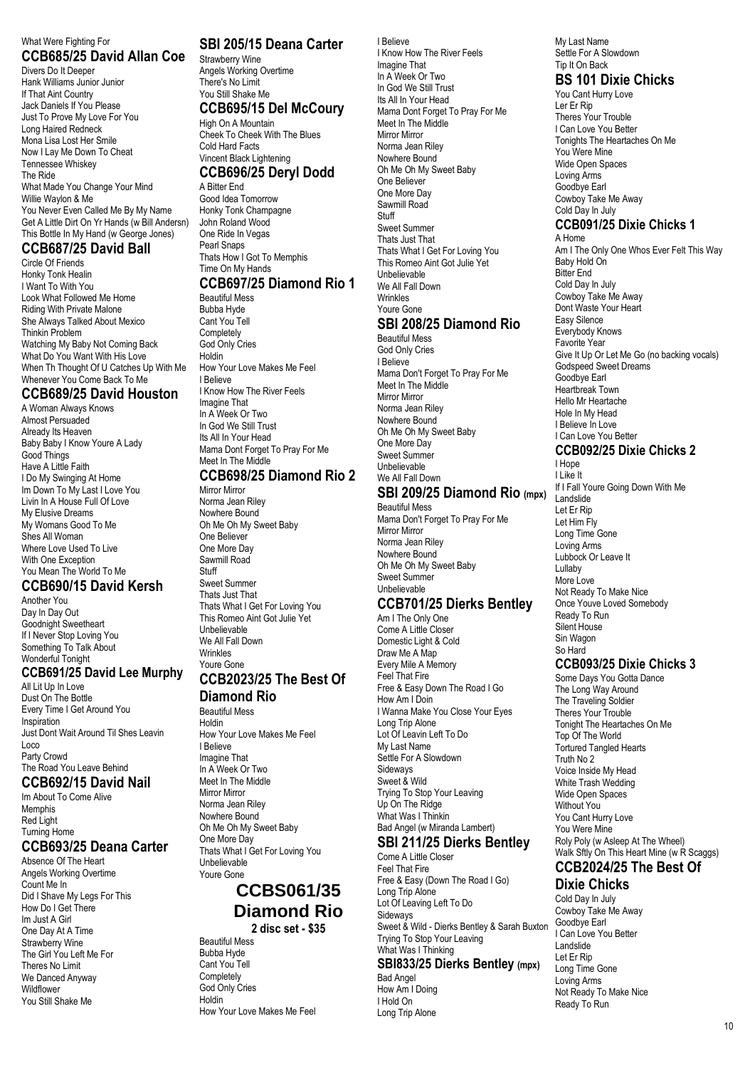What Were Fighting For

## CCB685/25 David Allan Coe

Divers Do It Deeper
Hank Williams Junior Junior
If That Aint Country
Jack Daniels If You Please
Just To Prove My Love For You
Long Haired Redneck
Mona Lisa Lost Her Smile
Now I Lay Me Down To Cheat
Tennessee Whiskey
The Ride
What Made You Change Your Mind
Willie Waylon & Me
You Never Even Called Me By My Name
Get A Little Dirt On Yr Hands (w Bill Andersn)
This Bottle In My Hand (w George Jones)

## CCB687/25 David Ball

Circle Of Friends
Honky Tonk Healin
I Want To With You
Look What Followed Me Home
Riding With Private Malone
She Always Talked About Mexico
Thinkin Problem
Watching My Baby Not Coming Back
What Do You Want With His Love
When Th Thought Of U Catches Up With Me
Whenever You Come Back To Me

## CCB689/25 David Houston

A Woman Always Knows
Almost Persuaded
Already Its Heaven
Baby Baby I Know Youre A Lady
Good Things
Have A Little Faith
I Do My Swinging At Home
Im Down To My Last I Love You
Livin In A House Full Of Love
My Elusive Dreams
My Womans Good To Me
Shes All Woman
Where Love Used To Live
With One Exception
You Mean The World To Me

## CCB690/15 David Kersh

Another You
Day In Day Out
Goodnight Sweetheart
If I Never Stop Loving You
Something To Talk About
Wonderful Tonight

## CCB691/25 David Lee Murphy

All Lit Up In Love
Dust On The Bottle
Every Time I Get Around You
Inspiration
Just Dont Wait Around Til Shes Leavin
Loco
Party Crowd
The Road You Leave Behind

## CCB692/15 David Nail

Im About To Come Alive
Memphis
Red Light
Turning Home

## CCB693/25 Deana Carter

Absence Of The Heart
Angels Working Overtime
Count Me In
Did I Shave My Legs For This
How Do I Get There
Im Just A Girl
One Day At A Time
Strawberry Wine
The Girl You Left Me For
Theres No Limit
We Danced Anyway
Wildflower
You Still Shake Me

## SBI 205/15 Deana Carter

Strawberry Wine
Angels Working Overtime
There's No Limit
You Still Shake Me

## CCB695/15 Del McCoury

High On A Mountain
Cheek To Cheek With The Blues
Cold Hard Facts
Vincent Black Lightening

## CCB696/25 Deryl Dodd

A Bitter End
Good Idea Tomorrow
Honky Tonk Champagne
John Roland Wood
One Ride In Vegas
Pearl Snaps
Thats How I Got To Memphis
Time On My Hands

## CCB697/25 Diamond Rio 1

Beautiful Mess
Bubba Hyde
Cant You Tell
Completely
God Only Cries
Holdin
How Your Love Makes Me Feel
I Believe
I Know How The River Feels
Imagine That
In A Week Or Two
In God We Still Trust
Its All In Your Head
Mama Dont Forget To Pray For Me
Meet In The Middle

## CCB698/25 Diamond Rio 2

Mirror Mirror
Norma Jean Riley
Nowhere Bound
Oh Me Oh My Sweet Baby
One Believer
One More Day
Sawmill Road
Stuff
Sweet Summer
Thats Just That
Thats What I Get For Loving You
This Romeo Aint Got Julie Yet
Unbelievable
We All Fall Down
Wrinkles
Youre Gone

## CCB2023/25 The Best Of Diamond Rio

Beautiful Mess
Holdin
How Your Love Makes Me Feel
I Believe
Imagine That
In A Week Or Two
Meet In The Middle
Mirror Mirror
Norma Jean Riley
Nowhere Bound
Oh Me Oh My Sweet Baby
One More Day
Thats What I Get For Loving You
Unbelievable
Youre Gone

## CCBS061/35 Diamond Rio

**2 disc set - $35**

Beautiful Mess
Bubba Hyde
Cant You Tell
Completely
God Only Cries
Holdin
How Your Love Makes Me Feel
I Believe
I Know How The River Feels
Imagine That
In A Week Or Two
In God We Still Trust
Its All In Your Head
Mama Dont Forget To Pray For Me
Meet In The Middle
Mirror Mirror
Norma Jean Riley
Nowhere Bound
Oh Me Oh My Sweet Baby
One Believer
One More Day
Sawmill Road
Stuff
Sweet Summer
Thats Just That
Thats What I Get For Loving You
This Romeo Aint Got Julie Yet
Unbelievable
We All Fall Down
Wrinkles
Youre Gone

## SBI 208/25 Diamond Rio

Beautiful Mess
God Only Cries
I Believe
Mama Don't Forget To Pray For Me
Meet In The Middle
Mirror Mirror
Norma Jean Riley
Nowhere Bound
Oh Me Oh My Sweet Baby
One More Day
Sweet Summer
Unbelievable
We All Fall Down

## SBI 209/25 Diamond Rio (mpx)

Beautiful Mess
Mama Don't Forget To Pray For Me
Mirror Mirror
Norma Jean Riley
Nowhere Bound
Oh Me Oh My Sweet Baby
Sweet Summer
Unbelievable

## CCB701/25 Dierks Bentley

Am I The Only One
Come A Little Closer
Domestic Light & Cold
Draw Me A Map
Every Mile A Memory
Feel That Fire
Free & Easy Down The Road I Go
How Am I Doin
I Wanna Make You Close Your Eyes
Long Trip Alone
Lot Of Leavin Left To Do
My Last Name
Settle For A Slowdown
Sideways
Sweet & Wild
Trying To Stop Your Leaving
Up On The Ridge
What Was I Thinkin
Bad Angel (w Miranda Lambert)

## SBI 211/25 Dierks Bentley

Come A Little Closer
Feel That Fire
Free & Easy (Down The Road I Go)
Long Trip Alone
Lot Of Leaving Left To Do
Sideways
Sweet & Wild - Dierks Bentley & Sarah Buxton
Trying To Stop Your Leaving
What Was I Thinking

## SBI833/25 Dierks Bentley (mpx)

Bad Angel
How Am I Doing
I Hold On
Long Trip Alone
My Last Name
Settle For A Slowdown
Tip It On Back

## BS 101 Dixie Chicks

You Cant Hurry Love
Ler Er Rip
Theres Your Trouble
I Can Love You Better
Tonights The Heartaches On Me
You Were Mine
Wide Open Spaces
Loving Arms
Goodbye Earl
Cowboy Take Me Away
Cold Day In July

## CCB091/25 Dixie Chicks 1

A Home
Am I The Only One Whos Ever Felt This Way
Baby Hold On
Bitter End
Cold Day In July
Cowboy Take Me Away
Dont Waste Your Heart
Easy Silence
Everybody Knows
Favorite Year
Give It Up Or Let Me Go (no backing vocals)
Godspeed Sweet Dreams
Goodbye Earl
Heartbreak Town
Hello Mr Heartache
Hole In My Head
I Believe In Love
I Can Love You Better

## CCB092/25 Dixie Chicks 2

I Hope
I Like It
If I Fall Youre Going Down With Me
Landslide
Let Er Rip
Let Him Fly
Long Time Gone
Loving Arms
Lubbock Or Leave It
Lullaby
More Love
Not Ready To Make Nice
Once Youve Loved Somebody
Ready To Run
Silent House
Sin Wagon
So Hard

## CCB093/25 Dixie Chicks 3

Some Days You Gotta Dance
The Long Way Around
The Traveling Soldier
Theres Your Trouble
Tonight The Heartaches On Me
Top Of The World
Tortured Tangled Hearts
Truth No 2
Voice Inside My Head
White Trash Wedding
Wide Open Spaces
Without You
You Cant Hurry Love
You Were Mine
Roly Poly (w Asleep At The Wheel)
Walk Sftly On This Heart Mine (w R Scaggs)

## CCB2024/25 The Best Of Dixie Chicks

Cold Day In July
Cowboy Take Me Away
Goodbye Earl
I Can Love You Better
Landslide
Let Er Rip
Long Time Gone
Loving Arms
Not Ready To Make Nice
Ready To Run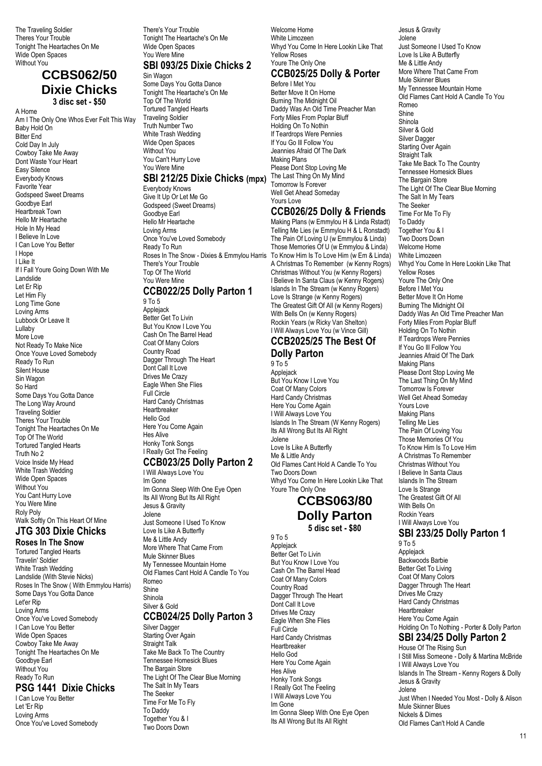The Traveling Soldier
Theres Your Trouble
Tonight The Heartaches On Me
Wide Open Spaces
Without You

## CCBS062/50 Dixie Chicks
**3 disc set - $50**

A Home
Am I The Only One Whos Ever Felt This Way
Baby Hold On
Bitter End
Cold Day In July
Cowboy Take Me Away
Dont Waste Your Heart
Easy Silence
Everybody Knows
Favorite Year
Godspeed Sweet Dreams
Goodbye Earl
Heartbreak Town
Hello Mr Heartache
Hole In My Head
I Believe In Love
I Can Love You Better
I Hope
I Like It
If I Fall Youre Going Down With Me
Landslide
Let Er Rip
Let Him Fly
Long Time Gone
Loving Arms
Lubbock Or Leave It
Lullaby
More Love
Not Ready To Make Nice
Once Youve Loved Somebody
Ready To Run
Silent House
Sin Wagon
So Hard
Some Days You Gotta Dance
The Long Way Around
Traveling Soldier
Theres Your Trouble
Tonight The Heartaches On Me
Top Of The World
Tortured Tangled Hearts
Truth No 2
Voice Inside My Head
White Trash Wedding
Wide Open Spaces
Without You
You Cant Hurry Love
You Were Mine
Roly Poly
Walk Softly On This Heart Of Mine

## JTG 303 Dixie Chicks
### Roses In The Snow

Tortured Tangled Hearts
Travelin' Soldier
White Trash Wedding
Landslide (With Stevie Nicks)
Roses In The Snow ( With Emmylou Harris)
Some Days You Gotta Dance
Let'er Rip
Loving Arms
Once You've Loved Somebody
I Can Love You Better
Wide Open Spaces
Cowboy Take Me Away
Tonight The Heartaches On Me
Goodbye Earl
Without You
Ready To Run

## PSG 1441 Dixie Chicks

I Can Love You Better
Let 'Er Rip
Loving Arms
Once You've Loved Somebody
There's Your Trouble
Tonight The Heartache's On Me
Wide Open Spaces
You Were Mine

## SBI 093/25 Dixie Chicks 2

Sin Wagon
Some Days You Gotta Dance
Tonight The Heartache's On Me
Top Of The World
Tortured Tangled Hearts
Traveling Soldier
Truth Number Two
White Trash Wedding
Wide Open Spaces
Without You
You Can't Hurry Love
You Were Mine

## SBI 212/25 Dixie Chicks (mpx)

Everybody Knows
Give It Up Or Let Me Go
Godspeed (Sweet Dreams)
Goodbye Earl
Hello Mr Heartache
Loving Arms
Once You've Loved Somebody
Ready To Run
Roses In The Snow - Dixies & Emmylou Harris
There's Your Trouble
Top Of The World
You Were Mine

## CCB022/25 Dolly Parton 1

9 To 5
Applejack
Better Get To Livin
But You Know I Love You
Cash On The Barrel Head
Coat Of Many Colors
Country Road
Dagger Through The Heart
Dont Call It Love
Drives Me Crazy
Eagle When She Flies
Full Circle
Hard Candy Christmas
Heartbreaker
Hello God
Here You Come Again
Hes Alive
Honky Tonk Songs
I Really Got The Feeling

## CCB023/25 Dolly Parton 2

I Will Always Love You
Im Gone
Im Gonna Sleep With One Eye Open
Its All Wrong But Its All Right
Jesus & Gravity
Jolene
Just Someone I Used To Know
Love Is Like A Butterfly
Me & Little Andy
More Where That Came From
Mule Skinner Blues
My Tennessee Mountain Home
Old Flames Cant Hold A Candle To You
Romeo
Shine
Shinola
Silver & Gold

## CCB024/25 Dolly Parton 3

Silver Dagger
Starting Over Again
Straight Talk
Take Me Back To The Country
Tennessee Homesick Blues
The Bargain Store
The Light Of The Clear Blue Morning
The Salt In My Tears
The Seeker
Time For Me To Fly
To Daddy
Together You & I
Two Doors Down
Welcome Home
White Limozeen
Whyd You Come In Here Lookin Like That
Yellow Roses
Youre The Only One

## CCB025/25 Dolly & Porter

Before I Met You
Better Move It On Home
Burning The Midnight Oil
Daddy Was An Old Time Preacher Man
Forty Miles From Poplar Bluff
Holding On To Nothin
If Teardrops Were Pennies
If You Go Ill Follow You
Jeannies Afraid Of The Dark
Making Plans
Please Dont Stop Loving Me
The Last Thing On My Mind
Tomorrow Is Forever
Well Get Ahead Someday
Yours Love

## CCB026/25 Dolly & Friends

Making Plans (w Emmylou H & Linda Rstadt)
Telling Me Lies (w Emmylou H & L Ronstadt)
The Pain Of Loving U (w Emmylou & Linda)
Those Memories Of U (w Emmylou & Linda)
To Know Him Is To Love Him (w Em & Linda)
A Christmas To Remember (w Kenny Rogrs)
Christmas Without You (w Kenny Rogers)
I Believe In Santa Claus (w Kenny Rogers)
Islands In The Stream (w Kenny Rogers)
Love Is Strange (w Kenny Rogers)
The Greatest Gift Of All (w Kenny Rogers)
With Bells On (w Kenny Rogers)
Rockin Years (w Ricky Van Shelton)
I Will Always Love You (w Vince Gill)

## CCB2025/25 The Best Of Dolly Parton

9 To 5
Applejack
But You Know I Love You
Coat Of Many Colors
Hard Candy Christmas
Here You Come Again
I Will Always Love You
Islands In The Stream (W Kenny Rogers)
Its All Wrong But Its All Right
Jolene
Love Is Like A Butterfly
Me & Little Andy
Old Flames Cant Hold A Candle To You
Two Doors Down
Whyd You Come In Here Lookin Like That
Youre The Only One

## CCBS063/80 Dolly Parton
**5 disc set - $80**

9 To 5
Applejack
Better Get To Livin
But You Know I Love You
Cash On The Barrel Head
Coat Of Many Colors
Country Road
Dagger Through The Heart
Dont Call It Love
Drives Me Crazy
Eagle When She Flies
Full Circle
Hard Candy Christmas
Heartbreaker
Hello God
Here You Come Again
Hes Alive
Honky Tonk Songs
I Really Got The Feeling
I Will Always Love You
Im Gone
Im Gonna Sleep With One Eye Open
Its All Wrong But Its All Right
Jesus & Gravity
Jolene
Just Someone I Used To Know
Love Is Like A Butterfly
Me & Little Andy
More Where That Came From
Mule Skinner Blues
My Tennessee Mountain Home
Old Flames Cant Hold A Candle To You
Romeo
Shine
Shinola
Silver & Gold
Silver Dagger
Starting Over Again
Straight Talk
Take Me Back To The Country
Tennessee Homesick Blues
The Bargain Store
The Light Of The Clear Blue Morning
The Salt In My Tears
The Seeker
Time For Me To Fly
To Daddy
Together You & I
Two Doors Down
Welcome Home
White Limozeen
Whyd You Come In Here Lookin Like That
Yellow Roses
Youre The Only One
Before I Met You
Better Move It On Home
Burning The Midnight Oil
Daddy Was An Old Time Preacher Man
Forty Miles From Poplar Bluff
Holding On To Nothin
If Teardrops Were Pennies
If You Go Ill Follow You
Jeannies Afraid Of The Dark
Making Plans
Please Dont Stop Loving Me
The Last Thing On My Mind
Tomorrow Is Forever
Well Get Ahead Someday
Yours Love
Making Plans
Telling Me Lies
The Pain Of Loving You
Those Memories Of You
To Know Him Is To Love Him
A Christmas To Remember
Christmas Without You
I Believe In Santa Claus
Islands In The Stream
Love Is Strange
The Greatest Gift Of All
With Bells On
Rockin Years
I Will Always Love You

## SBI 233/25 Dolly Parton 1

9 To 5
Applejack
Backwoods Barbie
Better Get To Living
Coat Of Many Colors
Dagger Through The Heart
Drives Me Crazy
Hard Candy Christmas
Heartbreaker
Here You Come Again
Holding On To Nothing - Porter & Dolly Parton

## SBI 234/25 Dolly Parton 2

House Of The Rising Sun
I Still Miss Someone - Dolly & Martina McBride
I Will Always Love You
Islands In The Stream - Kenny Rogers & Dolly
Jesus & Gravity
Jolene
Just When I Needed You Most - Dolly & Alison
Mule Skinner Blues
Nickels & Dimes
Old Flames Can't Hold A Candle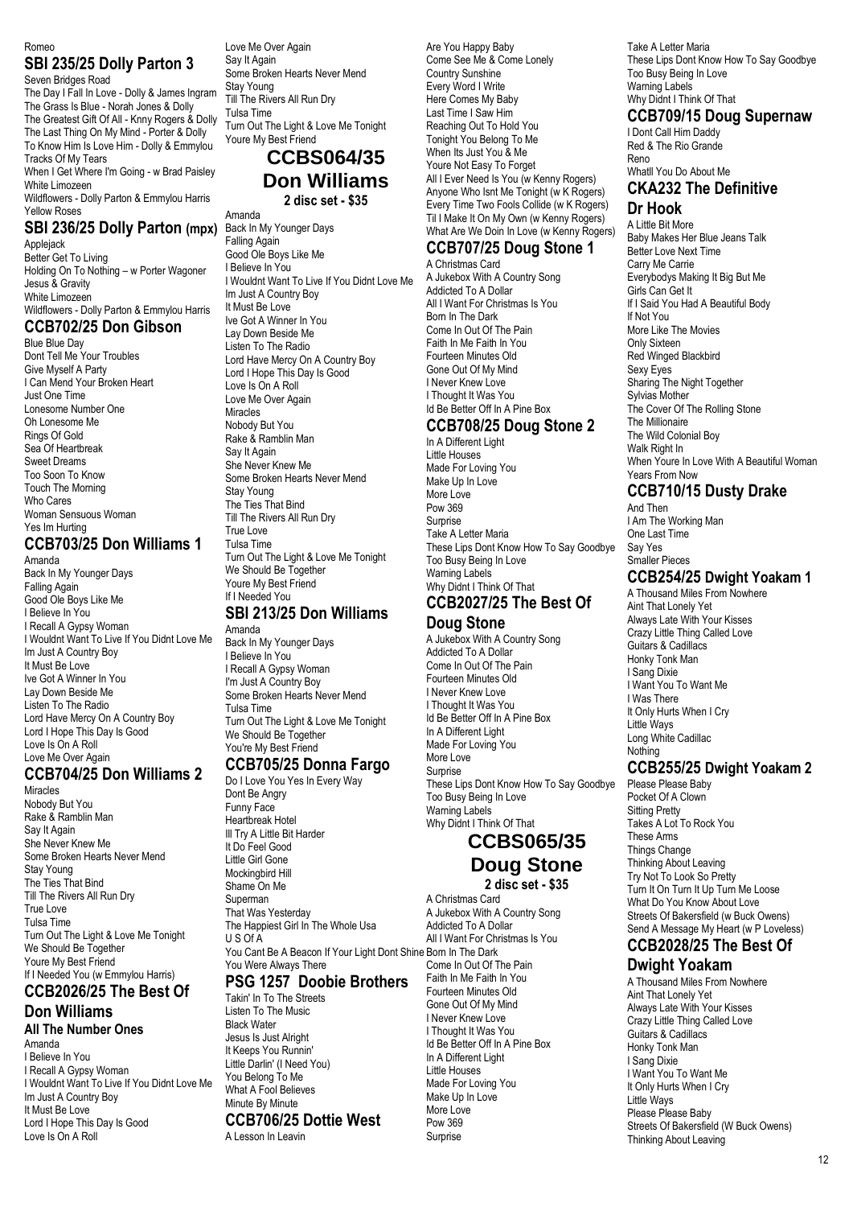Romeo

## SBI 235/25 Dolly Parton 3

Seven Bridges Road
The Day I Fall In Love - Dolly & James Ingram
The Grass Is Blue - Norah Jones & Dolly
The Greatest Gift Of All - Knny Rogers & Dolly
The Last Thing On My Mind - Porter & Dolly
To Know Him Is Love Him - Dolly & Emmylou
Tracks Of My Tears
When I Get Where I'm Going - w Brad Paisley
White Limozeen
Wildflowers - Dolly Parton & Emmylou Harris
Yellow Roses

## SBI 236/25 Dolly Parton (mpx)

Applejack
Better Get To Living
Holding On To Nothing – w Porter Wagoner
Jesus & Gravity
White Limozeen
Wildflowers - Dolly Parton & Emmylou Harris

## CCB702/25 Don Gibson

Blue Blue Day
Dont Tell Me Your Troubles
Give Myself A Party
I Can Mend Your Broken Heart
Just One Time
Lonesome Number One
Oh Lonesome Me
Rings Of Gold
Sea Of Heartbreak
Sweet Dreams
Too Soon To Know
Touch The Morning
Who Cares
Woman Sensuous Woman
Yes Im Hurting

## CCB703/25 Don Williams 1

Amanda
Back In My Younger Days
Falling Again
Good Ole Boys Like Me
I Believe In You
I Recall A Gypsy Woman
I Wouldnt Want To Live If You Didnt Love Me
Im Just A Country Boy
It Must Be Love
Ive Got A Winner In You
Lay Down Beside Me
Listen To The Radio
Lord Have Mercy On A Country Boy
Lord I Hope This Day Is Good
Love Is On A Roll
Love Me Over Again

## CCB704/25 Don Williams 2

Miracles
Nobody But You
Rake & Ramblin Man
Say It Again
She Never Knew Me
Some Broken Hearts Never Mend
Stay Young
The Ties That Bind
Till The Rivers All Run Dry
True Love
Tulsa Time
Turn Out The Light & Love Me Tonight
We Should Be Together
Youre My Best Friend
If I Needed You (w Emmylou Harris)

## CCB2026/25 The Best Of Don Williams

### All The Number Ones

Amanda
I Believe In You
I Recall A Gypsy Woman
I Wouldnt Want To Live If You Didnt Love Me
Im Just A Country Boy
It Must Be Love
Lord I Hope This Day Is Good
Love Is On A Roll
Love Me Over Again
Say It Again
Some Broken Hearts Never Mend
Stay Young
Till The Rivers All Run Dry
Tulsa Time
Turn Out The Light & Love Me Tonight
Youre My Best Friend

## CCBS064/35 Don Williams

**2 disc set - $35**

Amanda
Back In My Younger Days
Falling Again
Good Ole Boys Like Me
I Believe In You
I Wouldnt Want To Live If You Didnt Love Me
Im Just A Country Boy
It Must Be Love
Ive Got A Winner In You
Lay Down Beside Me
Listen To The Radio
Lord Have Mercy On A Country Boy
Lord I Hope This Day Is Good
Love Is On A Roll
Love Me Over Again
Miracles
Nobody But You
Rake & Ramblin Man
Say It Again
She Never Knew Me
Some Broken Hearts Never Mend
Stay Young
The Ties That Bind
Till The Rivers All Run Dry
True Love
Tulsa Time
Turn Out The Light & Love Me Tonight
We Should Be Together
Youre My Best Friend
If I Needed You

## SBI 213/25 Don Williams

Amanda
Back In My Younger Days
I Believe In You
I Recall A Gypsy Woman
I'm Just A Country Boy
Some Broken Hearts Never Mend
Tulsa Time
Turn Out The Light & Love Me Tonight
We Should Be Together
You're My Best Friend

## CCB705/25 Donna Fargo

Do I Love You Yes In Every Way
Dont Be Angry
Funny Face
Heartbreak Hotel
Ill Try A Little Bit Harder
It Do Feel Good
Little Girl Gone
Mockingbird Hill
Shame On Me
Superman
That Was Yesterday
The Happiest Girl In The Whole Usa
U S Of A
You Cant Be A Beacon If Your Light Dont Shine
You Were Always There

## PSG 1257 Doobie Brothers

Takin' In To The Streets
Listen To The Music
Black Water
Jesus Is Just Alright
It Keeps You Runnin'
Little Darlin' (I Need You)
You Belong To Me
What A Fool Believes
Minute By Minute

## CCB706/25 Dottie West

A Lesson In Leavin
Are You Happy Baby
Come See Me & Come Lonely
Country Sunshine
Every Word I Write
Here Comes My Baby
Last Time I Saw Him
Reaching Out To Hold You
Tonight You Belong To Me
When Its Just You & Me
Youre Not Easy To Forget
All I Ever Need Is You (w Kenny Rogers)
Anyone Who Isnt Me Tonight (w K Rogers)
Every Time Two Fools Collide (w K Rogers)
Til I Make It On My Own (w Kenny Rogers)
What Are We Doin In Love (w Kenny Rogers)

## CCB707/25 Doug Stone 1

A Christmas Card
A Jukebox With A Country Song
Addicted To A Dollar
All I Want For Christmas Is You
Born In The Dark
Come In Out Of The Pain
Faith In Me Faith In You
Fourteen Minutes Old
Gone Out Of My Mind
I Never Knew Love
I Thought It Was You
Id Be Better Off In A Pine Box

## CCB708/25 Doug Stone 2

In A Different Light
Little Houses
Made For Loving You
Make Up In Love
More Love
Pow 369
Surprise
Take A Letter Maria
These Lips Dont Know How To Say Goodbye
Too Busy Being In Love
Warning Labels
Why Didnt I Think Of That

## CCB2027/25 The Best Of Doug Stone

A Jukebox With A Country Song
Addicted To A Dollar
Come In Out Of The Pain
Fourteen Minutes Old
I Never Knew Love
I Thought It Was You
Id Be Better Off In A Pine Box
In A Different Light
Made For Loving You
More Love
Surprise
These Lips Dont Know How To Say Goodbye
Too Busy Being In Love
Warning Labels
Why Didnt I Think Of That

## CCBS065/35 Doug Stone

**2 disc set - $35**

A Christmas Card
A Jukebox With A Country Song
Addicted To A Dollar
All I Want For Christmas Is You
Born In The Dark
Come In Out Of The Pain
Faith In Me Faith In You
Fourteen Minutes Old
Gone Out Of My Mind
I Never Knew Love
I Thought It Was You
Id Be Better Off In A Pine Box
In A Different Light
Little Houses
Made For Loving You
Make Up In Love
More Love
Pow 369
Surprise
Take A Letter Maria
These Lips Dont Know How To Say Goodbye
Too Busy Being In Love
Warning Labels
Why Didnt I Think Of That

## CCB709/15 Doug Supernaw

I Dont Call Him Daddy
Red & The Rio Grande
Reno
Whatll You Do About Me

## CKA232 The Definitive Dr Hook

A Little Bit More
Baby Makes Her Blue Jeans Talk
Better Love Next Time
Carry Me Carrie
Everybodys Making It Big But Me
Girls Can Get It
If I Said You Had A Beautiful Body
If Not You
More Like The Movies
Only Sixteen
Red Winged Blackbird
Sexy Eyes
Sharing The Night Together
Sylvias Mother
The Cover Of The Rolling Stone
The Millionaire
The Wild Colonial Boy
Walk Right In
When Youre In Love With A Beautiful Woman
Years From Now

## CCB710/15 Dusty Drake

And Then
I Am The Working Man
One Last Time
Say Yes
Smaller Pieces

## CCB254/25 Dwight Yoakam 1

A Thousand Miles From Nowhere
Aint That Lonely Yet
Always Late With Your Kisses
Crazy Little Thing Called Love
Guitars & Cadillacs
Honky Tonk Man
I Sang Dixie
I Want You To Want Me
I Was There
It Only Hurts When I Cry
Little Ways
Long White Cadillac
Nothing

## CCB255/25 Dwight Yoakam 2

Please Please Baby
Pocket Of A Clown
Sitting Pretty
Takes A Lot To Rock You
These Arms
Things Change
Thinking About Leaving
Try Not To Look So Pretty
Turn It On Turn It Up Turn Me Loose
What Do You Know About Love
Streets Of Bakersfield (w Buck Owens)
Send A Message My Heart (w P Loveless)

## CCB2028/25 The Best Of Dwight Yoakam

A Thousand Miles From Nowhere
Aint That Lonely Yet
Always Late With Your Kisses
Crazy Little Thing Called Love
Guitars & Cadillacs
Honky Tonk Man
I Sang Dixie
I Want You To Want Me
It Only Hurts When I Cry
Little Ways
Please Please Baby
Streets Of Bakersfield (W Buck Owens)
Thinking About Leaving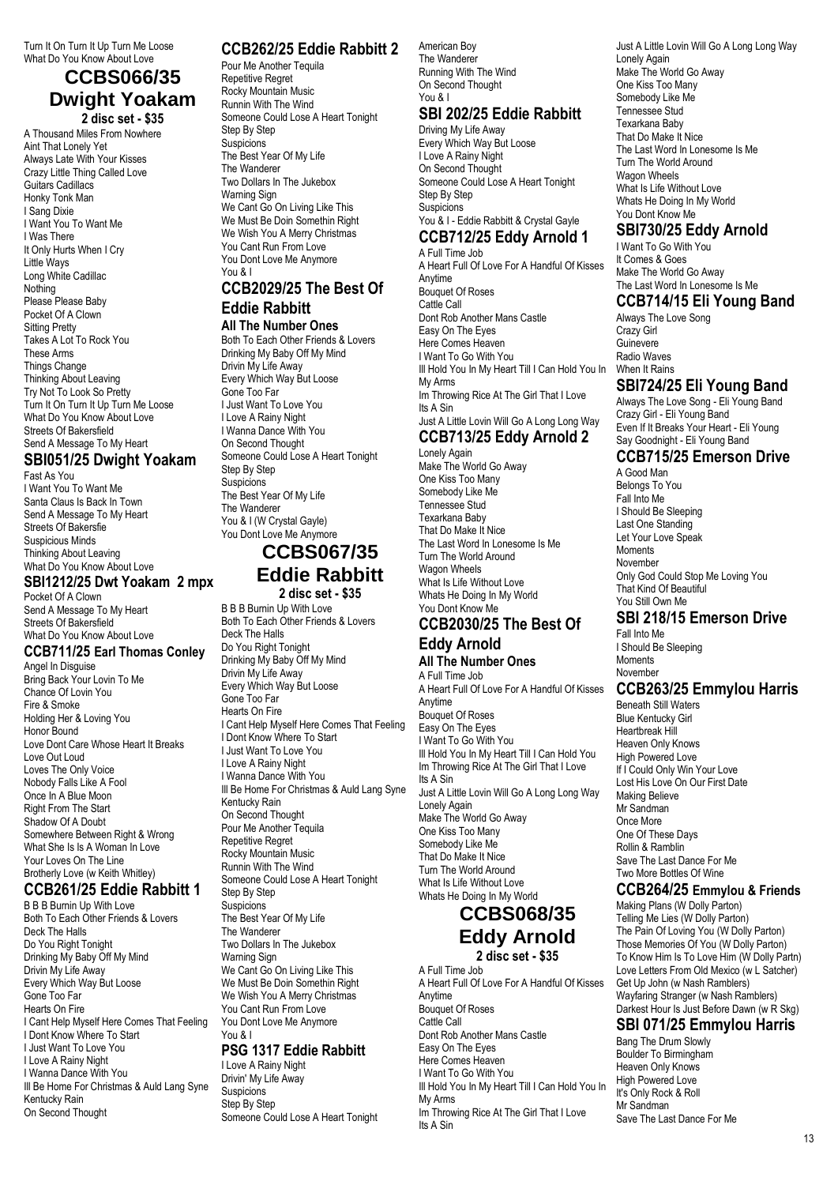Turn It On Turn It Up Turn Me Loose
What Do You Know About Love

# CCBS066/35 Dwight Yoakam

**2 disc set - $35**

A Thousand Miles From Nowhere
Aint That Lonely Yet
Always Late With Your Kisses
Crazy Little Thing Called Love
Guitars Cadillacs
Honky Tonk Man
I Sang Dixie
I Want You To Want Me
I Was There
It Only Hurts When I Cry
Little Ways
Long White Cadillac
Nothing
Please Please Baby
Pocket Of A Clown
Sitting Pretty
Takes A Lot To Rock You
These Arms
Things Change
Thinking About Leaving
Try Not To Look So Pretty
Turn It On Turn It Up Turn Me Loose
What Do You Know About Love
Streets Of Bakersfield
Send A Message To My Heart

## SBI051/25 Dwight Yoakam

Fast As You
I Want You To Want Me
Santa Claus Is Back In Town
Send A Message To My Heart
Streets Of Bakersfie
Suspicious Minds
Thinking About Leaving
What Do You Know About Love

## SBI1212/25 Dwt Yoakam 2 mpx

Pocket Of A Clown
Send A Message To My Heart
Streets Of Bakersfield
What Do You Know About Love

## CCB711/25 Earl Thomas Conley

Angel In Disguise
Bring Back Your Lovin To Me
Chance Of Lovin You
Fire & Smoke
Holding Her & Loving You
Honor Bound
Love Dont Care Whose Heart It Breaks
Love Out Loud
Loves The Only Voice
Nobody Falls Like A Fool
Once In A Blue Moon
Right From The Start
Shadow Of A Doubt
Somewhere Between Right & Wrong
What She Is Is A Woman In Love
Your Loves On The Line
Brotherly Love (w Keith Whitley)

## CCB261/25 Eddie Rabbitt 1

B B B Burnin Up With Love
Both To Each Other Friends & Lovers
Deck The Halls
Do You Right Tonight
Drinking My Baby Off My Mind
Drivin My Life Away
Every Which Way But Loose
Gone Too Far
Hearts On Fire
I Cant Help Myself Here Comes That Feeling
I Dont Know Where To Start
I Just Want To Love You
I Love A Rainy Night
I Wanna Dance With You
Ill Be Home For Christmas & Auld Lang Syne
Kentucky Rain
On Second Thought

## CCB262/25 Eddie Rabbitt 2

Pour Me Another Tequila
Repetitive Regret
Rocky Mountain Music
Runnin With The Wind
Someone Could Lose A Heart Tonight
Step By Step
Suspicions
The Best Year Of My Life
The Wanderer
Two Dollars In The Jukebox
Warning Sign
We Cant Go On Living Like This
We Must Be Doin Somethin Right
We Wish You A Merry Christmas
You Cant Run From Love
You Dont Love Me Anymore
You & I

## CCB2029/25 The Best Of Eddie Rabbitt

**All The Number Ones**

Both To Each Other Friends & Lovers
Drinking My Baby Off My Mind
Drivin My Life Away
Every Which Way But Loose
Gone Too Far
I Just Want To Love You
I Love A Rainy Night
I Wanna Dance With You
On Second Thought
Someone Could Lose A Heart Tonight
Step By Step
Suspicions
The Best Year Of My Life
The Wanderer
You & I (W Crystal Gayle)
You Dont Love Me Anymore

# CCBS067/35 Eddie Rabbitt

**2 disc set - $35**

B B B Burnin Up With Love
Both To Each Other Friends & Lovers
Deck The Halls
Do You Right Tonight
Drinking My Baby Off My Mind
Drivin My Life Away
Every Which Way But Loose
Gone Too Far
Hearts On Fire
I Cant Help Myself Here Comes That Feeling
I Dont Know Where To Start
I Just Want To Love You
I Love A Rainy Night
I Wanna Dance With You
Ill Be Home For Christmas & Auld Lang Syne
Kentucky Rain
On Second Thought
Pour Me Another Tequila
Repetitive Regret
Rocky Mountain Music
Runnin With The Wind
Someone Could Lose A Heart Tonight
Step By Step
Suspicions
The Best Year Of My Life
The Wanderer
Two Dollars In The Jukebox
Warning Sign
We Cant Go On Living Like This
We Must Be Doin Somethin Right
We Wish You A Merry Christmas
You Cant Run From Love
You Dont Love Me Anymore
You & I

## PSG 1317 Eddie Rabbitt

I Love A Rainy Night
Drivin' My Life Away
Suspicions
Step By Step
Someone Could Lose A Heart Tonight
American Boy
The Wanderer
Running With The Wind
On Second Thought
You & I

## SBI 202/25 Eddie Rabbitt

Driving My Life Away
Every Which Way But Loose
I Love A Rainy Night
On Second Thought
Someone Could Lose A Heart Tonight
Step By Step
Suspicions
You & I - Eddie Rabbitt & Crystal Gayle

## CCB712/25 Eddy Arnold 1

A Full Time Job
A Heart Full Of Love For A Handful Of Kisses
Anytime
Bouquet Of Roses
Cattle Call
Dont Rob Another Mans Castle
Easy On The Eyes
Here Comes Heaven
I Want To Go With You
Ill Hold You In My Heart Till I Can Hold You In My Arms
Im Throwing Rice At The Girl That I Love Its A Sin
Just A Little Lovin Will Go A Long Long Way

## CCB713/25 Eddy Arnold 2

Lonely Again
Make The World Go Away
One Kiss Too Many
Somebody Like Me
Tennessee Stud
Texarkana Baby
That Do Make It Nice
The Last Word In Lonesome Is Me
Turn The World Around
Wagon Wheels
What Is Life Without Love
Whats He Doing In My World
You Dont Know Me

## CCB2030/25 The Best Of Eddy Arnold

**All The Number Ones**

A Full Time Job
A Heart Full Of Love For A Handful Of Kisses
Anytime
Bouquet Of Roses
Easy On The Eyes
I Want To Go With You
Ill Hold You In My Heart Till I Can Hold You
Im Throwing Rice At The Girl That I Love Its A Sin
Just A Little Lovin Will Go A Long Long Way
Lonely Again
Make The World Go Away
One Kiss Too Many
Somebody Like Me
That Do Make It Nice
Turn The World Around
What Is Life Without Love
Whats He Doing In My World

# CCBS068/35 Eddy Arnold

**2 disc set - $35**

A Full Time Job
A Heart Full Of Love For A Handful Of Kisses
Anytime
Bouquet Of Roses
Cattle Call
Dont Rob Another Mans Castle
Easy On The Eyes
Here Comes Heaven
I Want To Go With You
Ill Hold You In My Heart Till I Can Hold You In My Arms
Im Throwing Rice At The Girl That I Love Its A Sin
Just A Little Lovin Will Go A Long Long Way
Lonely Again
Make The World Go Away
One Kiss Too Many
Somebody Like Me
Tennessee Stud
Texarkana Baby
That Do Make It Nice
The Last Word In Lonesome Is Me
Turn The World Around
Wagon Wheels
What Is Life Without Love
Whats He Doing In My World
You Dont Know Me

## SBI730/25 Eddy Arnold

I Want To Go With You
It Comes & Goes
Make The World Go Away
The Last Word In Lonesome Is Me

## CCB714/15 Eli Young Band

Always The Love Song
Crazy Girl
Guinevere
Radio Waves
When It Rains

## SBI724/25 Eli Young Band

Always The Love Song - Eli Young Band
Crazy Girl - Eli Young Band
Even If It Breaks Your Heart - Eli Young
Say Goodnight - Eli Young Band

## CCB715/25 Emerson Drive

A Good Man
Belongs To You
Fall Into Me
I Should Be Sleeping
Last One Standing
Let Your Love Speak
Moments
November
Only God Could Stop Me Loving You
That Kind Of Beautiful
You Still Own Me

## SBI 218/15 Emerson Drive

Fall Into Me
I Should Be Sleeping
Moments
November

## CCB263/25 Emmylou Harris

Beneath Still Waters
Blue Kentucky Girl
Heartbreak Hill
Heaven Only Knows
High Powered Love
If I Could Only Win Your Love
Lost His Love On Our First Date
Making Believe
Mr Sandman
Once More
One Of These Days
Rollin & Ramblin
Save The Last Dance For Me
Two More Bottles Of Wine

## CCB264/25 Emmylou & Friends

Making Plans (W Dolly Parton)
Telling Me Lies (W Dolly Parton)
The Pain Of Loving You (W Dolly Parton)
Those Memories Of You (W Dolly Parton)
To Know Him Is To Love Him (W Dolly Partn)
Love Letters From Old Mexico (w L Satcher)
Get Up John (w Nash Ramblers)
Wayfaring Stranger (w Nash Ramblers)
Darkest Hour Is Just Before Dawn (w R Skg)

## SBI 071/25 Emmylou Harris

Bang The Drum Slowly
Boulder To Birmingham
Heaven Only Knows
High Powered Love
It's Only Rock & Roll
Mr Sandman
Save The Last Dance For Me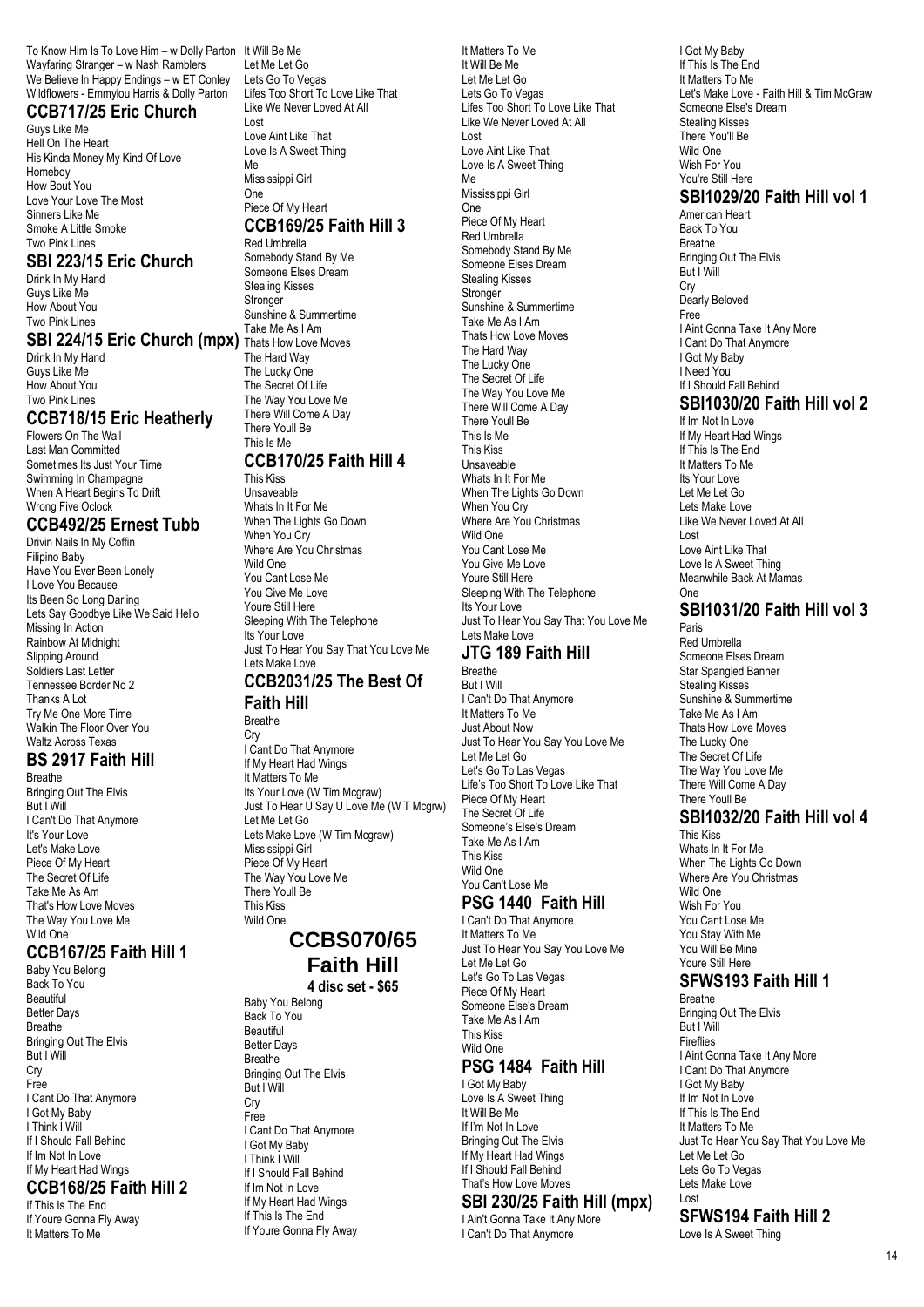To Know Him Is To Love Him – w Dolly Parton
Wayfaring Stranger – w Nash Ramblers
We Believe In Happy Endings – w ET Conley
Wildflowers - Emmylou Harris & Dolly Parton

## CCB717/25 Eric Church

Guys Like Me
Hell On The Heart
His Kinda Money My Kind Of Love
Homeboy
How Bout You
Love Your Love The Most
Sinners Like Me
Smoke A Little Smoke
Two Pink Lines

## SBI 223/15 Eric Church

Drink In My Hand
Guys Like Me
How About You
Two Pink Lines

## SBI 224/15 Eric Church (mpx)

Drink In My Hand
Guys Like Me
How About You
Two Pink Lines

## CCB718/15 Eric Heatherly

Flowers On The Wall
Last Man Committed
Sometimes Its Just Your Time
Swimming In Champagne
When A Heart Begins To Drift
Wrong Five Oclock

## CCB492/25 Ernest Tubb

Drivin Nails In My Coffin
Filipino Baby
Have You Ever Been Lonely
I Love You Because
Its Been So Long Darling
Lets Say Goodbye Like We Said Hello
Missing In Action
Rainbow At Midnight
Slipping Around
Soldiers Last Letter
Tennessee Border No 2
Thanks A Lot
Try Me One More Time
Walkin The Floor Over You
Waltz Across Texas

## BS 2917 Faith Hill

Breathe
Bringing Out The Elvis
But I Will
I Can't Do That Anymore
It's Your Love
Let's Make Love
Piece Of My Heart
The Secret Of Life
Take Me As Am
That's How Love Moves
The Way You Love Me
Wild One

## CCB167/25 Faith Hill 1

Baby You Belong
Back To You
Beautiful
Better Days
Breathe
Bringing Out The Elvis
But I Will
Cry
Free
I Cant Do That Anymore
I Got My Baby
I Think I Will
If I Should Fall Behind
If Im Not In Love
If My Heart Had Wings

## CCB168/25 Faith Hill 2

If This Is The End
If Youre Gonna Fly Away
It Matters To Me
It Will Be Me
Let Me Let Go
Lets Go To Vegas
Lifes Too Short To Love Like That
Like We Never Loved At All
Lost
Love Aint Like That
Love Is A Sweet Thing
Me
Mississippi Girl
One
Piece Of My Heart

## CCB169/25 Faith Hill 3

Red Umbrella
Somebody Stand By Me
Someone Elses Dream
Stealing Kisses
Stronger
Sunshine & Summertime
Take Me As I Am
Thats How Love Moves
The Hard Way
The Lucky One
The Secret Of Life
The Way You Love Me
There Will Come A Day
There Youll Be
This Is Me

## CCB170/25 Faith Hill 4

This Kiss
Unsaveable
Whats In It For Me
When The Lights Go Down
When You Cry
Where Are You Christmas
Wild One
You Cant Lose Me
You Give Me Love
Youre Still Here
Sleeping With The Telephone
Its Your Love
Just To Hear You Say That You Love Me
Lets Make Love

## CCB2031/25 The Best Of Faith Hill

Breathe
Cry
I Cant Do That Anymore
If My Heart Had Wings
It Matters To Me
Its Your Love (W Tim Mcgraw)
Just To Hear U Say U Love Me (W T Mcgrw)
Let Me Let Go
Lets Make Love (W Tim Mcgraw)
Mississippi Girl
Piece Of My Heart
The Way You Love Me
There Youll Be
This Kiss
Wild One

## CCBS070/65 Faith Hill

**4 disc set - $65**

Baby You Belong
Back To You
Beautiful
Better Days
Breathe
Bringing Out The Elvis
But I Will
Cry
Free
I Cant Do That Anymore
I Got My Baby
I Think I Will
If I Should Fall Behind
If Im Not In Love
If My Heart Had Wings
If This Is The End
If Youre Gonna Fly Away
It Matters To Me
It Will Be Me
Let Me Let Go
Lets Go To Vegas
Lifes Too Short To Love Like That
Like We Never Loved At All
Lost
Love Aint Like That
Love Is A Sweet Thing
Me
Mississippi Girl
One
Piece Of My Heart
Red Umbrella
Somebody Stand By Me
Someone Elses Dream
Stealing Kisses
Stronger
Sunshine & Summertime
Take Me As I Am
Thats How Love Moves
The Hard Way
The Lucky One
The Secret Of Life
The Way You Love Me
There Will Come A Day
There Youll Be
This Is Me
This Kiss
Unsaveable
Whats In It For Me
When The Lights Go Down
When You Cry
Where Are You Christmas
Wild One
You Cant Lose Me
You Give Me Love
Youre Still Here
Sleeping With The Telephone
Its Your Love
Just To Hear You Say That You Love Me
Lets Make Love

## JTG 189 Faith Hill

Breathe
But I Will
I Can't Do That Anymore
It Matters To Me
Just About Now
Just To Hear You Say You Love Me
Let Me Let Go
Let's Go To Las Vegas
Life's Too Short To Love Like That
Piece Of My Heart
The Secret Of Life
Someone's Else's Dream
Take Me As I Am
This Kiss
Wild One
You Can't Lose Me

## PSG 1440 Faith Hill

I Can't Do That Anymore
It Matters To Me
Just To Hear You Say You Love Me
Let Me Let Go
Let's Go To Las Vegas
Piece Of My Heart
Someone Else's Dream
Take Me As I Am
This Kiss
Wild One

## PSG 1484 Faith Hill

I Got My Baby
Love Is A Sweet Thing
It Will Be Me
If I'm Not In Love
Bringing Out The Elvis
If My Heart Had Wings
If I Should Fall Behind
That's How Love Moves

## SBI 230/25 Faith Hill (mpx)

I Ain't Gonna Take It Any More
I Can't Do That Anymore
I Got My Baby
If This Is The End
It Matters To Me
Let's Make Love - Faith Hill & Tim McGraw
Someone Else's Dream
Stealing Kisses
There You'll Be
Wild One
Wish For You
You're Still Here

## SBI1029/20 Faith Hill vol 1

American Heart
Back To You
Breathe
Bringing Out The Elvis
But I Will
Cry
Dearly Beloved
Free
I Aint Gonna Take It Any More
I Cant Do That Anymore
I Got My Baby
I Need You
If I Should Fall Behind

## SBI1030/20 Faith Hill vol 2

If Im Not In Love
If My Heart Had Wings
If This Is The End
It Matters To Me
Its Your Love
Let Me Let Go
Lets Make Love
Like We Never Loved At All
Lost
Love Aint Like That
Love Is A Sweet Thing
Meanwhile Back At Mamas
One

## SBI1031/20 Faith Hill vol 3

Paris
Red Umbrella
Someone Elses Dream
Star Spangled Banner
Stealing Kisses
Sunshine & Summertime
Take Me As I Am
Thats How Love Moves
The Lucky One
The Secret Of Life
The Way You Love Me
There Will Come A Day
There Youll Be

## SBI1032/20 Faith Hill vol 4

This Kiss
Whats In It For Me
When The Lights Go Down
Where Are You Christmas
Wild One
Wish For You
You Cant Lose Me
You Stay With Me
You Will Be Mine
Youre Still Here

## SFWS193 Faith Hill 1

Breathe
Bringing Out The Elvis
But I Will
Fireflies
I Aint Gonna Take It Any More
I Cant Do That Anymore
I Got My Baby
If Im Not In Love
If This Is The End
It Matters To Me
Just To Hear You Say That You Love Me
Let Me Let Go
Lets Go To Vegas
Lets Make Love
Lost

## SFWS194 Faith Hill 2

Love Is A Sweet Thing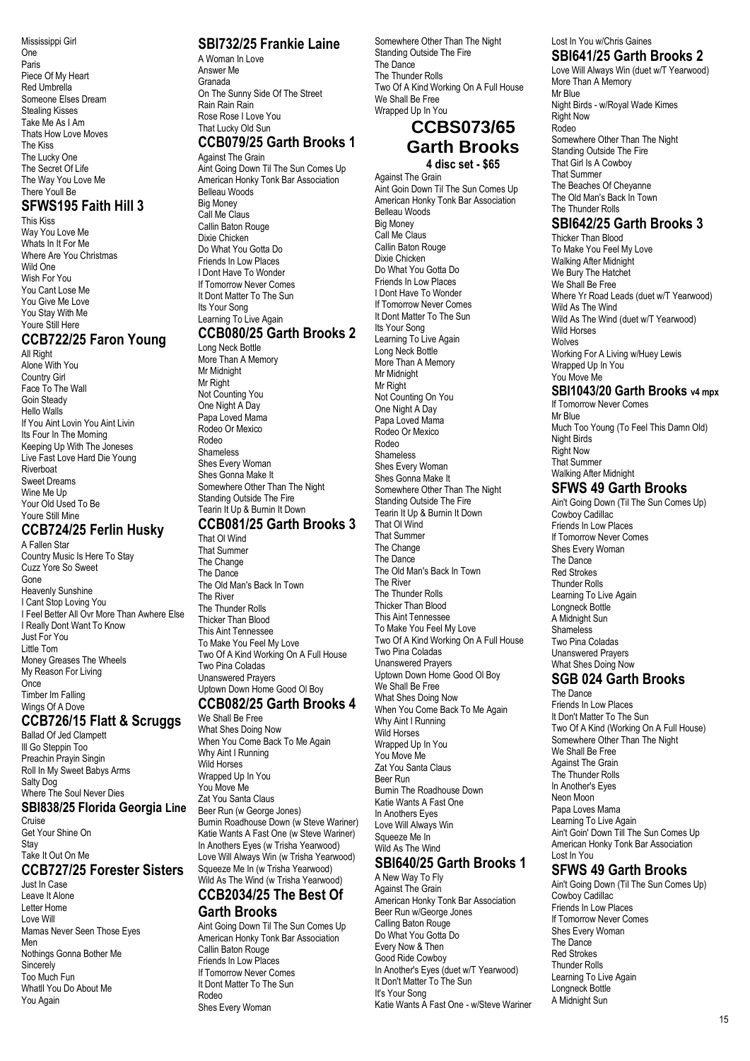Mississippi Girl
One
Paris
Piece Of My Heart
Red Umbrella
Someone Elses Dream
Stealing Kisses
Take Me As I Am
Thats How Love Moves
The Kiss
The Lucky One
The Secret Of Life
The Way You Love Me
There Youll Be

## SFWS195 Faith Hill 3

This Kiss
Way You Love Me
Whats In It For Me
Where Are You Christmas
Wild One
Wish For You
You Cant Lose Me
You Give Me Love
You Stay With Me
Youre Still Here

## CCB722/25 Faron Young

All Right
Alone With You
Country Girl
Face To The Wall
Goin Steady
Hello Walls
If You Aint Lovin You Aint Livin
Its Four In The Morning
Keeping Up With The Joneses
Live Fast Love Hard Die Young
Riverboat
Sweet Dreams
Wine Me Up
Your Old Used To Be
Youre Still Mine

## CCB724/25 Ferlin Husky

A Fallen Star
Country Music Is Here To Stay
Cuzz Yore So Sweet
Gone
Heavenly Sunshine
I Cant Stop Loving You
I Feel Better All Ovr More Than Awhere Else
I Really Dont Want To Know
Just For You
Little Tom
Money Greases The Wheels
My Reason For Living
Once
Timber Im Falling
Wings Of A Dove

## CCB726/15 Flatt & Scruggs

Ballad Of Jed Clampett
Ill Go Steppin Too
Preachin Prayin Singin
Roll In My Sweet Babys Arms
Salty Dog
Where The Soul Never Dies

## SBI838/25 Florida Georgia Line

Cruise
Get Your Shine On
Stay
Take It Out On Me

## CCB727/25 Forester Sisters

Just In Case
Leave It Alone
Letter Home
Love Will
Mamas Never Seen Those Eyes
Men
Nothings Gonna Bother Me
Sincerely
Too Much Fun
Whatll You Do About Me
You Again

## SBI732/25 Frankie Laine

A Woman In Love
Answer Me
Granada
On The Sunny Side Of The Street
Rain Rain Rain
Rose Rose I Love You
That Lucky Old Sun

## CCB079/25 Garth Brooks 1

Against The Grain
Aint Going Down Til The Sun Comes Up
American Honky Tonk Bar Association
Belleau Woods
Big Money
Call Me Claus
Callin Baton Rouge
Dixie Chicken
Do What You Gotta Do
Friends In Low Places
I Dont Have To Wonder
If Tomorrow Never Comes
It Dont Matter To The Sun
Its Your Song
Learning To Live Again

## CCB080/25 Garth Brooks 2

Long Neck Bottle
More Than A Memory
Mr Midnight
Mr Right
Not Counting You
One Night A Day
Papa Loved Mama
Rodeo Or Mexico
Rodeo
Shameless
Shes Every Woman
Shes Gonna Make It
Somewhere Other Than The Night
Standing Outside The Fire
Tearin It Up & Burnin It Down

## CCB081/25 Garth Brooks 3

That Ol Wind
That Summer
The Change
The Dance
The Old Man's Back In Town
The River
The Thunder Rolls
Thicker Than Blood
This Aint Tennessee
To Make You Feel My Love
Two Of A Kind Working On A Full House
Two Pina Coladas
Unanswered Prayers
Uptown Down Home Good Ol Boy

## CCB082/25 Garth Brooks 4

We Shall Be Free
What Shes Doing Now
When You Come Back To Me Again
Why Aint I Running
Wild Horses
Wrapped Up In You
You Move Me
Zat You Santa Claus
Beer Run (w George Jones)
Burnin Roadhouse Down (w Steve Wariner)
Katie Wants A Fast One (w Steve Wariner)
In Anothers Eyes (w Trisha Yearwood)
Love Will Always Win (w Trisha Yearwood)
Squeeze Me In (w Trisha Yearwood)
Wild As The Wind (w Trisha Yearwood)

## CCB2034/25 The Best Of Garth Brooks

Aint Going Down Til The Sun Comes Up
American Honky Tonk Bar Association
Callin Baton Rouge
Friends In Low Places
If Tomorrow Never Comes
It Dont Matter To The Sun
Rodeo
Shes Every Woman
Somewhere Other Than The Night
Standing Outside The Fire
The Dance
The Thunder Rolls
Two Of A Kind Working On A Full House
We Shall Be Free
Wrapped Up In You

## CCBS073/65 Garth Brooks

**4 disc set - $65**

Against The Grain
Aint Goin Down Til The Sun Comes Up
American Honky Tonk Bar Association
Belleau Woods
Big Money
Call Me Claus
Callin Baton Rouge
Dixie Chicken
Do What You Gotta Do
Friends In Low Places
I Dont Have To Wonder
If Tomorrow Never Comes
It Dont Matter To The Sun
Its Your Song
Learning To Live Again
Long Neck Bottle
More Than A Memory
Mr Midnight
Mr Right
Not Counting On You
One Night A Day
Papa Loved Mama
Rodeo Or Mexico
Rodeo
Shameless
Shes Every Woman
Shes Gonna Make It
Somewhere Other Than The Night
Standing Outside The Fire
Tearin It Up & Burnin It Down
That Ol Wind
That Summer
The Change
The Dance
The Old Man's Back In Town
The River
The Thunder Rolls
Thicker Than Blood
This Aint Tennessee
To Make You Feel My Love
Two Of A Kind Working On A Full House
Two Pina Coladas
Unanswered Prayers
Uptown Down Home Good Ol Boy
We Shall Be Free
What Shes Doing Now
When You Come Back To Me Again
Why Aint I Running
Wild Horses
Wrapped Up In You
You Move Me
Zat You Santa Claus
Beer Run
Burnin The Roadhouse Down
Katie Wants A Fast One
In Anothers Eyes
Love Will Always Win
Squeeze Me In
Wild As The Wind

## SBI640/25 Garth Brooks 1

A New Way To Fly
Against The Grain
American Honky Tonk Bar Association
Beer Run w/George Jones
Calling Baton Rouge
Do What You Gotta Do
Every Now & Then
Good Ride Cowboy
In Another's Eyes (duet w/T Yearwood)
It Don't Matter To The Sun
It's Your Song
Katie Wants A Fast One - w/Steve Wariner
Lost In You w/Chris Gaines

## SBI641/25 Garth Brooks 2

Love Will Always Win (duet w/T Yearwood)
More Than A Memory
Mr Blue
Night Birds - w/Royal Wade Kimes
Right Now
Rodeo
Somewhere Other Than The Night
Standing Outside The Fire
That Girl Is A Cowboy
That Summer
The Beaches Of Cheyanne
The Old Man's Back In Town
The Thunder Rolls

## SBI642/25 Garth Brooks 3

Thicker Than Blood
To Make You Feel My Love
Walking After Midnight
We Bury The Hatchet
We Shall Be Free
Where Yr Road Leads (duet w/T Yearwood)
Wild As The Wind
Wild As The Wind (duet w/T Yearwood)
Wild Horses
Wolves
Working For A Living w/Huey Lewis
Wrapped Up In You
You Move Me

## SBI1043/20 Garth Brooks v4 mpx

If Tomorrow Never Comes
Mr Blue
Much Too Young (To Feel This Damn Old)
Night Birds
Right Now
That Summer
Walking After Midnight

## SFWS 49 Garth Brooks

Ain't Going Down (Til The Sun Comes Up)
Cowboy Cadillac
Friends In Low Places
If Tomorrow Never Comes
Shes Every Woman
The Dance
Red Strokes
Thunder Rolls
Learning To Live Again
Longneck Bottle
A Midnight Sun
Shameless
Two Pina Coladas
Unanswered Prayers
What Shes Doing Now

## SGB 024 Garth Brooks

The Dance
Friends In Low Places
It Don't Matter To The Sun
Two Of A Kind (Working On A Full House)
Somewhere Other Than The Night
We Shall Be Free
Against The Grain
The Thunder Rolls
In Another's Eyes
Neon Moon
Papa Loves Mama
Learning To Live Again
Ain't Goin' Down Till The Sun Comes Up
American Honky Tonk Bar Association
Lost In You

## SFWS 49 Garth Brooks

Ain't Going Down (Til The Sun Comes Up)
Cowboy Cadillac
Friends In Low Places
If Tomorrow Never Comes
Shes Every Woman
The Dance
Red Strokes
Thunder Rolls
Learning To Live Again
Longneck Bottle
A Midnight Sun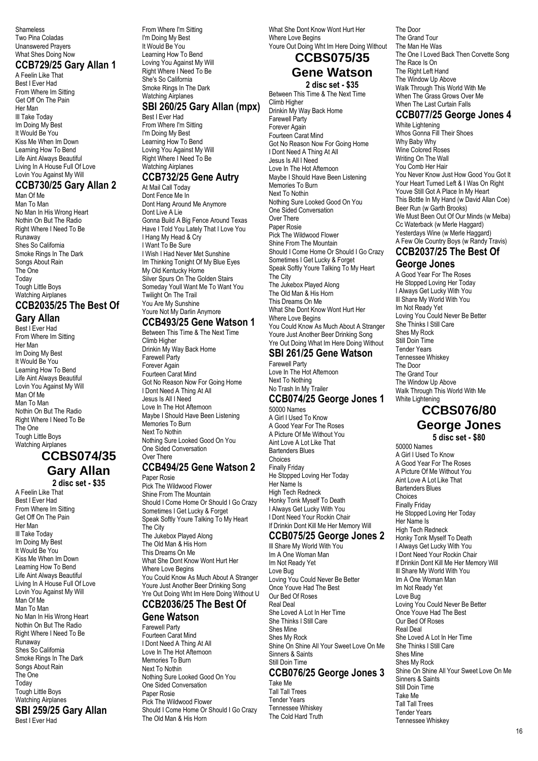Shameless
Two Pina Coladas
Unanswered Prayers
What Shes Doing Now

### CCB729/25 Gary Allan 1

A Feelin Like That
Best I Ever Had
From Where Im Sitting
Get Off On The Pain
Her Man
Ill Take Today
Im Doing My Best
It Would Be You
Kiss Me When Im Down
Learning How To Bend
Life Aint Always Beautiful
Living In A House Full Of Love
Lovin You Against My Will

### CCB730/25 Gary Allan 2

Man Of Me
Man To Man
No Man In His Wrong Heart
Nothin On But The Radio
Right Where I Need To Be
Runaway
Shes So California
Smoke Rings In The Dark
Songs About Rain
The One
Today
Tough Little Boys
Watching Airplanes

### CCB2035/25 The Best Of Gary Allan

Best I Ever Had
From Where Im Sitting
Her Man
Im Doing My Best
It Would Be You
Learning How To Bend
Life Aint Always Beautiful
Lovin You Against My Will
Man Of Me
Man To Man
Nothin On But The Radio
Right Where I Need To Be
The One
Tough Little Boys
Watching Airplanes

## CCBS074/35 Gary Allan

**2 disc set - $35**

A Feelin Like That
Best I Ever Had
From Where Im Sitting
Get Off On The Pain
Her Man
Ill Take Today
Im Doing My Best
It Would Be You
Kiss Me When Im Down
Learning How To Bend
Life Aint Always Beautiful
Living In A House Full Of Love
Lovin You Against My Will
Man Of Me
Man To Man
No Man In His Wrong Heart
Nothin On But The Radio
Right Where I Need To Be
Runaway
Shes So California
Smoke Rings In The Dark
Songs About Rain
The One
Today
Tough Little Boys
Watching Airplanes

### SBI 259/25 Gary Allan

Best I Ever Had
From Where I'm Sitting
I'm Doing My Best
It Would Be You
Learning How To Bend
Loving You Against My Will
Right Where I Need To Be
She's So California
Smoke Rings In The Dark
Watching Airplanes

### SBI 260/25 Gary Allan (mpx)

Best I Ever Had
From Where I'm Sitting
I'm Doing My Best
Learning How To Bend
Loving You Against My Will
Right Where I Need To Be
Watching Airplanes

### CCB732/25 Gene Autry

At Mail Call Today
Dont Fence Me In
Dont Hang Around Me Anymore
Dont Live A Lie
Gonna Build A Big Fence Around Texas
Have I Told You Lately That I Love You
I Hang My Head & Cry
I Want To Be Sure
I Wish I Had Never Met Sunshine
Im Thinking Tonight Of My Blue Eyes
My Old Kentucky Home
Silver Spurs On The Golden Stairs
Someday Youll Want Me To Want You
Twilight On The Trail
You Are My Sunshine
Youre Not My Darlin Anymore

### CCB493/25 Gene Watson 1

Between This Time & The Next Time
Climb Higher
Drinkin My Way Back Home
Farewell Party
Forever Again
Fourteen Carat Mind
Got No Reason Now For Going Home
I Dont Need A Thing At All
Jesus Is All I Need
Love In The Hot Afternoon
Maybe I Should Have Been Listening
Memories To Burn
Next To Nothin
Nothing Sure Looked Good On You
One Sided Conversation
Over There

### CCB494/25 Gene Watson 2

Paper Rosie
Pick The Wildwood Flower
Shine From The Mountain
Should I Come Home Or Should I Go Crazy
Sometimes I Get Lucky & Forget
Speak Softly Youre Talking To My Heart
The City
The Jukebox Played Along
The Old Man & His Horn
This Dreams On Me
What She Dont Know Wont Hurt Her
Where Love Begins
You Could Know As Much About A Stranger
Youre Just Another Beer Drinking Song
Yre Out Doing Wht Im Here Doing Without U

### CCB2036/25 The Best Of Gene Watson

Farewell Party
Fourteen Carat Mind
I Dont Need A Thing At All
Love In The Hot Afternoon
Memories To Burn
Next To Nothin
Nothing Sure Looked Good On You
One Sided Conversation
Paper Rosie
Pick The Wildwood Flower
Should I Come Home Or Should I Go Crazy
The Old Man & His Horn
What She Dont Know Wont Hurt Her
Where Love Begins
Youre Out Doing Wht Im Here Doing Without

## CCBS075/35 Gene Watson

**2 disc set - $35**

Between This Time & The Next Time
Climb Higher
Drinkin My Way Back Home
Farewell Party
Forever Again
Fourteen Carat Mind
Got No Reason Now For Going Home
I Dont Need A Thing At All
Jesus Is All I Need
Love In The Hot Afternoon
Maybe I Should Have Been Listening
Memories To Burn
Next To Nothin
Nothing Sure Looked Good On You
One Sided Conversation
Over There
Paper Rosie
Pick The Wildwood Flower
Shine From The Mountain
Should I Come Home Or Should I Go Crazy
Sometimes I Get Lucky & Forget
Speak Softly Youre Talking To My Heart
The City
The Jukebox Played Along
The Old Man & His Horn
This Dreams On Me
What She Dont Know Wont Hurt Her
Where Love Begins
You Could Know As Much About A Stranger
Youre Just Another Beer Drinking Song
Yre Out Doing What Im Here Doing Without

### SBI 261/25 Gene Watson

Farewell Party
Love In The Hot Afternoon
Next To Nothing
No Trash In My Trailer

### CCB074/25 George Jones 1

50000 Names
A Girl I Used To Know
A Good Year For The Roses
A Picture Of Me Without You
Aint Love A Lot Like That
Bartenders Blues
Choices
Finally Friday
He Stopped Loving Her Today
Her Name Is
High Tech Redneck
Honky Tonk Myself To Death
I Always Get Lucky With You
I Dont Need Your Rockin Chair
If Drinkin Dont Kill Me Her Memory Will

### CCB075/25 George Jones 2

Ill Share My World With You
Im A One Woman Man
Im Not Ready Yet
Love Bug
Loving You Could Never Be Better
Once Youve Had The Best
Our Bed Of Roses
Real Deal
She Loved A Lot In Her Time
She Thinks I Still Care
Shes Mine
Shes My Rock
Shine On Shine All Your Sweet Love On Me
Sinners & Saints
Still Doin Time

### CCB076/25 George Jones 3

Take Me
Tall Tall Trees
Tender Years
Tennessee Whiskey
The Cold Hard Truth
The Door
The Grand Tour
The Man He Was
The One I Loved Back Then Corvette Song
The Race Is On
The Right Left Hand
The Window Up Above
Walk Through This World With Me
When The Grass Grows Over Me
When The Last Curtain Falls

### CCB077/25 George Jones 4

White Lightening
Whos Gonna Fill Their Shoes
Why Baby Why
Wine Colored Roses
Writing On The Wall
You Comb Her Hair
You Never Know Just How Good You Got It
Your Heart Turned Left & I Was On Right
Youve Still Got A Place In My Heart
This Bottle In My Hand (w David Allan Coe)
Beer Run (w Garth Brooks)
We Must Been Out Of Our Minds (w Melba)
Cc Waterback (w Merle Haggard)
Yesterdays Wine (w Merle Haggard)
A Few Ole Country Boys (w Randy Travis)

### CCB2037/25 The Best Of George Jones

A Good Year For The Roses
He Stopped Loving Her Today
I Always Get Lucky With You
Ill Share My World With You
Im Not Ready Yet
Loving You Could Never Be Better
She Thinks I Still Care
Shes My Rock
Still Doin Time
Tender Years
Tennessee Whiskey
The Door
The Grand Tour
The Window Up Above
Walk Through This World With Me
White Lightening

## CCBS076/80 George Jones

**5 disc set - $80**

50000 Names
A Girl I Used To Know
A Good Year For The Roses
A Picture Of Me Without You
Aint Love A Lot Like That
Bartenders Blues
Choices
Finally Friday
He Stopped Loving Her Today
Her Name Is
High Tech Redneck
Honky Tonk Myself To Death
I Always Get Lucky With You
I Dont Need Your Rockin Chair
If Drinkin Dont Kill Me Her Memory Will
Ill Share My World With You
Im A One Woman Man
Im Not Ready Yet
Love Bug
Loving You Could Never Be Better
Once Youve Had The Best
Our Bed Of Roses
Real Deal
She Loved A Lot In Her Time
She Thinks I Still Care
Shes Mine
Shes My Rock
Shine On Shine All Your Sweet Love On Me
Sinners & Saints
Still Doin Time
Take Me
Tall Tall Trees
Tender Years
Tennessee Whiskey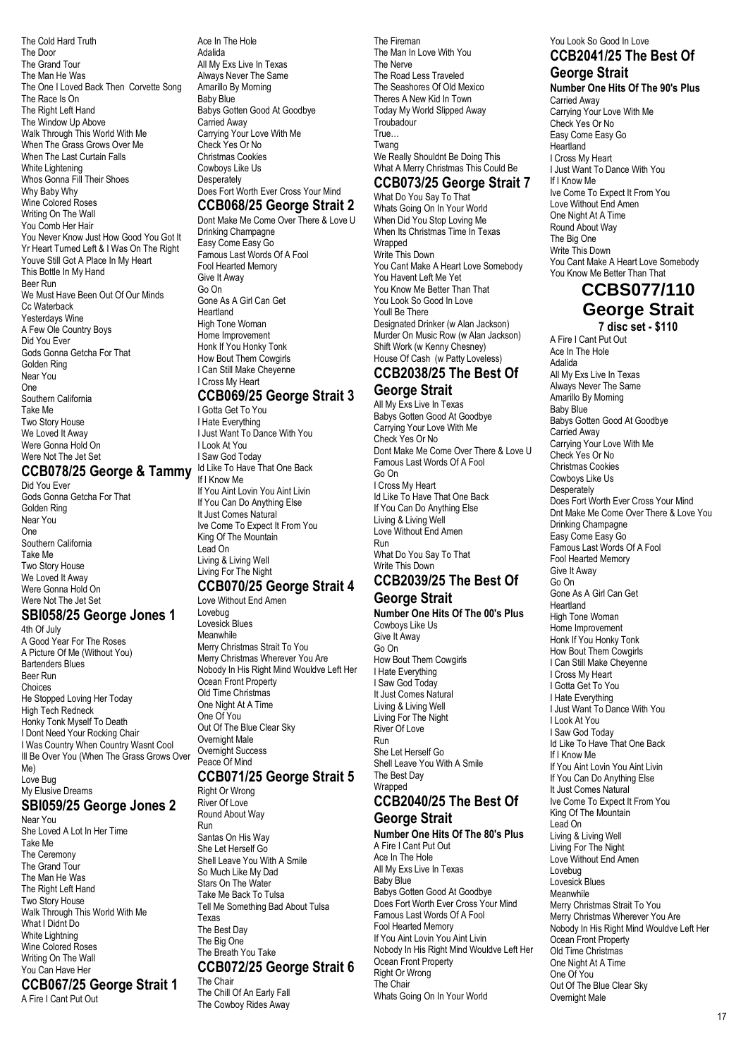The Cold Hard Truth
The Door
The Grand Tour
The Man He Was
The One I Loved Back Then Corvette Song
The Race Is On
The Right Left Hand
The Window Up Above
Walk Through This World With Me
When The Grass Grows Over Me
When The Last Curtain Falls
White Lightening
Whos Gonna Fill Their Shoes
Why Baby Why
Wine Colored Roses
Writing On The Wall
You Comb Her Hair
You Never Know Just How Good You Got It
Yr Heart Turned Left & I Was On The Right
Youve Still Got A Place In My Heart
This Bottle In My Hand
Beer Run
We Must Have Been Out Of Our Minds
Cc Waterback
Yesterdays Wine
A Few Ole Country Boys
Did You Ever
Gods Gonna Getcha For That
Golden Ring
Near You
One
Southern California
Take Me
Two Story House
We Loved It Away
Were Gonna Hold On
Were Not The Jet Set

## CCB078/25 George & Tammy

Did You Ever
Gods Gonna Getcha For That
Golden Ring
Near You
One
Southern California
Take Me
Two Story House
We Loved It Away
Were Gonna Hold On
Were Not The Jet Set

## SBI058/25 George Jones 1

4th Of July
A Good Year For The Roses
A Picture Of Me (Without You)
Bartenders Blues
Beer Run
Choices
He Stopped Loving Her Today
High Tech Redneck
Honky Tonk Myself To Death
I Dont Need Your Rocking Chair
I Was Country When Country Wasnt Cool
Ill Be Over You (When The Grass Grows Over Me)
Love Bug
My Elusive Dreams

## SBI059/25 George Jones 2

Near You
She Loved A Lot In Her Time
Take Me
The Ceremony
The Grand Tour
The Man He Was
The Right Left Hand
Two Story House
Walk Through This World With Me
What I Didnt Do
White Lightning
Wine Colored Roses
Writing On The Wall
You Can Have Her

## CCB067/25 George Strait 1

A Fire I Cant Put Out
Ace In The Hole
Adalida
All My Exs Live In Texas
Always Never The Same
Amarillo By Morning
Baby Blue
Babys Gotten Good At Goodbye
Carried Away
Carrying Your Love With Me
Check Yes Or No
Christmas Cookies
Cowboys Like Us
Desperately
Does Fort Worth Ever Cross Your Mind

## CCB068/25 George Strait 2

Dont Make Me Come Over There & Love U
Drinking Champagne
Easy Come Easy Go
Famous Last Words Of A Fool
Fool Hearted Memory
Give It Away
Go On
Gone As A Girl Can Get
Heartland
High Tone Woman
Home Improvement
Honk If You Honky Tonk
How Bout Them Cowgirls
I Can Still Make Cheyenne
I Cross My Heart

## CCB069/25 George Strait 3

I Gotta Get To You
I Hate Everything
I Just Want To Dance With You
I Look At You
I Saw God Today
Id Like To Have That One Back
If I Know Me
If You Aint Lovin You Aint Livin
If You Can Do Anything Else
It Just Comes Natural
Ive Come To Expect It From You
King Of The Mountain
Lead On
Living & Living Well
Living For The Night

## CCB070/25 George Strait 4

Love Without End Amen
Lovebug
Lovesick Blues
Meanwhile
Merry Christmas Strait To You
Merry Christmas Wherever You Are
Nobody In His Right Mind Wouldve Left Her
Ocean Front Property
Old Time Christmas
One Night At A Time
One Of You
Out Of The Blue Clear Sky
Overnight Male
Overnight Success
Peace Of Mind

## CCB071/25 George Strait 5

Right Or Wrong
River Of Love
Round About Way
Run
Santas On His Way
She Let Herself Go
Shell Leave You With A Smile
So Much Like My Dad
Stars On The Water
Take Me Back To Tulsa
Tell Me Something Bad About Tulsa
Texas
The Best Day
The Big One
The Breath You Take

## CCB072/25 George Strait 6

The Chair
The Chill Of An Early Fall
The Cowboy Rides Away
The Fireman
The Man In Love With You
The Nerve
The Road Less Traveled
The Seashores Of Old Mexico
Theres A New Kid In Town
Today My World Slipped Away
Troubadour
True…
Twang
We Really Shouldnt Be Doing This
What A Merry Christmas This Could Be

## CCB073/25 George Strait 7

What Do You Say To That
Whats Going On In Your World
When Did You Stop Loving Me
When Its Christmas Time In Texas
Wrapped
Write This Down
You Cant Make A Heart Love Somebody
You Havent Left Me Yet
You Know Me Better Than That
You Look So Good In Love
Youll Be There
Designated Drinker (w Alan Jackson)
Murder On Music Row (w Alan Jackson)
Shift Work (w Kenny Chesney)
House Of Cash (w Patty Loveless)

## CCB2038/25 The Best Of George Strait

All My Exs Live In Texas
Babys Gotten Good At Goodbye
Carrying Your Love With Me
Check Yes Or No
Dont Make Me Come Over There & Love U
Famous Last Words Of A Fool
Go On
I Cross My Heart
Id Like To Have That One Back
If You Can Do Anything Else
Living & Living Well
Love Without End Amen
Run
What Do You Say To That
Write This Down

## CCB2039/25 The Best Of George Strait

**Number One Hits Of The 00's Plus**

Cowboys Like Us
Give It Away
Go On
How Bout Them Cowgirls
I Hate Everything
I Saw God Today
It Just Comes Natural
Living & Living Well
Living For The Night
River Of Love
Run
She Let Herself Go
Shell Leave You With A Smile
The Best Day
Wrapped

## CCB2040/25 The Best Of George Strait

**Number One Hits Of The 80's Plus**

A Fire I Cant Put Out
Ace In The Hole
All My Exs Live In Texas
Baby Blue
Babys Gotten Good At Goodbye
Does Fort Worth Ever Cross Your Mind
Famous Last Words Of A Fool
Fool Hearted Memory
If You Aint Lovin You Aint Livin
Nobody In His Right Mind Wouldve Left Her
Ocean Front Property
Right Or Wrong
The Chair
Whats Going On In Your World
You Look So Good In Love

## CCB2041/25 The Best Of George Strait

**Number One Hits Of The 90's Plus**

Carried Away
Carrying Your Love With Me
Check Yes Or No
Easy Come Easy Go
Heartland
I Cross My Heart
I Just Want To Dance With You
If I Know Me
Ive Come To Expect It From You
Love Without End Amen
One Night At A Time
Round About Way
The Big One
Write This Down
You Cant Make A Heart Love Somebody
You Know Me Better Than That

# CCBS077/110 George Strait

**7 disc set - $110**

A Fire I Cant Put Out
Ace In The Hole
Adalida
All My Exs Live In Texas
Always Never The Same
Amarillo By Morning
Baby Blue
Babys Gotten Good At Goodbye
Carried Away
Carrying Your Love With Me
Check Yes Or No
Christmas Cookies
Cowboys Like Us
Desperately
Does Fort Worth Ever Cross Your Mind
Dnt Make Me Come Over There & Love You
Drinking Champagne
Easy Come Easy Go
Famous Last Words Of A Fool
Fool Hearted Memory
Give It Away
Go On
Gone As A Girl Can Get
Heartland
High Tone Woman
Home Improvement
Honk If You Honky Tonk
How Bout Them Cowgirls
I Can Still Make Cheyenne
I Cross My Heart
I Gotta Get To You
I Hate Everything
I Just Want To Dance With You
I Look At You
I Saw God Today
Id Like To Have That One Back
If I Know Me
If You Aint Lovin You Aint Livin
If You Can Do Anything Else
It Just Comes Natural
Ive Come To Expect It From You
King Of The Mountain
Lead On
Living & Living Well
Living For The Night
Love Without End Amen
Lovebug
Lovesick Blues
Meanwhile
Merry Christmas Strait To You
Merry Christmas Wherever You Are
Nobody In His Right Mind Wouldve Left Her
Ocean Front Property
Old Time Christmas
One Night At A Time
One Of You
Out Of The Blue Clear Sky
Overnight Male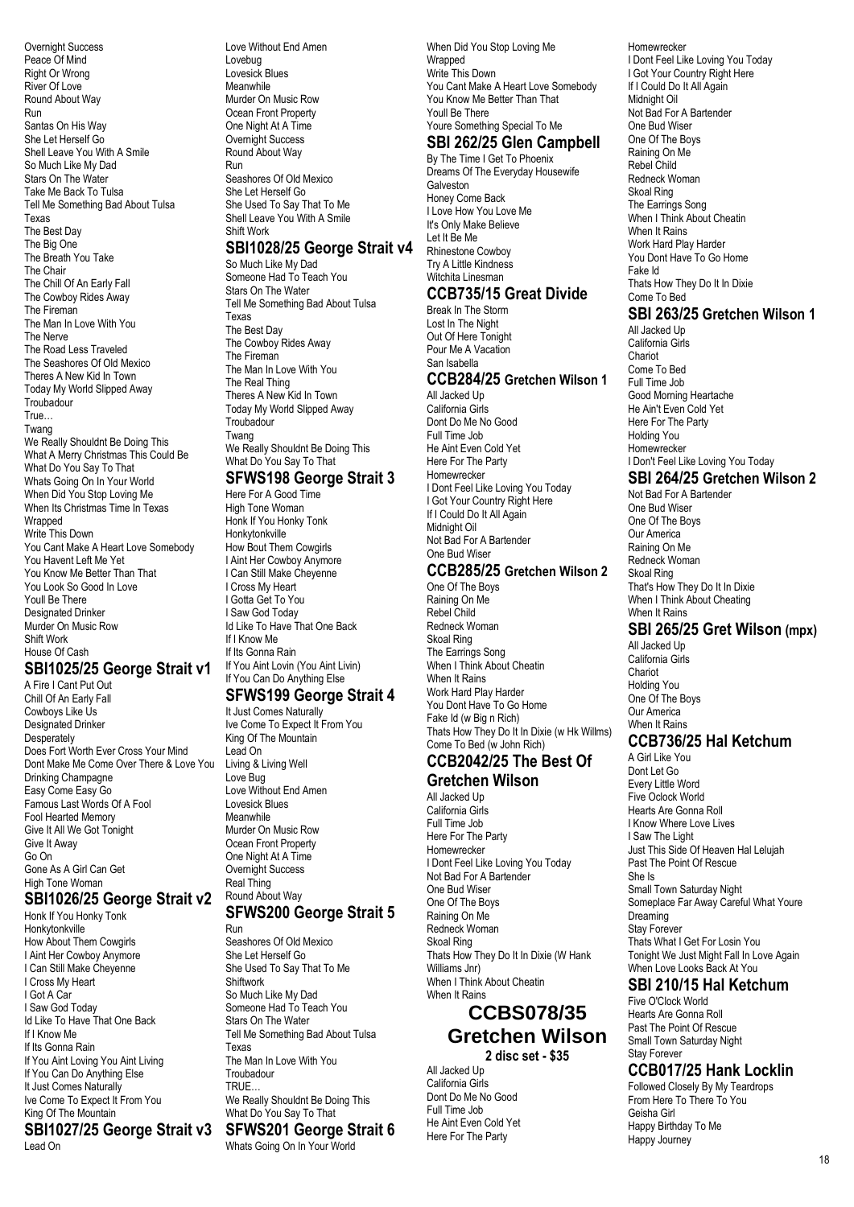Overnight Success
Peace Of Mind
Right Or Wrong
River Of Love
Round About Way
Run
Santas On His Way
She Let Herself Go
Shell Leave You With A Smile
So Much Like My Dad
Stars On The Water
Take Me Back To Tulsa
Tell Me Something Bad About Tulsa
Texas
The Best Day
The Big One
The Breath You Take
The Chair
The Chill Of An Early Fall
The Cowboy Rides Away
The Fireman
The Man In Love With You
The Nerve
The Road Less Traveled
The Seashores Of Old Mexico
Theres A New Kid In Town
Today My World Slipped Away
Troubadour
True…
Twang
We Really Shouldnt Be Doing This
What A Merry Christmas This Could Be
What Do You Say To That
Whats Going On In Your World
When Did You Stop Loving Me
When Its Christmas Time In Texas
Wrapped
Write This Down
You Cant Make A Heart Love Somebody
You Havent Left Me Yet
You Know Me Better Than That
You Look So Good In Love
Youll Be There
Designated Drinker
Murder On Music Row
Shift Work
House Of Cash

## SBI1025/25 George Strait v1

A Fire I Cant Put Out
Chill Of An Early Fall
Cowboys Like Us
Designated Drinker
Desperately
Does Fort Worth Ever Cross Your Mind
Dont Make Me Come Over There & Love You
Drinking Champagne
Easy Come Easy Go
Famous Last Words Of A Fool
Fool Hearted Memory
Give It All We Got Tonight
Give It Away
Go On
Gone As A Girl Can Get
High Tone Woman

## SBI1026/25 George Strait v2

Honk If You Honky Tonk
Honkytonkville
How About Them Cowgirls
I Aint Her Cowboy Anymore
I Can Still Make Cheyenne
I Cross My Heart
I Got A Car
I Saw God Today
Id Like To Have That One Back
If I Know Me
If Its Gonna Rain
If You Aint Loving You Aint Living
If You Can Do Anything Else
It Just Comes Naturally
Ive Come To Expect It From You
King Of The Mountain

## SBI1027/25 George Strait v3

Lead On
Love Without End Amen
Lovebug
Lovesick Blues
Meanwhile
Murder On Music Row
Ocean Front Property
One Night At A Time
Overnight Success
Round About Way
Run
Seashores Of Old Mexico
She Let Herself Go
She Used To Say That To Me
Shell Leave You With A Smile
Shift Work

## SBI1028/25 George Strait v4

So Much Like My Dad
Someone Had To Teach You
Stars On The Water
Tell Me Something Bad About Tulsa
Texas
The Best Day
The Cowboy Rides Away
The Fireman
The Man In Love With You
The Real Thing
Theres A New Kid In Town
Today My World Slipped Away
Troubadour
Twang
We Really Shouldnt Be Doing This
What Do You Say To That

## SFWS198 George Strait 3

Here For A Good Time
High Tone Woman
Honk If You Honky Tonk
Honkytonkville
How Bout Them Cowgirls
I Aint Her Cowboy Anymore
I Can Still Make Cheyenne
I Cross My Heart
I Gotta Get To You
I Saw God Today
Id Like To Have That One Back
If I Know Me
If Its Gonna Rain
If You Aint Lovin (You Aint Livin)
If You Can Do Anything Else

## SFWS199 George Strait 4

It Just Comes Naturally
Ive Come To Expect It From You
King Of The Mountain
Lead On
Living & Living Well
Love Bug
Love Without End Amen
Lovesick Blues
Meanwhile
Murder On Music Row
Ocean Front Property
One Night At A Time
Overnight Success
Real Thing
Round About Way

## SFWS200 George Strait 5

Run
Seashores Of Old Mexico
She Let Herself Go
She Used To Say That To Me
Shiftwork
So Much Like My Dad
Someone Had To Teach You
Stars On The Water
Tell Me Something Bad About Tulsa
Texas
The Man In Love With You
Troubadour
TRUE…
We Really Shouldnt Be Doing This
What Do You Say To That

## SFWS201 George Strait 6

Whats Going On In Your World
When Did You Stop Loving Me
Wrapped
Write This Down
You Cant Make A Heart Love Somebody
You Know Me Better Than That
Youll Be There
Youre Something Special To Me

## SBI 262/25 Glen Campbell

By The Time I Get To Phoenix
Dreams Of The Everyday Housewife
Galveston
Honey Come Back
I Love How You Love Me
It's Only Make Believe
Let It Be Me
Rhinestone Cowboy
Try A Little Kindness
Witchita Linesman

## CCB735/15 Great Divide

Break In The Storm
Lost In The Night
Out Of Here Tonight
Pour Me A Vacation
San Isabella

## CCB284/25 Gretchen Wilson 1

All Jacked Up
California Girls
Dont Do Me No Good
Full Time Job
He Aint Even Cold Yet
Here For The Party
Homewrecker
I Dont Feel Like Loving You Today
I Got Your Country Right Here
If I Could Do It All Again
Midnight Oil
Not Bad For A Bartender
One Bud Wiser

## CCB285/25 Gretchen Wilson 2

One Of The Boys
Raining On Me
Rebel Child
Redneck Woman
Skoal Ring
The Earrings Song
When I Think About Cheatin
When It Rains
Work Hard Play Harder
You Dont Have To Go Home
Fake Id (w Big n Rich)
Thats How They Do It In Dixie (w Hk Willms)
Come To Bed (w John Rich)

## CCB2042/25 The Best Of Gretchen Wilson

All Jacked Up
California Girls
Full Time Job
Here For The Party
Homewrecker
I Dont Feel Like Loving You Today
Not Bad For A Bartender
One Bud Wiser
One Of The Boys
Raining On Me
Redneck Woman
Skoal Ring
Thats How They Do It In Dixie (W Hank Williams Jnr)
When I Think About Cheatin
When It Rains

## CCBS078/35 Gretchen Wilson

**2 disc set - $35**

All Jacked Up
California Girls
Dont Do Me No Good
Full Time Job
He Aint Even Cold Yet
Here For The Party
Homewrecker
I Dont Feel Like Loving You Today
I Got Your Country Right Here
If I Could Do It All Again
Midnight Oil
Not Bad For A Bartender
One Bud Wiser
One Of The Boys
Raining On Me
Rebel Child
Redneck Woman
Skoal Ring
The Earrings Song
When I Think About Cheatin
When It Rains
Work Hard Play Harder
You Dont Have To Go Home
Fake Id
Thats How They Do It In Dixie
Come To Bed

## SBI 263/25 Gretchen Wilson 1

All Jacked Up
California Girls
Chariot
Come To Bed
Full Time Job
Good Morning Heartache
He Ain't Even Cold Yet
Here For The Party
Holding You
Homewrecker
I Don't Feel Like Loving You Today

## SBI 264/25 Gretchen Wilson 2

Not Bad For A Bartender
One Bud Wiser
One Of The Boys
Our America
Raining On Me
Redneck Woman
Skoal Ring
That's How They Do It In Dixie
When I Think About Cheating
When It Rains

## SBI 265/25 Gret Wilson (mpx)

All Jacked Up
California Girls
Chariot
Holding You
One Of The Boys
Our America
When It Rains

## CCB736/25 Hal Ketchum

A Girl Like You
Dont Let Go
Every Little Word
Five Oclock World
Hearts Are Gonna Roll
I Know Where Love Lives
I Saw The Light
Just This Side Of Heaven Hal Lelujah
Past The Point Of Rescue
She Is
Small Town Saturday Night
Someplace Far Away Careful What Youre Dreaming
Stay Forever
Thats What I Get For Losin You
Tonight We Just Might Fall In Love Again
When Love Looks Back At You

## SBI 210/15 Hal Ketchum

Five O'Clock World
Hearts Are Gonna Roll
Past The Point Of Rescue
Small Town Saturday Night
Stay Forever

## CCB017/25 Hank Locklin

Followed Closely By My Teardrops
From Here To There To You
Geisha Girl
Happy Birthday To Me
Happy Journey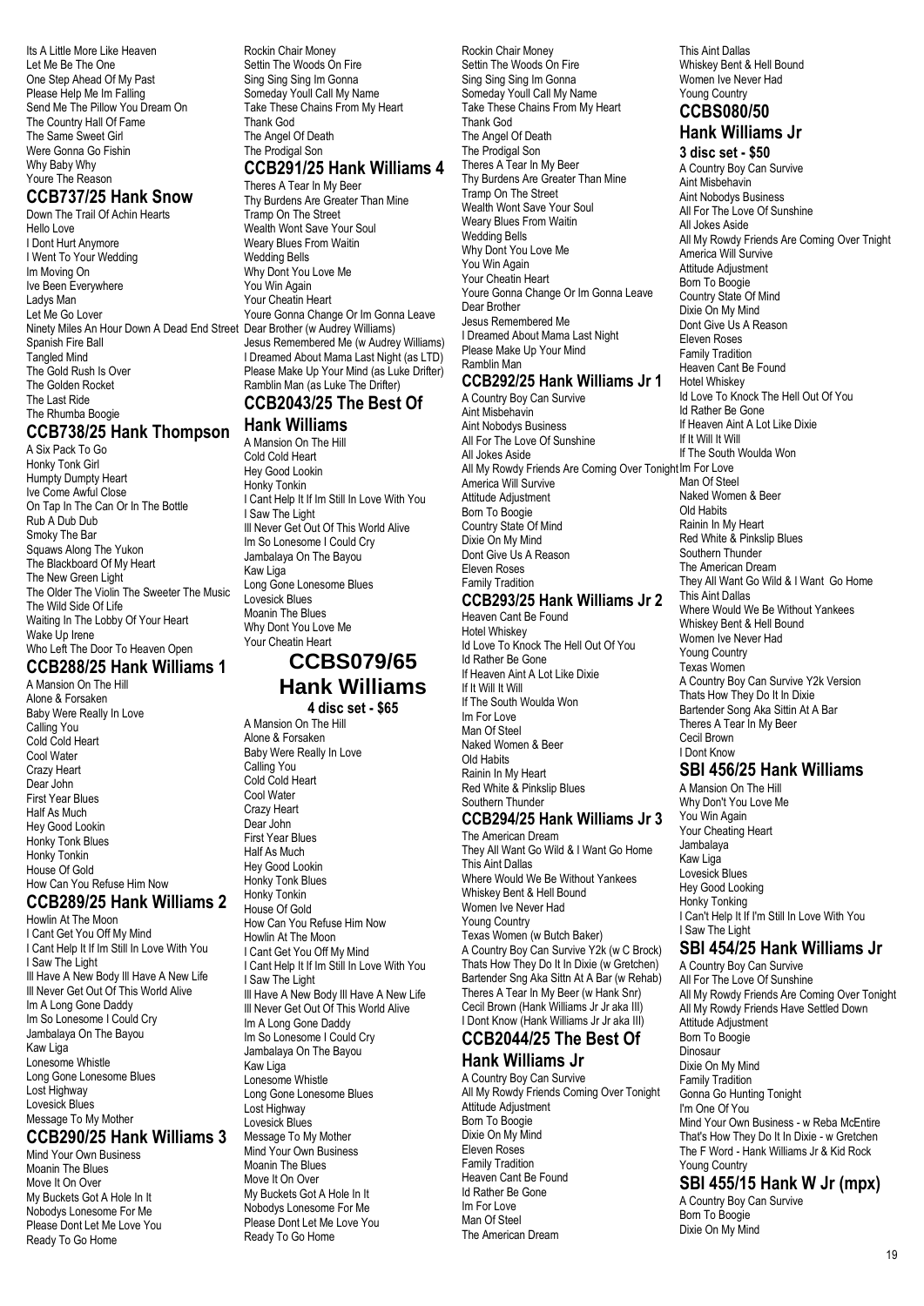Its A Little More Like Heaven
Let Me Be The One
One Step Ahead Of My Past
Please Help Me Im Falling
Send Me The Pillow You Dream On
The Country Hall Of Fame
The Same Sweet Girl
Were Gonna Go Fishin
Why Baby Why
Youre The Reason

## CCB737/25 Hank Snow

Down The Trail Of Achin Hearts
Hello Love
I Dont Hurt Anymore
I Went To Your Wedding
Im Moving On
Ive Been Everywhere
Ladys Man
Let Me Go Lover
Ninety Miles An Hour Down A Dead End Street
Spanish Fire Ball
Tangled Mind
The Gold Rush Is Over
The Golden Rocket
The Last Ride
The Rhumba Boogie

## CCB738/25 Hank Thompson

A Six Pack To Go
Honky Tonk Girl
Humpty Dumpty Heart
Ive Come Awful Close
On Tap In The Can Or In The Bottle
Rub A Dub Dub
Smoky The Bar
Squaws Along The Yukon
The Blackboard Of My Heart
The New Green Light
The Older The Violin The Sweeter The Music
The Wild Side Of Life
Waiting In The Lobby Of Your Heart
Wake Up Irene
Who Left The Door To Heaven Open

## CCB288/25 Hank Williams 1

A Mansion On The Hill
Alone & Forsaken
Baby Were Really In Love
Calling You
Cold Cold Heart
Cool Water
Crazy Heart
Dear John
First Year Blues
Half As Much
Hey Good Lookin
Honky Tonk Blues
Honky Tonkin
House Of Gold
How Can You Refuse Him Now

## CCB289/25 Hank Williams 2

Howlin At The Moon
I Cant Get You Off My Mind
I Cant Help It If Im Still In Love With You
I Saw The Light
Ill Have A New Body Ill Have A New Life
Ill Never Get Out Of This World Alive
Im A Long Gone Daddy
Im So Lonesome I Could Cry
Jambalaya On The Bayou
Kaw Liga
Lonesome Whistle
Long Gone Lonesome Blues
Lost Highway
Lovesick Blues
Message To My Mother

## CCB290/25 Hank Williams 3

Mind Your Own Business
Moanin The Blues
Move It On Over
My Buckets Got A Hole In It
Nobodys Lonesome For Me
Please Dont Let Me Love You
Ready To Go Home
Rockin Chair Money
Settin The Woods On Fire
Sing Sing Sing Im Gonna
Someday Youll Call My Name
Take These Chains From My Heart
Thank God
The Angel Of Death
The Prodigal Son

## CCB291/25 Hank Williams 4

Theres A Tear In My Beer
Thy Burdens Are Greater Than Mine
Tramp On The Street
Wealth Wont Save Your Soul
Weary Blues From Waitin
Wedding Bells
Why Dont You Love Me
You Win Again
Your Cheatin Heart
Youre Gonna Change Or Im Gonna Leave
Dear Brother (w Audrey Williams)
Jesus Remembered Me (w Audrey Williams)
I Dreamed About Mama Last Night (as LTD)
Please Make Up Your Mind (as Luke Drifter)
Ramblin Man (as Luke The Drifter)

## CCB2043/25 The Best Of Hank Williams

A Mansion On The Hill
Cold Cold Heart
Hey Good Lookin
Honky Tonkin
I Cant Help It If Im Still In Love With You
I Saw The Light
Ill Never Get Out Of This World Alive
Im So Lonesome I Could Cry
Jambalaya On The Bayou
Kaw Liga
Long Gone Lonesome Blues
Lovesick Blues
Moanin The Blues
Why Dont You Love Me
Your Cheatin Heart

## CCBS079/65 Hank Williams

**4 disc set - $65**

A Mansion On The Hill
Alone & Forsaken
Baby Were Really In Love
Calling You
Cold Cold Heart
Cool Water
Crazy Heart
Dear John
First Year Blues
Half As Much
Hey Good Lookin
Honky Tonk Blues
Honky Tonkin
House Of Gold
How Can You Refuse Him Now
Howlin At The Moon
I Cant Get You Off My Mind
I Cant Help It If Im Still In Love With You
I Saw The Light
Ill Have A New Body Ill Have A New Life
Ill Never Get Out Of This World Alive
Im A Long Gone Daddy
Im So Lonesome I Could Cry
Jambalaya On The Bayou
Kaw Liga
Lonesome Whistle
Long Gone Lonesome Blues
Lost Highway
Lovesick Blues
Message To My Mother
Mind Your Own Business
Moanin The Blues
Move It On Over
My Buckets Got A Hole In It
Nobodys Lonesome For Me
Please Dont Let Me Love You
Ready To Go Home
Rockin Chair Money
Settin The Woods On Fire
Sing Sing Sing Im Gonna
Someday Youll Call My Name
Take These Chains From My Heart
Thank God
The Angel Of Death
The Prodigal Son
Theres A Tear In My Beer
Thy Burdens Are Greater Than Mine
Tramp On The Street
Wealth Wont Save Your Soul
Weary Blues From Waitin
Wedding Bells
Why Dont You Love Me
You Win Again
Your Cheatin Heart
Youre Gonna Change Or Im Gonna Leave
Dear Brother
Jesus Remembered Me
I Dreamed About Mama Last Night
Please Make Up Your Mind
Ramblin Man

## CCB292/25 Hank Williams Jr 1

A Country Boy Can Survive
Aint Misbehavin
Aint Nobodys Business
All For The Love Of Sunshine
All Jokes Aside
All My Rowdy Friends Are Coming Over Tonight
America Will Survive
Attitude Adjustment
Born To Boogie
Country State Of Mind
Dixie On My Mind
Dont Give Us A Reason
Eleven Roses
Family Tradition

## CCB293/25 Hank Williams Jr 2

Heaven Cant Be Found
Hotel Whiskey
Id Love To Knock The Hell Out Of You
Id Rather Be Gone
If Heaven Aint A Lot Like Dixie
If It Will It Will
If The South Woulda Won
Im For Love
Man Of Steel
Naked Women & Beer
Old Habits
Rainin In My Heart
Red White & Pinkslip Blues
Southern Thunder

## CCB294/25 Hank Williams Jr 3

The American Dream
They All Want Go Wild & I Want Go Home
This Aint Dallas
Where Would We Be Without Yankees
Whiskey Bent & Hell Bound
Women Ive Never Had
Young Country
Texas Women (w Butch Baker)
A Country Boy Can Survive Y2k (w C Brock)
Thats How They Do It In Dixie (w Gretchen)
Bartender Sng Aka Sittn At A Bar (w Rehab)
Theres A Tear In My Beer (w Hank Snr)
Cecil Brown (Hank Williams Jr aka III)
I Dont Know (Hank Williams Jr aka III)

## CCB2044/25 The Best Of Hank Williams Jr

A Country Boy Can Survive
All My Rowdy Friends Coming Over Tonight
Attitude Adjustment
Born To Boogie
Dixie On My Mind
Eleven Roses
Family Tradition
Heaven Cant Be Found
Id Rather Be Gone
Im For Love
Man Of Steel
The American Dream
This Aint Dallas
Whiskey Bent & Hell Bound
Women Ive Never Had
Young Country

## CCBS080/50 Hank Williams Jr

**3 disc set - $50**

A Country Boy Can Survive
Aint Misbehavin
Aint Nobodys Business
All For The Love Of Sunshine
All Jokes Aside
All My Rowdy Friends Are Coming Over Tnight
America Will Survive
Attitude Adjustment
Born To Boogie
Country State Of Mind
Dixie On My Mind
Dont Give Us A Reason
Eleven Roses
Family Tradition
Heaven Cant Be Found
Hotel Whiskey
Id Love To Knock The Hell Out Of You
Id Rather Be Gone
If Heaven Aint A Lot Like Dixie
If It Will It Will
If The South Woulda Won
Im For Love
Man Of Steel
Naked Women & Beer
Old Habits
Rainin In My Heart
Red White & Pinkslip Blues
Southern Thunder
The American Dream
They All Want Go Wild & I Want Go Home
This Aint Dallas
Where Would We Be Without Yankees
Whiskey Bent & Hell Bound
Women Ive Never Had
Young Country
Texas Women
A Country Boy Can Survive Y2k Version
Thats How They Do It In Dixie
Bartender Song Aka Sittin At A Bar
Theres A Tear In My Beer
Cecil Brown
I Dont Know

## SBI 456/25 Hank Williams

A Mansion On The Hill
Why Don't You Love Me
You Win Again
Your Cheating Heart
Jambalaya
Kaw Liga
Lovesick Blues
Hey Good Looking
Honky Tonking
I Can't Help It If I'm Still In Love With You
I Saw The Light

## SBI 454/25 Hank Williams Jr

A Country Boy Can Survive
All For The Love Of Sunshine
All My Rowdy Friends Are Coming Over Tonight
All My Rowdy Friends Have Settled Down
Attitude Adjustment
Born To Boogie
Dinosaur
Dixie On My Mind
Family Tradition
Gonna Go Hunting Tonight
I'm One Of You
Mind Your Own Business - w Reba McEntire
That's How They Do It In Dixie - w Gretchen
The F Word - Hank Williams Jr & Kid Rock
Young Country

## SBI 455/15 Hank W Jr (mpx)

A Country Boy Can Survive
Born To Boogie
Dixie On My Mind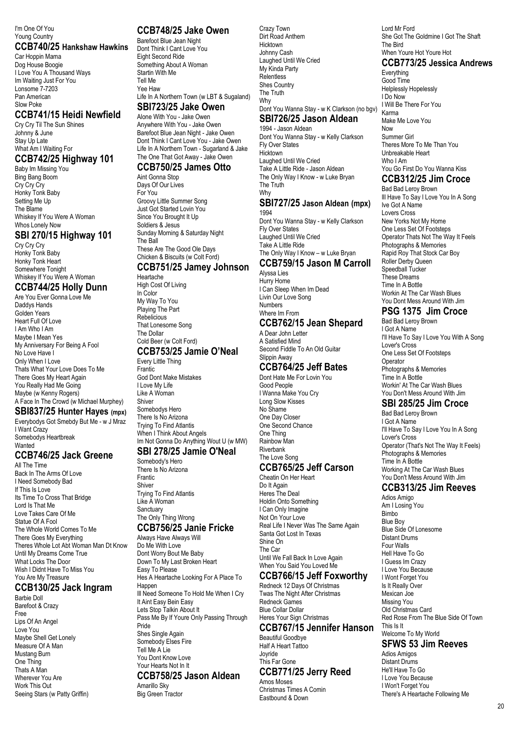I'm One Of You
Young Country

## CCB740/25 Hankshaw Hawkins

Car Hoppin Mama
Dog House Boogie
I Love You A Thousand Ways
Im Waiting Just For You
Lonsome 7-7203
Pan American
Slow Poke

## CCB741/15 Heidi Newfield

Cry Cry Til The Sun Shines
Johnny & June
Stay Up Late
What Am I Waiting For

## CCB742/25 Highway 101

Baby Im Missing You
Bing Bang Boom
Cry Cry Cry
Honky Tonk Baby
Setting Me Up
The Blame
Whiskey If You Were A Woman
Whos Lonely Now

## SBI 270/15 Highway 101

Cry Cry Cry
Honky Tonk Baby
Honky Tonk Heart
Somewhere Tonight
Whiskey If You Were A Woman

## CCB744/25 Holly Dunn

Are You Ever Gonna Love Me
Daddys Hands
Golden Years
Heart Full Of Love
I Am Who I Am
Maybe I Mean Yes
My Anniversary For Being A Fool
No Love Have I
Only When I Love
Thats What Your Love Does To Me
There Goes My Heart Again
You Really Had Me Going
Maybe (w Kenny Rogers)
A Face In The Crowd (w Michael Murphey)

## SBI837/25 Hunter Hayes (mpx)

Everybodys Got Smebdy But Me - w J Mraz
I Want Crazy
Somebodys Heartbreak
Wanted

## CCB746/25 Jack Greene

All The Time
Back In The Arms Of Love
I Need Somebody Bad
If This Is Love
Its Time To Cross That Bridge
Lord Is That Me
Love Takes Care Of Me
Statue Of A Fool
The Whole World Comes To Me
There Goes My Everything
Theres Whole Lot Abt Woman Man Dt Know
Until My Dreams Come True
What Locks The Door
Wish I Didnt Have To Miss You
You Are My Treasure

## CCB130/25 Jack Ingram

Barbie Doll
Barefoot & Crazy
Free
Lips Of An Angel
Love You
Maybe Shell Get Lonely
Measure Of A Man
Mustang Burn
One Thing
Thats A Man
Wherever You Are
Work This Out
Seeing Stars (w Patty Griffin)

## CCB748/25 Jake Owen

Barefoot Blue Jean Night
Dont Think I Cant Love You
Eight Second Ride
Something About A Woman
Startin With Me
Tell Me
Yee Haw
Life In A Northern Town (w LBT & Sugaland)

## SBI723/25 Jake Owen

Alone With You - Jake Owen
Anywhere With You - Jake Owen
Barefoot Blue Jean Night - Jake Owen
Dont Think I Cant Love You - Jake Owen
Life In A Northern Town - Sugarland & Jake
The One That Got Away - Jake Owen

## CCB750/25 James Otto

Aint Gonna Stop
Days Of Our Lives
For You
Groovy Little Summer Song
Just Got Started Lovin You
Since You Brought It Up
Soldiers & Jesus
Sunday Morning & Saturday Night
The Ball
These Are The Good Ole Days
Chicken & Biscuits (w Colt Ford)

## CCB751/25 Jamey Johnson

Heartache
High Cost Of Living
In Color
My Way To You
Playing The Part
Rebelicious
That Lonesome Song
The Dollar
Cold Beer (w Colt Ford)

## CCB753/25 Jamie O'Neal

Every Little Thing
Frantic
God Dont Make Mistakes
I Love My Life
Like A Woman
Shiver
Somebodys Hero
There Is No Arizona
Trying To Find Atlantis
When I Think About Angels
Im Not Gonna Do Anything Wout U (w MW)

## SBI 278/25 Jamie O'Neal

Somebody's Hero
There Is No Arizona
Frantic
Shiver
Trying To Find Atlantis
Like A Woman
Sanctuary
The Only Thing Wrong

## CCB756/25 Janie Fricke

Always Have Always Will
Do Me With Love
Dont Worry Bout Me Baby
Down To My Last Broken Heart
Easy To Please
Hes A Heartache Looking For A Place To Happen
Ill Need Someone To Hold Me When I Cry
It Aint Easy Bein Easy
Lets Stop Talkin About It
Pass Me By If Youre Only Passing Through
Pride
Shes Single Again
Somebody Elses Fire
Tell Me A Lie
You Dont Know Love
Your Hearts Not In It

## CCB758/25 Jason Aldean

Amarillo Sky
Big Green Tractor
Crazy Town
Dirt Road Anthem
Hicktown
Johnny Cash
Laughed Until We Cried
My Kinda Party
Relentless
Shes Country
The Truth
Why
Dont You Wanna Stay - w K Clarkson (no bgv)

## SBI726/25 Jason Aldean

1994 - Jason Aldean
Dont You Wanna Stay - w Kelly Clarkson
Fly Over States
Hicktown
Laughed Until We Cried
Take A Little Ride - Jason Aldean
The Only Way I Know - w Luke Bryan
The Truth
Why

## SBI727/25 Jason Aldean (mpx)

1994
Dont You Wanna Stay - w Kelly Clarkson
Fly Over States
Laughed Until We Cried
Take A Little Ride
The Only Way I Know – w Luke Bryan

## CCB759/15 Jason M Carroll

Alyssa Lies
Hurry Home
I Can Sleep When Im Dead
Livin Our Love Song
Numbers
Where Im From

## CCB762/15 Jean Shepard

A Dear John Letter
A Satisfied Mind
Second Fiddle To An Old Guitar
Slippin Away

## CCB764/25 Jeff Bates

Dont Hate Me For Lovin You
Good People
I Wanna Make You Cry
Long Slow Kisses
No Shame
One Day Closer
One Second Chance
One Thing
Rainbow Man
Riverbank
The Love Song

## CCB765/25 Jeff Carson

Cheatin On Her Heart
Do It Again
Heres The Deal
Holdin Onto Something
I Can Only Imagine
Not On Your Love
Real Life I Never Was The Same Again
Santa Got Lost In Texas
Shine On
The Car
Until We Fall Back In Love Again
When You Said You Loved Me

## CCB766/15 Jeff Foxworthy

Redneck 12 Days Of Christmas
Twas The Night After Christmas
Redneck Games
Blue Collar Dollar
Heres Your Sign Christmas

## CCB767/15 Jennifer Hanson

Beautiful Goodbye
Half A Heart Tattoo
Joyride
This Far Gone

## CCB771/25 Jerry Reed

Amos Moses
Christmas Times A Comin
Eastbound & Down
Lord Mr Ford
She Got The Goldmine I Got The Shaft
The Bird
When Youre Hot Youre Hot

## CCB773/25 Jessica Andrews

Everything
Good Time
Helplessly Hopelessly
I Do Now
I Will Be There For You
Karma
Make Me Love You
Now
Summer Girl
Theres More To Me Than You
Unbreakable Heart
Who I Am
You Go First Do You Wanna Kiss

## CCB312/25 Jim Croce

Bad Bad Leroy Brown
Ill Have To Say I Love You In A Song
Ive Got A Name
Lovers Cross
New Yorks Not My Home
One Less Set Of Footsteps
Operator Thats Not The Way It Feels
Photographs & Memories
Rapid Roy That Stock Car Boy
Roller Derby Queen
Speedball Tucker
These Dreams
Time In A Bottle
Workin At The Car Wash Blues
You Dont Mess Around With Jim

## PSG 1375 Jim Croce

Bad Bad Leroy Brown
I Got A Name
I'll Have To Say I Love You With A Song
Lover's Cross
One Less Set Of Footsteps
Operator
Photographs & Memories
Time In A Bottle
Workin' At The Car Wash Blues
You Don't Mess Around With Jim

## SBI 285/25 Jim Croce

Bad Bad Leroy Brown
I Got A Name
I'll Have To Say I Love You In A Song
Lover's Cross
Operator (That's Not The Way It Feels)
Photographs & Memories
Time In A Bottle
Working At The Car Wash Blues
You Don't Mess Around With Jim

## CCB313/25 Jim Reeves

Adios Amigo
Am I Losing You
Bimbo
Blue Boy
Blue Side Of Lonesome
Distant Drums
Four Walls
Hell Have To Go
I Guess Im Crazy
I Love You Because
I Wont Forget You
Is It Really Over
Mexican Joe
Missing You
Old Christmas Card
Red Rose From The Blue Side Of Town
This Is It
Welcome To My World

## SFWS 53 Jim Reeves

Adios Amigos
Distant Drums
He'll Have To Go
I Love You Because
I Won't Forget You
There's A Heartache Following Me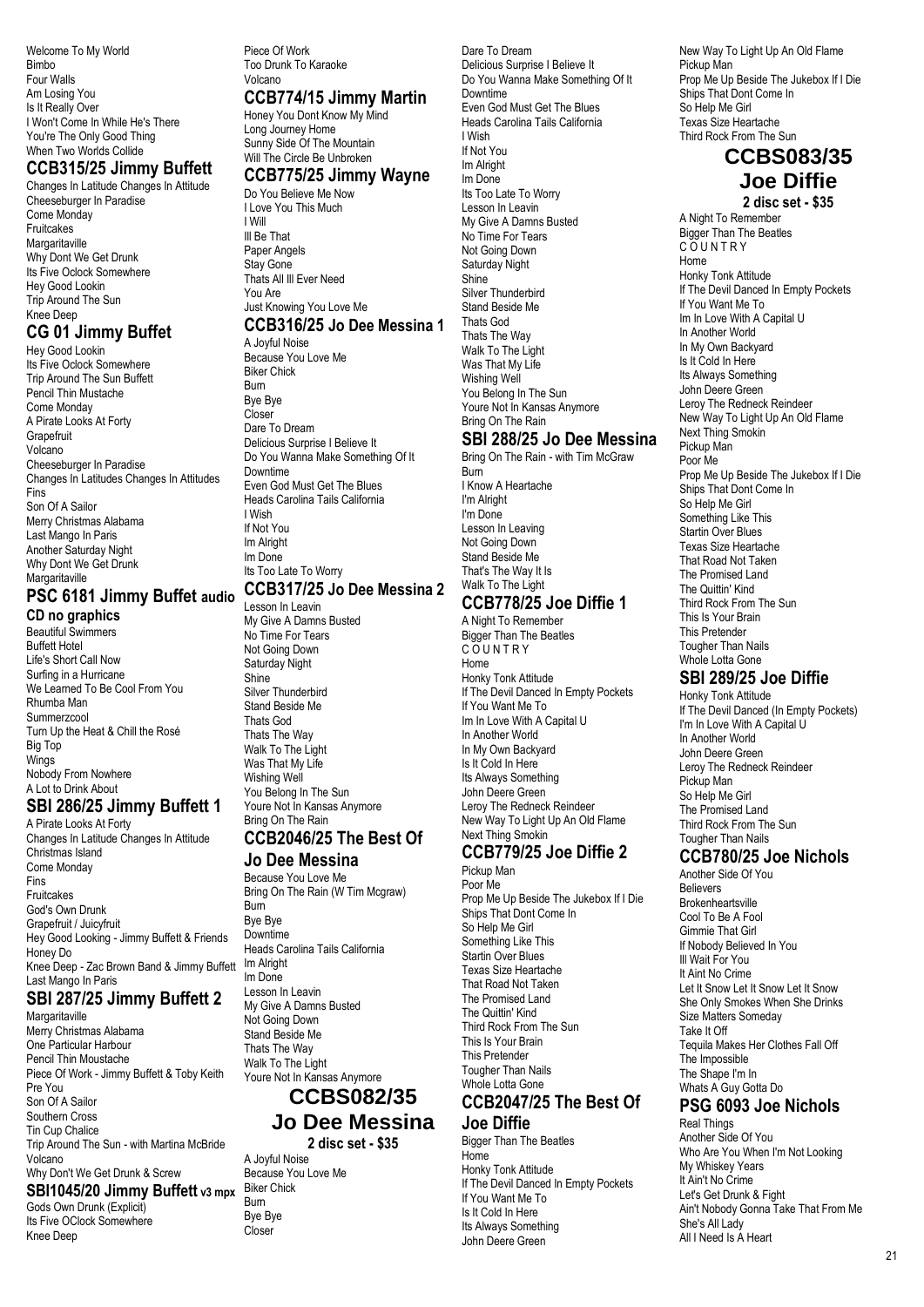Welcome To My World
Bimbo
Four Walls
Am Losing You
Is It Really Over
I Won't Come In While He's There
You're The Only Good Thing
When Two Worlds Collide

## CCB315/25 Jimmy Buffett

Changes In Latitude Changes In Attitude
Cheeseburger In Paradise
Come Monday
Fruitcakes
Margaritaville
Why Dont We Get Drunk
Its Five Oclock Somewhere
Hey Good Lookin
Trip Around The Sun
Knee Deep

## CG 01 Jimmy Buffet

Hey Good Lookin
Its Five Oclock Somewhere
Trip Around The Sun Buffett
Pencil Thin Mustache
Come Monday
A Pirate Looks At Forty
Grapefruit
Volcano
Cheeseburger In Paradise
Changes In Latitudes Changes In Attitudes
Fins
Son Of A Sailor
Merry Christmas Alabama
Last Mango In Paris
Another Saturday Night
Why Dont We Get Drunk
Margaritaville

## PSC 6181 Jimmy Buffet audio CD no graphics

Beautiful Swimmers
Buffett Hotel
Life's Short Call Now
Surfing in a Hurricane
We Learned To Be Cool From You
Rhumba Man
Summerzcool
Turn Up the Heat & Chill the Rosé
Big Top
Wings
Nobody From Nowhere
A Lot to Drink About

## SBI 286/25 Jimmy Buffett 1

A Pirate Looks At Forty
Changes In Latitude Changes In Attitude
Christmas Island
Come Monday
Fins
Fruitcakes
God's Own Drunk
Grapefruit / Juicyfruit
Hey Good Looking - Jimmy Buffett & Friends
Honey Do
Knee Deep - Zac Brown Band & Jimmy Buffett
Last Mango In Paris

## SBI 287/25 Jimmy Buffett 2

Margaritaville
Merry Christmas Alabama
One Particular Harbour
Pencil Thin Moustache
Piece Of Work - Jimmy Buffett & Toby Keith
Pre You
Son Of A Sailor
Southern Cross
Tin Cup Chalice
Trip Around The Sun - with Martina McBride
Volcano
Why Don't We Get Drunk & Screw

## SBI1045/20 Jimmy Buffett v3 mpx

Gods Own Drunk (Explicit)
Its Five OClock Somewhere
Knee Deep
Piece Of Work
Too Drunk To Karaoke
Volcano

## CCB774/15 Jimmy Martin

Honey You Dont Know My Mind
Long Journey Home
Sunny Side Of The Mountain
Will The Circle Be Unbroken

## CCB775/25 Jimmy Wayne

Do You Believe Me Now
I Love You This Much
I Will
Ill Be That
Paper Angels
Stay Gone
Thats All Ill Ever Need
You Are
Just Knowing You Love Me

## CCB316/25 Jo Dee Messina 1

A Joyful Noise
Because You Love Me
Biker Chick
Burn
Bye Bye
Closer
Dare To Dream
Delicious Surprise I Believe It
Do You Wanna Make Something Of It
Downtime
Even God Must Get The Blues
Heads Carolina Tails California
I Wish
If Not You
Im Alright
Im Done
Its Too Late To Worry

## CCB317/25 Jo Dee Messina 2

Lesson In Leavin
My Give A Damns Busted
No Time For Tears
Not Going Down
Saturday Night
Shine
Silver Thunderbird
Stand Beside Me
Thats God
Thats The Way
Walk To The Light
Was That My Life
Wishing Well
You Belong In The Sun
Youre Not In Kansas Anymore
Bring On The Rain

## CCB2046/25 The Best Of Jo Dee Messina

Because You Love Me
Bring On The Rain (W Tim Mcgraw)
Burn
Bye Bye
Downtime
Heads Carolina Tails California
Im Alright
Im Done
Lesson In Leavin
My Give A Damns Busted
Not Going Down
Stand Beside Me
Thats The Way
Walk To The Light
Youre Not In Kansas Anymore

## CCBS082/35 Jo Dee Messina

**2 disc set - $35**

A Joyful Noise
Because You Love Me
Biker Chick
Burn
Bye Bye
Closer
Dare To Dream
Delicious Surprise I Believe It
Do You Wanna Make Something Of It
Downtime
Even God Must Get The Blues
Heads Carolina Tails California
I Wish
If Not You
Im Alright
Im Done
Its Too Late To Worry
Lesson In Leavin
My Give A Damns Busted
No Time For Tears
Not Going Down
Saturday Night
Shine
Silver Thunderbird
Stand Beside Me
Thats God
Thats The Way
Walk To The Light
Was That My Life
Wishing Well
You Belong In The Sun
Youre Not In Kansas Anymore
Bring On The Rain

## SBI 288/25 Jo Dee Messina

Bring On The Rain - with Tim McGraw
Burn
I Know A Heartache
I'm Alright
I'm Done
Lesson In Leaving
Not Going Down
Stand Beside Me
That's The Way It Is
Walk To The Light

## CCB778/25 Joe Diffie 1

A Night To Remember
Bigger Than The Beatles
C O U N T R Y
Home
Honky Tonk Attitude
If The Devil Danced In Empty Pockets
If You Want Me To
Im In Love With A Capital U
In Another World
In My Own Backyard
Is It Cold In Here
Its Always Something
John Deere Green
Leroy The Redneck Reindeer
New Way To Light Up An Old Flame
Next Thing Smokin

## CCB779/25 Joe Diffie 2

Pickup Man
Poor Me
Prop Me Up Beside The Jukebox If I Die
Ships That Dont Come In
So Help Me Girl
Something Like This
Startin Over Blues
Texas Size Heartache
That Road Not Taken
The Promised Land
The Quittin' Kind
Third Rock From The Sun
This Is Your Brain
This Pretender
Tougher Than Nails
Whole Lotta Gone

## CCB2047/25 The Best Of Joe Diffie

Bigger Than The Beatles
Home
Honky Tonk Attitude
If The Devil Danced In Empty Pockets
If You Want Me To
Is It Cold In Here
Its Always Something
John Deere Green
New Way To Light Up An Old Flame
Pickup Man
Prop Me Up Beside The Jukebox If I Die
Ships That Dont Come In
So Help Me Girl
Texas Size Heartache
Third Rock From The Sun

## CCBS083/35 Joe Diffie

**2 disc set - $35**

A Night To Remember
Bigger Than The Beatles
C O U N T R Y
Home
Honky Tonk Attitude
If The Devil Danced In Empty Pockets
If You Want Me To
Im In Love With A Capital U
In Another World
In My Own Backyard
Is It Cold In Here
Its Always Something
John Deere Green
Leroy The Redneck Reindeer
New Way To Light Up An Old Flame
Next Thing Smokin
Pickup Man
Poor Me
Prop Me Up Beside The Jukebox If I Die
Ships That Dont Come In
So Help Me Girl
Something Like This
Startin Over Blues
Texas Size Heartache
That Road Not Taken
The Promised Land
The Quittin' Kind
Third Rock From The Sun
This Is Your Brain
This Pretender
Tougher Than Nails
Whole Lotta Gone

## SBI 289/25 Joe Diffie

Honky Tonk Attitude
If The Devil Danced (In Empty Pockets)
I'm In Love With A Capital U
In Another World
John Deere Green
Leroy The Redneck Reindeer
Pickup Man
So Help Me Girl
The Promised Land
Third Rock From The Sun
Tougher Than Nails

## CCB780/25 Joe Nichols

Another Side Of You
Believers
Brokenheartsville
Cool To Be A Fool
Gimmie That Girl
If Nobody Believed In You
Ill Wait For You
It Aint No Crime
Let It Snow Let It Snow Let It Snow
She Only Smokes When She Drinks
Size Matters Someday
Take It Off
Tequila Makes Her Clothes Fall Off
The Impossible
The Shape I'm In
Whats A Guy Gotta Do

## PSG 6093 Joe Nichols

Real Things
Another Side Of You
Who Are You When I'm Not Looking
My Whiskey Years
It Ain't No Crime
Let's Get Drunk & Fight
Ain't Nobody Gonna Take That From Me
She's All Lady
All I Need Is A Heart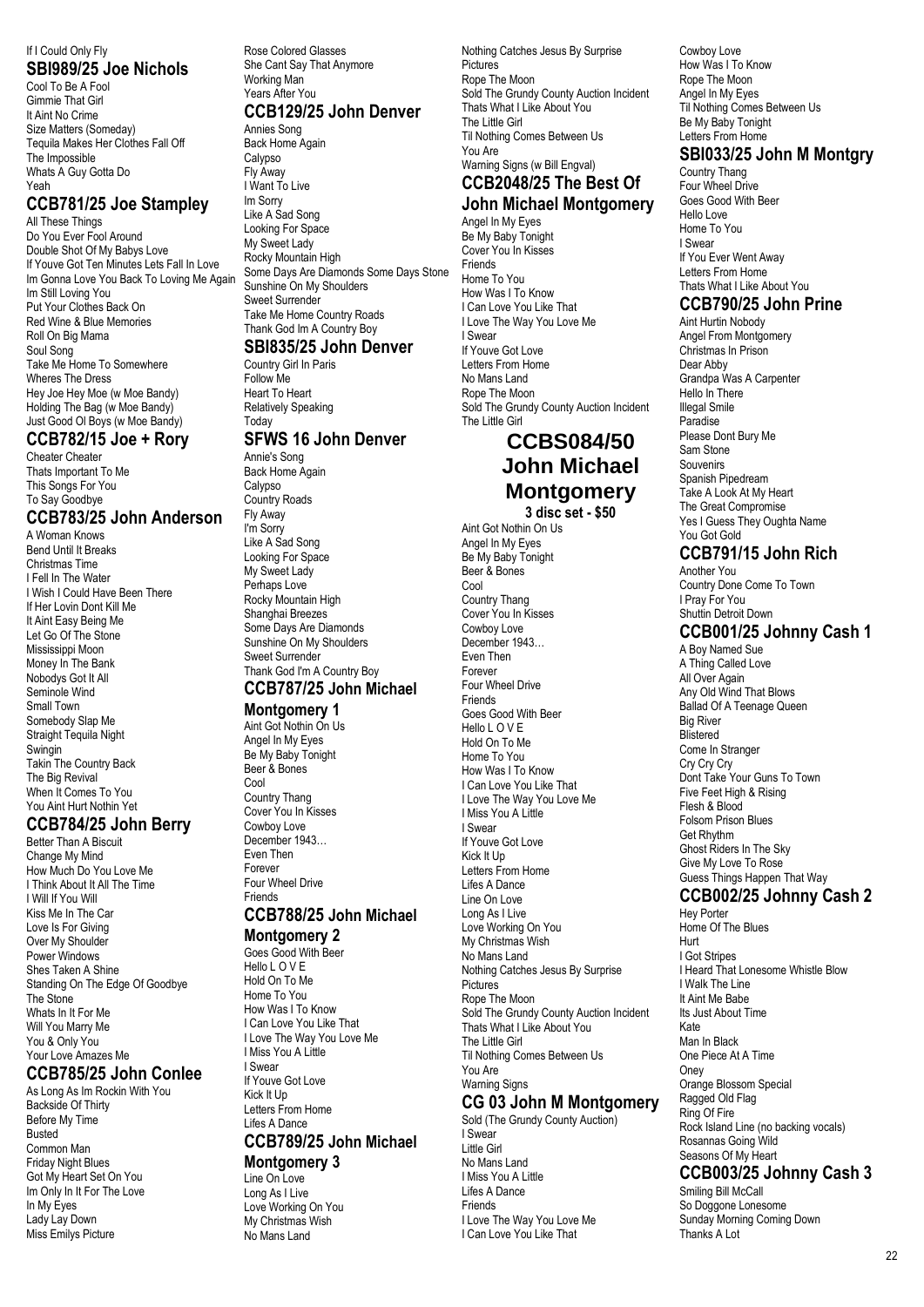If I Could Only Fly

## SBI989/25 Joe Nichols

Cool To Be A Fool
Gimmie That Girl
It Aint No Crime
Size Matters (Someday)
Tequila Makes Her Clothes Fall Off
The Impossible
Whats A Guy Gotta Do
Yeah

## CCB781/25 Joe Stampley

All These Things
Do You Ever Fool Around
Double Shot Of My Babys Love
If Youve Got Ten Minutes Lets Fall In Love
Im Gonna Love You Back To Loving Me Again
Im Still Loving You
Put Your Clothes Back On
Red Wine & Blue Memories
Roll On Big Mama
Soul Song
Take Me Home To Somewhere
Wheres The Dress
Hey Joe Hey Moe (w Moe Bandy)
Holding The Bag (w Moe Bandy)
Just Good Ol Boys (w Moe Bandy)

## CCB782/15 Joe + Rory

Cheater Cheater
Thats Important To Me
This Songs For You
To Say Goodbye

## CCB783/25 John Anderson

A Woman Knows
Bend Until It Breaks
Christmas Time
I Fell In The Water
I Wish I Could Have Been There
If Her Lovin Dont Kill Me
It Aint Easy Being Me
Let Go Of The Stone
Mississippi Moon
Money In The Bank
Nobodys Got It All
Seminole Wind
Small Town
Somebody Slap Me
Straight Tequila Night
Swingin
Takin The Country Back
The Big Revival
When It Comes To You
You Aint Hurt Nothin Yet

## CCB784/25 John Berry

Better Than A Biscuit
Change My Mind
How Much Do You Love Me
I Think About It All The Time
I Will If You Will
Kiss Me In The Car
Love Is For Giving
Over My Shoulder
Power Windows
Shes Taken A Shine
Standing On The Edge Of Goodbye
The Stone
Whats In It For Me
Will You Marry Me
You & Only You
Your Love Amazes Me

## CCB785/25 John Conlee

As Long As Im Rockin With You
Backside Of Thirty
Before My Time
Busted
Common Man
Friday Night Blues
Got My Heart Set On You
Im Only In It For The Love
In My Eyes
Lady Lay Down
Miss Emilys Picture
Rose Colored Glasses
She Cant Say That Anymore
Working Man
Years After You

## CCB129/25 John Denver

Annies Song
Back Home Again
Calypso
Fly Away
I Want To Live
Im Sorry
Like A Sad Song
Looking For Space
My Sweet Lady
Rocky Mountain High
Some Days Are Diamonds Some Days Stone
Sunshine On My Shoulders
Sweet Surrender
Take Me Home Country Roads
Thank God Im A Country Boy

## SBI835/25 John Denver

Country Girl In Paris
Follow Me
Heart To Heart
Relatively Speaking
Today

## SFWS 16 John Denver

Annie's Song
Back Home Again
Calypso
Country Roads
Fly Away
I'm Sorry
Like A Sad Song
Looking For Space
My Sweet Lady
Perhaps Love
Rocky Mountain High
Shanghai Breezes
Some Days Are Diamonds
Sunshine On My Shoulders
Sweet Surrender
Thank God I'm A Country Boy

## CCB787/25 John Michael Montgomery 1

Aint Got Nothin On Us
Angel In My Eyes
Be My Baby Tonight
Beer & Bones
Cool
Country Thang
Cover You In Kisses
Cowboy Love
December 1943…
Even Then
Forever
Four Wheel Drive
Friends

## CCB788/25 John Michael Montgomery 2

Goes Good With Beer
Hello L O V E
Hold On To Me
Home To You
How Was I To Know
I Can Love You Like That
I Love The Way You Love Me
I Miss You A Little
I Swear
If Youve Got Love
Kick It Up
Letters From Home
Lifes A Dance

## CCB789/25 John Michael Montgomery 3

Line On Love
Long As I Live
Love Working On You
My Christmas Wish
No Mans Land
Nothing Catches Jesus By Surprise
Pictures
Rope The Moon
Sold The Grundy County Auction Incident
Thats What I Like About You
The Little Girl
Til Nothing Comes Between Us
You Are
Warning Signs (w Bill Engval)

## CCB2048/25 The Best Of John Michael Montgomery

Angel In My Eyes
Be My Baby Tonight
Cover You In Kisses
Friends
Home To You
How Was I To Know
I Can Love You Like That
I Love The Way You Love Me
I Swear
If Youve Got Love
Letters From Home
No Mans Land
Rope The Moon
Sold The Grundy County Auction Incident
The Little Girl

## CCBS084/50 John Michael Montgomery

**3 disc set - $50**

Aint Got Nothin On Us
Angel In My Eyes
Be My Baby Tonight
Beer & Bones
Cool
Country Thang
Cover You In Kisses
Cowboy Love
December 1943…
Even Then
Forever
Four Wheel Drive
Friends
Goes Good With Beer
Hello L O V E
Hold On To Me
Home To You
How Was I To Know
I Can Love You Like That
I Love The Way You Love Me
I Miss You A Little
I Swear
If Youve Got Love
Kick It Up
Letters From Home
Lifes A Dance
Line On Love
Long As I Live
Love Working On You
My Christmas Wish
No Mans Land
Nothing Catches Jesus By Surprise
Pictures
Rope The Moon
Sold The Grundy County Auction Incident
Thats What I Like About You
The Little Girl
Til Nothing Comes Between Us
You Are
Warning Signs

## CG 03 John M Montgomery

Sold (The Grundy County Auction)
I Swear
Little Girl
No Mans Land
I Miss You A Little
Lifes A Dance
Friends
I Love The Way You Love Me
I Can Love You Like That
Cowboy Love
How Was I To Know
Rope The Moon
Angel In My Eyes
Til Nothing Comes Between Us
Be My Baby Tonight
Letters From Home

## SBI033/25 John M Montgry

Country Thang
Four Wheel Drive
Goes Good With Beer
Hello Love
Home To You
I Swear
If You Ever Went Away
Letters From Home
Thats What I Like About You

## CCB790/25 John Prine

Aint Hurtin Nobody
Angel From Montgomery
Christmas In Prison
Dear Abby
Grandpa Was A Carpenter
Hello In There
Illegal Smile
Paradise
Please Dont Bury Me
Sam Stone
Souvenirs
Spanish Pipedream
Take A Look At My Heart
The Great Compromise
Yes I Guess They Oughta Name
You Got Gold

## CCB791/15 John Rich

Another You
Country Done Come To Town
I Pray For You
Shuttin Detroit Down

## CCB001/25 Johnny Cash 1

A Boy Named Sue
A Thing Called Love
All Over Again
Any Old Wind That Blows
Ballad Of A Teenage Queen
Big River
Blistered
Come In Stranger
Cry Cry Cry
Dont Take Your Guns To Town
Five Feet High & Rising
Flesh & Blood
Folsom Prison Blues
Get Rhythm
Ghost Riders In The Sky
Give My Love To Rose
Guess Things Happen That Way

## CCB002/25 Johnny Cash 2

Hey Porter
Home Of The Blues
Hurt
I Got Stripes
I Heard That Lonesome Whistle Blow
I Walk The Line
It Aint Me Babe
Its Just About Time
Kate
Man In Black
One Piece At A Time
Oney
Orange Blossom Special
Ragged Old Flag
Ring Of Fire
Rock Island Line (no backing vocals)
Rosannas Going Wild
Seasons Of My Heart

## CCB003/25 Johnny Cash 3

Smiling Bill McCall
So Doggone Lonesome
Sunday Morning Coming Down
Thanks A Lot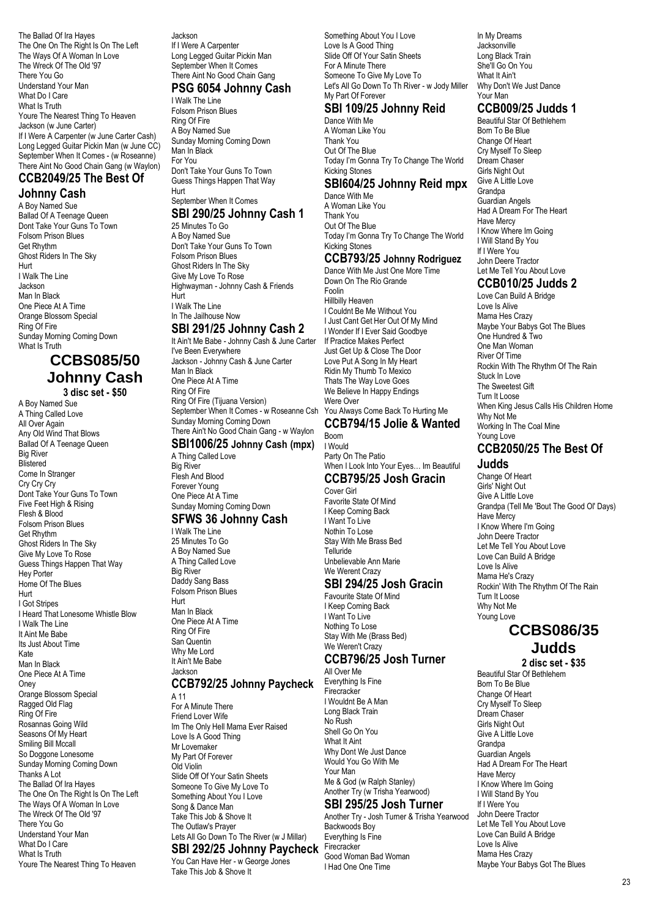The Ballad Of Ira Hayes
The One On The Right Is On The Left
The Ways Of A Woman In Love
The Wreck Of The Old '97
There You Go
Understand Your Man
What Do I Care
What Is Truth
Youre The Nearest Thing To Heaven
Jackson (w June Carter)
If I Were A Carpenter (w June Carter Cash)
Long Legged Guitar Pickin Man (w June CC)
September When It Comes - (w Roseanne)
There Aint No Good Chain Gang (w Waylon)

## CCB2049/25 The Best Of Johnny Cash

A Boy Named Sue
Ballad Of A Teenage Queen
Dont Take Your Guns To Town
Folsom Prison Blues
Get Rhythm
Ghost Riders In The Sky
Hurt
I Walk The Line
Jackson
Man In Black
One Piece At A Time
Orange Blossom Special
Ring Of Fire
Sunday Morning Coming Down
What Is Truth

# CCBS085/50 Johnny Cash

**3 disc set - $50**

A Boy Named Sue
A Thing Called Love
All Over Again
Any Old Wind That Blows
Ballad Of A Teenage Queen
Big River
Blistered
Come In Stranger
Cry Cry Cry
Dont Take Your Guns To Town
Five Feet High & Rising
Flesh & Blood
Folsom Prison Blues
Get Rhythm
Ghost Riders In The Sky
Give My Love To Rose
Guess Things Happen That Way
Hey Porter
Home Of The Blues
Hurt
I Got Stripes
I Heard That Lonesome Whistle Blow
I Walk The Line
It Aint Me Babe
Its Just About Time
Kate
Man In Black
One Piece At A Time
Oney
Orange Blossom Special
Ragged Old Flag
Ring Of Fire
Rosannas Going Wild
Seasons Of My Heart
Smiling Bill Mccall
So Doggone Lonesome
Sunday Morning Coming Down
Thanks A Lot
The Ballad Of Ira Hayes
The One On The Right Is On The Left
The Ways Of A Woman In Love
The Wreck Of The Old '97
There You Go
Understand Your Man
What Do I Care
What Is Truth
Youre The Nearest Thing To Heaven
Jackson
If I Were A Carpenter
Long Legged Guitar Pickin Man
September When It Comes
There Aint No Good Chain Gang

## PSG 6054 Johnny Cash

I Walk The Line
Folsom Prison Blues
Ring Of Fire
A Boy Named Sue
Sunday Morning Coming Down
Man In Black
For You
Don't Take Your Guns To Town
Guess Things Happen That Way
Hurt
September When It Comes

## SBI 290/25 Johnny Cash 1

25 Minutes To Go
A Boy Named Sue
Don't Take Your Guns To Town
Folsom Prison Blues
Ghost Riders In The Sky
Give My Love To Rose
Highwayman - Johnny Cash & Friends
Hurt
I Walk The Line
In The Jailhouse Now

## SBI 291/25 Johnny Cash 2

It Ain't Me Babe - Johnny Cash & June Carter
I've Been Everywhere
Jackson - Johnny Cash & June Carter
Man In Black
One Piece At A Time
Ring Of Fire
Ring Of Fire (Tijuana Version)
September When It Comes - w Roseanne Csh
Sunday Morning Coming Down
There Ain't No Good Chain Gang - w Waylon

## SBI1006/25 Johnny Cash (mpx)

A Thing Called Love
Big River
Flesh And Blood
Forever Young
One Piece At A Time
Sunday Morning Coming Down

## SFWS 36 Johnny Cash

I Walk The Line
25 Minutes To Go
A Boy Named Sue
A Thing Called Love
Big River
Daddy Sang Bass
Folsom Prison Blues
Hurt
Man In Black
One Piece At A Time
Ring Of Fire
San Quentin
Why Me Lord
It Ain't Me Babe
Jackson

## CCB792/25 Johnny Paycheck

A 11
For A Minute There
Friend Lover Wife
Im The Only Hell Mama Ever Raised
Love Is A Good Thing
Mr Lovemaker
My Part Of Forever
Old Violin
Slide Off Of Your Satin Sheets
Someone To Give My Love To
Something About You I Love
Song & Dance Man
Take This Job & Shove It
The Outlaw's Prayer
Lets All Go Down To The River (w J Millar)

## SBI 292/25 Johnny Paycheck

You Can Have Her - w George Jones
Take This Job & Shove It
Something About You I Love
Love Is A Good Thing
Slide Off Of Your Satin Sheets
For A Minute There
Someone To Give My Love To
Let's All Go Down To Th River - w Jody Miller
My Part Of Forever

## SBI 109/25 Johnny Reid

Dance With Me
A Woman Like You
Thank You
Out Of The Blue
Today I'm Gonna Try To Change The World
Kicking Stones

## SBI604/25 Johnny Reid mpx

Dance With Me
A Woman Like You
Thank You
Out Of The Blue
Today I'm Gonna Try To Change The World
Kicking Stones

## CCB793/25 Johnny Rodriguez

Dance With Me Just One More Time
Down On The Rio Grande
Foolin
Hillbilly Heaven
I Couldnt Be Me Without You
I Just Cant Get Her Out Of My Mind
I Wonder If I Ever Said Goodbye
If Practice Makes Perfect
Just Get Up & Close The Door
Love Put A Song In My Heart
Ridin My Thumb To Mexico
Thats The Way Love Goes
We Believe In Happy Endings
Were Over
You Always Come Back To Hurting Me

## CCB794/15 Jolie & Wanted

Boom
I Would
Party On The Patio
When I Look Into Your Eyes… Im Beautiful

## CCB795/25 Josh Gracin

Cover Girl
Favorite State Of Mind
I Keep Coming Back
I Want To Live
Nothin To Lose
Stay With Me Brass Bed
Telluride
Unbelievable Ann Marie
We Werent Crazy

## SBI 294/25 Josh Gracin

Favourite State Of Mind
I Keep Coming Back
I Want To Live
Nothing To Lose
Stay With Me (Brass Bed)
We Weren't Crazy

## CCB796/25 Josh Turner

All Over Me
Everything Is Fine
Firecracker
I Wouldnt Be A Man
Long Black Train
No Rush
Shell Go On You
What It Aint
Why Dont We Just Dance
Would You Go With Me
Your Man
Me & God (w Ralph Stanley)
Another Try (w Trisha Yearwood)

## SBI 295/25 Josh Turner

Another Try - Josh Turner & Trisha Yearwood
Backwoods Boy
Everything Is Fine
Firecracker
Good Woman Bad Woman
I Had One One Time
In My Dreams
Jacksonville
Long Black Train
She'll Go On You
What It Ain't
Why Don't We Just Dance
Your Man

## CCB009/25 Judds 1

Beautiful Star Of Bethlehem
Born To Be Blue
Change Of Heart
Cry Myself To Sleep
Dream Chaser
Girls Night Out
Give A Little Love
Grandpa
Guardian Angels
Had A Dream For The Heart
Have Mercy
I Know Where Im Going
I Will Stand By You
If I Were You
John Deere Tractor
Let Me Tell You About Love

## CCB010/25 Judds 2

Love Can Build A Bridge
Love Is Alive
Mama Hes Crazy
Maybe Your Babys Got The Blues
One Hundred & Two
One Man Woman
River Of Time
Rockin With The Rhythm Of The Rain
Stuck In Love
The Sweetest Gift
Turn It Loose
When King Jesus Calls His Children Home
Why Not Me
Working In The Coal Mine
Young Love

## CCB2050/25 The Best Of Judds

Change Of Heart
Girls' Night Out
Give A Little Love
Grandpa (Tell Me 'Bout The Good Ol' Days)
Have Mercy
I Know Where I'm Going
John Deere Tractor
Let Me Tell You About Love
Love Can Build A Bridge
Love Is Alive
Mama He's Crazy
Rockin' With The Rhythm Of The Rain
Turn It Loose
Why Not Me
Young Love

# CCBS086/35 Judds

**2 disc set - $35**

Beautiful Star Of Bethlehem
Born To Be Blue
Change Of Heart
Cry Myself To Sleep
Dream Chaser
Girls Night Out
Give A Little Love
Grandpa
Guardian Angels
Had A Dream For The Heart
Have Mercy
I Know Where Im Going
I Will Stand By You
If I Were You
John Deere Tractor
Let Me Tell You About Love
Love Can Build A Bridge
Love Is Alive
Mama Hes Crazy
Maybe Your Babys Got The Blues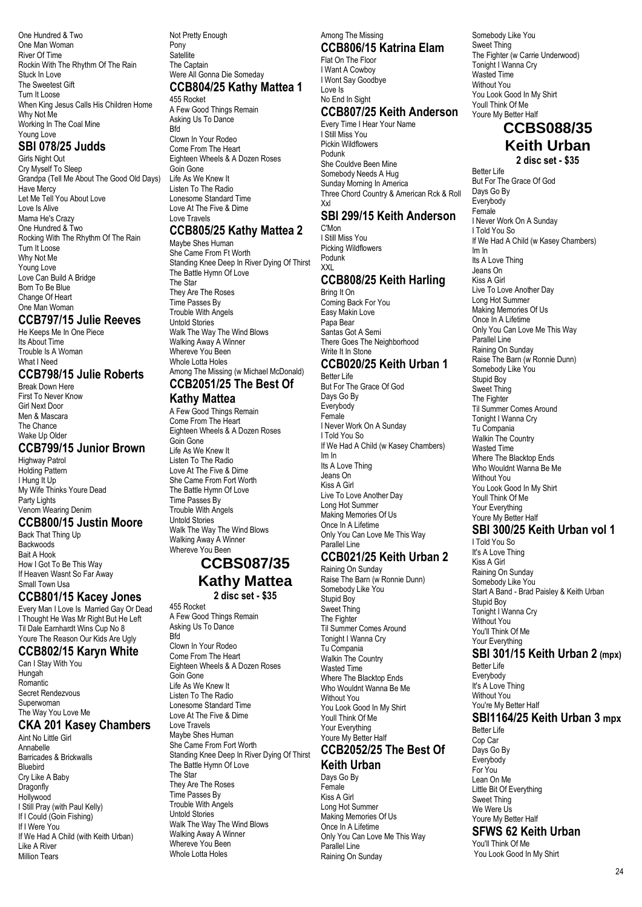One Hundred & Two
One Man Woman
River Of Time
Rockin With The Rhythm Of The Rain
Stuck In Love
The Sweetest Gift
Turn It Loose
When King Jesus Calls His Children Home
Why Not Me
Working In The Coal Mine
Young Love

## SBI 078/25 Judds

Girls Night Out
Cry Myself To Sleep
Grandpa (Tell Me About The Good Old Days)
Have Mercy
Let Me Tell You About Love
Love Is Alive
Mama He's Crazy
One Hundred & Two
Rocking With The Rhythm Of The Rain
Turn It Loose
Why Not Me
Young Love
Love Can Build A Bridge
Born To Be Blue
Change Of Heart
One Man Woman

## CCB797/15 Julie Reeves

He Keeps Me In One Piece
Its About Time
Trouble Is A Woman
What I Need

## CCB798/15 Julie Roberts

Break Down Here
First To Never Know
Girl Next Door
Men & Mascara
The Chance
Wake Up Older

## CCB799/15 Junior Brown

Highway Patrol
Holding Pattern
I Hung It Up
My Wife Thinks Youre Dead
Party Lights
Venom Wearing Denim

## CCB800/15 Justin Moore

Back That Thing Up
Backwoods
Bait A Hook
How I Got To Be This Way
If Heaven Wasnt So Far Away
Small Town Usa

## CCB801/15 Kacey Jones

Every Man I Love Is Married Gay Or Dead
I Thought He Was Mr Right But He Left
Til Dale Earnhardt Wins Cup No 8
Youre The Reason Our Kids Are Ugly

## CCB802/15 Karyn White

Can I Stay With You
Hungah
Romantic
Secret Rendezvous
Superwoman
The Way You Love Me

## CKA 201 Kasey Chambers

Aint No Little Girl
Annabelle
Barricades & Brickwalls
Bluebird
Cry Like A Baby
Dragonfly
Hollywood
I Still Pray (with Paul Kelly)
If I Could (Goin Fishing)
If I Were You
If We Had A Child (with Keith Urban)
Like A River
Million Tears
Not Pretty Enough
Pony
Satellite
The Captain
Were All Gonna Die Someday

## CCB804/25 Kathy Mattea 1

455 Rocket
A Few Good Things Remain
Asking Us To Dance
Bfd
Clown In Your Rodeo
Come From The Heart
Eighteen Wheels & A Dozen Roses
Goin Gone
Life As We Knew It
Listen To The Radio
Lonesome Standard Time
Love At The Five & Dime
Love Travels

## CCB805/25 Kathy Mattea 2

Maybe Shes Human
She Came From Ft Worth
Standing Knee Deep In River Dying Of Thirst
The Battle Hymn Of Love
The Star
They Are The Roses
Time Passes By
Trouble With Angels
Untold Stories
Walk The Way The Wind Blows
Walking Away A Winner
Whereve You Been
Whole Lotta Holes
Among The Missing (w Michael McDonald)

## CCB2051/25 The Best Of Kathy Mattea

A Few Good Things Remain
Come From The Heart
Eighteen Wheels & A Dozen Roses
Goin Gone
Life As We Knew It
Listen To The Radio
Love At The Five & Dime
She Came From Fort Worth
The Battle Hymn Of Love
Time Passes By
Trouble With Angels
Untold Stories
Walk The Way The Wind Blows
Walking Away A Winner
Whereve You Been

## CCBS087/35 Kathy Mattea

**2 disc set - $35**

455 Rocket
A Few Good Things Remain
Asking Us To Dance
Bfd
Clown In Your Rodeo
Come From The Heart
Eighteen Wheels & A Dozen Roses
Goin Gone
Life As We Knew It
Listen To The Radio
Lonesome Standard Time
Love At The Five & Dime
Love Travels
Maybe Shes Human
She Came From Fort Worth
Standing Knee Deep In River Dying Of Thirst
The Battle Hymn Of Love
The Star
They Are The Roses
Time Passes By
Trouble With Angels
Untold Stories
Walk The Way The Wind Blows
Walking Away A Winner
Whereve You Been
Whole Lotta Holes
Among The Missing

## CCB806/15 Katrina Elam

Flat On The Floor
I Want A Cowboy
I Wont Say Goodbye
Love Is
No End In Sight

## CCB807/25 Keith Anderson

Every Time I Hear Your Name
I Still Miss You
Pickin Wildflowers
Podunk
She Couldve Been Mine
Somebody Needs A Hug
Sunday Morning In America
Three Chord Country & American Rck & Roll
Xxl

## SBI 299/15 Keith Anderson

C'Mon
I Still Miss You
Picking Wildflowers
Podunk
XXL

## CCB808/25 Keith Harling

Bring It On
Coming Back For You
Easy Makin Love
Papa Bear
Santas Got A Semi
There Goes The Neighborhood
Write It In Stone

## CCB020/25 Keith Urban 1

Better Life
But For The Grace Of God
Days Go By
Everybody
Female
I Never Work On A Sunday
I Told You So
If We Had A Child (w Kasey Chambers)
Im In
Its A Love Thing
Jeans On
Kiss A Girl
Live To Love Another Day
Long Hot Summer
Making Memories Of Us
Once In A Lifetime
Only You Can Love Me This Way
Parallel Line

## CCB021/25 Keith Urban 2

Raining On Sunday
Raise The Barn (w Ronnie Dunn)
Somebody Like You
Stupid Boy
Sweet Thing
The Fighter
Til Summer Comes Around
Tonight I Wanna Cry
Tu Compania
Walkin The Country
Wasted Time
Where The Blacktop Ends
Who Wouldnt Wanna Be Me
Without You
You Look Good In My Shirt
Youll Think Of Me
Your Everything
Youre My Better Half

## CCB2052/25 The Best Of Keith Urban

Days Go By
Female
Kiss A Girl
Long Hot Summer
Making Memories Of Us
Once In A Lifetime
Only You Can Love Me This Way
Parallel Line
Raining On Sunday
Somebody Like You
Sweet Thing
The Fighter (w Carrie Underwood)
Tonight I Wanna Cry
Wasted Time
Without You
You Look Good In My Shirt
Youll Think Of Me
Youre My Better Half

## CCBS088/35 Keith Urban

**2 disc set - $35**

Better Life
But For The Grace Of God
Days Go By
Everybody
Female
I Never Work On A Sunday
I Told You So
If We Had A Child (w Kasey Chambers)
Im In
Its A Love Thing
Jeans On
Kiss A Girl
Live To Love Another Day
Long Hot Summer
Making Memories Of Us
Once In A Lifetime
Only You Can Love Me This Way
Parallel Line
Raining On Sunday
Raise The Barn (w Ronnie Dunn)
Somebody Like You
Stupid Boy
Sweet Thing
The Fighter
Til Summer Comes Around
Tonight I Wanna Cry
Tu Compania
Walkin The Country
Wasted Time
Where The Blacktop Ends
Who Wouldnt Wanna Be Me
Without You
You Look Good In My Shirt
Youll Think Of Me
Your Everything
Youre My Better Half

## SBI 300/25 Keith Urban vol 1

I Told You So
It's A Love Thing
Kiss A Girl
Raining On Sunday
Somebody Like You
Start A Band - Brad Paisley & Keith Urban
Stupid Boy
Tonight I Wanna Cry
Without You
You'll Think Of Me
Your Everything

## SBI 301/15 Keith Urban 2 (mpx)

Better Life
Everybody
It's A Love Thing
Without You
You're My Better Half

## SBI1164/25 Keith Urban 3 mpx

Better Life
Cop Car
Days Go By
Everybody
For You
Lean On Me
Little Bit Of Everything
Sweet Thing
We Were Us
Youre My Better Half

## SFWS 62 Keith Urban

You'll Think Of Me
You Look Good In My Shirt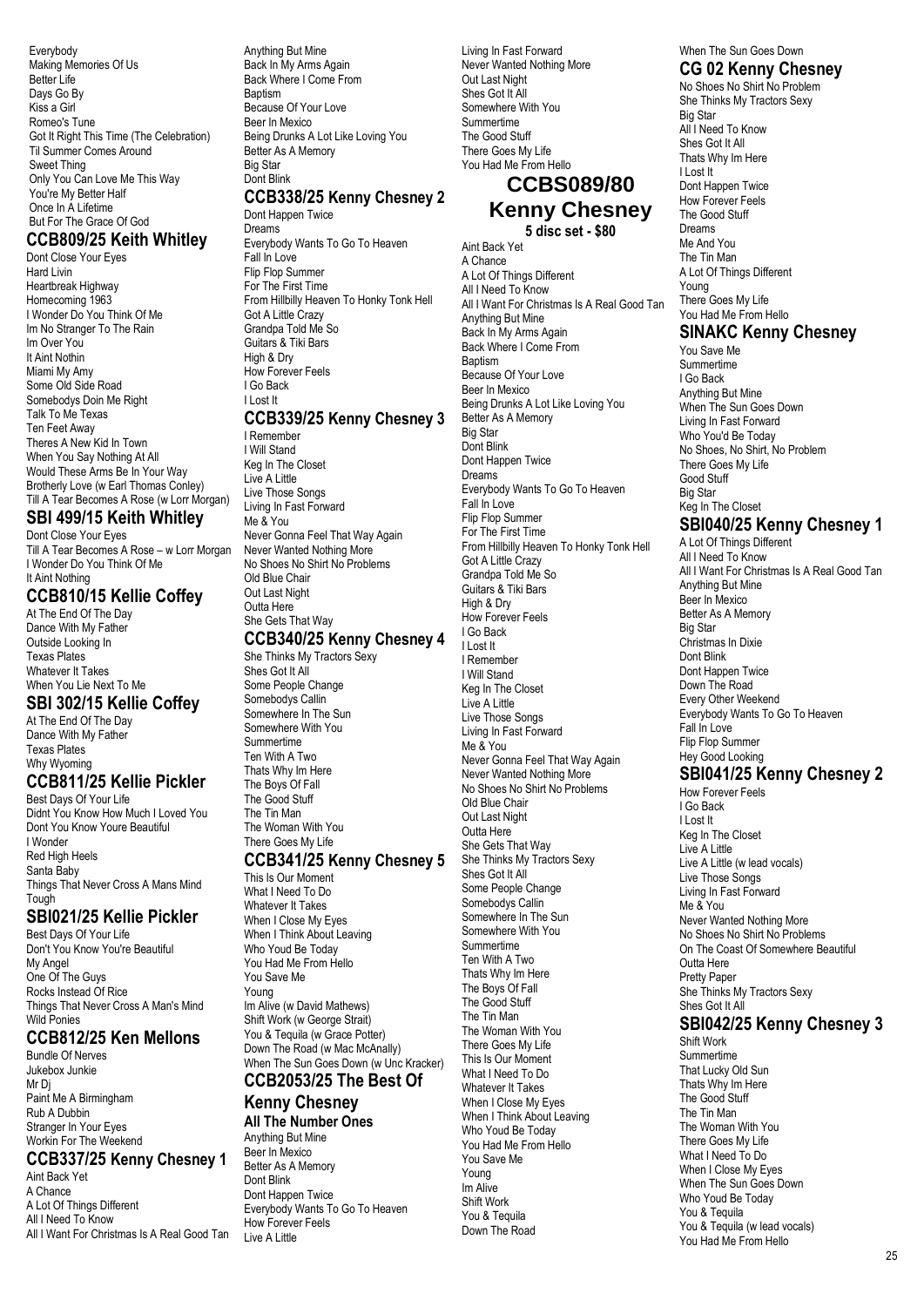Everybody
Making Memories Of Us
Better Life
Days Go By
Kiss a Girl
Romeo's Tune
Got It Right This Time (The Celebration)
Til Summer Comes Around
Sweet Thing
Only You Can Love Me This Way
You're My Better Half
Once In A Lifetime
But For The Grace Of God

## CCB809/25 Keith Whitley

Dont Close Your Eyes
Hard Livin
Heartbreak Highway
Homecoming 1963
I Wonder Do You Think Of Me
Im No Stranger To The Rain
Im Over You
It Aint Nothin
Miami My Amy
Some Old Side Road
Somebodys Doin Me Right
Talk To Me Texas
Ten Feet Away
Theres A New Kid In Town
When You Say Nothing At All
Would These Arms Be In Your Way
Brotherly Love (w Earl Thomas Conley)
Till A Tear Becomes A Rose (w Lorr Morgan)

## SBI 499/15 Keith Whitley

Dont Close Your Eyes
Till A Tear Becomes A Rose – w Lorr Morgan
I Wonder Do You Think Of Me
It Aint Nothing

## CCB810/15 Kellie Coffey

At The End Of The Day
Dance With My Father
Outside Looking In
Texas Plates
Whatever It Takes
When You Lie Next To Me

## SBI 302/15 Kellie Coffey

At The End Of The Day
Dance With My Father
Texas Plates
Why Wyoming

## CCB811/25 Kellie Pickler

Best Days Of Your Life
Didnt You Know How Much I Loved You
Dont You Know Youre Beautiful
I Wonder
Red High Heels
Santa Baby
Things That Never Cross A Mans Mind
Tough

## SBI021/25 Kellie Pickler

Best Days Of Your Life
Don't You Know You're Beautiful
My Angel
One Of The Guys
Rocks Instead Of Rice
Things That Never Cross A Man's Mind
Wild Ponies

## CCB812/25 Ken Mellons

Bundle Of Nerves
Jukebox Junkie
Mr Dj
Paint Me A Birmingham
Rub A Dubbin
Stranger In Your Eyes
Workin For The Weekend

## CCB337/25 Kenny Chesney 1

Aint Back Yet
A Chance
A Lot Of Things Different
All I Need To Know
All I Want For Christmas Is A Real Good Tan
Anything But Mine
Back In My Arms Again
Back Where I Come From
Baptism
Because Of Your Love
Beer In Mexico
Being Drunks A Lot Like Loving You
Better As A Memory
Big Star
Dont Blink

## CCB338/25 Kenny Chesney 2

Dont Happen Twice
Dreams
Everybody Wants To Go To Heaven
Fall In Love
Flip Flop Summer
For The First Time
From Hillbilly Heaven To Honky Tonk Hell
Got A Little Crazy
Grandpa Told Me So
Guitars & Tiki Bars
High & Dry
How Forever Feels
I Go Back
I Lost It

## CCB339/25 Kenny Chesney 3

I Remember
I Will Stand
Keg In The Closet
Live A Little
Live Those Songs
Living In Fast Forward
Me & You
Never Gonna Feel That Way Again
Never Wanted Nothing More
No Shoes No Shirt No Problems
Old Blue Chair
Out Last Night
Outta Here
She Gets That Way

## CCB340/25 Kenny Chesney 4

She Thinks My Tractors Sexy
Shes Got It All
Some People Change
Somebodys Callin
Somewhere In The Sun
Somewhere With You
Summertime
Ten With A Two
Thats Why Im Here
The Boys Of Fall
The Good Stuff
The Tin Man
The Woman With You
There Goes My Life

## CCB341/25 Kenny Chesney 5

This Is Our Moment
What I Need To Do
Whatever It Takes
When I Close My Eyes
When I Think About Leaving
Who Youd Be Today
You Had Me From Hello
You Save Me
Young
Im Alive (w David Mathews)
Shift Work (w George Strait)
You & Tequila (w Grace Potter)
Down The Road (w Mac McAnally)
When The Sun Goes Down (w Unc Kracker)

## CCB2053/25 The Best Of Kenny Chesney

**All The Number Ones**

Anything But Mine
Beer In Mexico
Better As A Memory
Dont Blink
Dont Happen Twice
Everybody Wants To Go To Heaven
How Forever Feels
Live A Little
Living In Fast Forward
Never Wanted Nothing More
Out Last Night
Shes Got It All
Somewhere With You
Summertime
The Good Stuff
There Goes My Life
You Had Me From Hello

## CCBS089/80 Kenny Chesney

**5 disc set - $80**

Aint Back Yet
A Chance
A Lot Of Things Different
All I Need To Know
All I Want For Christmas Is A Real Good Tan
Anything But Mine
Back In My Arms Again
Back Where I Come From
Baptism
Because Of Your Love
Beer In Mexico
Being Drunks A Lot Like Loving You
Better As A Memory
Big Star
Dont Blink
Dont Happen Twice
Dreams
Everybody Wants To Go To Heaven
Fall In Love
Flip Flop Summer
For The First Time
From Hillbilly Heaven To Honky Tonk Hell
Got A Little Crazy
Grandpa Told Me So
Guitars & Tiki Bars
High & Dry
How Forever Feels
I Go Back
I Lost It
I Remember
I Will Stand
Keg In The Closet
Live A Little
Live Those Songs
Living In Fast Forward
Me & You
Never Gonna Feel That Way Again
Never Wanted Nothing More
No Shoes No Shirt No Problems
Old Blue Chair
Out Last Night
Outta Here
She Gets That Way
She Thinks My Tractors Sexy
Shes Got It All
Some People Change
Somebodys Callin
Somewhere In The Sun
Somewhere With You
Summertime
Ten With A Two
Thats Why Im Here
The Boys Of Fall
The Good Stuff
The Tin Man
The Woman With You
There Goes My Life
This Is Our Moment
What I Need To Do
Whatever It Takes
When I Close My Eyes
When I Think About Leaving
Who Youd Be Today
You Had Me From Hello
You Save Me
Young
Im Alive
Shift Work
You & Tequila
Down The Road
When The Sun Goes Down

## CG 02 Kenny Chesney

No Shoes No Shirt No Problem
She Thinks My Tractors Sexy
Big Star
All I Need To Know
Shes Got It All
Thats Why Im Here
I Lost It
Dont Happen Twice
How Forever Feels
The Good Stuff
Dreams
Me And You
The Tin Man
A Lot Of Things Different
Young
There Goes My Life
You Had Me From Hello

## SINAKC Kenny Chesney

You Save Me
Summertime
I Go Back
Anything But Mine
When The Sun Goes Down
Living In Fast Forward
Who You'd Be Today
No Shoes, No Shirt, No Problem
There Goes My Life
Good Stuff
Big Star
Keg In The Closet

## SBI040/25 Kenny Chesney 1

A Lot Of Things Different
All I Need To Know
All I Want For Christmas Is A Real Good Tan
Anything But Mine
Beer In Mexico
Better As A Memory
Big Star
Christmas In Dixie
Dont Blink
Dont Happen Twice
Down The Road
Every Other Weekend
Everybody Wants To Go To Heaven
Fall In Love
Flip Flop Summer
Hey Good Looking

## SBI041/25 Kenny Chesney 2

How Forever Feels
I Go Back
I Lost It
Keg In The Closet
Live A Little
Live A Little (w lead vocals)
Live Those Songs
Living In Fast Forward
Me & You
Never Wanted Nothing More
No Shoes No Shirt No Problems
On The Coast Of Somewhere Beautiful
Outta Here
Pretty Paper
She Thinks My Tractors Sexy
Shes Got It All

## SBI042/25 Kenny Chesney 3

Shift Work
Summertime
That Lucky Old Sun
Thats Why Im Here
The Good Stuff
The Tin Man
The Woman With You
There Goes My Life
What I Need To Do
When I Close My Eyes
When The Sun Goes Down
Who Youd Be Today
You & Tequila
You & Tequila (w lead vocals)
You Had Me From Hello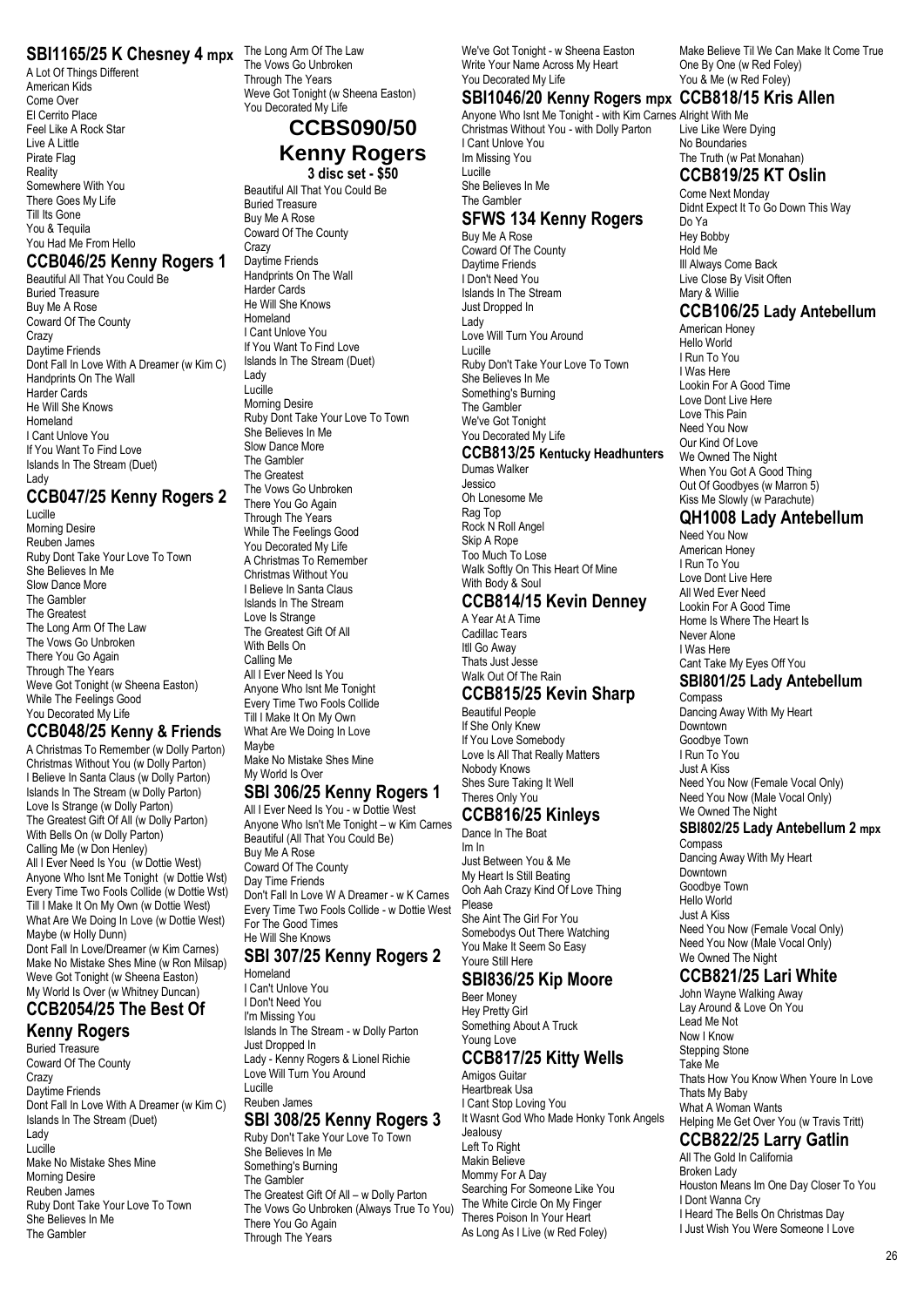## SBI1165/25 K Chesney 4 mpx

A Lot Of Things Different
American Kids
Come Over
El Cerrito Place
Feel Like A Rock Star
Live A Little
Pirate Flag
Reality
Somewhere With You
There Goes My Life
Till Its Gone
You & Tequila
You Had Me From Hello

## CCB046/25 Kenny Rogers 1

Beautiful All That You Could Be
Buried Treasure
Buy Me A Rose
Coward Of The County
Crazy
Daytime Friends
Dont Fall In Love With A Dreamer (w Kim C)
Handprints On The Wall
Harder Cards
He Will She Knows
Homeland
I Cant Unlove You
If You Want To Find Love
Islands In The Stream (Duet)
Lady

## CCB047/25 Kenny Rogers 2

Lucille
Morning Desire
Reuben James
Ruby Dont Take Your Love To Town
She Believes In Me
Slow Dance More
The Gambler
The Greatest
The Long Arm Of The Law
The Vows Go Unbroken
There You Go Again
Through The Years
Weve Got Tonight (w Sheena Easton)
While The Feelings Good
You Decorated My Life

## CCB048/25 Kenny & Friends

A Christmas To Remember (w Dolly Parton)
Christmas Without You (w Dolly Parton)
I Believe In Santa Claus (w Dolly Parton)
Islands In The Stream (w Dolly Parton)
Love Is Strange (w Dolly Parton)
The Greatest Gift Of All (w Dolly Parton)
With Bells On (w Dolly Parton)
Calling Me (w Don Henley)
All I Ever Need Is You (w Dottie West)
Anyone Who Isnt Me Tonight (w Dottie Wst)
Every Time Two Fools Collide (w Dottie Wst)
Till I Make It On My Own (w Dottie West)
What Are We Doing In Love (w Dottie West)
Maybe (w Holly Dunn)
Dont Fall In Love/Dreamer (w Kim Carnes)
Make No Mistake Shes Mine (w Ron Milsap)
Weve Got Tonight (w Sheena Easton)
My World Is Over (w Whitney Duncan)

## CCB2054/25 The Best Of Kenny Rogers

Buried Treasure
Coward Of The County
Crazy
Daytime Friends
Dont Fall In Love With A Dreamer (w Kim C)
Islands In The Stream (Duet)
Lady
Lucille
Make No Mistake Shes Mine
Morning Desire
Reuben James
Ruby Dont Take Your Love To Town
She Believes In Me
The Gambler
The Long Arm Of The Law
The Vows Go Unbroken
Through The Years
Weve Got Tonight (w Sheena Easton)
You Decorated My Life

## CCBS090/50 Kenny Rogers

**3 disc set - $50**

Beautiful All That You Could Be
Buried Treasure
Buy Me A Rose
Coward Of The County
Crazy
Daytime Friends
Handprints On The Wall
Harder Cards
He Will She Knows
Homeland
I Cant Unlove You
If You Want To Find Love
Islands In The Stream (Duet)
Lady
Lucille
Morning Desire
Ruby Dont Take Your Love To Town
She Believes In Me
Slow Dance More
The Gambler
The Greatest
The Vows Go Unbroken
There You Go Again
Through The Years
While The Feelings Good
You Decorated My Life
A Christmas To Remember
Christmas Without You
I Believe In Santa Claus
Islands In The Stream
Love Is Strange
The Greatest Gift Of All
With Bells On
Calling Me
All I Ever Need Is You
Anyone Who Isnt Me Tonight
Every Time Two Fools Collide
Till I Make It On My Own
What Are We Doing In Love
Maybe
Make No Mistake Shes Mine
My World Is Over

## SBI 306/25 Kenny Rogers 1

All I Ever Need Is You - w Dottie West
Anyone Who Isn't Me Tonight – w Kim Carnes
Beautiful (All That You Could Be)
Buy Me A Rose
Coward Of The County
Day Time Friends
Don't Fall In Love W A Dreamer - w K Carnes
Every Time Two Fools Collide - w Dottie West
For The Good Times
He Will She Knows

## SBI 307/25 Kenny Rogers 2

Homeland
I Can't Unlove You
I Don't Need You
I'm Missing You
Islands In The Stream - w Dolly Parton
Just Dropped In
Lady - Kenny Rogers & Lionel Richie
Love Will Turn You Around
Lucille
Reuben James

## SBI 308/25 Kenny Rogers 3

Ruby Don't Take Your Love To Town
She Believes In Me
Something's Burning
The Gambler
The Greatest Gift Of All – w Dolly Parton
The Vows Go Unbroken (Always True To You)
There You Go Again
Through The Years
We've Got Tonight - w Sheena Easton
Write Your Name Across My Heart
You Decorated My Life

## SBI1046/20 Kenny Rogers mpx

Anyone Who Isnt Me Tonight - with Kim Carnes
Christmas Without You - with Dolly Parton
I Cant Unlove You
Im Missing You
Lucille
She Believes In Me
The Gambler

## SFWS 134 Kenny Rogers

Buy Me A Rose
Coward Of The County
Daytime Friends
I Don't Need You
Islands In The Stream
Just Dropped In
Lady
Love Will Turn You Around
Lucille
Ruby Don't Take Your Love To Town
She Believes In Me
Something's Burning
The Gambler
We've Got Tonight
You Decorated My Life

## CCB813/25 Kentucky Headhunters

Dumas Walker
Jessico
Oh Lonesome Me
Rag Top
Rock N Roll Angel
Skip A Rope
Too Much To Lose
Walk Softly On This Heart Of Mine
With Body & Soul

## CCB814/15 Kevin Denney

A Year At A Time
Cadillac Tears
Itll Go Away
Thats Just Jesse
Walk Out Of The Rain

## CCB815/25 Kevin Sharp

Beautiful People
If She Only Knew
If You Love Somebody
Love Is All That Really Matters
Nobody Knows
Shes Sure Taking It Well
Theres Only You

## CCB816/25 Kinleys

Dance In The Boat
Im In
Just Between You & Me
My Heart Is Still Beating
Ooh Aah Crazy Kind Of Love Thing
Please
She Aint The Girl For You
Somebodys Out There Watching
You Make It Seem So Easy
Youre Still Here

## SBI836/25 Kip Moore

Beer Money
Hey Pretty Girl
Something About A Truck
Young Love

## CCB817/25 Kitty Wells

Amigos Guitar
Heartbreak Usa
I Cant Stop Loving You
It Wasnt God Who Made Honky Tonk Angels
Jealousy
Left To Right
Makin Believe
Mommy For A Day
Searching For Someone Like You
The White Circle On My Finger
Theres Poison In Your Heart
As Long As I Live (w Red Foley)
Make Believe Til We Can Make It Come True
One By One (w Red Foley)
You & Me (w Red Foley)

## CCB818/15 Kris Allen

Alright With Me
Live Like Were Dying
No Boundaries
The Truth (w Pat Monahan)

## CCB819/25 KT Oslin

Come Next Monday
Didnt Expect It To Go Down This Way
Do Ya
Hey Bobby
Hold Me
Ill Always Come Back
Live Close By Visit Often
Mary & Willie

## CCB106/25 Lady Antebellum

American Honey
Hello World
I Run To You
I Was Here
Lookin For A Good Time
Love Dont Live Here
Love This Pain
Need You Now
Our Kind Of Love
We Owned The Night
When You Got A Good Thing
Out Of Goodbyes (w Marron 5)
Kiss Me Slowly (w Parachute)

## QH1008 Lady Antebellum

Need You Now
American Honey
I Run To You
Love Dont Live Here
All Wed Ever Need
Lookin For A Good Time
Home Is Where The Heart Is
Never Alone
I Was Here
Cant Take My Eyes Off You

## SBI801/25 Lady Antebellum

Compass
Dancing Away With My Heart
Downtown
Goodbye Town
I Run To You
Just A Kiss
Need You Now (Female Vocal Only)
Need You Now (Male Vocal Only)
We Owned The Night

## SBI802/25 Lady Antebellum 2 mpx

Compass
Dancing Away With My Heart
Downtown
Goodbye Town
Hello World
Just A Kiss
Need You Now (Female Vocal Only)
Need You Now (Male Vocal Only)
We Owned The Night

## CCB821/25 Lari White

John Wayne Walking Away
Lay Around & Love On You
Lead Me Not
Now I Know
Stepping Stone
Take Me
Thats How You Know When Youre In Love
Thats My Baby
What A Woman Wants
Helping Me Get Over You (w Travis Tritt)

## CCB822/25 Larry Gatlin

All The Gold In California
Broken Lady
Houston Means Im One Day Closer To You
I Dont Wanna Cry
I Heard The Bells On Christmas Day
I Just Wish You Were Someone I Love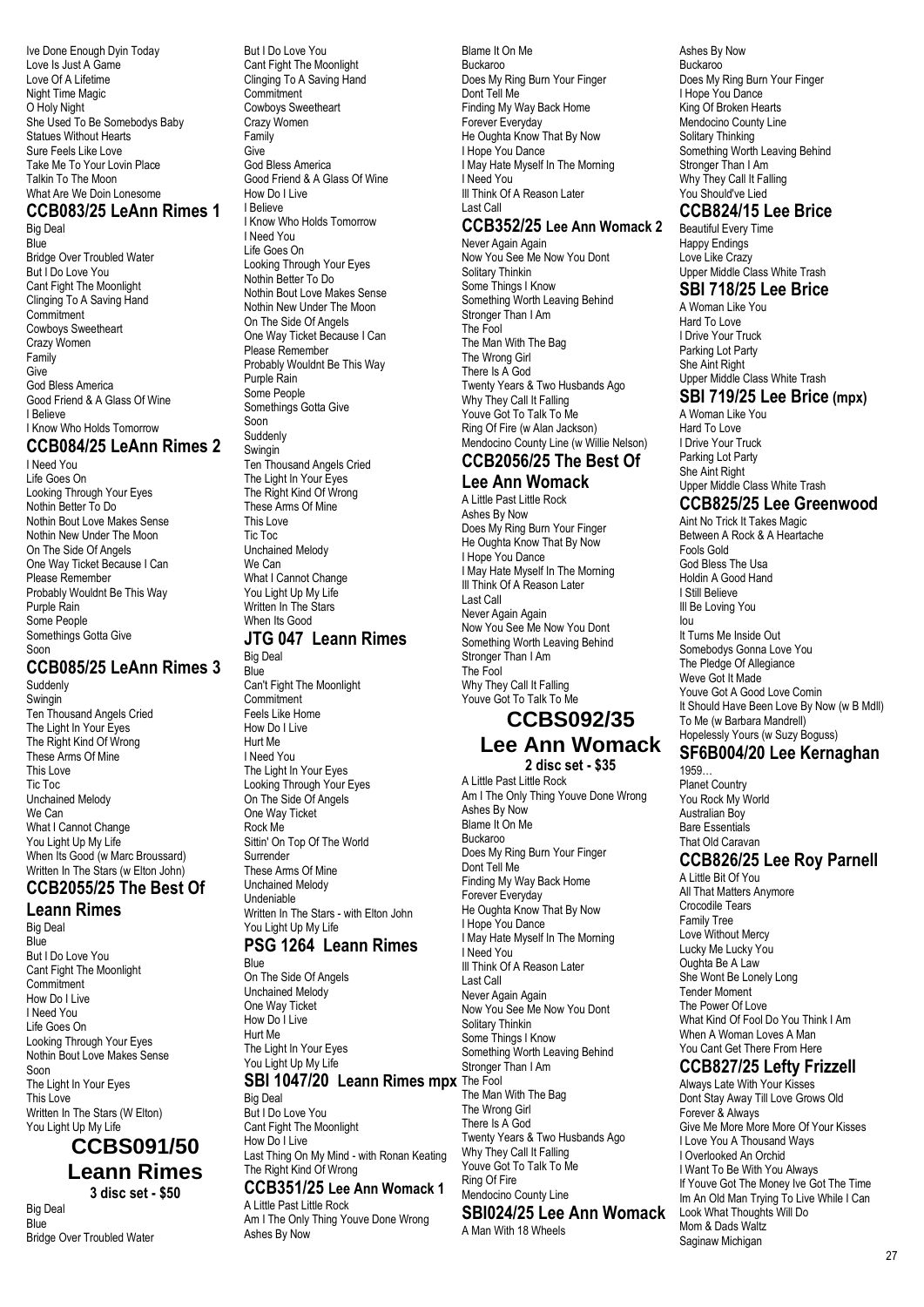Ive Done Enough Dyin Today
Love Is Just A Game
Love Of A Lifetime
Night Time Magic
O Holy Night
She Used To Be Somebodys Baby
Statues Without Hearts
Sure Feels Like Love
Take Me To Your Lovin Place
Talkin To The Moon
What Are We Doin Lonesome

## CCB083/25 LeAnn Rimes 1

Big Deal
Blue
Bridge Over Troubled Water
But I Do Love You
Cant Fight The Moonlight
Clinging To A Saving Hand
Commitment
Cowboys Sweetheart
Crazy Women
Family
Give
God Bless America
Good Friend & A Glass Of Wine
I Believe
I Know Who Holds Tomorrow

## CCB084/25 LeAnn Rimes 2

I Need You
Life Goes On
Looking Through Your Eyes
Nothin Better To Do
Nothin Bout Love Makes Sense
Nothin New Under The Moon
On The Side Of Angels
One Way Ticket Because I Can
Please Remember
Probably Wouldnt Be This Way
Purple Rain
Some People
Somethings Gotta Give
Soon

## CCB085/25 LeAnn Rimes 3

Suddenly
Swingin
Ten Thousand Angels Cried
The Light In Your Eyes
The Right Kind Of Wrong
These Arms Of Mine
This Love
Tic Toc
Unchained Melody
We Can
What I Cannot Change
You Light Up My Life
When Its Good (w Marc Broussard)
Written In The Stars (w Elton John)

## CCB2055/25 The Best Of Leann Rimes

Big Deal
Blue
But I Do Love You
Cant Fight The Moonlight
Commitment
How Do I Live
I Need You
Life Goes On
Looking Through Your Eyes
Nothin Bout Love Makes Sense
Soon
The Light In Your Eyes
This Love
Written In The Stars (W Elton)
You Light Up My Life

## CCBS091/50 Leann Rimes

**3 disc set - $50**

Big Deal
Blue
Bridge Over Troubled Water
But I Do Love You
Cant Fight The Moonlight
Clinging To A Saving Hand
Commitment
Cowboys Sweetheart
Crazy Women
Family
Give
God Bless America
Good Friend & A Glass Of Wine
How Do I Live
I Believe
I Know Who Holds Tomorrow
I Need You
Life Goes On
Looking Through Your Eyes
Nothin Better To Do
Nothin Bout Love Makes Sense
Nothin New Under The Moon
On The Side Of Angels
One Way Ticket Because I Can
Please Remember
Probably Wouldnt Be This Way
Purple Rain
Some People
Somethings Gotta Give
Soon
Suddenly
Swingin
Ten Thousand Angels Cried
The Light In Your Eyes
The Right Kind Of Wrong
These Arms Of Mine
This Love
Tic Toc
Unchained Melody
We Can
What I Cannot Change
You Light Up My Life
Written In The Stars
When Its Good

## JTG 047 Leann Rimes

Big Deal
Blue
Can't Fight The Moonlight
Commitment
Feels Like Home
How Do I Live
Hurt Me
I Need You
The Light In Your Eyes
Looking Through Your Eyes
On The Side Of Angels
One Way Ticket
Rock Me
Sittin' On Top Of The World
Surrender
These Arms Of Mine
Unchained Melody
Undeniable
Written In The Stars - with Elton John
You Light Up My Life

## PSG 1264 Leann Rimes

Blue
On The Side Of Angels
Unchained Melody
One Way Ticket
How Do I Live
Hurt Me
The Light In Your Eyes
You Light Up My Life

## SBI 1047/20 Leann Rimes mpx

Big Deal
But I Do Love You
Cant Fight The Moonlight
How Do I Live
Last Thing On My Mind - with Ronan Keating
The Right Kind Of Wrong

## CCB351/25 Lee Ann Womack 1

A Little Past Little Rock
Am I The Only Thing Youve Done Wrong
Ashes By Now
Blame It On Me
Buckaroo
Does My Ring Burn Your Finger
Dont Tell Me
Finding My Way Back Home
Forever Everyday
He Oughta Know That By Now
I Hope You Dance
I May Hate Myself In The Morning
I Need You
Ill Think Of A Reason Later
Last Call

## CCB352/25 Lee Ann Womack 2

Never Again Again
Now You See Me Now You Dont
Solitary Thinkin
Some Things I Know
Something Worth Leaving Behind
Stronger Than I Am
The Fool
The Man With The Bag
The Wrong Girl
There Is A God
Twenty Years & Two Husbands Ago
Why They Call It Falling
Youve Got To Talk To Me
Ring Of Fire (w Alan Jackson)
Mendocino County Line (w Willie Nelson)

## CCB2056/25 The Best Of Lee Ann Womack

A Little Past Little Rock
Ashes By Now
Does My Ring Burn Your Finger
He Oughta Know That By Now
I Hope You Dance
I May Hate Myself In The Morning
Ill Think Of A Reason Later
Last Call
Never Again Again
Now You See Me Now You Dont
Something Worth Leaving Behind
Stronger Than I Am
The Fool
Why They Call It Falling
Youve Got To Talk To Me

## CCBS092/35 Lee Ann Womack

**2 disc set - $35**

A Little Past Little Rock
Am I The Only Thing Youve Done Wrong
Ashes By Now
Blame It On Me
Buckaroo
Does My Ring Burn Your Finger
Dont Tell Me
Finding My Way Back Home
Forever Everyday
He Oughta Know That By Now
I Hope You Dance
I May Hate Myself In The Morning
I Need You
Ill Think Of A Reason Later
Last Call
Never Again Again
Now You See Me Now You Dont
Solitary Thinkin
Some Things I Know
Something Worth Leaving Behind
Stronger Than I Am
The Fool
The Man With The Bag
The Wrong Girl
There Is A God
Twenty Years & Two Husbands Ago
Why They Call It Falling
Youve Got To Talk To Me
Ring Of Fire
Mendocino County Line

## SBI024/25 Lee Ann Womack

A Man With 18 Wheels
Ashes By Now
Buckaroo
Does My Ring Burn Your Finger
I Hope You Dance
King Of Broken Hearts
Mendocino County Line
Solitary Thinking
Something Worth Leaving Behind
Stronger Than I Am
Why They Call It Falling
You Should've Lied

## CCB824/15 Lee Brice

Beautiful Every Time
Happy Endings
Love Like Crazy
Upper Middle Class White Trash

## SBI 718/25 Lee Brice

A Woman Like You
Hard To Love
I Drive Your Truck
Parking Lot Party
She Aint Right
Upper Middle Class White Trash

## SBI 719/25 Lee Brice (mpx)

A Woman Like You
Hard To Love
I Drive Your Truck
Parking Lot Party
She Aint Right
Upper Middle Class White Trash

## CCB825/25 Lee Greenwood

Aint No Trick It Takes Magic
Between A Rock & A Heartache
Fools Gold
God Bless The Usa
Holdin A Good Hand
I Still Believe
Ill Be Loving You
Iou
It Turns Me Inside Out
Somebodys Gonna Love You
The Pledge Of Allegiance
Weve Got It Made
Youve Got A Good Love Comin
It Should Have Been Love By Now (w B Mdll)
To Me (w Barbara Mandrell)
Hopelessly Yours (w Suzy Boguss)

## SF6B004/20 Lee Kernaghan

1959…
Planet Country
You Rock My World
Australian Boy
Bare Essentials
That Old Caravan

## CCB826/25 Lee Roy Parnell

A Little Bit Of You
All That Matters Anymore
Crocodile Tears
Family Tree
Love Without Mercy
Lucky Me Lucky You
Oughta Be A Law
She Wont Be Lonely Long
Tender Moment
The Power Of Love
What Kind Of Fool Do You Think I Am
When A Woman Loves A Man
You Cant Get There From Here

## CCB827/25 Lefty Frizzell

Always Late With Your Kisses
Dont Stay Away Till Love Grows Old
Forever & Always
Give Me More More More Of Your Kisses
I Love You A Thousand Ways
I Overlooked An Orchid
I Want To Be With You Always
If Youve Got The Money Ive Got The Time
Im An Old Man Trying To Live While I Can
Look What Thoughts Will Do
Mom & Dads Waltz
Saginaw Michigan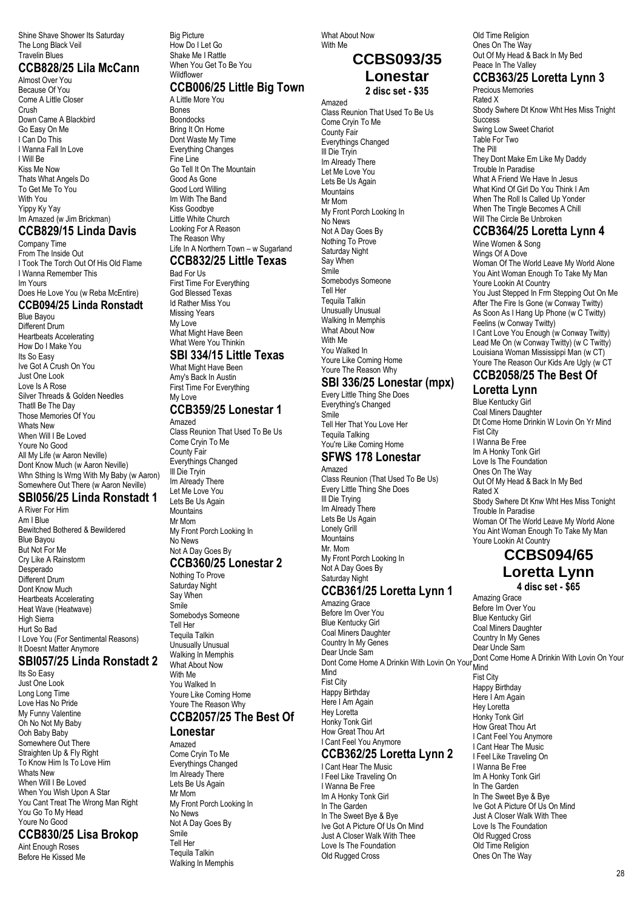Shine Shave Shower Its Saturday
The Long Black Veil
Travelin Blues

## CCB828/25 Lila McCann

Almost Over You
Because Of You
Come A Little Closer
Crush
Down Came A Blackbird
Go Easy On Me
I Can Do This
I Wanna Fall In Love
I Will Be
Kiss Me Now
Thats What Angels Do
To Get Me To You
With You
Yippy Ky Yay
Im Amazed (w Jim Brickman)

## CCB829/15 Linda Davis

Company Time
From The Inside Out
I Took The Torch Out Of His Old Flame
I Wanna Remember This
Im Yours
Does He Love You (w Reba McEntire)

## CCB094/25 Linda Ronstadt

Blue Bayou
Different Drum
Heartbeats Accelerating
How Do I Make You
Its So Easy
Ive Got A Crush On You
Just One Look
Love Is A Rose
Silver Threads & Golden Needles
Thatll Be The Day
Those Memories Of You
Whats New
When Will I Be Loved
Youre No Good
All My Life (w Aaron Neville)
Dont Know Much (w Aaron Neville)
Whn Sthing Is Wrng With My Baby (w Aaron)
Somewhere Out There (w Aaron Neville)

## SBI056/25 Linda Ronstadt 1

A River For Him
Am I Blue
Bewitched Bothered & Bewildered
Blue Bayou
But Not For Me
Cry Like A Rainstorm
Desperado
Different Drum
Dont Know Much
Heartbeats Accelerating
Heat Wave (Heatwave)
High Sierra
Hurt So Bad
I Love You (For Sentimental Reasons)
It Doesnt Matter Anymore

## SBI057/25 Linda Ronstadt 2

Its So Easy
Just One Look
Long Long Time
Love Has No Pride
My Funny Valentine
Oh No Not My Baby
Ooh Baby Baby
Somewhere Out There
Straighten Up & Fly Right
To Know Him Is To Love Him
Whats New
When Will I Be Loved
When You Wish Upon A Star
You Cant Treat The Wrong Man Right
You Go To My Head
Youre No Good

## CCB830/25 Lisa Brokop

Aint Enough Roses
Before He Kissed Me
Big Picture
How Do I Let Go
Shake Me I Rattle
When You Get To Be You
Wildflower

## CCB006/25 Little Big Town

A Little More You
Bones
Boondocks
Bring It On Home
Dont Waste My Time
Everything Changes
Fine Line
Go Tell It On The Mountain
Good As Gone
Good Lord Willing
Im With The Band
Kiss Goodbye
Little White Church
Looking For A Reason
The Reason Why
Life In A Northern Town – w Sugarland

## CCB832/25 Little Texas

Bad For Us
First Time For Everything
God Blessed Texas
Id Rather Miss You
Missing Years
My Love
What Might Have Been
What Were You Thinkin

## SBI 334/15 Little Texas

What Might Have Been
Amy's Back In Austin
First Time For Everything
My Love

## CCB359/25 Lonestar 1

Amazed
Class Reunion That Used To Be Us
Come Cryin To Me
County Fair
Everythings Changed
Ill Die Tryin
Im Already There
Let Me Love You
Lets Be Us Again
Mountains
Mr Mom
My Front Porch Looking In
No News
Not A Day Goes By

## CCB360/25 Lonestar 2

Nothing To Prove
Saturday Night
Say When
Smile
Somebodys Someone
Tell Her
Tequila Talkin
Unusually Unusual
Walking In Memphis
What About Now
With Me
You Walked In
Youre Like Coming Home
Youre The Reason Why

## CCB2057/25 The Best Of Lonestar

Amazed
Come Cryin To Me
Everythings Changed
Im Already There
Lets Be Us Again
Mr Mom
My Front Porch Looking In
No News
Not A Day Goes By
Smile
Tell Her
Tequila Talkin
Walking In Memphis
What About Now
With Me

## CCBS093/35 Lonestar

**2 disc set - $35**

Amazed
Class Reunion That Used To Be Us
Come Cryin To Me
County Fair
Everythings Changed
Ill Die Tryin
Im Already There
Let Me Love You
Lets Be Us Again
Mountains
Mr Mom
My Front Porch Looking In
No News
Not A Day Goes By
Nothing To Prove
Saturday Night
Say When
Smile
Somebodys Someone
Tell Her
Tequila Talkin
Unusually Unusual
Walking In Memphis
What About Now
With Me
You Walked In
Youre Like Coming Home
Youre The Reason Why

## SBI 336/25 Lonestar (mpx)

Every Little Thing She Does
Everything's Changed
Smile
Tell Her That You Love Her
Tequila Talking
You're Like Coming Home

## SFWS 178 Lonestar

Amazed
Class Reunion (That Used To Be Us)
Every Little Thing She Does
Ill Die Trying
Im Already There
Lets Be Us Again
Lonely Grill
Mountains
Mr. Mom
My Front Porch Looking In
Not A Day Goes By
Saturday Night

## CCB361/25 Loretta Lynn 1

Amazing Grace
Before Im Over You
Blue Kentucky Girl
Coal Miners Daughter
Country In My Genes
Dear Uncle Sam
Dont Come Home A Drinkin With Lovin On Your Mind
Fist City
Happy Birthday
Here I Am Again
Hey Loretta
Honky Tonk Girl
How Great Thou Art
I Cant Feel You Anymore

## CCB362/25 Loretta Lynn 2

I Cant Hear The Music
I Feel Like Traveling On
I Wanna Be Free
Im A Honky Tonk Girl
In The Garden
In The Sweet Bye & Bye
Ive Got A Picture Of Us On Mind
Just A Closer Walk With Thee
Love Is The Foundation
Old Rugged Cross
Old Time Religion
Ones On The Way
Out Of My Head & Back In My Bed
Peace In The Valley

## CCB363/25 Loretta Lynn 3

Precious Memories
Rated X
Sbody Swhere Dt Know Wht Hes Miss Tnight
Success
Swing Low Sweet Chariot
Table For Two
The Pill
They Dont Make Em Like My Daddy
Trouble In Paradise
What A Friend We Have In Jesus
What Kind Of Girl Do You Think I Am
When The Roll Is Called Up Yonder
When The Tingle Becomes A Chill
Will The Circle Be Unbroken

## CCB364/25 Loretta Lynn 4

Wine Women & Song
Wings Of A Dove
Woman Of The World Leave My World Alone
You Aint Woman Enough To Take My Man
Youre Lookin At Country
You Just Stepped In Frm Stepping Out On Me
After The Fire Is Gone (w Conway Twitty)
As Soon As I Hang Up Phone (w C Twitty)
Feelins (w Conway Twitty)
I Cant Love You Enough (w Conway Twitty)
Lead Me On (w Conway Twitty) (w C Twitty)
Louisiana Woman Mississippi Man (w CT)
Youre The Reason Our Kids Are Ugly (w CT

## CCB2058/25 The Best Of Loretta Lynn

Blue Kentucky Girl
Coal Miners Daughter
Dt Come Home Drinkin W Lovin On Yr Mind
Fist City
I Wanna Be Free
Im A Honky Tonk Girl
Love Is The Foundation
Ones On The Way
Out Of My Head & Back In My Bed
Rated X
Sbody Swhere Dt Knw Wht Hes Miss Tonight
Trouble In Paradise
Woman Of The World Leave My World Alone
You Aint Woman Enough To Take My Man
Youre Lookin At Country

## CCBS094/65 Loretta Lynn

**4 disc set - $65**

Amazing Grace
Before Im Over You
Blue Kentucky Girl
Coal Miners Daughter
Country In My Genes
Dear Uncle Sam
Dont Come Home A Drinkin With Lovin On Your Mind
Fist City
Happy Birthday
Here I Am Again
Hey Loretta
Honky Tonk Girl
How Great Thou Art
I Cant Feel You Anymore
I Cant Hear The Music
I Feel Like Traveling On
I Wanna Be Free
Im A Honky Tonk Girl
In The Garden
In The Sweet Bye & Bye
Ive Got A Picture Of Us On Mind
Just A Closer Walk With Thee
Love Is The Foundation
Old Rugged Cross
Old Time Religion
Ones On The Way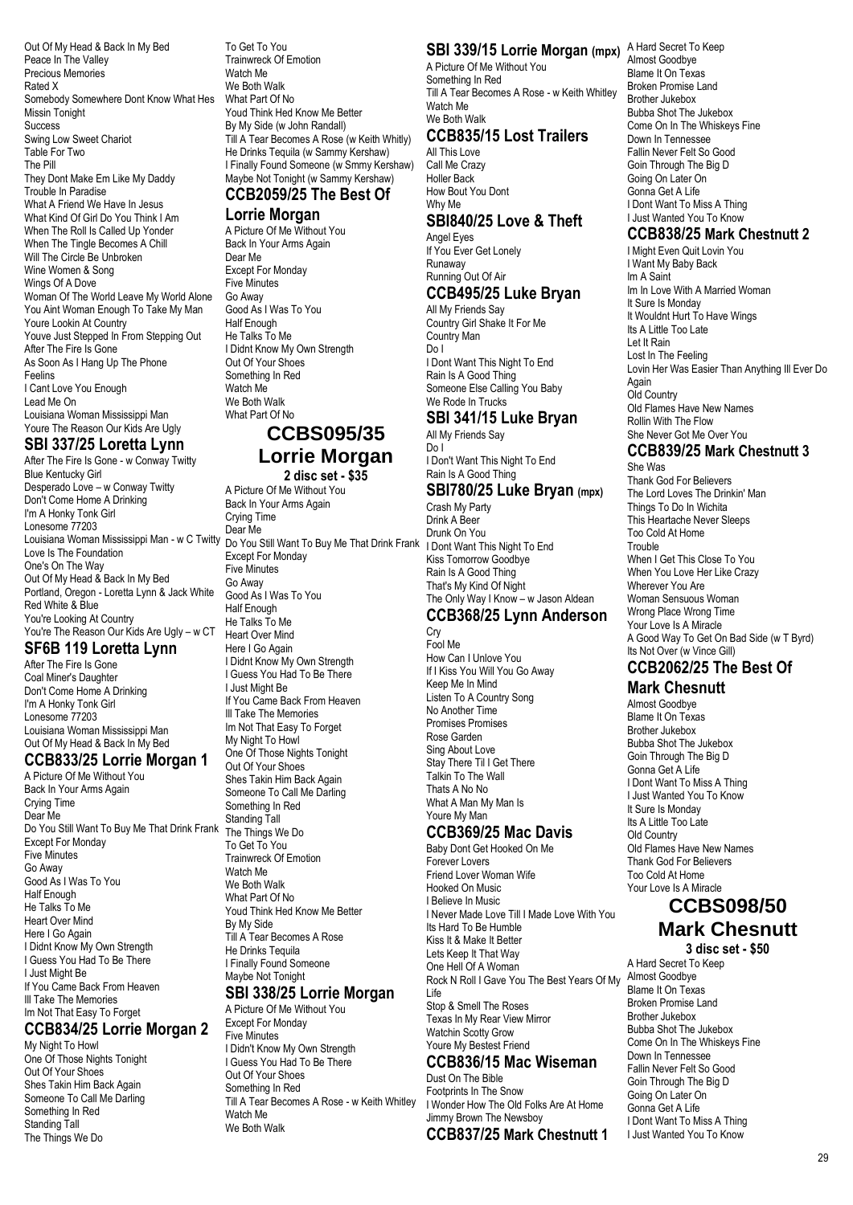Out Of My Head & Back In My Bed
Peace In The Valley
Precious Memories
Rated X
Somebody Somewhere Dont Know What Hes Missin Tonight
Success
Swing Low Sweet Chariot
Table For Two
The Pill
They Dont Make Em Like My Daddy
Trouble In Paradise
What A Friend We Have In Jesus
What Kind Of Girl Do You Think I Am
When The Roll Is Called Up Yonder
When The Tingle Becomes A Chill
Will The Circle Be Unbroken
Wine Women & Song
Wings Of A Dove
Woman Of The World Leave My World Alone
You Aint Woman Enough To Take My Man
Youre Lookin At Country
Youve Just Stepped In From Stepping Out
After The Fire Is Gone
As Soon As I Hang Up The Phone
Feelins
I Cant Love You Enough
Lead Me On
Louisiana Woman Mississippi Man
Youre The Reason Our Kids Are Ugly

## SBI 337/25 Loretta Lynn

After The Fire Is Gone - w Conway Twitty
Blue Kentucky Girl
Desperado Love – w Conway Twitty
Don't Come Home A Drinking
I'm A Honky Tonk Girl
Lonesome 77203
Louisiana Woman Mississippi Man - w C Twitty
Love Is The Foundation
One's On The Way
Out Of My Head & Back In My Bed
Portland, Oregon - Loretta Lynn & Jack White
Red White & Blue
You're Looking At Country
You're The Reason Our Kids Are Ugly – w CT

## SF6B 119 Loretta Lynn

After The Fire Is Gone
Coal Miner's Daughter
Don't Come Home A Drinking
I'm A Honky Tonk Girl
Lonesome 77203
Louisiana Woman Mississippi Man
Out Of My Head & Back In My Bed

## CCB833/25 Lorrie Morgan 1

A Picture Of Me Without You
Back In Your Arms Again
Crying Time
Dear Me
Do You Still Want To Buy Me That Drink Frank
Except For Monday
Five Minutes
Go Away
Good As I Was To You
Half Enough
He Talks To Me
Heart Over Mind
Here I Go Again
I Didnt Know My Own Strength
I Guess You Had To Be There
I Just Might Be
If You Came Back From Heaven
Ill Take The Memories
Im Not That Easy To Forget

## CCB834/25 Lorrie Morgan 2

My Night To Howl
One Of Those Nights Tonight
Out Of Your Shoes
Shes Takin Him Back Again
Someone To Call Me Darling
Something In Red
Standing Tall
The Things We Do
To Get To You
Trainwreck Of Emotion
Watch Me
We Both Walk
What Part Of No
Youd Think Hed Know Me Better
By My Side (w John Randall)
Till A Tear Becomes A Rose (w Keith Whitly)
He Drinks Tequila (w Sammy Kershaw)
I Finally Found Someone (w Smmy Kershaw)
Maybe Not Tonight (w Sammy Kershaw)

## CCB2059/25 The Best Of Lorrie Morgan

A Picture Of Me Without You
Back In Your Arms Again
Dear Me
Except For Monday
Five Minutes
Go Away
Good As I Was To You
Half Enough
He Talks To Me
I Didnt Know My Own Strength
Out Of Your Shoes
Something In Red
Watch Me
We Both Walk
What Part Of No

# CCBS095/35 Lorrie Morgan

**2 disc set - $35**

A Picture Of Me Without You
Back In Your Arms Again
Crying Time
Dear Me
Do You Still Want To Buy Me That Drink Frank
Except For Monday
Five Minutes
Go Away
Good As I Was To You
Half Enough
He Talks To Me
Heart Over Mind
Here I Go Again
I Didnt Know My Own Strength
I Guess You Had To Be There
I Just Might Be
If You Came Back From Heaven
Ill Take The Memories
Im Not That Easy To Forget
My Night To Howl
One Of Those Nights Tonight
Out Of Your Shoes
Shes Takin Him Back Again
Someone To Call Me Darling
Something In Red
Standing Tall
The Things We Do
To Get To You
Trainwreck Of Emotion
Watch Me
We Both Walk
What Part Of No
Youd Think Hed Know Me Better
By My Side
Till A Tear Becomes A Rose
He Drinks Tequila
I Finally Found Someone
Maybe Not Tonight

## SBI 338/25 Lorrie Morgan

A Picture Of Me Without You
Except For Monday
Five Minutes
I Didn't Know My Own Strength
I Guess You Had To Be There
Out Of Your Shoes
Something In Red
Till A Tear Becomes A Rose - w Keith Whitley
Watch Me
We Both Walk

## SBI 339/15 Lorrie Morgan (mpx)

A Picture Of Me Without You
Something In Red
Till A Tear Becomes A Rose - w Keith Whitley
Watch Me
We Both Walk

## CCB835/15 Lost Trailers

All This Love
Call Me Crazy
Holler Back
How Bout You Dont
Why Me

## SBI840/25 Love & Theft

Angel Eyes
If You Ever Get Lonely
Runaway
Running Out Of Air

## CCB495/25 Luke Bryan

All My Friends Say
Country Girl Shake It For Me
Country Man
Do I
I Dont Want This Night To End
Rain Is A Good Thing
Someone Else Calling You Baby
We Rode In Trucks

## SBI 341/15 Luke Bryan

All My Friends Say
Do I
I Don't Want This Night To End
Rain Is A Good Thing

## SBI780/25 Luke Bryan (mpx)

Crash My Party
Drink A Beer
Drunk On You
I Dont Want This Night To End
Kiss Tomorrow Goodbye
Rain Is A Good Thing
That's My Kind Of Night
The Only Way I Know – w Jason Aldean

## CCB368/25 Lynn Anderson

Cry
Fool Me
How Can I Unlove You
If I Kiss You Will You Go Away
Keep Me In Mind
Listen To A Country Song
No Another Time
Promises Promises
Rose Garden
Sing About Love
Stay There Til I Get There
Talkin To The Wall
Thats A No No
What A Man My Man Is
Youre My Man

## CCB369/25 Mac Davis

Baby Dont Get Hooked On Me
Forever Lovers
Friend Lover Woman Wife
Hooked On Music
I Believe In Music
I Never Made Love Till I Made Love With You
Its Hard To Be Humble
Kiss It & Make It Better
Lets Keep It That Way
One Hell Of A Woman
Rock N Roll I Gave You The Best Years Of My Life
Stop & Smell The Roses
Texas In My Rear View Mirror
Watchin Scotty Grow
Youre My Bestest Friend

## CCB836/15 Mac Wiseman

Dust On The Bible
Footprints In The Snow
I Wonder How The Old Folks Are At Home
Jimmy Brown The Newsboy

## CCB837/25 Mark Chestnutt 1

A Hard Secret To Keep
Almost Goodbye
Blame It On Texas
Broken Promise Land
Brother Jukebox
Bubba Shot The Jukebox
Come On In The Whiskeys Fine
Down In Tennessee
Fallin Never Felt So Good
Goin Through The Big D
Going On Later On
Gonna Get A Life
I Dont Want To Miss A Thing
I Just Wanted You To Know

## CCB838/25 Mark Chestnutt 2

I Might Even Quit Lovin You
I Want My Baby Back
Im A Saint
Im In Love With A Married Woman
It Sure Is Monday
It Wouldnt Hurt To Have Wings
Its A Little Too Late
Let It Rain
Lost In The Feeling
Lovin Her Was Easier Than Anything Ill Ever Do Again
Old Country
Old Flames Have New Names
Rollin With The Flow
She Never Got Me Over You

## CCB839/25 Mark Chestnutt 3

She Was
Thank God For Believers
The Lord Loves The Drinkin' Man
Things To Do In Wichita
This Heartache Never Sleeps
Too Cold At Home
Trouble
When I Get This Close To You
When You Love Her Like Crazy
Wherever You Are
Woman Sensuous Woman
Wrong Place Wrong Time
Your Love Is A Miracle
A Good Way To Get On Bad Side (w T Byrd)
Its Not Over (w Vince Gill)

## CCB2062/25 The Best Of Mark Chesnutt

Almost Goodbye
Blame It On Texas
Brother Jukebox
Bubba Shot The Jukebox
Goin Through The Big D
Gonna Get A Life
I Dont Want To Miss A Thing
I Just Wanted You To Know
It Sure Is Monday
Its A Little Too Late
Old Country
Old Flames Have New Names
Thank God For Believers
Too Cold At Home
Your Love Is A Miracle

# CCBS098/50 Mark Chesnutt

**3 disc set - $50**

A Hard Secret To Keep
Almost Goodbye
Blame It On Texas
Broken Promise Land
Brother Jukebox
Bubba Shot The Jukebox
Come On In The Whiskeys Fine
Down In Tennessee
Fallin Never Felt So Good
Goin Through The Big D
Going On Later On
Gonna Get A Life
I Dont Want To Miss A Thing
I Just Wanted You To Know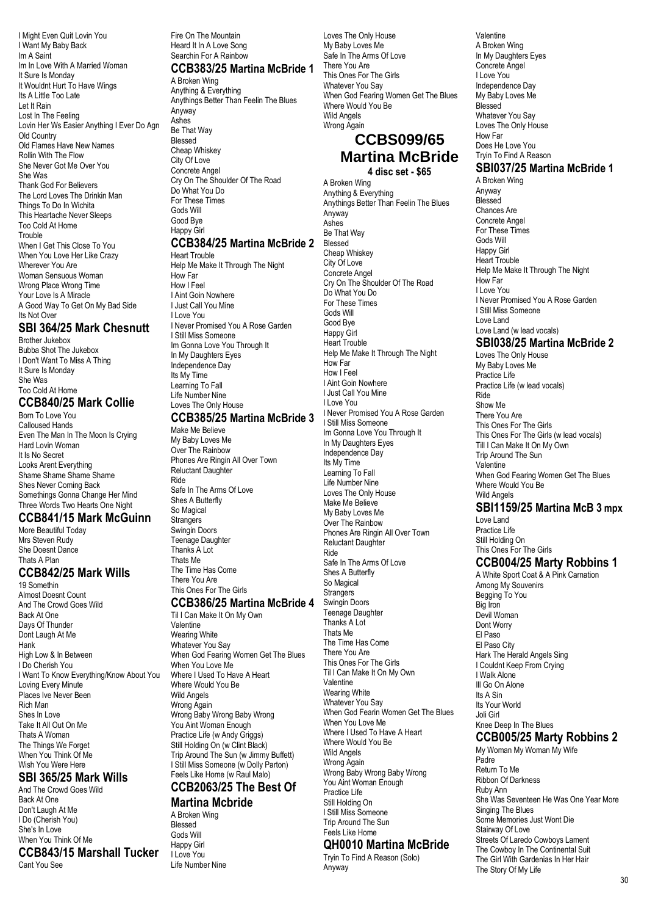I Might Even Quit Lovin You
I Want My Baby Back
Im A Saint
Im In Love With A Married Woman
It Sure Is Monday
It Wouldnt Hurt To Have Wings
Its A Little Too Late
Let It Rain
Lost In The Feeling
Lovin Her Ws Easier Anything I Ever Do Agn
Old Country
Old Flames Have New Names
Rollin With The Flow
She Never Got Me Over You
She Was
Thank God For Believers
The Lord Loves The Drinkin Man
Things To Do In Wichita
This Heartache Never Sleeps
Too Cold At Home
Trouble
When I Get This Close To You
When You Love Her Like Crazy
Wherever You Are
Woman Sensuous Woman
Wrong Place Wrong Time
Your Love Is A Miracle
A Good Way To Get On My Bad Side
Its Not Over

## SBI 364/25 Mark Chesnutt

Brother Jukebox
Bubba Shot The Jukebox
I Don't Want To Miss A Thing
It Sure Is Monday
She Was
Too Cold At Home

## CCB840/25 Mark Collie

Born To Love You
Calloused Hands
Even The Man In The Moon Is Crying
Hard Lovin Woman
It Is No Secret
Looks Arent Everything
Shame Shame Shame Shame
Shes Never Coming Back
Somethings Gonna Change Her Mind
Three Words Two Hearts One Night

## CCB841/15 Mark McGuinn

More Beautiful Today
Mrs Steven Rudy
She Doesnt Dance
Thats A Plan

## CCB842/25 Mark Wills

19 Somethin
Almost Doesnt Count
And The Crowd Goes Wild
Back At One
Days Of Thunder
Dont Laugh At Me
Hank
High Low & In Between
I Do Cherish You
I Want To Know Everything/Know About You
Loving Every Minute
Places Ive Never Been
Rich Man
Shes In Love
Take It All Out On Me
Thats A Woman
The Things We Forget
When You Think Of Me
Wish You Were Here

## SBI 365/25 Mark Wills

And The Crowd Goes Wild
Back At One
Don't Laugh At Me
I Do (Cherish You)
She's In Love
When You Think Of Me

## CCB843/15 Marshall Tucker

Cant You See
Fire On The Mountain
Heard It In A Love Song
Searchin For A Rainbow

## CCB383/25 Martina McBride 1

A Broken Wing
Anything & Everything
Anythings Better Than Feelin The Blues
Anyway
Ashes
Be That Way
Blessed
Cheap Whiskey
City Of Love
Concrete Angel
Cry On The Shoulder Of The Road
Do What You Do
For These Times
Gods Will
Good Bye
Happy Girl

## CCB384/25 Martina McBride 2

Heart Trouble
Help Me Make It Through The Night
How Far
How I Feel
I Aint Goin Nowhere
I Just Call You Mine
I Love You
I Never Promised You A Rose Garden
I Still Miss Someone
Im Gonna Love You Through It
In My Daughters Eyes
Independence Day
Its My Time
Learning To Fall
Life Number Nine
Loves The Only House

## CCB385/25 Martina McBride 3

Make Me Believe
My Baby Loves Me
Over The Rainbow
Phones Are Ringin All Over Town
Reluctant Daughter
Ride
Safe In The Arms Of Love
Shes A Butterfly
So Magical
Strangers
Swingin Doors
Teenage Daughter
Thanks A Lot
Thats Me
The Time Has Come
There You Are
This Ones For The Girls

## CCB386/25 Martina McBride 4

Til I Can Make It On My Own
Valentine
Wearing White
Whatever You Say
When God Fearing Women Get The Blues
When You Love Me
Where I Used To Have A Heart
Where Would You Be
Wild Angels
Wrong Again
Wrong Baby Wrong Baby Wrong
You Aint Woman Enough
Practice Life (w Andy Griggs)
Still Holding On (w Clint Black)
Trip Around The Sun (w Jimmy Buffett)
I Still Miss Someone (w Dolly Parton)
Feels Like Home (w Raul Malo)

## CCB2063/25 The Best Of Martina Mcbride

A Broken Wing
Blessed
Gods Will
Happy Girl
I Love You
Life Number Nine
Loves The Only House
My Baby Loves Me
Safe In The Arms Of Love
There You Are
This Ones For The Girls
Whatever You Say
When God Fearing Women Get The Blues
Where Would You Be
Wild Angels
Wrong Again

## CCBS099/65 Martina McBride

**4 disc set - $65**

A Broken Wing
Anything & Everything
Anythings Better Than Feelin The Blues
Anyway
Ashes
Be That Way
Blessed
Cheap Whiskey
City Of Love
Concrete Angel
Cry On The Shoulder Of The Road
Do What You Do
For These Times
Gods Will
Good Bye
Happy Girl
Heart Trouble
Help Me Make It Through The Night
How Far
How I Feel
I Aint Goin Nowhere
I Just Call You Mine
I Love You
I Never Promised You A Rose Garden
I Still Miss Someone
Im Gonna Love You Through It
In My Daughters Eyes
Independence Day
Its My Time
Learning To Fall
Life Number Nine
Loves The Only House
Make Me Believe
My Baby Loves Me
Over The Rainbow
Phones Are Ringin All Over Town
Reluctant Daughter
Ride
Safe In The Arms Of Love
Shes A Butterfly
So Magical
Strangers
Swingin Doors
Teenage Daughter
Thanks A Lot
Thats Me
The Time Has Come
There You Are
This Ones For The Girls
Til I Can Make It On My Own
Valentine
Wearing White
Whatever You Say
When God Fearin Women Get The Blues
When You Love Me
Where I Used To Have A Heart
Where Would You Be
Wild Angels
Wrong Again
Wrong Baby Wrong Baby Wrong
You Aint Woman Enough
Practice Life
Still Holding On
I Still Miss Someone
Trip Around The Sun
Feels Like Home

## QH0010 Martina McBride

Tryin To Find A Reason (Solo)
Anyway
Valentine
A Broken Wing
In My Daughters Eyes
Concrete Angel
I Love You
Independence Day
My Baby Loves Me
Blessed
Whatever You Say
Loves The Only House
How Far
Does He Love You
Tryin To Find A Reason

## SBI037/25 Martina McBride 1

A Broken Wing
Anyway
Blessed
Chances Are
Concrete Angel
For These Times
Gods Will
Happy Girl
Heart Trouble
Help Me Make It Through The Night
How Far
I Love You
I Never Promised You A Rose Garden
I Still Miss Someone
Love Land
Love Land (w lead vocals)

## SBI038/25 Martina McBride 2

Loves The Only House
My Baby Loves Me
Practice Life
Practice Life (w lead vocals)
Ride
Show Me
There You Are
This Ones For The Girls
This Ones For The Girls (w lead vocals)
Till I Can Make It On My Own
Trip Around The Sun
Valentine
When God Fearing Women Get The Blues
Where Would You Be
Wild Angels

## SBI1159/25 Martina McB 3 mpx

Love Land
Practice Life
Still Holding On
This Ones For The Girls

## CCB004/25 Marty Robbins 1

A White Sport Coat & A Pink Carnation
Among My Souvenirs
Begging To You
Big Iron
Devil Woman
Dont Worry
El Paso
El Paso City
Hark The Herald Angels Sing
I Couldnt Keep From Crying
I Walk Alone
Ill Go On Alone
Its A Sin
Its Your World
Joli Girl
Knee Deep In The Blues

## CCB005/25 Marty Robbins 2

My Woman My Woman My Wife
Padre
Return To Me
Ribbon Of Darkness
Ruby Ann
She Was Seventeen He Was One Year More
Singing The Blues
Some Memories Just Wont Die
Stairway Of Love
Streets Of Laredo Cowboys Lament
The Cowboy In The Continental Suit
The Girl With Gardenias In Her Hair
The Story Of My Life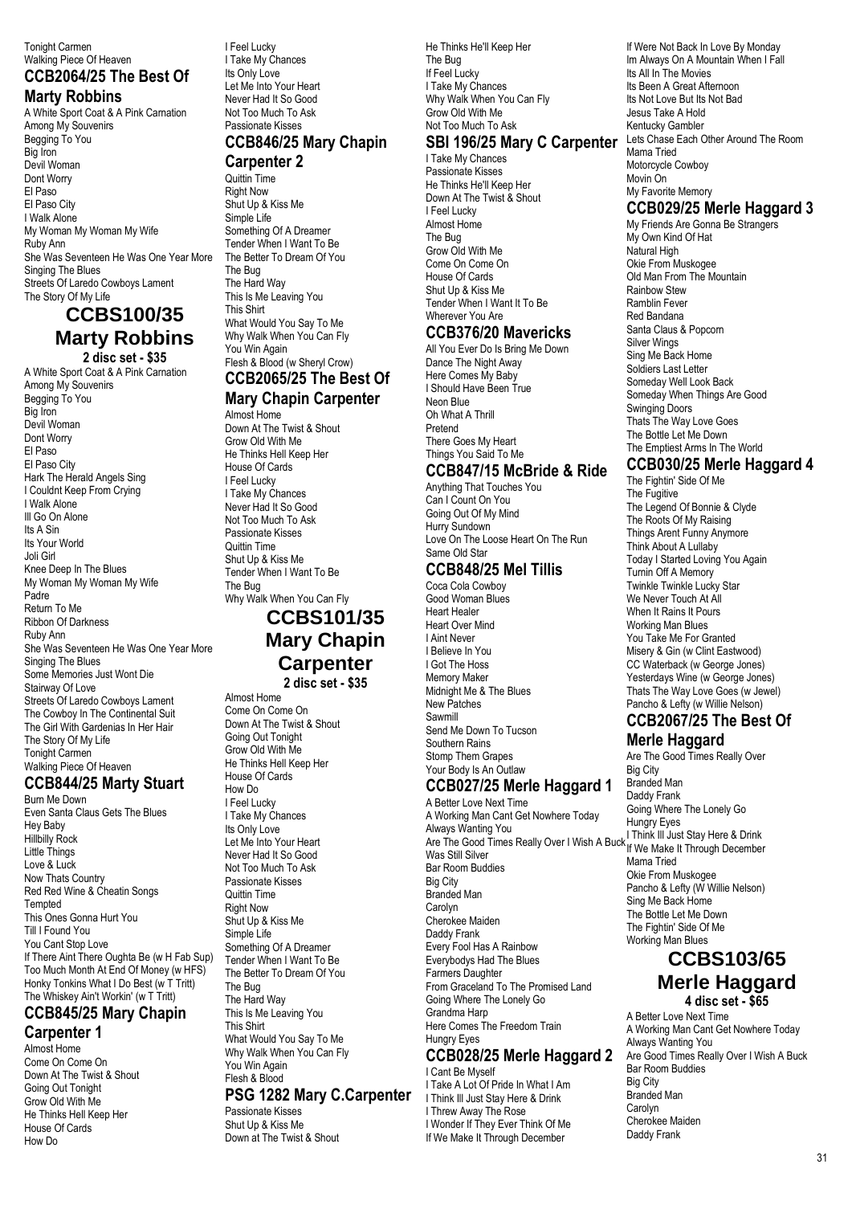Tonight Carmen
Walking Piece Of Heaven

## CCB2064/25 The Best Of Marty Robbins

A White Sport Coat & A Pink Carnation
Among My Souvenirs
Begging To You
Big Iron
Devil Woman
Dont Worry
El Paso
El Paso City
I Walk Alone
My Woman My Woman My Wife
Ruby Ann
She Was Seventeen He Was One Year More
Singing The Blues
Streets Of Laredo Cowboys Lament
The Story Of My Life

# CCBS100/35 Marty Robbins

**2 disc set - $35**

A White Sport Coat & A Pink Carnation
Among My Souvenirs
Begging To You
Big Iron
Devil Woman
Dont Worry
El Paso
El Paso City
Hark The Herald Angels Sing
I Couldnt Keep From Crying
I Walk Alone
Ill Go On Alone
Its A Sin
Its Your World
Joli Girl
Knee Deep In The Blues
My Woman My Woman My Wife
Padre
Return To Me
Ribbon Of Darkness
Ruby Ann
She Was Seventeen He Was One Year More
Singing The Blues
Some Memories Just Wont Die
Stairway Of Love
Streets Of Laredo Cowboys Lament
The Cowboy In The Continental Suit
The Girl With Gardenias In Her Hair
The Story Of My Life
Tonight Carmen
Walking Piece Of Heaven

## CCB844/25 Marty Stuart

Burn Me Down
Even Santa Claus Gets The Blues
Hey Baby
Hillbilly Rock
Little Things
Love & Luck
Now Thats Country
Red Red Wine & Cheatin Songs
Tempted
This Ones Gonna Hurt You
Till I Found You
You Cant Stop Love
If There Aint There Oughta Be (w H Fab Sup)
Too Much Month At End Of Money (w HFS)
Honky Tonkins What I Do Best (w T Tritt)
The Whiskey Ain't Workin' (w T Tritt)

## CCB845/25 Mary Chapin Carpenter 1

Almost Home
Come On Come On
Down At The Twist & Shout
Going Out Tonight
Grow Old With Me
He Thinks Hell Keep Her
House Of Cards
How Do
I Feel Lucky
I Take My Chances
Its Only Love
Let Me Into Your Heart
Never Had It So Good
Not Too Much To Ask
Passionate Kisses

## CCB846/25 Mary Chapin Carpenter 2

Quittin Time
Right Now
Shut Up & Kiss Me
Simple Life
Something Of A Dreamer
Tender When I Want To Be
The Better To Dream Of You
The Bug
The Hard Way
This Is Me Leaving You
This Shirt
What Would You Say To Me
Why Walk When You Can Fly
You Win Again
Flesh & Blood (w Sheryl Crow)

## CCB2065/25 The Best Of Mary Chapin Carpenter

Almost Home
Down At The Twist & Shout
Grow Old With Me
He Thinks Hell Keep Her
House Of Cards
I Feel Lucky
I Take My Chances
Never Had It So Good
Not Too Much To Ask
Passionate Kisses
Quittin Time
Shut Up & Kiss Me
Tender When I Want To Be
The Bug
Why Walk When You Can Fly

# CCBS101/35 Mary Chapin Carpenter

**2 disc set - $35**

Almost Home
Come On Come On
Down At The Twist & Shout
Going Out Tonight
Grow Old With Me
He Thinks Hell Keep Her
House Of Cards
How Do
I Feel Lucky
I Take My Chances
Its Only Love
Let Me Into Your Heart
Never Had It So Good
Not Too Much To Ask
Passionate Kisses
Quittin Time
Right Now
Shut Up & Kiss Me
Simple Life
Something Of A Dreamer
Tender When I Want To Be
The Better To Dream Of You
The Bug
The Hard Way
This Is Me Leaving You
This Shirt
What Would You Say To Me
Why Walk When You Can Fly
You Win Again
Flesh & Blood

## PSG 1282 Mary C.Carpenter

Passionate Kisses
Shut Up & Kiss Me
Down at The Twist & Shout
He Thinks He'll Keep Her
The Bug
If Feel Lucky
I Take My Chances
Why Walk When You Can Fly
Grow Old With Me
Not Too Much To Ask

## SBI 196/25 Mary C Carpenter

I Take My Chances
Passionate Kisses
He Thinks He'll Keep Her
Down At The Twist & Shout
I Feel Lucky
Almost Home
The Bug
Grow Old With Me
Come On Come On
House Of Cards
Shut Up & Kiss Me
Tender When I Want It To Be
Wherever You Are

## CCB376/20 Mavericks

All You Ever Do Is Bring Me Down
Dance The Night Away
Here Comes My Baby
I Should Have Been True
Neon Blue
Oh What A Thrill
Pretend
There Goes My Heart
Things You Said To Me

## CCB847/15 McBride & Ride

Anything That Touches You
Can I Count On You
Going Out Of My Mind
Hurry Sundown
Love On The Loose Heart On The Run
Same Old Star

## CCB848/25 Mel Tillis

Coca Cola Cowboy
Good Woman Blues
Heart Healer
Heart Over Mind
I Aint Never
I Believe In You
I Got The Hoss
Memory Maker
Midnight Me & The Blues
New Patches
Sawmill
Send Me Down To Tucson
Southern Rains
Stomp Them Grapes
Your Body Is An Outlaw

## CCB027/25 Merle Haggard 1

A Better Love Next Time
A Working Man Cant Get Nowhere Today
Always Wanting You
Are The Good Times Really Over I Wish A Buck Was Still Silver
Bar Room Buddies
Big City
Branded Man
Carolyn
Cherokee Maiden
Daddy Frank
Every Fool Has A Rainbow
Everybodys Had The Blues
Farmers Daughter
From Graceland To The Promised Land
Going Where The Lonely Go
Grandma Harp
Here Comes The Freedom Train
Hungry Eyes

## CCB028/25 Merle Haggard 2

I Cant Be Myself
I Take A Lot Of Pride In What I Am
I Think Ill Just Stay Here & Drink
I Threw Away The Rose
I Wonder If They Ever Think Of Me
If We Make It Through December
If Were Not Back In Love By Monday
Im Always On A Mountain When I Fall
Its All In The Movies
Its Been A Great Afternoon
Its Not Love But Its Not Bad
Jesus Take A Hold
Kentucky Gambler
Lets Chase Each Other Around The Room
Mama Tried
Motorcycle Cowboy
Movin On
My Favorite Memory

## CCB029/25 Merle Haggard 3

My Friends Are Gonna Be Strangers
My Own Kind Of Hat
Natural High
Okie From Muskogee
Old Man From The Mountain
Rainbow Stew
Ramblin Fever
Red Bandana
Santa Claus & Popcorn
Silver Wings
Sing Me Back Home
Soldiers Last Letter
Someday Well Look Back
Someday When Things Are Good
Swinging Doors
Thats The Way Love Goes
The Bottle Let Me Down
The Emptiest Arms In The World

## CCB030/25 Merle Haggard 4

The Fightin' Side Of Me
The Fugitive
The Legend Of Bonnie & Clyde
The Roots Of My Raising
Things Arent Funny Anymore
Think About A Lullaby
Today I Started Loving You Again
Turnin Off A Memory
Twinkle Twinkle Lucky Star
We Never Touch At All
When It Rains It Pours
Working Man Blues
You Take Me For Granted
Misery & Gin (w Clint Eastwood)
CC Waterback (w George Jones)
Yesterdays Wine (w George Jones)
Thats The Way Love Goes (w Jewel)
Pancho & Lefty (w Willie Nelson)

## CCB2067/25 The Best Of Merle Haggard

Are The Good Times Really Over
Big City
Branded Man
Daddy Frank
Going Where The Lonely Go
Hungry Eyes
I Think Ill Just Stay Here & Drink
If We Make It Through December
Mama Tried
Okie From Muskogee
Pancho & Lefty (W Willie Nelson)
Sing Me Back Home
The Bottle Let Me Down
The Fightin' Side Of Me
Working Man Blues

# CCBS103/65 Merle Haggard

**4 disc set - $65**

A Better Love Next Time
A Working Man Cant Get Nowhere Today
Always Wanting You
Are Good Times Really Over I Wish A Buck
Bar Room Buddies
Big City
Branded Man
Carolyn
Cherokee Maiden
Daddy Frank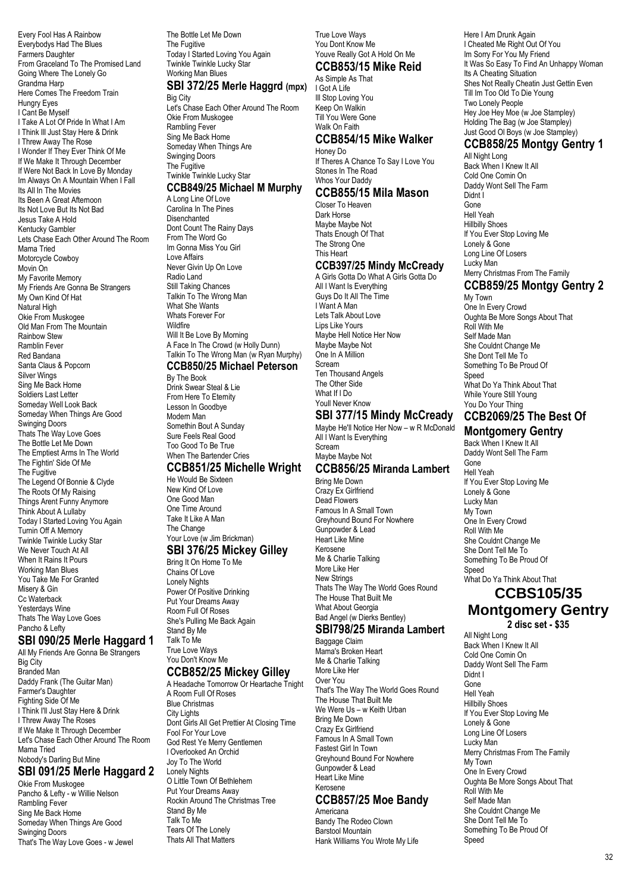Every Fool Has A Rainbow
Everybodys Had The Blues
Farmers Daughter
From Graceland To The Promised Land
Going Where The Lonely Go
Grandma Harp
Here Comes The Freedom Train
Hungry Eyes
I Cant Be Myself
I Take A Lot Of Pride In What I Am
I Think Ill Just Stay Here & Drink
I Threw Away The Rose
I Wonder If They Ever Think Of Me
If We Make It Through December
If Were Not Back In Love By Monday
Im Always On A Mountain When I Fall
Its All In The Movies
Its Been A Great Afternoon
Its Not Love But Its Not Bad
Jesus Take A Hold
Kentucky Gambler
Lets Chase Each Other Around The Room
Mama Tried
Motorcycle Cowboy
Movin On
My Favorite Memory
My Friends Are Gonna Be Strangers
My Own Kind Of Hat
Natural High
Okie From Muskogee
Old Man From The Mountain
Rainbow Stew
Ramblin Fever
Red Bandana
Santa Claus & Popcorn
Silver Wings
Sing Me Back Home
Soldiers Last Letter
Someday Well Look Back
Someday When Things Are Good
Swinging Doors
Thats The Way Love Goes
The Bottle Let Me Down
The Emptiest Arms In The World
The Fightin' Side Of Me
The Fugitive
The Legend Of Bonnie & Clyde
The Roots Of My Raising
Things Arent Funny Anymore
Think About A Lullaby
Today I Started Loving You Again
Turnin Off A Memory
Twinkle Twinkle Lucky Star
We Never Touch At All
When It Rains It Pours
Working Man Blues
You Take Me For Granted
Misery & Gin
Cc Waterback
Yesterdays Wine
Thats The Way Love Goes
Pancho & Lefty

## SBI 090/25 Merle Haggard 1

All My Friends Are Gonna Be Strangers
Big City
Branded Man
Daddy Frank (The Guitar Man)
Farmer's Daughter
Fighting Side Of Me
I Think I'll Just Stay Here & Drink
I Threw Away The Roses
If We Make It Through December
Let's Chase Each Other Around The Room
Mama Tried
Nobody's Darling But Mine

## SBI 091/25 Merle Haggard 2

Okie From Muskogee
Pancho & Lefty - w Willie Nelson
Rambling Fever
Sing Me Back Home
Someday When Things Are Good
Swinging Doors
That's The Way Love Goes - w Jewel
The Bottle Let Me Down
The Fugitive
Today I Started Loving You Again
Twinkle Twinkle Lucky Star
Working Man Blues

## SBI 372/25 Merle Haggrd (mpx)

Big City
Let's Chase Each Other Around The Room
Okie From Muskogee
Rambling Fever
Sing Me Back Home
Someday When Things Are
Swinging Doors
The Fugitive
Twinkle Twinkle Lucky Star

## CCB849/25 Michael M Murphy

A Long Line Of Love
Carolina In The Pines
Disenchanted
Dont Count The Rainy Days
From The Word Go
Im Gonna Miss You Girl
Love Affairs
Never Givin Up On Love
Radio Land
Still Taking Chances
Talkin To The Wrong Man
What She Wants
Whats Forever For
Wildfire
Will It Be Love By Morning
A Face In The Crowd (w Holly Dunn)
Talkin To The Wrong Man (w Ryan Murphy)

## CCB850/25 Michael Peterson

By The Book
Drink Swear Steal & Lie
From Here To Eternity
Lesson In Goodbye
Modern Man
Somethin Bout A Sunday
Sure Feels Real Good
Too Good To Be True
When The Bartender Cries

## CCB851/25 Michelle Wright

He Would Be Sixteen
New Kind Of Love
One Good Man
One Time Around
Take It Like A Man
The Change
Your Love (w Jim Brickman)

## SBI 376/25 Mickey Gilley

Bring It On Home To Me
Chains Of Love
Lonely Nights
Power Of Positive Drinking
Put Your Dreams Away
Room Full Of Roses
She's Pulling Me Back Again
Stand By Me
Talk To Me
True Love Ways
You Don't Know Me

## CCB852/25 Mickey Gilley

A Headache Tomorrow Or Heartache Tnight
A Room Full Of Roses
Blue Christmas
City Lights
Dont Girls All Get Prettier At Closing Time
Fool For Your Love
God Rest Ye Merry Gentlemen
I Overlooked An Orchid
Joy To The World
Lonely Nights
O Little Town Of Bethlehem
Put Your Dreams Away
Rockin Around The Christmas Tree
Stand By Me
Talk To Me
Tears Of The Lonely
Thats All That Matters
True Love Ways
You Dont Know Me
Youve Really Got A Hold On Me

## CCB853/15 Mike Reid

As Simple As That
I Got A Life
Ill Stop Loving You
Keep On Walkin
Till You Were Gone
Walk On Faith

## CCB854/15 Mike Walker

Honey Do
If Theres A Chance To Say I Love You
Stones In The Road
Whos Your Daddy

## CCB855/15 Mila Mason

Closer To Heaven
Dark Horse
Maybe Maybe Not
Thats Enough Of That
The Strong One
This Heart

## CCB397/25 Mindy McCready

A Girls Gotta Do What A Girls Gotta Do
All I Want Is Everything
Guys Do It All The Time
I Want A Man
Lets Talk About Love
Lips Like Yours
Maybe Hell Notice Her Now
Maybe Maybe Not
One In A Million
Scream
Ten Thousand Angels
The Other Side
What If I Do
Youll Never Know

## SBI 377/15 Mindy McCready

Maybe He'll Notice Her Now – w R McDonald
All I Want Is Everything
Scream
Maybe Maybe Not

## CCB856/25 Miranda Lambert

Bring Me Down
Crazy Ex Girlfriend
Dead Flowers
Famous In A Small Town
Greyhound Bound For Nowhere
Gunpowder & Lead
Heart Like Mine
Kerosene
Me & Charlie Talking
More Like Her
New Strings
Thats The Way The World Goes Round
The House That Built Me
What About Georgia
Bad Angel (w Dierks Bentley)

## SBI798/25 Miranda Lambert

Baggage Claim
Mama's Broken Heart
Me & Charlie Talking
More Like Her
Over You
That's The Way The World Goes Round
The House That Built Me
We Were Us – w Keith Urban
Bring Me Down
Crazy Ex Girlfriend
Famous In A Small Town
Fastest Girl In Town
Greyhound Bound For Nowhere
Gunpowder & Lead
Heart Like Mine
Kerosene

## CCB857/25 Moe Bandy

Americana
Bandy The Rodeo Clown
Barstool Mountain
Hank Williams You Wrote My Life
Here I Am Drunk Again
I Cheated Me Right Out Of You
Im Sorry For You My Friend
It Was So Easy To Find An Unhappy Woman
Its A Cheating Situation
Shes Not Really Cheatin Just Gettin Even
Till Im Too Old To Die Young
Two Lonely People
Hey Joe Hey Moe (w Joe Stampley)
Holding The Bag (w Joe Stampley)
Just Good Ol Boys (w Joe Stampley)

## CCB858/25 Montgy Gentry 1

All Night Long
Back When I Knew It All
Cold One Comin On
Daddy Wont Sell The Farm
Didnt I
Gone
Hell Yeah
Hillbilly Shoes
If You Ever Stop Loving Me
Lonely & Gone
Long Line Of Losers
Lucky Man
Merry Christmas From The Family

## CCB859/25 Montgy Gentry 2

My Town
One In Every Crowd
Oughta Be More Songs About That
Roll With Me
Self Made Man
She Couldnt Change Me
She Dont Tell Me To
Something To Be Proud Of
Speed
What Do Ya Think About That
While Youre Still Young
You Do Your Thing

## CCB2069/25 The Best Of Montgomery Gentry

Back When I Knew It All
Daddy Wont Sell The Farm
Gone
Hell Yeah
If You Ever Stop Loving Me
Lonely & Gone
Lucky Man
My Town
One In Every Crowd
Roll With Me
She Couldnt Change Me
She Dont Tell Me To
Something To Be Proud Of
Speed
What Do Ya Think About That

## CCBS105/35 Montgomery Gentry

**2 disc set - $35**

All Night Long
Back When I Knew It All
Cold One Comin On
Daddy Wont Sell The Farm
Didnt I
Gone
Hell Yeah
Hillbilly Shoes
If You Ever Stop Loving Me
Lonely & Gone
Long Line Of Losers
Lucky Man
Merry Christmas From The Family
My Town
One In Every Crowd
Oughta Be More Songs About That
Roll With Me
Self Made Man
She Couldnt Change Me
She Dont Tell Me To
Something To Be Proud Of
Speed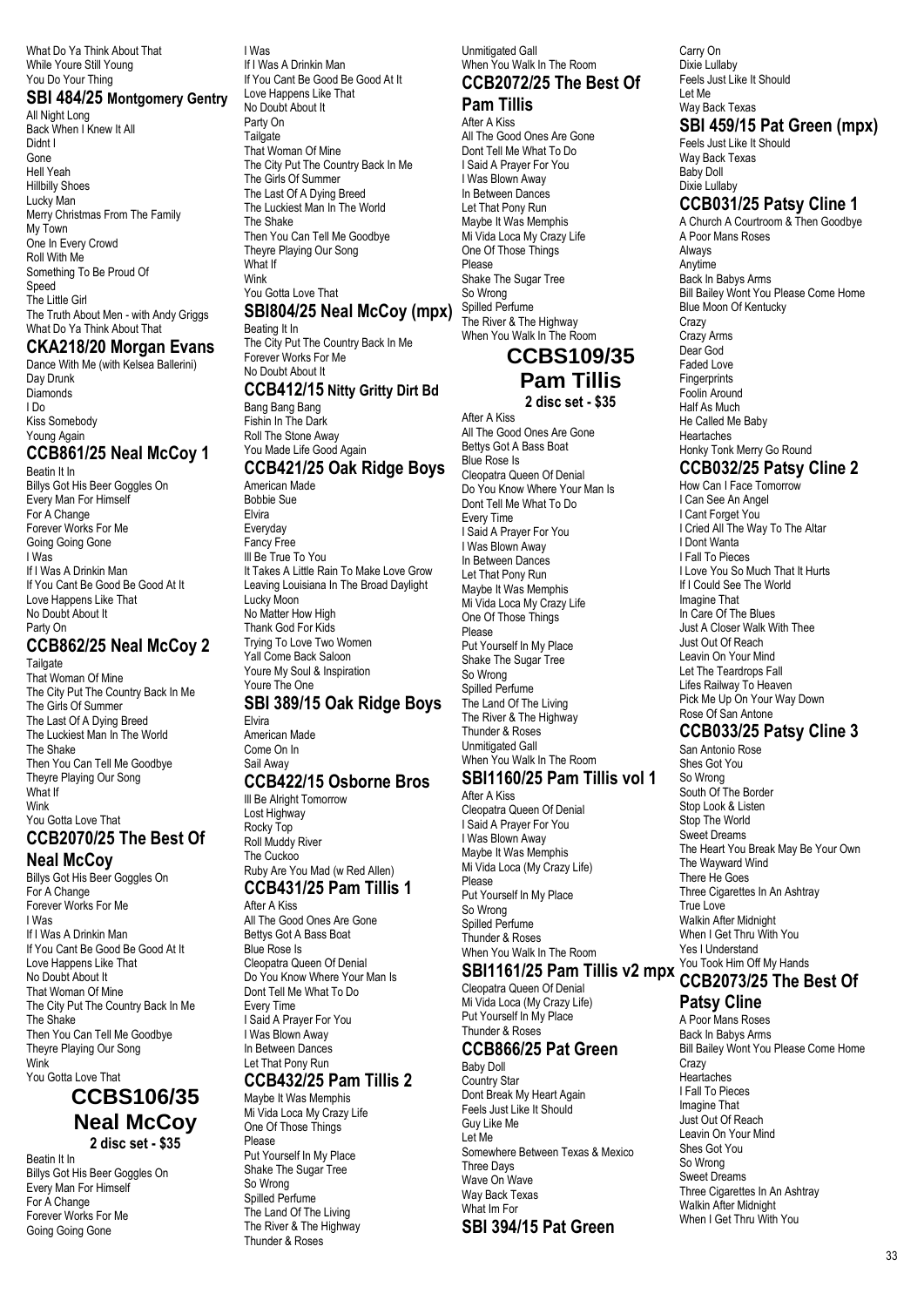What Do Ya Think About That
While Youre Still Young
You Do Your Thing

## SBI 484/25 Montgomery Gentry

All Night Long
Back When I Knew It All
Didnt I
Gone
Hell Yeah
Hillbilly Shoes
Lucky Man
Merry Christmas From The Family
My Town
One In Every Crowd
Roll With Me
Something To Be Proud Of
Speed
The Little Girl
The Truth About Men - with Andy Griggs
What Do Ya Think About That

## CKA218/20 Morgan Evans

Dance With Me (with Kelsea Ballerini)
Day Drunk
Diamonds
I Do
Kiss Somebody
Young Again

## CCB861/25 Neal McCoy 1

Beatin It In
Billys Got His Beer Goggles On
Every Man For Himself
For A Change
Forever Works For Me
Going Going Gone
I Was
If I Was A Drinkin Man
If You Cant Be Good Be Good At It
Love Happens Like That
No Doubt About It
Party On

## CCB862/25 Neal McCoy 2

Tailgate
That Woman Of Mine
The City Put The Country Back In Me
The Girls Of Summer
The Last Of A Dying Breed
The Luckiest Man In The World
The Shake
Then You Can Tell Me Goodbye
Theyre Playing Our Song
What If
Wink
You Gotta Love That

## CCB2070/25 The Best Of Neal McCoy

Billys Got His Beer Goggles On
For A Change
Forever Works For Me
I Was
If I Was A Drinkin Man
If You Cant Be Good Be Good At It
Love Happens Like That
No Doubt About It
That Woman Of Mine
The City Put The Country Back In Me
The Shake
Then You Can Tell Me Goodbye
Theyre Playing Our Song
Wink
You Gotta Love That

## CCBS106/35 Neal McCoy

**2 disc set - $35**

Beatin It In
Billys Got His Beer Goggles On
Every Man For Himself
For A Change
Forever Works For Me
Going Going Gone
I Was
If I Was A Drinkin Man
If You Cant Be Good Be Good At It
Love Happens Like That
No Doubt About It
Party On
Tailgate
That Woman Of Mine
The City Put The Country Back In Me
The Girls Of Summer
The Last Of A Dying Breed
The Luckiest Man In The World
The Shake
Then You Can Tell Me Goodbye
Theyre Playing Our Song
What If
Wink
You Gotta Love That

## SBI804/25 Neal McCoy (mpx)

Beating It In
The City Put The Country Back In Me
Forever Works For Me
No Doubt About It

## CCB412/15 Nitty Gritty Dirt Bd

Bang Bang Bang
Fishin In The Dark
Roll The Stone Away
You Made Life Good Again

## CCB421/25 Oak Ridge Boys

American Made
Bobbie Sue
Elvira
Everyday
Fancy Free
Ill Be True To You
It Takes A Little Rain To Make Love Grow
Leaving Louisiana In The Broad Daylight
Lucky Moon
No Matter How High
Thank God For Kids
Trying To Love Two Women
Yall Come Back Saloon
Youre My Soul & Inspiration
Youre The One

## SBI 389/15 Oak Ridge Boys

Elvira
American Made
Come On In
Sail Away

## CCB422/15 Osborne Bros

Ill Be Alright Tomorrow
Lost Highway
Rocky Top
Roll Muddy River
The Cuckoo
Ruby Are You Mad (w Red Allen)

## CCB431/25 Pam Tillis 1

After A Kiss
All The Good Ones Are Gone
Bettys Got A Bass Boat
Blue Rose Is
Cleopatra Queen Of Denial
Do You Know Where Your Man Is
Dont Tell Me What To Do
Every Time
I Said A Prayer For You
I Was Blown Away
In Between Dances
Let That Pony Run

## CCB432/25 Pam Tillis 2

Maybe It Was Memphis
Mi Vida Loca My Crazy Life
One Of Those Things
Please
Put Yourself In My Place
Shake The Sugar Tree
So Wrong
Spilled Perfume
The Land Of The Living
The River & The Highway
Thunder & Roses
Unmitigated Gall
When You Walk In The Room

## CCB2072/25 The Best Of Pam Tillis

After A Kiss
All The Good Ones Are Gone
Dont Tell Me What To Do
I Said A Prayer For You
I Was Blown Away
In Between Dances
Let That Pony Run
Maybe It Was Memphis
Mi Vida Loca My Crazy Life
One Of Those Things
Please
Shake The Sugar Tree
So Wrong
Spilled Perfume
The River & The Highway
When You Walk In The Room

## CCBS109/35 Pam Tillis

**2 disc set - $35**

After A Kiss
All The Good Ones Are Gone
Bettys Got A Bass Boat
Blue Rose Is
Cleopatra Queen Of Denial
Do You Know Where Your Man Is
Dont Tell Me What To Do
Every Time
I Said A Prayer For You
I Was Blown Away
In Between Dances
Let That Pony Run
Maybe It Was Memphis
Mi Vida Loca My Crazy Life
One Of Those Things
Please
Put Yourself In My Place
Shake The Sugar Tree
So Wrong
Spilled Perfume
The Land Of The Living
The River & The Highway
Thunder & Roses
Unmitigated Gall
When You Walk In The Room

## SBI1160/25 Pam Tillis vol 1

After A Kiss
Cleopatra Queen Of Denial
I Said A Prayer For You
I Was Blown Away
Maybe It Was Memphis
Mi Vida Loca (My Crazy Life)
Please
Put Yourself In My Place
So Wrong
Spilled Perfume
Thunder & Roses
When You Walk In The Room

## SBI1161/25 Pam Tillis v2 mpx

Cleopatra Queen Of Denial
Mi Vida Loca (My Crazy Life)
Put Yourself In My Place
Thunder & Roses

## CCB866/25 Pat Green

Baby Doll
Country Star
Dont Break My Heart Again
Feels Just Like It Should
Guy Like Me
Let Me
Somewhere Between Texas & Mexico
Three Days
Wave On Wave
Way Back Texas
What Im For

## SBI 394/15 Pat Green

Carry On
Dixie Lullaby
Feels Just Like It Should
Let Me
Way Back Texas

## SBI 459/15 Pat Green (mpx)

Feels Just Like It Should
Way Back Texas
Baby Doll
Dixie Lullaby

## CCB031/25 Patsy Cline 1

A Church A Courtroom & Then Goodbye
A Poor Mans Roses
Always
Anytime
Back In Babys Arms
Bill Bailey Wont You Please Come Home
Blue Moon Of Kentucky
Crazy
Crazy Arms
Dear God
Faded Love
Fingerprints
Foolin Around
Half As Much
He Called Me Baby
Heartaches
Honky Tonk Merry Go Round

## CCB032/25 Patsy Cline 2

How Can I Face Tomorrow
I Can See An Angel
I Cant Forget You
I Cried All The Way To The Altar
I Dont Wanta
I Fall To Pieces
I Love You So Much That It Hurts
If I Could See The World
Imagine That
In Care Of The Blues
Just A Closer Walk With Thee
Just Out Of Reach
Leavin On Your Mind
Let The Teardrops Fall
Lifes Railway To Heaven
Pick Me Up On Your Way Down
Rose Of San Antone

## CCB033/25 Patsy Cline 3

San Antonio Rose
Shes Got You
So Wrong
South Of The Border
Stop Look & Listen
Stop The World
Sweet Dreams
The Heart You Break May Be Your Own
The Wayward Wind
There He Goes
Three Cigarettes In An Ashtray
True Love
Walkin After Midnight
When I Get Thru With You
Yes I Understand
You Took Him Off My Hands

## CCB2073/25 The Best Of Patsy Cline

A Poor Mans Roses
Back In Babys Arms
Bill Bailey Wont You Please Come Home
Crazy
Heartaches
I Fall To Pieces
Imagine That
Just Out Of Reach
Leavin On Your Mind
Shes Got You
So Wrong
Sweet Dreams
Three Cigarettes In An Ashtray
Walkin After Midnight
When I Get Thru With You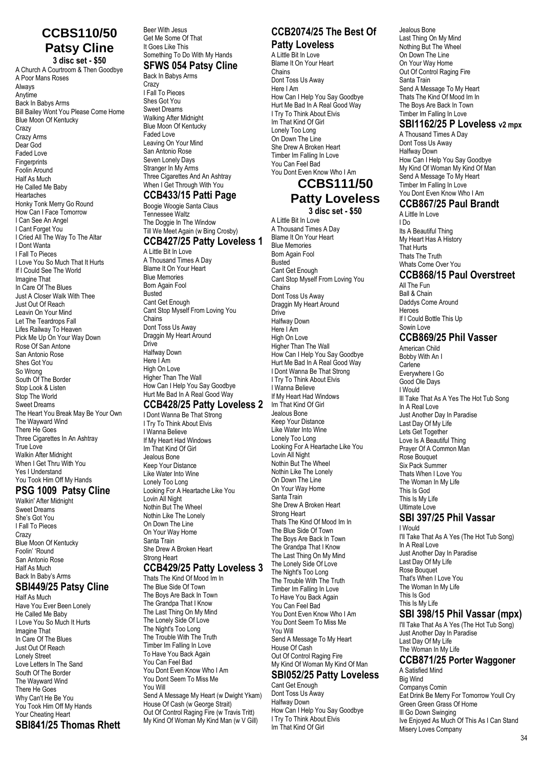# CCBS110/50 Patsy Cline

**3 disc set - $50**

A Church A Courtroom & Then Goodbye
A Poor Mans Roses
Always
Anytime
Back In Babys Arms
Bill Bailey Wont You Please Come Home
Blue Moon Of Kentucky
Crazy
Crazy Arms
Dear God
Faded Love
Fingerprints
Foolin Around
Half As Much
He Called Me Baby
Heartaches
Honky Tonk Merry Go Round
How Can I Face Tomorrow
I Can See An Angel
I Cant Forget You
I Cried All The Way To The Altar
I Dont Wanta
I Fall To Pieces
I Love You So Much That It Hurts
If I Could See The World
Imagine That
In Care Of The Blues
Just A Closer Walk With Thee
Just Out Of Reach
Leavin On Your Mind
Let The Teardrops Fall
Lifes Railway To Heaven
Pick Me Up On Your Way Down
Rose Of San Antone
San Antonio Rose
Shes Got You
So Wrong
South Of The Border
Stop Look & Listen
Stop The World
Sweet Dreams
The Heart You Break May Be Your Own
The Wayward Wind
There He Goes
Three Cigarettes In An Ashtray
True Love
Walkin After Midnight
When I Get Thru With You
Yes I Understand
You Took Him Off My Hands

## PSG 1009 Patsy Cline

Walkin' After Midnight
Sweet Dreams
She's Got You
I Fall To Pieces
Crazy
Blue Moon Of Kentucky
Foolin' 'Round
San Antonio Rose
Half As Much
Back In Baby's Arms

## SBI449/25 Patsy Cline

Half As Much
Have You Ever Been Lonely
He Called Me Baby
I Love You So Much It Hurts
Imagine That
In Care Of The Blues
Just Out Of Reach
Lonely Street
Love Letters In The Sand
South Of The Border
The Wayward Wind
There He Goes
Why Can't He Be You
You Took Him Off My Hands
Your Cheating Heart

## SBI841/25 Thomas Rhett

Beer With Jesus
Get Me Some Of That
It Goes Like This
Something To Do With My Hands

## SFWS 054 Patsy Cline

Back In Babys Arms
Crazy
I Fall To Pieces
Shes Got You
Sweet Dreams
Walking After Midnight
Blue Moon Of Kentucky
Faded Love
Leaving On Your Mind
San Antonio Rose
Seven Lonely Days
Stranger In My Arms
Three Cigarettes And An Ashtray
When I Get Through With You

## CCB433/15 Patti Page

Boogie Woogie Santa Claus
Tennessee Waltz
The Doggie In The Window
Till We Meet Again (w Bing Crosby)

## CCB427/25 Patty Loveless 1

A Little Bit In Love
A Thousand Times A Day
Blame It On Your Heart
Blue Memories
Born Again Fool
Busted
Cant Get Enough
Cant Stop Myself From Loving You
Chains
Dont Toss Us Away
Draggin My Heart Around
Drive
Halfway Down
Here I Am
High On Love
Higher Than The Wall
How Can I Help You Say Goodbye
Hurt Me Bad In A Real Good Way

## CCB428/25 Patty Loveless 2

I Dont Wanna Be That Strong
I Try To Think About Elvis
I Wanna Believe
If My Heart Had Windows
Im That Kind Of Girl
Jealous Bone
Keep Your Distance
Like Water Into Wine
Lonely Too Long
Looking For A Heartache Like You
Lovin All Night
Nothin But The Wheel
Nothin Like The Lonely
On Down The Line
On Your Way Home
Santa Train
She Drew A Broken Heart
Strong Heart

## CCB429/25 Patty Loveless 3

Thats The Kind Of Mood Im In
The Blue Side Of Town
The Boys Are Back In Town
The Grandpa That I Know
The Last Thing On My Mind
The Lonely Side Of Love
The Night's Too Long
The Trouble With The Truth
Timber Im Falling In Love
To Have You Back Again
You Can Feel Bad
You Dont Even Know Who I Am
You Dont Seem To Miss Me
You Will
Send A Message My Heart (w Dwight Ykam)
House Of Cash (w George Strait)
Out Of Control Raging Fire (w Travis Tritt)
My Kind Of Woman My Kind Man (w V Gill)

## CCB2074/25 The Best Of Patty Loveless

A Little Bit In Love
Blame It On Your Heart
Chains
Dont Toss Us Away
Here I Am
How Can I Help You Say Goodbye
Hurt Me Bad In A Real Good Way
I Try To Think About Elvis
Im That Kind Of Girl
Lonely Too Long
On Down The Line
She Drew A Broken Heart
Timber Im Falling In Love
You Can Feel Bad
You Dont Even Know Who I Am

# CCBS111/50 Patty Loveless

**3 disc set - $50**

A Little Bit In Love
A Thousand Times A Day
Blame It On Your Heart
Blue Memories
Born Again Fool
Busted
Cant Get Enough
Cant Stop Myself From Loving You
Chains
Dont Toss Us Away
Draggin My Heart Around
Drive
Halfway Down
Here I Am
High On Love
Higher Than The Wall
How Can I Help You Say Goodbye
Hurt Me Bad In A Real Good Way
I Dont Wanna Be That Strong
I Try To Think About Elvis
I Wanna Believe
If My Heart Had Windows
Im That Kind Of Girl
Jealous Bone
Keep Your Distance
Like Water Into Wine
Lonely Too Long
Looking For A Heartache Like You
Lovin All Night
Nothin But The Wheel
Nothin Like The Lonely
On Down The Line
On Your Way Home
Santa Train
She Drew A Broken Heart
Strong Heart
Thats The Kind Of Mood Im In
The Blue Side Of Town
The Boys Are Back In Town
The Grandpa That I Know
The Last Thing On My Mind
The Lonely Side Of Love
The Night's Too Long
The Trouble With The Truth
Timber Im Falling In Love
To Have You Back Again
You Can Feel Bad
You Dont Even Know Who I Am
You Dont Seem To Miss Me
You Will
Send A Message To My Heart
House Of Cash
Out Of Control Raging Fire
My Kind Of Woman My Kind Of Man

## SBI052/25 Patty Loveless

Cant Get Enough
Dont Toss Us Away
Halfway Down
How Can I Help You Say Goodbye
I Try To Think About Elvis
Im That Kind Of Girl
Jealous Bone
Last Thing On My Mind
Nothing But The Wheel
On Down The Line
On Your Way Home
Out Of Control Raging Fire
Santa Train
Send A Message To My Heart
Thats The Kind Of Mood Im In
The Boys Are Back In Town
Timber Im Falling In Love

## SBI1162/25 P Loveless v2 mpx

A Thousand Times A Day
Dont Toss Us Away
Halfway Down
How Can I Help You Say Goodbye
My Kind Of Woman My Kind Of Man
Send A Message To My Heart
Timber Im Falling In Love
You Dont Even Know Who I Am

## CCB867/25 Paul Brandt

A Little In Love
I Do
Its A Beautiful Thing
My Heart Has A History
That Hurts
Thats The Truth
Whats Come Over You

## CCB868/15 Paul Overstreet

All The Fun
Ball & Chain
Daddys Come Around
Heroes
If I Could Bottle This Up
Sowin Love

## CCB869/25 Phil Vasser

American Child
Bobby With An I
Carlene
Everywhere I Go
Good Ole Days
I Would
Ill Take That As A Yes The Hot Tub Song
In A Real Love
Just Another Day In Paradise
Last Day Of My Life
Lets Get Together
Love Is A Beautiful Thing
Prayer Of A Common Man
Rose Bouquet
Six Pack Summer
Thats When I Love You
The Woman In My Life
This Is God
This Is My Life
Ultimate Love

## SBI 397/25 Phil Vassar

I Would
I'll Take That As A Yes (The Hot Tub Song)
In A Real Love
Just Another Day In Paradise
Last Day Of My Life
Rose Bouquet
That's When I Love You
The Woman In My Life
This Is God
This Is My Life

## SBI 398/15 Phil Vassar (mpx)

I'll Take That As A Yes (The Hot Tub Song)
Just Another Day In Paradise
Last Day Of My Life
The Woman In My Life

## CCB871/25 Porter Waggoner

A Satisfied Mind
Big Wind
Companys Comin
Eat Drink Be Merry For Tomorrow Youll Cry
Green Green Grass Of Home
Ill Go Down Swinging
Ive Enjoyed As Much Of This As I Can Stand
Misery Loves Company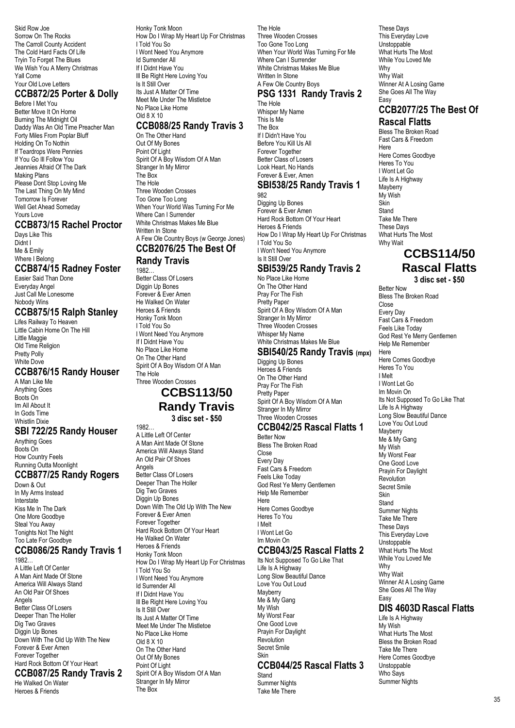Skid Row Joe
Sorrow On The Rocks
The Carroll County Accident
The Cold Hard Facts Of Life
Tryin To Forget The Blues
We Wish You A Merry Christmas
Yall Come
Your Old Love Letters

## CCB872/25 Porter & Dolly

Before I Met You
Better Move It On Home
Burning The Midnight Oil
Daddy Was An Old Time Preacher Man
Forty Miles From Poplar Bluff
Holding On To Nothin
If Teardrops Were Pennies
If You Go Ill Follow You
Jeannies Afraid Of The Dark
Making Plans
Please Dont Stop Loving Me
The Last Thing On My Mind
Tomorrow Is Forever
Well Get Ahead Someday
Yours Love

## CCB873/15 Rachel Proctor

Days Like This
Didnt I
Me & Emily
Where I Belong

## CCB874/15 Radney Foster

Easier Said Than Done
Everyday Angel
Just Call Me Lonesome
Nobody Wins

## CCB875/15 Ralph Stanley

Lifes Railway To Heaven
Little Cabin Home On The Hill
Little Maggie
Old Time Religion
Pretty Polly
White Dove

## CCB876/15 Randy Houser

A Man Like Me
Anything Goes
Boots On
Im All About It
In Gods Time
Whistlin Dixie

## SBI 722/25 Randy Houser

Anything Goes
Boots On
How Country Feels
Running Outta Moonlight

## CCB877/25 Randy Rogers

Down & Out
In My Arms Instead
Interstate
Kiss Me In The Dark
One More Goodbye
Steal You Away
Tonights Not The Night
Too Late For Goodbye

## CCB086/25 Randy Travis 1

1982…
A Little Left Of Center
A Man Aint Made Of Stone
America Will Always Stand
An Old Pair Of Shoes
Angels
Better Class Of Losers
Deeper Than The Holler
Dig Two Graves
Diggin Up Bones
Down With The Old Up With The New
Forever & Ever Amen
Forever Together
Hard Rock Bottom Of Your Heart

## CCB087/25 Randy Travis 2

He Walked On Water
Heroes & Friends
Honky Tonk Moon
How Do I Wrap My Heart Up For Christmas
I Told You So
I Wont Need You Anymore
Id Surrender All
If I Didnt Have You
Ill Be Right Here Loving You
Is It Still Over
Its Just A Matter Of Time
Meet Me Under The Mistletoe
No Place Like Home
Old 8 X 10

## CCB088/25 Randy Travis 3

On The Other Hand
Out Of My Bones
Point Of Light
Spirit Of A Boy Wisdom Of A Man
Stranger In My Mirror
The Box
The Hole
Three Wooden Crosses
Too Gone Too Long
When Your World Was Turning For Me
Where Can I Surrender
White Christmas Makes Me Blue
Written In Stone
A Few Ole Country Boys (w George Jones)

## CCB2076/25 The Best Of Randy Travis

1982…
Better Class Of Losers
Diggin Up Bones
Forever & Ever Amen
He Walked On Water
Heroes & Friends
Honky Tonk Moon
I Told You So
I Wont Need You Anymore
If I Didnt Have You
No Place Like Home
On The Other Hand
Spirit Of A Boy Wisdom Of A Man
The Hole
Three Wooden Crosses

# CCBS113/50 Randy Travis

**3 disc set - $50**

1982…
A Little Left Of Center
A Man Aint Made Of Stone
America Will Always Stand
An Old Pair Of Shoes
Angels
Better Class Of Losers
Deeper Than The Holler
Dig Two Graves
Diggin Up Bones
Down With The Old Up With The New
Forever & Ever Amen
Forever Together
Hard Rock Bottom Of Your Heart
He Walked On Water
Heroes & Friends
Honky Tonk Moon
How Do I Wrap My Heart Up For Christmas
I Told You So
I Wont Need You Anymore
Id Surrender All
If I Didnt Have You
Ill Be Right Here Loving You
Is It Still Over
Its Just A Matter Of Time
Meet Me Under The Mistletoe
No Place Like Home
Old 8 X 10
On The Other Hand
Out Of My Bones
Point Of Light
Spirit Of A Boy Wisdom Of A Man
Stranger In My Mirror
The Box
The Hole
Three Wooden Crosses
Too Gone Too Long
When Your World Was Turning For Me
Where Can I Surrender
White Christmas Makes Me Blue
Written In Stone
A Few Ole Country Boys

## PSG 1331 Randy Travis 2

The Hole
Whisper My Name
This Is Me
The Box
If I Didn't Have You
Before You Kill Us All
Forever Together
Better Class of Losers
Look Heart, No Hands
Forever & Ever, Amen

## SBI538/25 Randy Travis 1

982
Digging Up Bones
Forever & Ever Amen
Hard Rock Bottom Of Your Heart
Heroes & Friends
How Do I Wrap My Heart Up For Christmas
I Told You So
I Won't Need You Anymore
Is It Still Over

## SBI539/25 Randy Travis 2

No Place Like Home
On The Other Hand
Pray For The Fish
Pretty Paper
Spirit Of A Boy Wisdom Of A Man
Stranger In My Mirror
Three Wooden Crosses
Whisper My Name
White Christmas Makes Me Blue

## SBI540/25 Randy Travis (mpx)

Digging Up Bones
Heroes & Friends
On The Other Hand
Pray For The Fish
Pretty Paper
Spirit Of A Boy Wisdom Of A Man
Stranger In My Mirror
Three Wooden Crosses

## CCB042/25 Rascal Flatts 1

Better Now
Bless The Broken Road
Close
Every Day
Fast Cars & Freedom
Feels Like Today
God Rest Ye Merry Gentlemen
Help Me Remember
Here
Here Comes Goodbye
Heres To You
I Melt
I Wont Let Go
Im Movin On

## CCB043/25 Rascal Flatts 2

Its Not Supposed To Go Like That
Life Is A Highway
Long Slow Beautiful Dance
Love You Out Loud
Mayberry
Me & My Gang
My Wish
My Worst Fear
One Good Love
Prayin For Daylight
Revolution
Secret Smile
Skin

## CCB044/25 Rascal Flatts 3

Stand
Summer Nights
Take Me There
These Days
This Everyday Love
Unstoppable
What Hurts The Most
While You Loved Me
Why
Why Wait
Winner At A Losing Game
She Goes All The Way
Easy

## CCB2077/25 The Best Of Rascal Flatts

Bless The Broken Road
Fast Cars & Freedom
Here
Here Comes Goodbye
Heres To You
I Wont Let Go
Life Is A Highway
Mayberry
My Wish
Skin
Stand
Take Me There
These Days
What Hurts The Most
Why Wait

# CCBS114/50 Rascal Flatts

**3 disc set - $50**

Better Now
Bless The Broken Road
Close
Every Day
Fast Cars & Freedom
Feels Like Today
God Rest Ye Merry Gentlemen
Help Me Remember
Here
Here Comes Goodbye
Heres To You
I Melt
I Wont Let Go
Im Movin On
Its Not Supposed To Go Like That
Life Is A Highway
Long Slow Beautiful Dance
Love You Out Loud
Mayberry
Me & My Gang
My Wish
My Worst Fear
One Good Love
Prayin For Daylight
Revolution
Secret Smile
Skin
Stand
Summer Nights
Take Me There
These Days
This Everyday Love
Unstoppable
What Hurts The Most
While You Loved Me
Why
Why Wait
Winner At A Losing Game
She Goes All The Way
Easy

## DIS 4603D Rascal Flatts

Life Is A Highway
My Wish
What Hurts The Most
Bless the Broken Road
Take Me There
Here Comes Goodbye
Unstoppable
Who Says
Summer Nights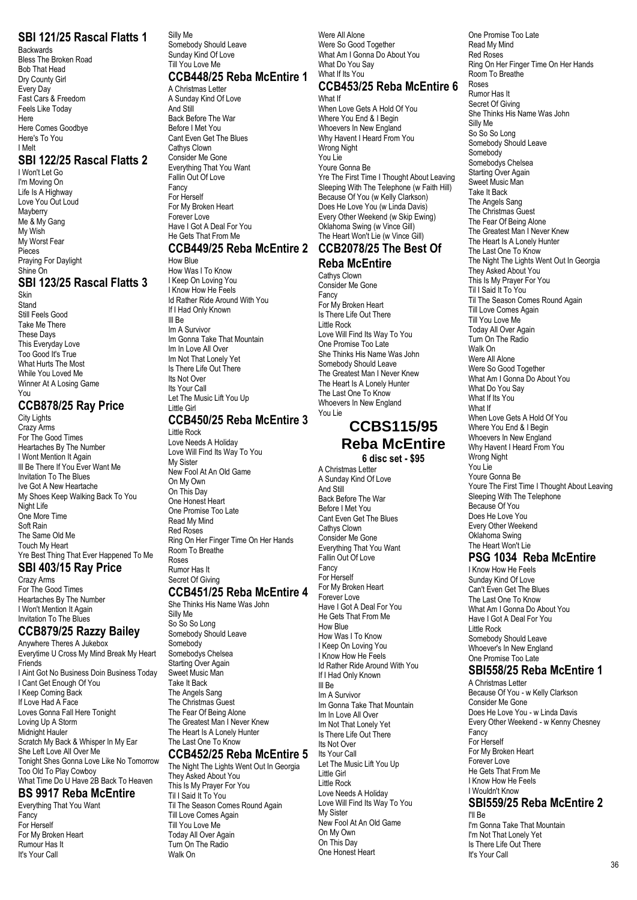## SBI 121/25 Rascal Flatts 1

Backwards
Bless The Broken Road
Bob That Head
Dry County Girl
Every Day
Fast Cars & Freedom
Feels Like Today
Here
Here Comes Goodbye
Here's To You
I Melt

## SBI 122/25 Rascal Flatts 2

I Won't Let Go
I'm Moving On
Life Is A Highway
Love You Out Loud
Mayberry
Me & My Gang
My Wish
My Worst Fear
Pieces
Praying For Daylight
Shine On

## SBI 123/25 Rascal Flatts 3

Skin
Stand
Still Feels Good
Take Me There
These Days
This Everyday Love
Too Good It's True
What Hurts The Most
While You Loved Me
Winner At A Losing Game
You

## CCB878/25 Ray Price

City Lights
Crazy Arms
For The Good Times
Heartaches By The Number
I Wont Mention It Again
Ill Be There If You Ever Want Me
Invitation To The Blues
Ive Got A New Heartache
My Shoes Keep Walking Back To You
Night Life
One More Time
Soft Rain
The Same Old Me
Touch My Heart
Yre Best Thing That Ever Happened To Me

## SBI 403/15 Ray Price

Crazy Arms
For The Good Times
Heartaches By The Number
I Won't Mention It Again
Invitation To The Blues

## CCB879/25 Razzy Bailey

Anywhere Theres A Jukebox
Everytime U Cross My Mind Break My Heart
Friends
I Aint Got No Business Doin Business Today
I Cant Get Enough Of You
I Keep Coming Back
If Love Had A Face
Loves Gonna Fall Here Tonight
Loving Up A Storm
Midnight Hauler
Scratch My Back & Whisper In My Ear
She Left Love All Over Me
Tonight Shes Gonna Love Like No Tomorrow
Too Old To Play Cowboy
What Time Do U Have 2B Back To Heaven

## BS 9917 Reba McEntire

Everything That You Want
Fancy
For Herself
For My Broken Heart
Rumour Has It
It's Your Call
Silly Me
Somebody Should Leave
Sunday Kind Of Love
Till You Love Me

## CCB448/25 Reba McEntire 1

A Christmas Letter
A Sunday Kind Of Love
And Still
Back Before The War
Before I Met You
Cant Even Get The Blues
Cathys Clown
Consider Me Gone
Everything That You Want
Fallin Out Of Love
Fancy
For Herself
For My Broken Heart
Forever Love
Have I Got A Deal For You
He Gets That From Me

## CCB449/25 Reba McEntire 2

How Blue
How Was I To Know
I Keep On Loving You
I Know How He Feels
Id Rather Ride Around With You
If I Had Only Known
Ill Be
Im A Survivor
Im Gonna Take That Mountain
Im In Love All Over
Im Not That Lonely Yet
Is There Life Out There
Its Not Over
Its Your Call
Let The Music Lift You Up
Little Girl

## CCB450/25 Reba McEntire 3

Little Rock
Love Needs A Holiday
Love Will Find Its Way To You
My Sister
New Fool At An Old Game
On My Own
On This Day
One Honest Heart
One Promise Too Late
Read My Mind
Red Roses
Ring On Her Finger Time On Her Hands
Room To Breathe
Roses
Rumor Has It
Secret Of Giving

## CCB451/25 Reba McEntire 4

She Thinks His Name Was John
Silly Me
So So So Long
Somebody Should Leave
Somebody
Somebodys Chelsea
Starting Over Again
Sweet Music Man
Take It Back
The Angels Sang
The Christmas Guest
The Fear Of Being Alone
The Greatest Man I Never Knew
The Heart Is A Lonely Hunter
The Last One To Know

## CCB452/25 Reba McEntire 5

The Night The Lights Went Out In Georgia
They Asked About You
This Is My Prayer For You
Til I Said It To You
Til The Season Comes Round Again
Till Love Comes Again
Till You Love Me
Today All Over Again
Turn On The Radio
Walk On
Were All Alone
Were So Good Together
What Am I Gonna Do About You
What Do You Say
What If Its You

## CCB453/25 Reba McEntire 6

What If
When Love Gets A Hold Of You
Where You End & I Begin
Whoevers In New England
Why Havent I Heard From You
Wrong Night
You Lie
Youre Gonna Be
Yre The First Time I Thought About Leaving
Sleeping With The Telephone (w Faith Hill)
Because Of You (w Kelly Clarkson)
Does He Love You (w Linda Davis)
Every Other Weekend (w Skip Ewing)
Oklahoma Swing (w Vince Gill)
The Heart Won't Lie (w Vince Gill)

## CCB2078/25 The Best Of Reba McEntire

Cathys Clown
Consider Me Gone
Fancy
For My Broken Heart
Is There Life Out There
Little Rock
Love Will Find Its Way To You
One Promise Too Late
She Thinks His Name Was John
Somebody Should Leave
The Greatest Man I Never Knew
The Heart Is A Lonely Hunter
The Last One To Know
Whoevers In New England
You Lie

## CCBS115/95 Reba McEntire

**6 disc set - $95**

A Christmas Letter
A Sunday Kind Of Love
And Still
Back Before The War
Before I Met You
Cant Even Get The Blues
Cathys Clown
Consider Me Gone
Everything That You Want
Fallin Out Of Love
Fancy
For Herself
For My Broken Heart
Forever Love
Have I Got A Deal For You
He Gets That From Me
How Blue
How Was I To Know
I Keep On Loving You
I Know How He Feels
Id Rather Ride Around With You
If I Had Only Known
Ill Be
Im A Survivor
Im Gonna Take That Mountain
Im In Love All Over
Im Not That Lonely Yet
Is There Life Out There
Its Not Over
Its Your Call
Let The Music Lift You Up
Little Girl
Little Rock
Love Needs A Holiday
Love Will Find Its Way To You
My Sister
New Fool At An Old Game
On My Own
On This Day
One Honest Heart
One Promise Too Late
Read My Mind
Red Roses
Ring On Her Finger Time On Her Hands
Room To Breathe
Roses
Rumor Has It
Secret Of Giving
She Thinks His Name Was John
Silly Me
So So So Long
Somebody Should Leave
Somebody
Somebodys Chelsea
Starting Over Again
Sweet Music Man
Take It Back
The Angels Sang
The Christmas Guest
The Fear Of Being Alone
The Greatest Man I Never Knew
The Heart Is A Lonely Hunter
The Last One To Know
The Night The Lights Went Out In Georgia
They Asked About You
This Is My Prayer For You
Til I Said It To You
Til The Season Comes Round Again
Till Love Comes Again
Till You Love Me
Today All Over Again
Turn On The Radio
Walk On
Were All Alone
Were So Good Together
What Am I Gonna Do About You
What Do You Say
What If Its You
What If
When Love Gets A Hold Of You
Where You End & I Begin
Whoevers In New England
Why Havent I Heard From You
Wrong Night
You Lie
Youre Gonna Be
Youre The First Time I Thought About Leaving
Sleeping With The Telephone
Because Of You
Does He Love You
Every Other Weekend
Oklahoma Swing
The Heart Won't Lie

## PSG 1034 Reba McEntire

I Know How He Feels
Sunday Kind Of Love
Can't Even Get The Blues
The Last One To Know
What Am I Gonna Do About You
Have I Got A Deal For You
Little Rock
Somebody Should Leave
Whoever's In New England
One Promise Too Late

## SBI558/25 Reba McEntire 1

A Christmas Letter
Because Of You - w Kelly Clarkson
Consider Me Gone
Does He Love You - w Linda Davis
Every Other Weekend - w Kenny Chesney
Fancy
For Herself
For My Broken Heart
Forever Love
He Gets That From Me
I Know How He Feels
I Wouldn't Know

## SBI559/25 Reba McEntire 2

I'll Be
I'm Gonna Take That Mountain
I'm Not That Lonely Yet
Is There Life Out There
It's Your Call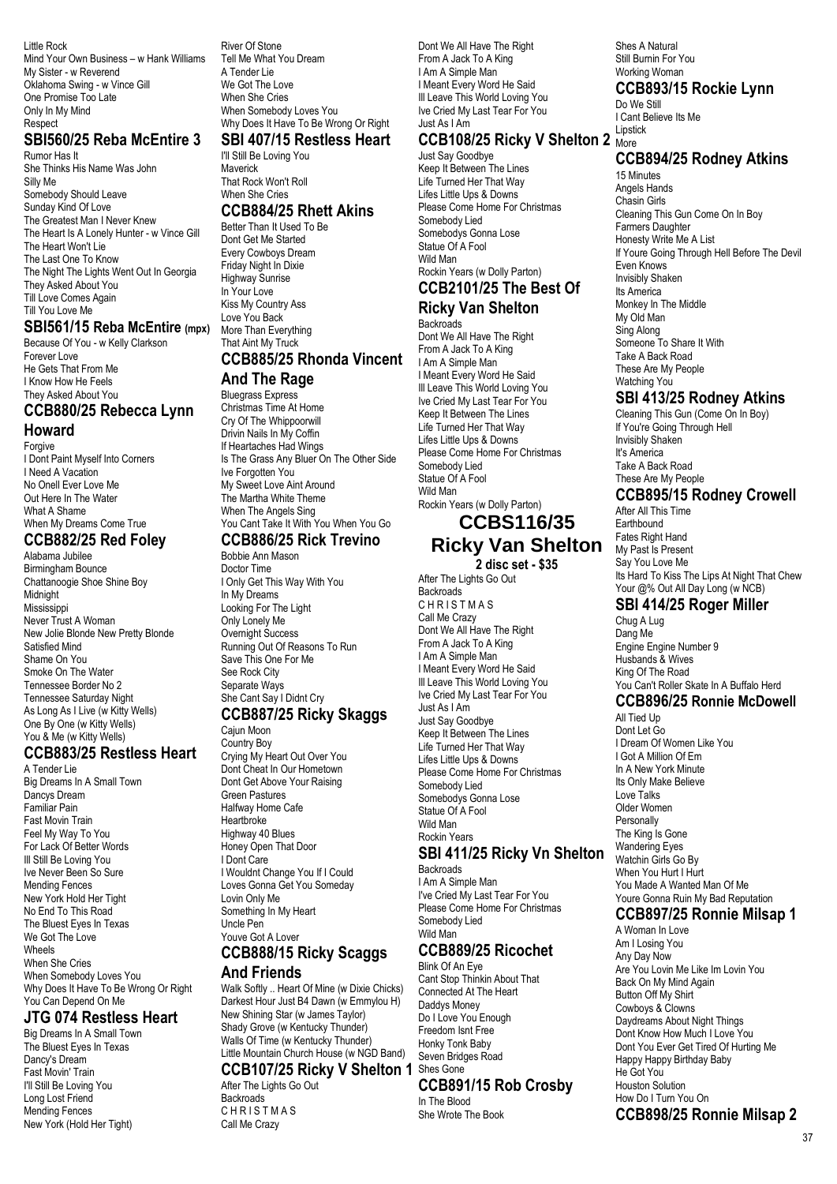Little Rock
Mind Your Own Business – w Hank Williams
My Sister - w Reverend
Oklahoma Swing - w Vince Gill
One Promise Too Late
Only In My Mind
Respect

## SBI560/25 Reba McEntire 3

Rumor Has It
She Thinks His Name Was John
Silly Me
Somebody Should Leave
Sunday Kind Of Love
The Greatest Man I Never Knew
The Heart Is A Lonely Hunter - w Vince Gill
The Heart Won't Lie
The Last One To Know
The Night The Lights Went Out In Georgia
They Asked About You
Till Love Comes Again
Till You Love Me

## SBI561/15 Reba McEntire (mpx)

Because Of You - w Kelly Clarkson
Forever Love
He Gets That From Me
I Know How He Feels
They Asked About You

## CCB880/25 Rebecca Lynn Howard

Forgive
I Dont Paint Myself Into Corners
I Need A Vacation
No Onell Ever Love Me
Out Here In The Water
What A Shame
When My Dreams Come True

## CCB882/25 Red Foley

Alabama Jubilee
Birmingham Bounce
Chattanoogie Shoe Shine Boy
Midnight
Mississippi
Never Trust A Woman
New Jolie Blonde New Pretty Blonde
Satisfied Mind
Shame On You
Smoke On The Water
Tennessee Border No 2
Tennessee Saturday Night
As Long As I Live (w Kitty Wells)
One By One (w Kitty Wells)
You & Me (w Kitty Wells)

## CCB883/25 Restless Heart

A Tender Lie
Big Dreams In A Small Town
Dancys Dream
Familiar Pain
Fast Movin Train
Feel My Way To You
For Lack Of Better Words
Ill Still Be Loving You
Ive Never Been So Sure
Mending Fences
New York Hold Her Tight
No End To This Road
The Bluest Eyes In Texas
We Got The Love
Wheels
When She Cries
When Somebody Loves You
Why Does It Have To Be Wrong Or Right
You Can Depend On Me

## JTG 074 Restless Heart

Big Dreams In A Small Town
The Bluest Eyes In Texas
Dancy's Dream
Fast Movin' Train
I'll Still Be Loving You
Long Lost Friend
Mending Fences
New York (Hold Her Tight)
River Of Stone
Tell Me What You Dream
A Tender Lie
We Got The Love
When She Cries
When Somebody Loves You
Why Does It Have To Be Wrong Or Right

## SBI 407/15 Restless Heart

I'll Still Be Loving You
Maverick
That Rock Won't Roll
When She Cries

## CCB884/25 Rhett Akins

Better Than It Used To Be
Dont Get Me Started
Every Cowboys Dream
Friday Night In Dixie
Highway Sunrise
In Your Love
Kiss My Country Ass
Love You Back
More Than Everything
That Aint My Truck

## CCB885/25 Rhonda Vincent And The Rage

Bluegrass Express
Christmas Time At Home
Cry Of The Whippoorwill
Drivin Nails In My Coffin
If Heartaches Had Wings
Is The Grass Any Bluer On The Other Side
Ive Forgotten You
My Sweet Love Aint Around
The Martha White Theme
When The Angels Sing
You Cant Take It With You When You Go

## CCB886/25 Rick Trevino

Bobbie Ann Mason
Doctor Time
I Only Get This Way With You
In My Dreams
Looking For The Light
Only Lonely Me
Overnight Success
Running Out Of Reasons To Run
Save This One For Me
See Rock City
Separate Ways
She Cant Say I Didnt Cry

## CCB887/25 Ricky Skaggs

Cajun Moon
Country Boy
Crying My Heart Out Over You
Dont Cheat In Our Hometown
Dont Get Above Your Raising
Green Pastures
Halfway Home Cafe
Heartbroke
Highway 40 Blues
Honey Open That Door
I Dont Care
I Wouldnt Change You If I Could
Loves Gonna Get You Someday
Lovin Only Me
Something In My Heart
Uncle Pen
Youve Got A Lover

## CCB888/15 Ricky Scaggs And Friends

Walk Softly .. Heart Of Mine (w Dixie Chicks)
Darkest Hour Just B4 Dawn (w Emmylou H)
New Shining Star (w James Taylor)
Shady Grove (w Kentucky Thunder)
Walls Of Time (w Kentucky Thunder)
Little Mountain Church House (w NGD Band)

## CCB107/25 Ricky V Shelton 1

After The Lights Go Out
Backroads
C H R I S T M A S
Call Me Crazy
Dont We All Have The Right
From A Jack To A King
I Am A Simple Man
I Meant Every Word He Said
Ill Leave This World Loving You
Ive Cried My Last Tear For You
Just As I Am

## CCB108/25 Ricky V Shelton 2

Just Say Goodbye
Keep It Between The Lines
Life Turned Her That Way
Lifes Little Ups & Downs
Please Come Home For Christmas
Somebody Lied
Somebodys Gonna Lose
Statue Of A Fool
Wild Man
Rockin Years (w Dolly Parton)

## CCB2101/25 The Best Of Ricky Van Shelton

Backroads
Dont We All Have The Right
From A Jack To A King
I Am A Simple Man
I Meant Every Word He Said
Ill Leave This World Loving You
Ive Cried My Last Tear For You
Keep It Between The Lines
Life Turned Her That Way
Lifes Little Ups & Downs
Please Come Home For Christmas
Somebody Lied
Statue Of A Fool
Wild Man
Rockin Years (w Dolly Parton)

## CCBS116/35 Ricky Van Shelton

**2 disc set - $35**

After The Lights Go Out
Backroads
C H R I S T M A S
Call Me Crazy
Dont We All Have The Right
From A Jack To A King
I Am A Simple Man
I Meant Every Word He Said
Ill Leave This World Loving You
Ive Cried My Last Tear For You
Just As I Am
Just Say Goodbye
Keep It Between The Lines
Life Turned Her That Way
Lifes Little Ups & Downs
Please Come Home For Christmas
Somebody Lied
Somebodys Gonna Lose
Statue Of A Fool
Wild Man
Rockin Years

## SBI 411/25 Ricky Vn Shelton

Backroads
I Am A Simple Man
I've Cried My Last Tear For You
Please Come Home For Christmas
Somebody Lied
Wild Man

## CCB889/25 Ricochet

Blink Of An Eye
Cant Stop Thinkin About That
Connected At The Heart
Daddys Money
Do I Love You Enough
Freedom Isnt Free
Honky Tonk Baby
Seven Bridges Road
Shes Gone

## CCB891/15 Rob Crosby

In The Blood
She Wrote The Book
Shes A Natural
Still Burnin For You
Working Woman

## CCB893/15 Rockie Lynn

Do We Still
I Cant Believe Its Me
Lipstick
More

## CCB894/25 Rodney Atkins

15 Minutes
Angels Hands
Chasin Girls
Cleaning This Gun Come On In Boy
Farmers Daughter
Honesty Write Me A List
If Youre Going Through Hell Before The Devil Even Knows
Invisibly Shaken
Its America
Monkey In The Middle
My Old Man
Sing Along
Someone To Share It With
Take A Back Road
These Are My People
Watching You

## SBI 413/25 Rodney Atkins

Cleaning This Gun (Come On In Boy)
If You're Going Through Hell
Invisibly Shaken
It's America
Take A Back Road
These Are My People

## CCB895/15 Rodney Crowell

After All This Time
Earthbound
Fates Right Hand
My Past Is Present
Say You Love Me
Its Hard To Kiss The Lips At Night That Chew Your @% Out All Day Long (w NCB)

## SBI 414/25 Roger Miller

Chug A Lug
Dang Me
Engine Engine Number 9
Husbands & Wives
King Of The Road
You Can't Roller Skate In A Buffalo Herd

## CCB896/25 Ronnie McDowell

All Tied Up
Dont Let Go
I Dream Of Women Like You
I Got A Million Of Em
In A New York Minute
Its Only Make Believe
Love Talks
Older Women
Personally
The King Is Gone
Wandering Eyes
Watchin Girls Go By
When You Hurt I Hurt
You Made A Wanted Man Of Me
Youre Gonna Ruin My Bad Reputation

## CCB897/25 Ronnie Milsap 1

A Woman In Love
Am I Losing You
Any Day Now
Are You Lovin Me Like Im Lovin You
Back On My Mind Again
Button Off My Shirt
Cowboys & Clowns
Daydreams About Night Things
Dont Know How Much I Love You
Dont You Ever Get Tired Of Hurting Me
Happy Happy Birthday Baby
He Got You
Houston Solution
How Do I Turn You On

## CCB898/25 Ronnie Milsap 2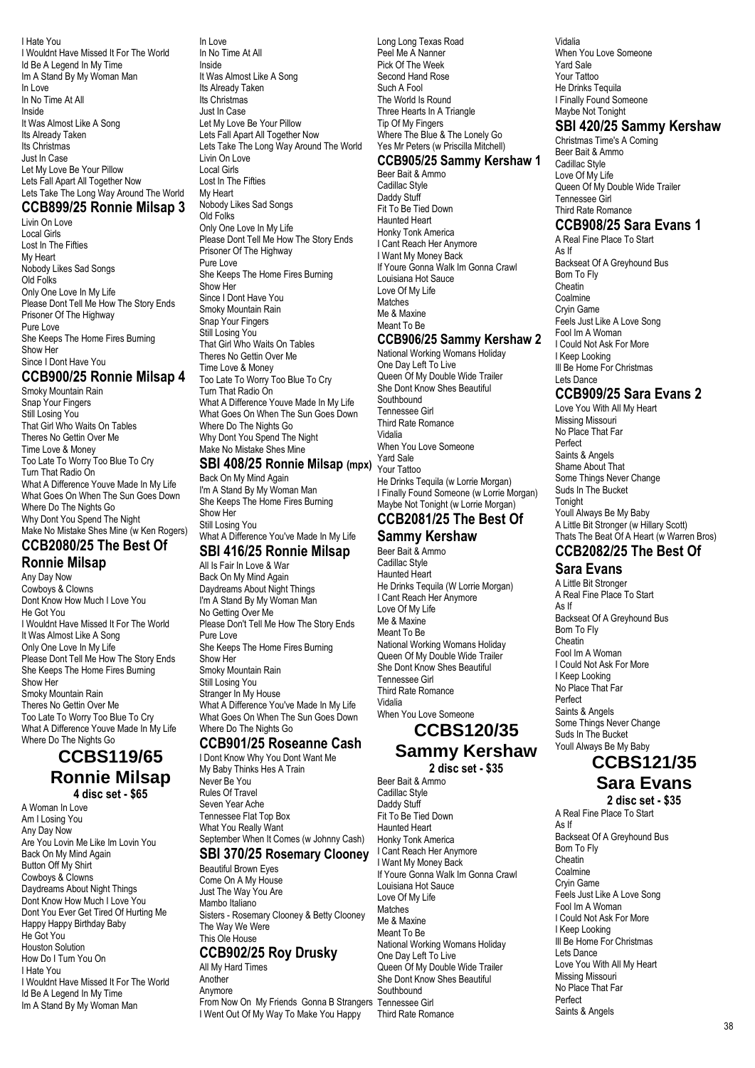I Hate You
I Wouldnt Have Missed It For The World
Id Be A Legend In My Time
Im A Stand By My Woman Man
In Love
In No Time At All
Inside
It Was Almost Like A Song
Its Already Taken
Its Christmas
Just In Case
Let My Love Be Your Pillow
Lets Fall Apart All Together Now
Lets Take The Long Way Around The World

### CCB899/25 Ronnie Milsap 3

Livin On Love
Local Girls
Lost In The Fifties
My Heart
Nobody Likes Sad Songs
Old Folks
Only One Love In My Life
Please Dont Tell Me How The Story Ends
Prisoner Of The Highway
Pure Love
She Keeps The Home Fires Burning
Show Her
Since I Dont Have You

### CCB900/25 Ronnie Milsap 4

Smoky Mountain Rain
Snap Your Fingers
Still Losing You
That Girl Who Waits On Tables
Theres No Gettin Over Me
Time Love & Money
Too Late To Worry Too Blue To Cry
Turn That Radio On
What A Difference Youve Made In My Life
What Goes On When The Sun Goes Down
Where Do The Nights Go
Why Dont You Spend The Night
Make No Mistake Shes Mine (w Ken Rogers)

### CCB2080/25 The Best Of Ronnie Milsap

Any Day Now
Cowboys & Clowns
Dont Know How Much I Love You
He Got You
I Wouldnt Have Missed It For The World
It Was Almost Like A Song
Only One Love In My Life
Please Dont Tell Me How The Story Ends
She Keeps The Home Fires Burning
Show Her
Smoky Mountain Rain
Theres No Gettin Over Me
Too Late To Worry Too Blue To Cry
What A Difference Youve Made In My Life
Where Do The Nights Go

## CCBS119/65 Ronnie Milsap

**4 disc set - $65**

A Woman In Love
Am I Losing You
Any Day Now
Are You Lovin Me Like Im Lovin You
Back On My Mind Again
Button Off My Shirt
Cowboys & Clowns
Daydreams About Night Things
Dont Know How Much I Love You
Dont You Ever Get Tired Of Hurting Me
Happy Happy Birthday Baby
He Got You
Houston Solution
How Do I Turn You On
I Hate You
I Wouldnt Have Missed It For The World
Id Be A Legend In My Time
Im A Stand By My Woman Man
In Love
In No Time At All
Inside
It Was Almost Like A Song
Its Already Taken
Its Christmas
Just In Case
Let My Love Be Your Pillow
Lets Fall Apart All Together Now
Lets Take The Long Way Around The World
Livin On Love
Local Girls
Lost In The Fifties
My Heart
Nobody Likes Sad Songs
Old Folks
Only One Love In My Life
Please Dont Tell Me How The Story Ends
Prisoner Of The Highway
Pure Love
She Keeps The Home Fires Burning
Show Her
Since I Dont Have You
Smoky Mountain Rain
Snap Your Fingers
Still Losing You
That Girl Who Waits On Tables
Theres No Gettin Over Me
Time Love & Money
Too Late To Worry Too Blue To Cry
Turn That Radio On
What A Difference Youve Made In My Life
What Goes On When The Sun Goes Down
Where Do The Nights Go
Why Dont You Spend The Night
Make No Mistake Shes Mine

### SBI 408/25 Ronnie Milsap (mpx)

Back On My Mind Again
I'm A Stand By My Woman Man
She Keeps The Home Fires Burning
Show Her
Still Losing You
What A Difference You've Made In My Life

### SBI 416/25 Ronnie Milsap

All Is Fair In Love & War
Back On My Mind Again
Daydreams About Night Things
I'm A Stand By My Woman Man
No Getting Over Me
Please Don't Tell Me How The Story Ends
Pure Love
She Keeps The Home Fires Burning
Show Her
Smoky Mountain Rain
Still Losing You
Stranger In My House
What A Difference You've Made In My Life
What Goes On When The Sun Goes Down
Where Do The Nights Go

### CCB901/25 Roseanne Cash

I Dont Know Why You Dont Want Me
My Baby Thinks Hes A Train
Never Be You
Rules Of Travel
Seven Year Ache
Tennessee Flat Top Box
What You Really Want
September When It Comes (w Johnny Cash)

### SBI 370/25 Rosemary Clooney

Beautiful Brown Eyes
Come On A My House
Just The Way You Are
Mambo Italiano
Sisters - Rosemary Clooney & Betty Clooney
The Way We Were
This Ole House

### CCB902/25 Roy Drusky

All My Hard Times
Another
Anymore
From Now On My Friends Gonna B Strangers
I Went Out Of My Way To Make You Happy
Long Long Texas Road
Peel Me A Nanner
Pick Of The Week
Second Hand Rose
Such A Fool
The World Is Round
Three Hearts In A Triangle
Tip Of My Fingers
Where The Blue & The Lonely Go
Yes Mr Peters (w Priscilla Mitchell)

### CCB905/25 Sammy Kershaw 1

Beer Bait & Ammo
Cadillac Style
Daddy Stuff
Fit To Be Tied Down
Haunted Heart
Honky Tonk America
I Cant Reach Her Anymore
I Want My Money Back
If Youre Gonna Walk Im Gonna Crawl
Louisiana Hot Sauce
Love Of My Life
Matches
Me & Maxine
Meant To Be

### CCB906/25 Sammy Kershaw 2

National Working Womans Holiday
One Day Left To Live
Queen Of My Double Wide Trailer
She Dont Know Shes Beautiful
Southbound
Tennessee Girl
Third Rate Romance
Vidalia
When You Love Someone
Yard Sale
Your Tattoo
He Drinks Tequila (w Lorrie Morgan)
I Finally Found Someone (w Lorrie Morgan)
Maybe Not Tonight (w Lorrie Morgan)

### CCB2081/25 The Best Of Sammy Kershaw

Beer Bait & Ammo
Cadillac Style
Haunted Heart
He Drinks Tequila (W Lorrie Morgan)
I Cant Reach Her Anymore
Love Of My Life
Me & Maxine
Meant To Be
National Working Womans Holiday
Queen Of My Double Wide Trailer
She Dont Know Shes Beautiful
Tennessee Girl
Third Rate Romance
Vidalia
When You Love Someone

## CCBS120/35 Sammy Kershaw

**2 disc set - $35**

Beer Bait & Ammo
Cadillac Style
Daddy Stuff
Fit To Be Tied Down
Haunted Heart
Honky Tonk America
I Cant Reach Her Anymore
I Want My Money Back
If Youre Gonna Walk Im Gonna Crawl
Louisiana Hot Sauce
Love Of My Life
Matches
Me & Maxine
Meant To Be
National Working Womans Holiday
One Day Left To Live
Queen Of My Double Wide Trailer
She Dont Know Shes Beautiful
Southbound
Tennessee Girl
Third Rate Romance
Vidalia
When You Love Someone
Yard Sale
Your Tattoo
He Drinks Tequila
I Finally Found Someone
Maybe Not Tonight

### SBI 420/25 Sammy Kershaw

Christmas Time's A Coming
Beer Bait & Ammo
Cadillac Style
Love Of My Life
Queen Of My Double Wide Trailer
Tennessee Girl
Third Rate Romance

### CCB908/25 Sara Evans 1

A Real Fine Place To Start
As If
Backseat Of A Greyhound Bus
Born To Fly
Cheatin
Coalmine
Cryin Game
Feels Just Like A Love Song
Fool Im A Woman
I Could Not Ask For More
I Keep Looking
Ill Be Home For Christmas
Lets Dance

### CCB909/25 Sara Evans 2

Love You With All My Heart
Missing Missouri
No Place That Far
Perfect
Saints & Angels
Shame About That
Some Things Never Change
Suds In The Bucket
Tonight
Youll Always Be My Baby
A Little Bit Stronger (w Hillary Scott)
Thats The Beat Of A Heart (w Warren Bros)

### CCB2082/25 The Best Of Sara Evans

A Little Bit Stronger
A Real Fine Place To Start
As If
Backseat Of A Greyhound Bus
Born To Fly
Cheatin
Fool Im A Woman
I Could Not Ask For More
I Keep Looking
No Place That Far
Perfect
Saints & Angels
Some Things Never Change
Suds In The Bucket
Youll Always Be My Baby

## CCBS121/35 Sara Evans

**2 disc set - $35**

A Real Fine Place To Start
As If
Backseat Of A Greyhound Bus
Born To Fly
Cheatin
Coalmine
Cryin Game
Feels Just Like A Love Song
Fool Im A Woman
I Could Not Ask For More
I Keep Looking
Ill Be Home For Christmas
Lets Dance
Love You With All My Heart
Missing Missouri
No Place That Far
Perfect
Saints & Angels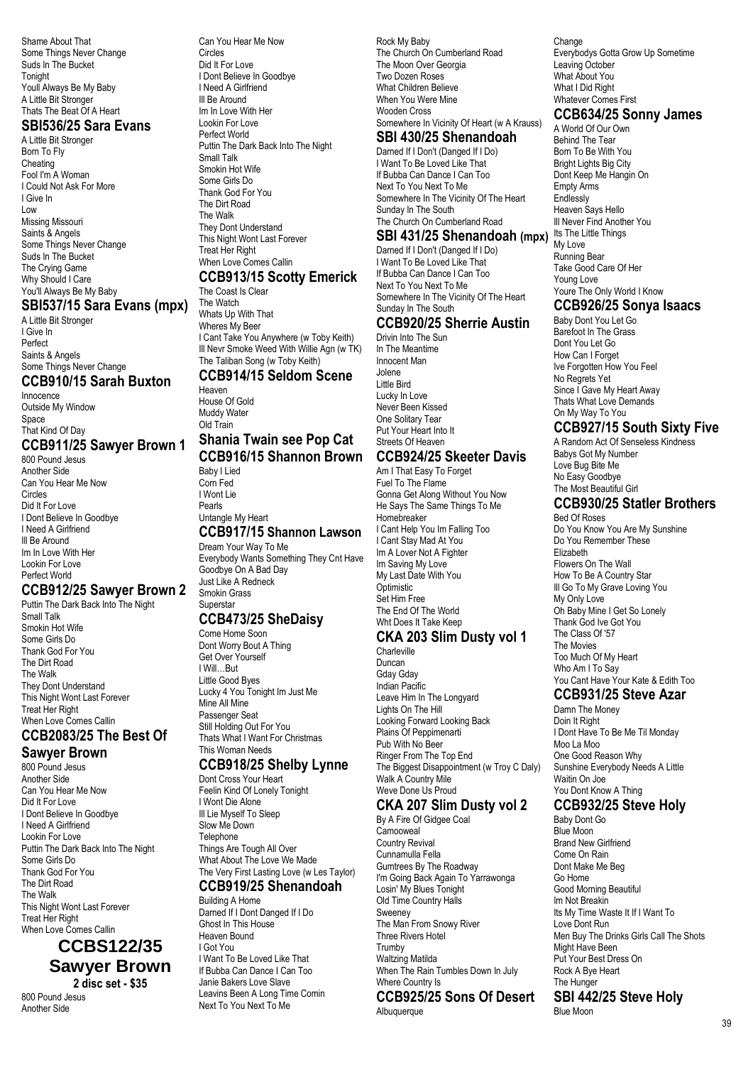Shame About That
Some Things Never Change
Suds In The Bucket
Tonight
Youll Always Be My Baby
A Little Bit Stronger
Thats The Beat Of A Heart

## SBI536/25 Sara Evans

A Little Bit Stronger
Born To Fly
Cheating
Fool I'm A Woman
I Could Not Ask For More
I Give In
Low
Missing Missouri
Saints & Angels
Some Things Never Change
Suds In The Bucket
The Crying Game
Why Should I Care
You'll Always Be My Baby

## SBI537/15 Sara Evans (mpx)

A Little Bit Stronger
I Give In
Perfect
Saints & Angels
Some Things Never Change

## CCB910/15 Sarah Buxton

Innocence
Outside My Window
Space
That Kind Of Day

## CCB911/25 Sawyer Brown 1

800 Pound Jesus
Another Side
Can You Hear Me Now
Circles
Did It For Love
I Dont Believe In Goodbye
I Need A Girlfriend
Ill Be Around
Im In Love With Her
Lookin For Love
Perfect World

## CCB912/25 Sawyer Brown 2

Puttin The Dark Back Into The Night
Small Talk
Smokin Hot Wife
Some Girls Do
Thank God For You
The Dirt Road
The Walk
They Dont Understand
This Night Wont Last Forever
Treat Her Right
When Love Comes Callin

## CCB2083/25 The Best Of Sawyer Brown

800 Pound Jesus
Another Side
Can You Hear Me Now
Did It For Love
I Dont Believe In Goodbye
I Need A Girlfriend
Lookin For Love
Puttin The Dark Back Into The Night
Some Girls Do
Thank God For You
The Dirt Road
The Walk
This Night Wont Last Forever
Treat Her Right
When Love Comes Callin

## CCBS122/35 Sawyer Brown

**2 disc set - $35**

800 Pound Jesus
Another Side
Can You Hear Me Now
Circles
Did It For Love
I Dont Believe In Goodbye
I Need A Girlfriend
Ill Be Around
Im In Love With Her
Lookin For Love
Perfect World
Puttin The Dark Back Into The Night
Small Talk
Smokin Hot Wife
Some Girls Do
Thank God For You
The Dirt Road
The Walk
They Dont Understand
This Night Wont Last Forever
Treat Her Right
When Love Comes Callin

## CCB913/15 Scotty Emerick

The Coast Is Clear
The Watch
Whats Up With That
Wheres My Beer
I Cant Take You Anywhere (w Toby Keith)
Ill Nevr Smoke Weed With Willie Agn (w TK)
The Taliban Song (w Toby Keith)

## CCB914/15 Seldom Scene

Heaven
House Of Gold
Muddy Water
Old Train

## Shania Twain see Pop Cat

## CCB916/15 Shannon Brown

Baby I Lied
Corn Fed
I Wont Lie
Pearls
Untangle My Heart

## CCB917/15 Shannon Lawson

Dream Your Way To Me
Everybody Wants Something They Cnt Have
Goodbye On A Bad Day
Just Like A Redneck
Smokin Grass
Superstar

## CCB473/25 SheDaisy

Come Home Soon
Dont Worry Bout A Thing
Get Over Yourself
I Will…But
Little Good Byes
Lucky 4 You Tonight Im Just Me
Mine All Mine
Passenger Seat
Still Holding Out For You
Thats What I Want For Christmas
This Woman Needs

## CCB918/25 Shelby Lynne

Dont Cross Your Heart
Feelin Kind Of Lonely Tonight
I Wont Die Alone
Ill Lie Myself To Sleep
Slow Me Down
Telephone
Things Are Tough All Over
What About The Love We Made
The Very First Lasting Love (w Les Taylor)

## CCB919/25 Shenandoah

Building A Home
Darned If I Dont Danged If I Do
Ghost In This House
Heaven Bound
I Got You
I Want To Be Loved Like That
If Bubba Can Dance I Can Too
Janie Bakers Love Slave
Leavins Been A Long Time Comin
Next To You Next To Me
Rock My Baby
The Church On Cumberland Road
The Moon Over Georgia
Two Dozen Roses
What Children Believe
When You Were Mine
Wooden Cross
Somewhere In Vicinity Of Heart (w A Krauss)

## SBI 430/25 Shenandoah

Darned If I Don't (Danged If I Do)
I Want To Be Loved Like That
If Bubba Can Dance I Can Too
Next To You Next To Me
Somewhere In The Vicinity Of The Heart
Sunday In The South
The Church On Cumberland Road

## SBI 431/25 Shenandoah (mpx)

Darned If I Don't (Danged If I Do)
I Want To Be Loved Like That
If Bubba Can Dance I Can Too
Next To You Next To Me
Somewhere In The Vicinity Of The Heart
Sunday In The South

## CCB920/25 Sherrie Austin

Drivin Into The Sun
In The Meantime
Innocent Man
Jolene
Little Bird
Lucky In Love
Never Been Kissed
One Solitary Tear
Put Your Heart Into It
Streets Of Heaven

## CCB924/25 Skeeter Davis

Am I That Easy To Forget
Fuel To The Flame
Gonna Get Along Without You Now
He Says The Same Things To Me
Homebreaker
I Cant Help You Im Falling Too
I Cant Stay Mad At You
Im A Lover Not A Fighter
Im Saving My Love
My Last Date With You
Optimistic
Set Him Free
The End Of The World
Wht Does It Take Keep

## CKA 203 Slim Dusty vol 1

Charleville
Duncan
Gday Gday
Indian Pacific
Leave Him In The Longyard
Lights On The Hill
Looking Forward Looking Back
Plains Of Peppimenarti
Pub With No Beer
Ringer From The Top End
The Biggest Disappointment (w Troy C Daly)
Walk A Country Mile
Weve Done Us Proud

## CKA 207 Slim Dusty vol 2

By A Fire Of Gidgee Coal
Camooweal
Country Revival
Cunnamulla Fella
Gumtrees By The Roadway
I'm Going Back Again To Yarrawonga
Losin' My Blues Tonight
Old Time Country Halls
Sweeney
The Man From Snowy River
Three Rivers Hotel
Trumby
Waltzing Matilda
When The Rain Tumbles Down In July
Where Country Is

## CCB925/25 Sons Of Desert

Albuquerque
Change
Everybodys Gotta Grow Up Sometime
Leaving October
What About You
What I Did Right
Whatever Comes First

## CCB634/25 Sonny James

A World Of Our Own
Behind The Tear
Born To Be With You
Bright Lights Big City
Dont Keep Me Hangin On
Empty Arms
Endlessly
Heaven Says Hello
Ill Never Find Another You
Its The Little Things
My Love
Running Bear
Take Good Care Of Her
Young Love
Youre The Only World I Know

## CCB926/25 Sonya Isaacs

Baby Dont You Let Go
Barefoot In The Grass
Dont You Let Go
How Can I Forget
Ive Forgotten How You Feel
No Regrets Yet
Since I Gave My Heart Away
Thats What Love Demands
On My Way To You

## CCB927/15 South Sixty Five

A Random Act Of Senseless Kindness
Babys Got My Number
Love Bug Bite Me
No Easy Goodbye
The Most Beautiful Girl

## CCB930/25 Statler Brothers

Bed Of Roses
Do You Know You Are My Sunshine
Do You Remember These
Elizabeth
Flowers On The Wall
How To Be A Country Star
Ill Go To My Grave Loving You
My Only Love
Oh Baby Mine I Get So Lonely
Thank God Ive Got You
The Class Of '57
The Movies
Too Much Of My Heart
Who Am I To Say
You Cant Have Your Kate & Edith Too

## CCB931/25 Steve Azar

Damn The Money
Doin It Right
I Dont Have To Be Me Til Monday
Moo La Moo
One Good Reason Why
Sunshine Everybody Needs A Little
Waitin On Joe
You Dont Know A Thing

## CCB932/25 Steve Holy

Baby Dont Go
Blue Moon
Brand New Girlfriend
Come On Rain
Dont Make Me Beg
Go Home
Good Morning Beautiful
Im Not Breakin
Its My Time Waste It If I Want To
Love Dont Run
Men Buy The Drinks Girls Call The Shots
Might Have Been
Put Your Best Dress On
Rock A Bye Heart
The Hunger

## SBI 442/25 Steve Holy

Blue Moon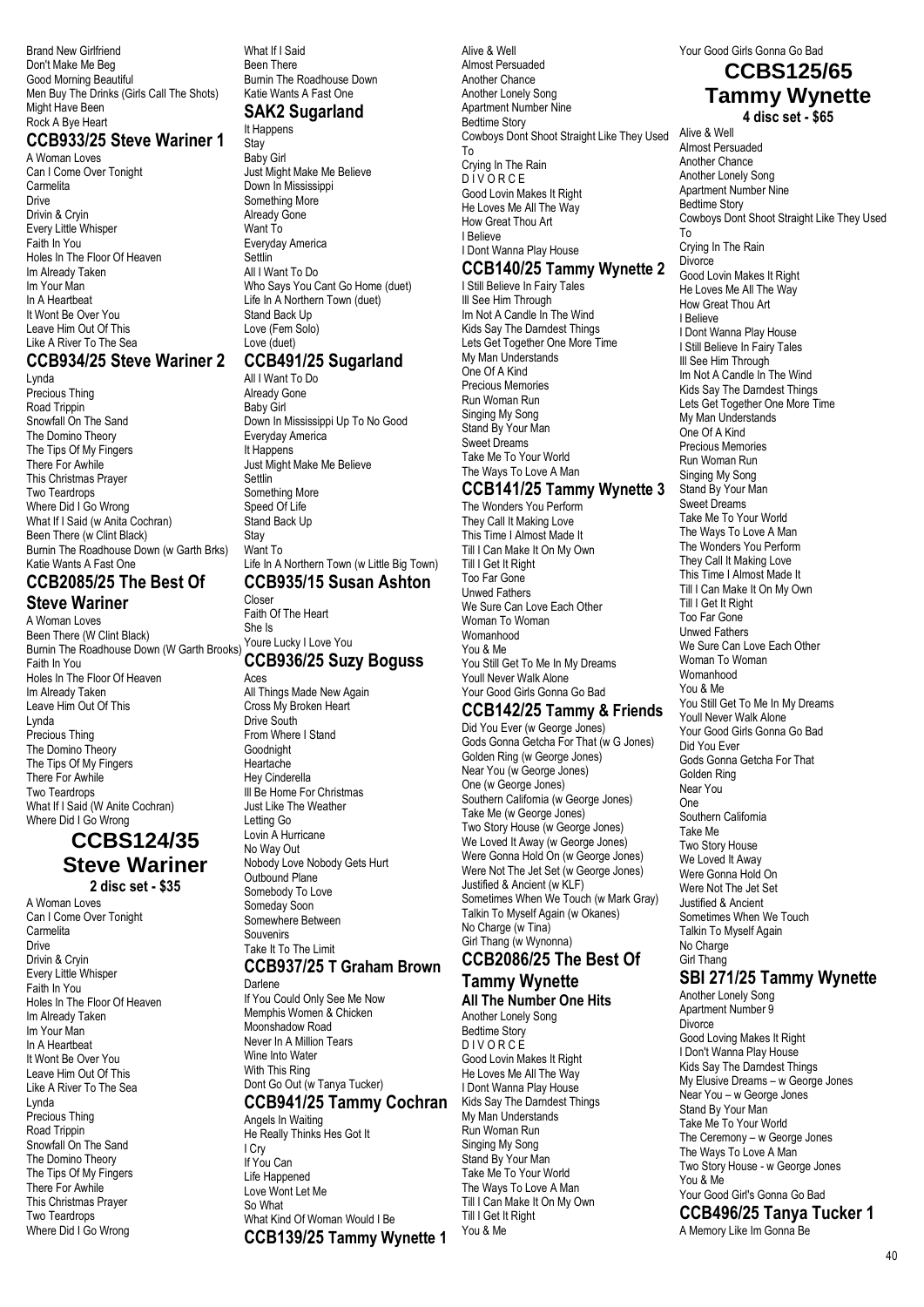Brand New Girlfriend
Don't Make Me Beg
Good Morning Beautiful
Men Buy The Drinks (Girls Call The Shots)
Might Have Been
Rock A Bye Heart

## CCB933/25 Steve Wariner 1

A Woman Loves
Can I Come Over Tonight
Carmelita
Drive
Drivin & Cryin
Every Little Whisper
Faith In You
Holes In The Floor Of Heaven
Im Already Taken
Im Your Man
In A Heartbeat
It Wont Be Over You
Leave Him Out Of This
Like A River To The Sea

## CCB934/25 Steve Wariner 2

Lynda
Precious Thing
Road Trippin
Snowfall On The Sand
The Domino Theory
The Tips Of My Fingers
There For Awhile
This Christmas Prayer
Two Teardrops
Where Did I Go Wrong
What If I Said (w Anita Cochran)
Been There (w Clint Black)
Burnin The Roadhouse Down (w Garth Brks)
Katie Wants A Fast One

## CCB2085/25 The Best Of Steve Wariner

A Woman Loves
Been There (W Clint Black)
Burnin The Roadhouse Down (W Garth Brooks)
Faith In You
Holes In The Floor Of Heaven
Im Already Taken
Leave Him Out Of This
Lynda
Precious Thing
The Domino Theory
The Tips Of My Fingers
There For Awhile
Two Teardrops
What If I Said (W Anite Cochran)
Where Did I Go Wrong

# CCBS124/35 Steve Wariner

**2 disc set - $35**

A Woman Loves
Can I Come Over Tonight
Carmelita
Drive
Drivin & Cryin
Every Little Whisper
Faith In You
Holes In The Floor Of Heaven
Im Already Taken
Im Your Man
In A Heartbeat
It Wont Be Over You
Leave Him Out Of This
Like A River To The Sea
Lynda
Precious Thing
Road Trippin
Snowfall On The Sand
The Domino Theory
The Tips Of My Fingers
There For Awhile
This Christmas Prayer
Two Teardrops
Where Did I Go Wrong
What If I Said
Been There
Burnin The Roadhouse Down
Katie Wants A Fast One

## SAK2 Sugarland

It Happens
Stay
Baby Girl
Just Might Make Me Believe
Down In Mississippi
Something More
Already Gone
Want To
Everyday America
Settlin
All I Want To Do
Who Says You Cant Go Home (duet)
Life In A Northern Town (duet)
Stand Back Up
Love (Fem Solo)
Love (duet)

## CCB491/25 Sugarland

All I Want To Do
Already Gone
Baby Girl
Down In Mississippi Up To No Good
Everyday America
It Happens
Just Might Make Me Believe
Settlin
Something More
Speed Of Life
Stand Back Up
Stay
Want To
Life In A Northern Town (w Little Big Town)

## CCB935/15 Susan Ashton

Closer
Faith Of The Heart
She Is
Youre Lucky I Love You

## CCB936/25 Suzy Boguss

Aces
All Things Made New Again
Cross My Broken Heart
Drive South
From Where I Stand
Goodnight
Heartache
Hey Cinderella
Ill Be Home For Christmas
Just Like The Weather
Letting Go
Lovin A Hurricane
No Way Out
Nobody Love Nobody Gets Hurt
Outbound Plane
Somebody To Love
Someday Soon
Somewhere Between
Souvenirs
Take It To The Limit

## CCB937/25 T Graham Brown

Darlene
If You Could Only See Me Now
Memphis Women & Chicken
Moonshadow Road
Never In A Million Tears
Wine Into Water
With This Ring
Dont Go Out (w Tanya Tucker)

## CCB941/25 Tammy Cochran

Angels In Waiting
He Really Thinks Hes Got It
I Cry
If You Can
Life Happened
Love Wont Let Me
So What
What Kind Of Woman Would I Be

## CCB139/25 Tammy Wynette 1

Alive & Well
Almost Persuaded
Another Chance
Another Lonely Song
Apartment Number Nine
Bedtime Story
Cowboys Dont Shoot Straight Like They Used To
Crying In The Rain
D I V O R C E
Good Lovin Makes It Right
He Loves Me All The Way
How Great Thou Art
I Believe
I Dont Wanna Play House

## CCB140/25 Tammy Wynette 2

I Still Believe In Fairy Tales
Ill See Him Through
Im Not A Candle In The Wind
Kids Say The Darndest Things
Lets Get Together One More Time
My Man Understands
One Of A Kind
Precious Memories
Run Woman Run
Singing My Song
Stand By Your Man
Sweet Dreams
Take Me To Your World
The Ways To Love A Man

## CCB141/25 Tammy Wynette 3

The Wonders You Perform
They Call It Making Love
This Time I Almost Made It
Till I Can Make It On My Own
Till I Get It Right
Too Far Gone
Unwed Fathers
We Sure Can Love Each Other
Woman To Woman
Womanhood
You & Me
You Still Get To Me In My Dreams
Youll Never Walk Alone
Your Good Girls Gonna Go Bad

## CCB142/25 Tammy & Friends

Did You Ever (w George Jones)
Gods Gonna Getcha For That (w G Jones)
Golden Ring (w George Jones)
Near You (w George Jones)
One (w George Jones)
Southern California (w George Jones)
Take Me (w George Jones)
Two Story House (w George Jones)
We Loved It Away (w George Jones)
Were Gonna Hold On (w George Jones)
Were Not The Jet Set (w George Jones)
Justified & Ancient (w KLF)
Sometimes When We Touch (w Mark Gray)
Talkin To Myself Again (w Okanes)
No Charge (w Tina)
Girl Thang (w Wynonna)

## CCB2086/25 The Best Of Tammy Wynette

**All The Number One Hits**

Another Lonely Song
Bedtime Story
D I V O R C E
Good Lovin Makes It Right
He Loves Me All The Way
I Dont Wanna Play House
Kids Say The Darndest Things
My Man Understands
Run Woman Run
Singing My Song
Stand By Your Man
Take Me To Your World
The Ways To Love A Man
Till I Can Make It On My Own
Till I Get It Right
You & Me
Your Good Girls Gonna Go Bad

# CCBS125/65 Tammy Wynette

**4 disc set - $65**

Alive & Well
Almost Persuaded
Another Chance
Another Lonely Song
Apartment Number Nine
Bedtime Story
Cowboys Dont Shoot Straight Like They Used To
Crying In The Rain
Divorce
Good Lovin Makes It Right
He Loves Me All The Way
How Great Thou Art
I Believe
I Dont Wanna Play House
I Still Believe In Fairy Tales
Ill See Him Through
Im Not A Candle In The Wind
Kids Say The Darndest Things
Lets Get Together One More Time
My Man Understands
One Of A Kind
Precious Memories
Run Woman Run
Singing My Song
Stand By Your Man
Sweet Dreams
Take Me To Your World
The Ways To Love A Man
The Wonders You Perform
They Call It Making Love
This Time I Almost Made It
Till I Can Make It On My Own
Till I Get It Right
Too Far Gone
Unwed Fathers
We Sure Can Love Each Other
Woman To Woman
Womanhood
You & Me
You Still Get To Me In My Dreams
Youll Never Walk Alone
Your Good Girls Gonna Go Bad
Did You Ever
Gods Gonna Getcha For That
Golden Ring
Near You
One
Southern California
Take Me
Two Story House
We Loved It Away
Were Gonna Hold On
Were Not The Jet Set
Justified & Ancient
Sometimes When We Touch
Talkin To Myself Again
No Charge
Girl Thang

## SBI 271/25 Tammy Wynette

Another Lonely Song
Apartment Number 9
Divorce
Good Loving Makes It Right
I Don't Wanna Play House
Kids Say The Darndest Things
My Elusive Dreams – w George Jones
Near You – w George Jones
Stand By Your Man
Take Me To Your World
The Ceremony – w George Jones
The Ways To Love A Man
Two Story House - w George Jones
You & Me
Your Good Girl's Gonna Go Bad

## CCB496/25 Tanya Tucker 1

A Memory Like Im Gonna Be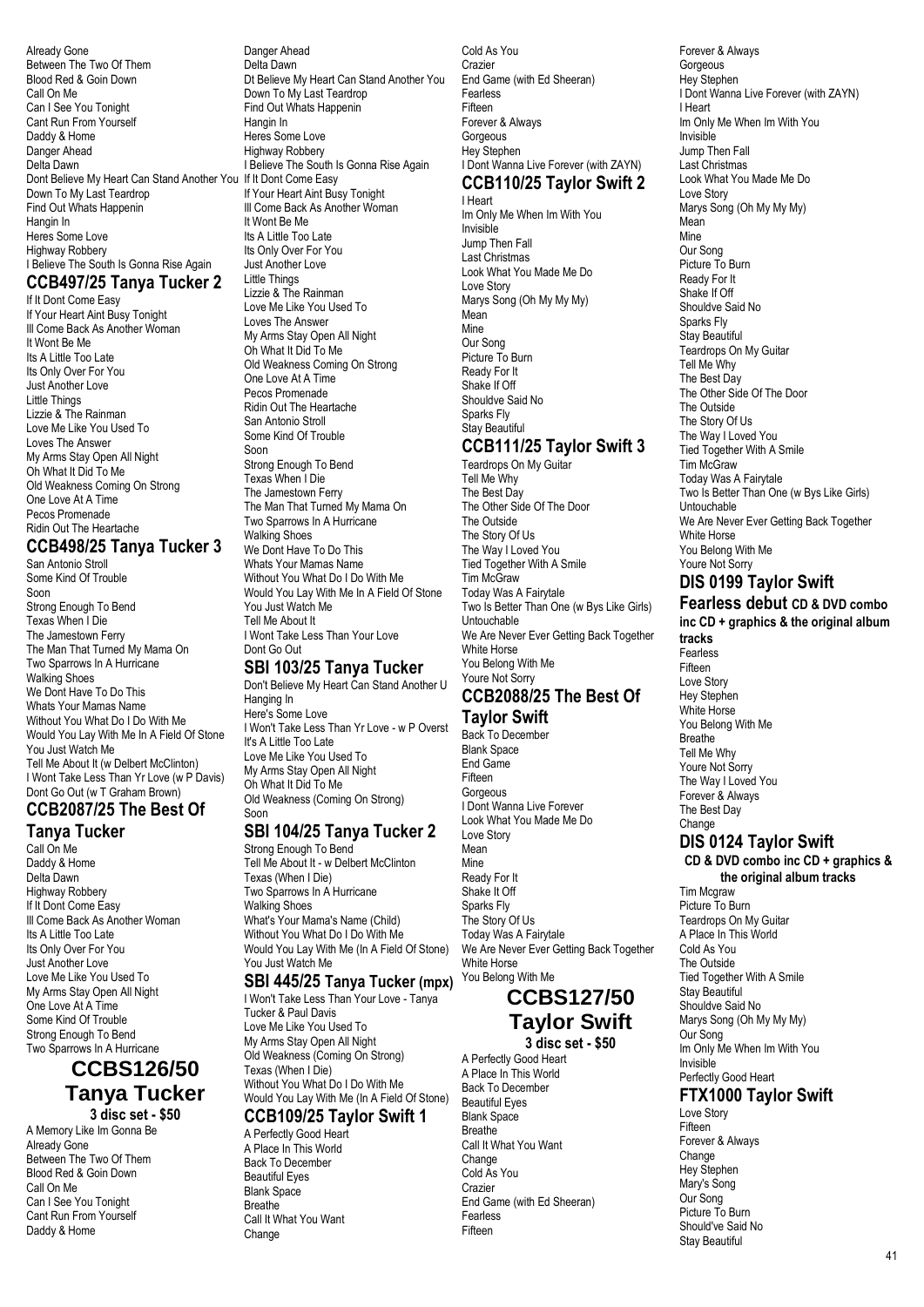Already Gone
Between The Two Of Them
Blood Red & Goin Down
Call On Me
Can I See You Tonight
Cant Run From Yourself
Daddy & Home
Danger Ahead
Delta Dawn
Dont Believe My Heart Can Stand Another You
Down To My Last Teardrop
Find Out Whats Happenin
Hangin In
Heres Some Love
Highway Robbery
I Believe The South Is Gonna Rise Again

## CCB497/25 Tanya Tucker 2

If It Dont Come Easy
If Your Heart Aint Busy Tonight
Ill Come Back As Another Woman
It Wont Be Me
Its A Little Too Late
Its Only Over For You
Just Another Love
Little Things
Lizzie & The Rainman
Love Me Like You Used To
Loves The Answer
My Arms Stay Open All Night
Oh What It Did To Me
Old Weakness Coming On Strong
One Love At A Time
Pecos Promenade
Ridin Out The Heartache

## CCB498/25 Tanya Tucker 3

San Antonio Stroll
Some Kind Of Trouble
Soon
Strong Enough To Bend
Texas When I Die
The Jamestown Ferry
The Man That Turned My Mama On
Two Sparrows In A Hurricane
Walking Shoes
We Dont Have To Do This
Whats Your Mamas Name
Without You What Do I Do With Me
Would You Lay With Me In A Field Of Stone
You Just Watch Me
Tell Me About It (w Delbert McClinton)
I Wont Take Less Than Your Love (w P Davis)
Dont Go Out (w T Graham Brown)

## CCB2087/25 The Best Of Tanya Tucker

Call On Me
Daddy & Home
Delta Dawn
Highway Robbery
If It Dont Come Easy
Ill Come Back As Another Woman
Its A Little Too Late
Its Only Over For You
Just Another Love
Love Me Like You Used To
My Arms Stay Open All Night
One Love At A Time
Some Kind Of Trouble
Strong Enough To Bend
Two Sparrows In A Hurricane

## CCBS126/50 Tanya Tucker
**3 disc set - $50**

A Memory Like Im Gonna Be
Already Gone
Between The Two Of Them
Blood Red & Goin Down
Call On Me
Can I See You Tonight
Cant Run From Yourself
Daddy & Home
Danger Ahead
Delta Dawn
Dt Believe My Heart Can Stand Another You
Down To My Last Teardrop
Find Out Whats Happenin
Hangin In
Heres Some Love
Highway Robbery
I Believe The South Is Gonna Rise Again
If It Dont Come Easy
If Your Heart Aint Busy Tonight
Ill Come Back As Another Woman
It Wont Be Me
Its A Little Too Late
Its Only Over For You
Just Another Love
Little Things
Lizzie & The Rainman
Love Me Like You Used To
Loves The Answer
My Arms Stay Open All Night
Oh What It Did To Me
Old Weakness Coming On Strong
One Love At A Time
Pecos Promenade
Ridin Out The Heartache
San Antonio Stroll
Some Kind Of Trouble
Soon
Strong Enough To Bend
Texas When I Die
The Jamestown Ferry
The Man That Turned My Mama On
Two Sparrows In A Hurricane
Walking Shoes
We Dont Have To Do This
Whats Your Mamas Name
Without You What Do I Do With Me
Would You Lay With Me In A Field Of Stone
You Just Watch Me
Tell Me About It
I Wont Take Less Than Your Love
Dont Go Out

## SBI 103/25 Tanya Tucker

Don't Believe My Heart Can Stand Another U
Hanging In
Here's Some Love
I Won't Take Less Than Yr Love - w P Overst
It's A Little Too Late
Love Me Like You Used To
My Arms Stay Open All Night
Oh What It Did To Me
Old Weakness (Coming On Strong)
Soon

## SBI 104/25 Tanya Tucker 2

Strong Enough To Bend
Tell Me About It - w Delbert McClinton
Texas (When I Die)
Two Sparrows In A Hurricane
Walking Shoes
What's Your Mama's Name (Child)
Without You What Do I Do With Me
Would You Lay With Me (In A Field Of Stone)
You Just Watch Me

## SBI 445/25 Tanya Tucker (mpx)

I Won't Take Less Than Your Love - Tanya Tucker & Paul Davis
Love Me Like You Used To
My Arms Stay Open All Night
Old Weakness (Coming On Strong)
Texas (When I Die)
Without You What Do I Do With Me
Would You Lay With Me (In A Field Of Stone)

## CCB109/25 Taylor Swift 1

A Perfectly Good Heart
A Place In This World
Back To December
Beautiful Eyes
Blank Space
Breathe
Call It What You Want
Change
Cold As You
Crazier
End Game (with Ed Sheeran)
Fearless
Fifteen
Forever & Always
Gorgeous
Hey Stephen
I Dont Wanna Live Forever (with ZAYN)

## CCB110/25 Taylor Swift 2

I Heart
Im Only Me When Im With You
Invisible
Jump Then Fall
Last Christmas
Look What You Made Me Do
Love Story
Marys Song (Oh My My My)
Mean
Mine
Our Song
Picture To Burn
Ready For It
Shake If Off
Shouldve Said No
Sparks Fly
Stay Beautiful

## CCB111/25 Taylor Swift 3

Teardrops On My Guitar
Tell Me Why
The Best Day
The Other Side Of The Door
The Outside
The Story Of Us
The Way I Loved You
Tied Together With A Smile
Tim McGraw
Today Was A Fairytale
Two Is Better Than One (w Bys Like Girls)
Untouchable
We Are Never Ever Getting Back Together
White Horse
You Belong With Me
Youre Not Sorry

## CCB2088/25 The Best Of Taylor Swift

Back To December
Blank Space
End Game
Fifteen
Gorgeous
I Dont Wanna Live Forever
Look What You Made Me Do
Love Story
Mean
Mine
Ready For It
Shake It Off
Sparks Fly
The Story Of Us
Today Was A Fairytale
We Are Never Ever Getting Back Together
White Horse
You Belong With Me

## CCBS127/50 Taylor Swift
**3 disc set - $50**

A Perfectly Good Heart
A Place In This World
Back To December
Beautiful Eyes
Blank Space
Breathe
Call It What You Want
Change
Cold As You
Crazier
End Game (with Ed Sheeran)
Fearless
Fifteen
Forever & Always
Gorgeous
Hey Stephen
I Dont Wanna Live Forever (with ZAYN)
I Heart
Im Only Me When Im With You
Invisible
Jump Then Fall
Last Christmas
Look What You Made Me Do
Love Story
Marys Song (Oh My My My)
Mean
Mine
Our Song
Picture To Burn
Ready For It
Shake If Off
Shouldve Said No
Sparks Fly
Stay Beautiful
Teardrops On My Guitar
Tell Me Why
The Best Day
The Other Side Of The Door
The Outside
The Story Of Us
The Way I Loved You
Tied Together With A Smile
Tim McGraw
Today Was A Fairytale
Two Is Better Than One (w Bys Like Girls)
Untouchable
We Are Never Ever Getting Back Together
White Horse
You Belong With Me
Youre Not Sorry

## DIS 0199 Taylor Swift
### Fearless debut CD & DVD combo
**inc CD + graphics & the original album tracks**

Fearless
Fifteen
Love Story
Hey Stephen
White Horse
You Belong With Me
Breathe
Tell Me Why
Youre Not Sorry
The Way I Loved You
Forever & Always
The Best Day
Change

## DIS 0124 Taylor Swift
**CD & DVD combo inc CD + graphics & the original album tracks**

Tim Mcgraw
Picture To Burn
Teardrops On My Guitar
A Place In This World
Cold As You
The Outside
Tied Together With A Smile
Stay Beautiful
Shouldve Said No
Marys Song (Oh My My My)
Our Song
Im Only Me When Im With You
Invisible
Perfectly Good Heart

## FTX1000 Taylor Swift

Love Story
Fifteen
Forever & Always
Change
Hey Stephen
Mary's Song
Our Song
Picture To Burn
Should've Said No
Stay Beautiful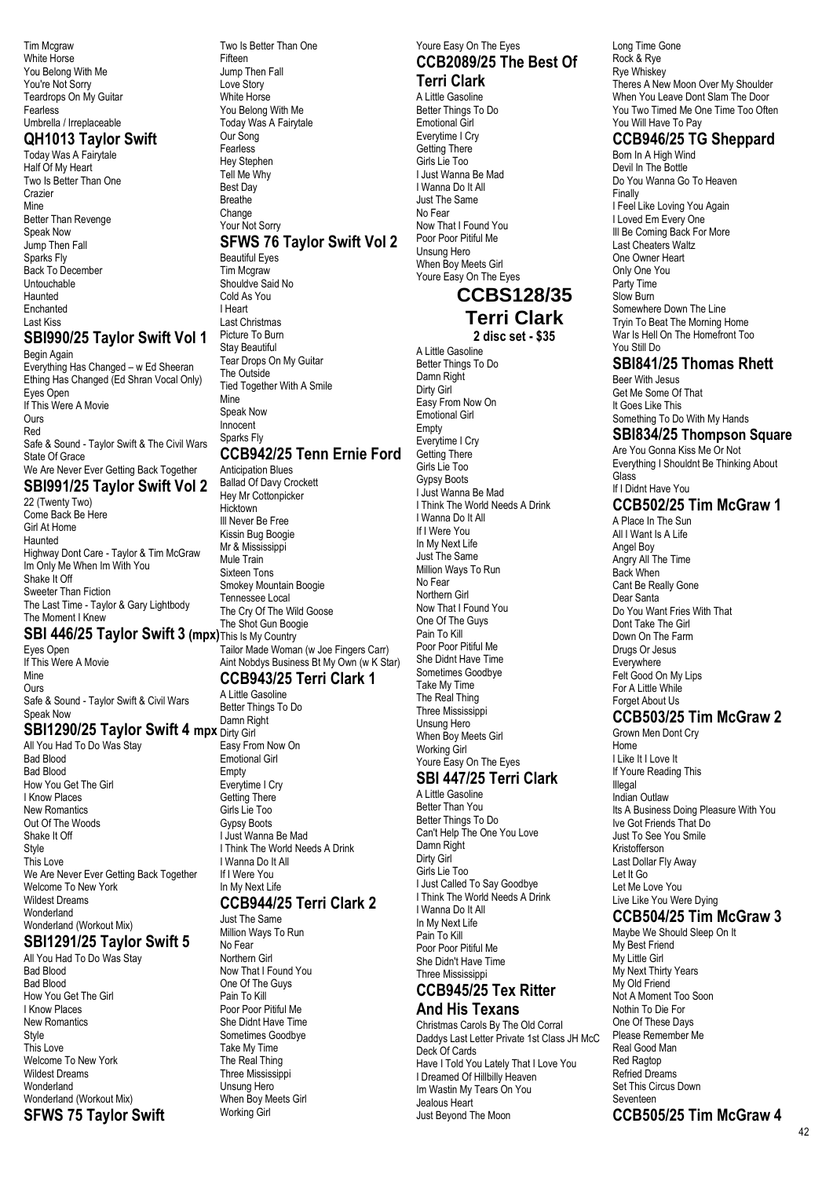Tim Mcgraw
White Horse
You Belong With Me
You're Not Sorry
Teardrops On My Guitar
Fearless
Umbrella / Irreplaceable

## QH1013 Taylor Swift

Today Was A Fairytale
Half Of My Heart
Two Is Better Than One
Crazier
Mine
Better Than Revenge
Speak Now
Jump Then Fall
Sparks Fly
Back To December
Untouchable
Haunted
Enchanted
Last Kiss

## SBI990/25 Taylor Swift Vol 1

Begin Again
Everything Has Changed – w Ed Sheeran
Ething Has Changed (Ed Shran Vocal Only)
Eyes Open
If This Were A Movie
Ours
Red
Safe & Sound - Taylor Swift & The Civil Wars
State Of Grace
We Are Never Ever Getting Back Together

## SBI991/25 Taylor Swift Vol 2

22 (Twenty Two)
Come Back Be Here
Girl At Home
Haunted
Highway Dont Care - Taylor & Tim McGraw
Im Only Me When Im With You
Shake It Off
Sweeter Than Fiction
The Last Time - Taylor & Gary Lightbody
The Moment I Knew

## SBI 446/25 Taylor Swift 3 (mpx)

Eyes Open
If This Were A Movie
Mine
Ours
Safe & Sound - Taylor Swift & Civil Wars
Speak Now

## SBI1290/25 Taylor Swift 4 mpx

All You Had To Do Was Stay
Bad Blood
Bad Blood
How You Get The Girl
I Know Places
New Romantics
Out Of The Woods
Shake It Off
Style
This Love
We Are Never Ever Getting Back Together
Welcome To New York
Wildest Dreams
Wonderland
Wonderland (Workout Mix)

## SBI1291/25 Taylor Swift 5

All You Had To Do Was Stay
Bad Blood
Bad Blood
How You Get The Girl
I Know Places
New Romantics
Style
This Love
Welcome To New York
Wildest Dreams
Wonderland
Wonderland (Workout Mix)

## SFWS 75 Taylor Swift

Two Is Better Than One
Fifteen
Jump Then Fall
Love Story
White Horse
You Belong With Me
Today Was A Fairytale
Our Song
Fearless
Hey Stephen
Tell Me Why
Best Day
Breathe
Change
Your Not Sorry

## SFWS 76 Taylor Swift Vol 2

Beautiful Eyes
Tim Mcgraw
Shouldve Said No
Cold As You
I Heart
Last Christmas
Picture To Burn
Stay Beautiful
Tear Drops On My Guitar
The Outside
Tied Together With A Smile
Mine
Speak Now
Innocent
Sparks Fly

## CCB942/25 Tenn Ernie Ford

Anticipation Blues
Ballad Of Davy Crockett
Hey Mr Cottonpicker
Hicktown
Ill Never Be Free
Kissin Bug Boogie
Mr & Mississippi
Mule Train
Sixteen Tons
Smokey Mountain Boogie
Tennessee Local
The Cry Of The Wild Goose
The Shot Gun Boogie
This Is My Country
Tailor Made Woman (w Joe Fingers Carr)
Aint Nobdys Business Bt My Own (w K Star)

## CCB943/25 Terri Clark 1

A Little Gasoline
Better Things To Do
Damn Right
Dirty Girl
Easy From Now On
Emotional Girl
Empty
Everytime I Cry
Getting There
Girls Lie Too
Gypsy Boots
I Just Wanna Be Mad
I Think The World Needs A Drink
I Wanna Do It All
If I Were You
In My Next Life

## CCB944/25 Terri Clark 2

Just The Same
Million Ways To Run
No Fear
Northern Girl
Now That I Found You
One Of The Guys
Pain To Kill
Poor Poor Pitiful Me
She Didnt Have Time
Sometimes Goodbye
Take My Time
The Real Thing
Three Mississippi
Unsung Hero
When Boy Meets Girl
Working Girl
Youre Easy On The Eyes

## CCB2089/25 The Best Of Terri Clark

A Little Gasoline
Better Things To Do
Emotional Girl
Everytime I Cry
Getting There
Girls Lie Too
I Just Wanna Be Mad
I Wanna Do It All
Just The Same
No Fear
Now That I Found You
Poor Poor Pitiful Me
Unsung Hero
When Boy Meets Girl
Youre Easy On The Eyes

## CCBS128/35 Terri Clark

**2 disc set - $35**

A Little Gasoline
Better Things To Do
Damn Right
Dirty Girl
Easy From Now On
Emotional Girl
Empty
Everytime I Cry
Getting There
Girls Lie Too
Gypsy Boots
I Just Wanna Be Mad
I Think The World Needs A Drink
I Wanna Do It All
If I Were You
In My Next Life
Just The Same
Million Ways To Run
No Fear
Northern Girl
Now That I Found You
One Of The Guys
Pain To Kill
Poor Poor Pitiful Me
She Didnt Have Time
Sometimes Goodbye
Take My Time
The Real Thing
Three Mississippi
Unsung Hero
When Boy Meets Girl
Working Girl
Youre Easy On The Eyes

## SBI 447/25 Terri Clark

A Little Gasoline
Better Than You
Better Things To Do
Can't Help The One You Love
Damn Right
Dirty Girl
Girls Lie Too
I Just Called To Say Goodbye
I Think The World Needs A Drink
I Wanna Do It All
In My Next Life
Pain To Kill
Poor Poor Pitiful Me
She Didn't Have Time
Three Mississippi

## CCB945/25 Tex Ritter And His Texans

Christmas Carols By The Old Corral
Daddys Last Letter Private 1st Class JH McC
Deck Of Cards
Have I Told You Lately That I Love You
I Dreamed Of Hillbilly Heaven
Im Wastin My Tears On You
Jealous Heart
Just Beyond The Moon
Long Time Gone
Rock & Rye
Rye Whiskey
Theres A New Moon Over My Shoulder
When You Leave Dont Slam The Door
You Two Timed Me One Time Too Often
You Will Have To Pay

## CCB946/25 TG Sheppard

Born In A High Wind
Devil In The Bottle
Do You Wanna Go To Heaven
Finally
I Feel Like Loving You Again
I Loved Em Every One
Ill Be Coming Back For More
Last Cheaters Waltz
One Owner Heart
Only One You
Party Time
Slow Burn
Somewhere Down The Line
Tryin To Beat The Morning Home
War Is Hell On The Homefront Too
You Still Do

## SBI841/25 Thomas Rhett

Beer With Jesus
Get Me Some Of That
It Goes Like This
Something To Do With My Hands

## SBI834/25 Thompson Square

Are You Gonna Kiss Me Or Not
Everything I Shouldnt Be Thinking About
Glass
If I Didnt Have You

## CCB502/25 Tim McGraw 1

A Place In The Sun
All I Want Is A Life
Angel Boy
Angry All The Time
Back When
Cant Be Really Gone
Dear Santa
Do You Want Fries With That
Dont Take The Girl
Down On The Farm
Drugs Or Jesus
Everywhere
Felt Good On My Lips
For A Little While
Forget About Us

## CCB503/25 Tim McGraw 2

Grown Men Dont Cry
Home
I Like It I Love It
If Youre Reading This
Illegal
Indian Outlaw
Its A Business Doing Pleasure With You
Ive Got Friends That Do
Just To See You Smile
Kristofferson
Last Dollar Fly Away
Let It Go
Let Me Love You
Live Like You Were Dying

## CCB504/25 Tim McGraw 3

Maybe We Should Sleep On It
My Best Friend
My Little Girl
My Next Thirty Years
My Old Friend
Not A Moment Too Soon
Nothin To Die For
One Of These Days
Please Remember Me
Real Good Man
Red Ragtop
Refried Dreams
Set This Circus Down
Seventeen

## CCB505/25 Tim McGraw 4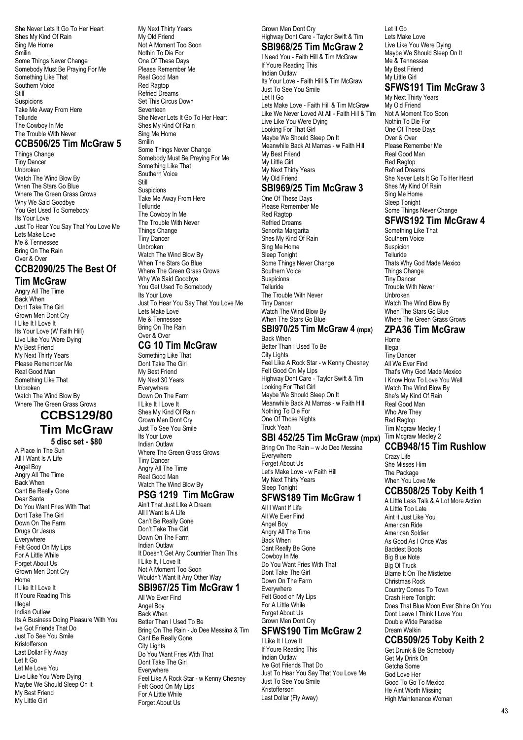She Never Lets It Go To Her Heart
Shes My Kind Of Rain
Sing Me Home
Smilin
Some Things Never Change
Somebody Must Be Praying For Me
Something Like That
Southern Voice
Still
Suspicions
Take Me Away From Here
Telluride
The Cowboy In Me
The Trouble With Never

## CCB506/25 Tim McGraw 5

Things Change
Tiny Dancer
Unbroken
Watch The Wind Blow By
When The Stars Go Blue
Where The Green Grass Grows
Why We Said Goodbye
You Get Used To Somebody
Its Your Love
Just To Hear You Say That You Love Me
Lets Make Love
Me & Tennessee
Bring On The Rain
Over & Over

## CCB2090/25 The Best Of Tim McGraw

Angry All The Time
Back When
Dont Take The Girl
Grown Men Dont Cry
I Like It I Love It
Its Your Love (W Faith Hill)
Live Like You Were Dying
My Best Friend
My Next Thirty Years
Please Remember Me
Real Good Man
Something Like That
Unbroken
Watch The Wind Blow By
Where The Green Grass Grows

## CCBS129/80 Tim McGraw

**5 disc set - $80**

A Place In The Sun
All I Want Is A Life
Angel Boy
Angry All The Time
Back When
Cant Be Really Gone
Dear Santa
Do You Want Fries With That
Dont Take The Girl
Down On The Farm
Drugs Or Jesus
Everywhere
Felt Good On My Lips
For A Little While
Forget About Us
Grown Men Dont Cry
Home
I Like It I Love It
If Youre Reading This
Illegal
Indian Outlaw
Its A Business Doing Pleasure With You
Ive Got Friends That Do
Just To See You Smile
Kristofferson
Last Dollar Fly Away
Let It Go
Let Me Love You
Live Like You Were Dying
Maybe We Should Sleep On It
My Best Friend
My Little Girl
My Next Thirty Years
My Old Friend
Not A Moment Too Soon
Nothin To Die For
One Of These Days
Please Remember Me
Real Good Man
Red Ragtop
Refried Dreams
Set This Circus Down
Seventeen
She Never Lets It Go To Her Heart
Shes My Kind Of Rain
Sing Me Home
Smilin
Some Things Never Change
Somebody Must Be Praying For Me
Something Like That
Southern Voice
Still
Suspicions
Take Me Away From Here
Telluride
The Cowboy In Me
The Trouble With Never
Things Change
Tiny Dancer
Unbroken
Watch The Wind Blow By
When The Stars Go Blue
Where The Green Grass Grows
Why We Said Goodbye
You Get Used To Somebody
Its Your Love
Just To Hear You Say That You Love Me
Lets Make Love
Me & Tennessee
Bring On The Rain
Over & Over

## CG 10 Tim McGraw

Something Like That
Dont Take The Girl
My Best Friend
My Next 30 Years
Everywhere
Down On The Farm
I Like It I Love It
Shes My Kind Of Rain
Grown Men Dont Cry
Just To See You Smile
Its Your Love
Indian Outlaw
Where The Green Grass Grows
Tiny Dancer
Angry All The Time
Real Good Man
Watch The Wind Blow By

## PSG 1219 Tim McGraw

Ain't That Just LIke A Dream
All I Want Is A Life
Can't Be Really Gone
Don't Take The Girl
Down On The Farm
Indian Outlaw
It Doesn't Get Any Countrier Than This
I Like It, I Love It
Not A Moment Too Soon
Wouldn't Want It Any Other Way

## SBI967/25 Tim McGraw 1

All We Ever Find
Angel Boy
Back When
Better Than I Used To Be
Bring On The Rain - Jo Dee Messina & Tim
Cant Be Really Gone
City Lights
Do You Want Fries With That
Dont Take The Girl
Everywhere
Feel Like A Rock Star - w Kenny Chesney
Felt Good On My Lips
For A Little While
Forget About Us
Grown Men Dont Cry
Highway Dont Care - Taylor Swift & Tim

## SBI968/25 Tim McGraw 2

I Need You - Faith Hill & Tim McGraw
If Youre Reading This
Indian Outlaw
Its Your Love - Faith Hill & Tim McGraw
Just To See You Smile
Let It Go
Lets Make Love - Faith Hill & Tim McGraw
Like We Never Loved At All - Faith Hill & Tim
Live Like You Were Dying
Looking For That Girl
Maybe We Should Sleep On It
Meanwhile Back At Mamas - w Faith Hill
My Best Friend
My Little Girl
My Next Thirty Years
My Old Friend

## SBI969/25 Tim McGraw 3

One Of These Days
Please Remember Me
Red Ragtop
Refried Dreams
Senorita Margarita
Shes My Kind Of Rain
Sing Me Home
Sleep Tonight
Some Things Never Change
Southern Voice
Suspicions
Telluride
The Trouble With Never
Tiny Dancer
Watch The Wind Blow By
When The Stars Go Blue

## SBI970/25 Tim McGraw 4 (mpx)

Back When
Better Than I Used To Be
City Lights
Feel Like A Rock Star - w Kenny Chesney
Felt Good On My Lips
Highway Dont Care - Taylor Swift & Tim
Looking For That Girl
Maybe We Should Sleep On It
Meanwhile Back At Mamas - w Faith Hill
Nothing To Die For
One Of Those Nights
Truck Yeah

## SBI 452/25 Tim McGraw (mpx)

Bring On The Rain – w Jo Dee Messina
Everywhere
Forget About Us
Let's Make Love - w Faith Hill
My Next Thirty Years
Sleep Tonight

## SFWS189 Tim McGraw 1

All I Want If Life
All We Ever Find
Angel Boy
Angry All The Time
Back When
Cant Really Be Gone
Cowboy In Me
Do You Want Fries With That
Dont Take The Girl
Down On The Farm
Everywhere
Felt Good on My Lips
For A Little While
Forget About Us
Grown Men Dont Cry

## SFWS190 Tim McGraw 2

I Like It I Love It
If Youre Reading This
Indian Outlaw
Ive Got Friends That Do
Just To Hear You Say That You Love Me
Just To See You Smile
Kristofferson
Last Dollar (Fly Away)
Let It Go
Lets Make Love
Live Like You Were Dying
Maybe We Should Sleep On It
Me & Tennessee
My Best Friend
My Little Girl

## SFWS191 Tim McGraw 3

My Next Thirty Years
My Old Friend
Not A Moment Too Soon
Nothin To Die For
One Of These Days
Over & Over
Please Remember Me
Real Good Man
Red Ragtop
Refried Dreams
She Never Lets It Go To Her Heart
Shes My Kind Of Rain
Sing Me Home
Sleep Tonight
Some Things Never Change

## SFWS192 Tim McGraw 4

Something Like That
Southern Voice
Suspicion
Telluride
Thats Why God Made Mexico
Things Change
Tiny Dancer
Trouble With Never
Unbroken
Watch The Wind Blow By
When The Stars Go Blue
Where The Green Grass Grows

## ZPA36 Tim McGraw

Home
Illegal
Tiny Dancer
All We Ever Find
That's Why God Made Mexico
I Know How To Love You Well
Watch The Wind Blow By
She's My Kind Of Rain
Real Good Man
Who Are They
Red Ragtop
Tim Mcgraw Medley 1
Tim Mcgraw Medley 2

## CCB948/15 Tim Rushlow

Crazy Life
She Misses Him
The Package
When You Love Me

## CCB508/25 Toby Keith 1

A Little Less Talk & A Lot More Action
A Little Too Late
Aint It Just Like You
American Ride
American Soldier
As Good As I Once Was
Baddest Boots
Big Blue Note
Big Ol Truck
Blame It On The Mistletoe
Christmas Rock
Country Comes To Town
Crash Here Tonight
Does That Blue Moon Ever Shine On You
Dont Leave I Think I Love You
Double Wide Paradise
Dream Walkin

## CCB509/25 Toby Keith 2

Get Drunk & Be Somebody
Get My Drink On
Getcha Some
God Love Her
Good To Go To Mexico
He Aint Worth Missing
High Maintenance Woman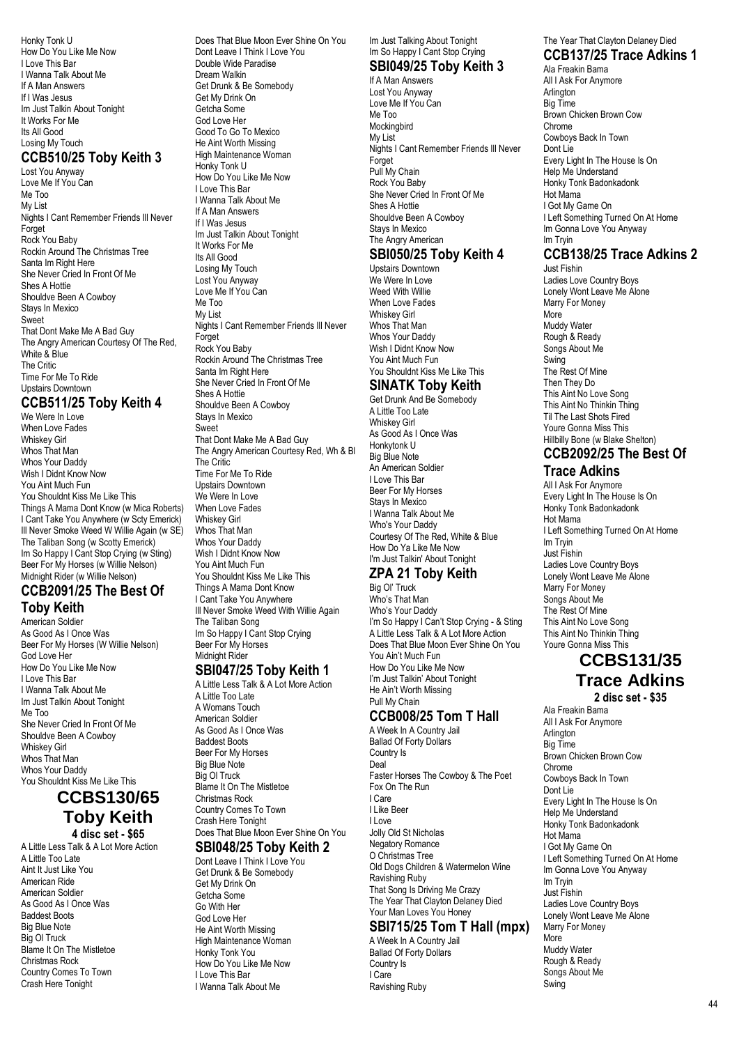Honky Tonk U
How Do You Like Me Now
I Love This Bar
I Wanna Talk About Me
If A Man Answers
If I Was Jesus
Im Just Talkin About Tonight
It Works For Me
Its All Good
Losing My Touch

## CCB510/25 Toby Keith 3

Lost You Anyway
Love Me If You Can
Me Too
My List
Nights I Cant Remember Friends Ill Never Forget
Rock You Baby
Rockin Around The Christmas Tree
Santa Im Right Here
She Never Cried In Front Of Me
Shes A Hottie
Shouldve Been A Cowboy
Stays In Mexico
Sweet
That Dont Make Me A Bad Guy
The Angry American Courtesy Of The Red, White & Blue
The Critic
Time For Me To Ride
Upstairs Downtown

## CCB511/25 Toby Keith 4

We Were In Love
When Love Fades
Whiskey Girl
Whos That Man
Whos Your Daddy
Wish I Didnt Know Now
You Aint Much Fun
You Shouldnt Kiss Me Like This
Things A Mama Dont Know (w Mica Roberts)
I Cant Take You Anywhere (w Scty Emerick)
Ill Never Smoke Weed W Willie Again (w SE)
The Taliban Song (w Scotty Emerick)
Im So Happy I Cant Stop Crying (w Sting)
Beer For My Horses (w Willie Nelson)
Midnight Rider (w Willie Nelson)

## CCB2091/25 The Best Of Toby Keith

American Soldier
As Good As I Once Was
Beer For My Horses (W Willie Nelson)
God Love Her
How Do You Like Me Now
I Love This Bar
I Wanna Talk About Me
Im Just Talkin About Tonight
Me Too
She Never Cried In Front Of Me
Shouldve Been A Cowboy
Whiskey Girl
Whos That Man
Whos Your Daddy
You Shouldnt Kiss Me Like This

## CCBS130/65 Toby Keith

**4 disc set - $65**

A Little Less Talk & A Lot More Action
A Little Too Late
Aint It Just Like You
American Ride
American Soldier
As Good As I Once Was
Baddest Boots
Big Blue Note
Big Ol Truck
Blame It On The Mistletoe
Christmas Rock
Country Comes To Town
Crash Here Tonight
Does That Blue Moon Ever Shine On You
Dont Leave I Think I Love You
Double Wide Paradise
Dream Walkin
Get Drunk & Be Somebody
Get My Drink On
Getcha Some
God Love Her
Good To Go To Mexico
He Aint Worth Missing
High Maintenance Woman
Honky Tonk U
How Do You Like Me Now
I Love This Bar
I Wanna Talk About Me
If A Man Answers
If I Was Jesus
Im Just Talkin About Tonight
It Works For Me
Its All Good
Losing My Touch
Lost You Anyway
Love Me If You Can
Me Too
My List
Nights I Cant Remember Friends Ill Never Forget
Rock You Baby
Rockin Around The Christmas Tree
Santa Im Right Here
She Never Cried In Front Of Me
Shes A Hottie
Shouldve Been A Cowboy
Stays In Mexico
Sweet
That Dont Make Me A Bad Guy
The Angry American Courtesy Red, Wh & Bl
The Critic
Time For Me To Ride
Upstairs Downtown
We Were In Love
When Love Fades
Whiskey Girl
Whos That Man
Whos Your Daddy
Wish I Didnt Know Now
You Aint Much Fun
You Shouldnt Kiss Me Like This
Things A Mama Dont Know
I Cant Take You Anywhere
Ill Never Smoke Weed With Willie Again
The Taliban Song
Im So Happy I Cant Stop Crying
Beer For My Horses
Midnight Rider

## SBI047/25 Toby Keith 1

A Little Less Talk & A Lot More Action
A Little Too Late
A Womans Touch
American Soldier
As Good As I Once Was
Baddest Boots
Beer For My Horses
Big Blue Note
Big Ol Truck
Blame It On The Mistletoe
Christmas Rock
Country Comes To Town
Crash Here Tonight
Does That Blue Moon Ever Shine On You

## SBI048/25 Toby Keith 2

Dont Leave I Think I Love You
Get Drunk & Be Somebody
Get My Drink On
Getcha Some
Go With Her
God Love Her
He Aint Worth Missing
High Maintenance Woman
Honky Tonk You
How Do You Like Me Now
I Love This Bar
I Wanna Talk About Me
Im Just Talking About Tonight
Im So Happy I Cant Stop Crying

## SBI049/25 Toby Keith 3

If A Man Answers
Lost You Anyway
Love Me If You Can
Me Too
Mockingbird
My List
Nights I Cant Remember Friends Ill Never Forget
Pull My Chain
Rock You Baby
She Never Cried In Front Of Me
Shes A Hottie
Shouldve Been A Cowboy
Stays In Mexico
The Angry American

## SBI050/25 Toby Keith 4

Upstairs Downtown
We Were In Love
Weed With Willie
When Love Fades
Whiskey Girl
Whos That Man
Whos Your Daddy
Wish I Didnt Know Now
You Aint Much Fun
You Shouldnt Kiss Me Like This

## SINATK Toby Keith

Get Drunk And Be Somebody
A Little Too Late
Whiskey Girl
As Good As I Once Was
Honkytonk U
Big Blue Note
An American Soldier
I Love This Bar
Beer For My Horses
Stays In Mexico
I Wanna Talk About Me
Who's Your Daddy
Courtesy Of The Red, White & Blue
How Do Ya Like Me Now
I'm Just Talkin' About Tonight

## ZPA 21 Toby Keith

Big Ol' Truck
Who's That Man
Who's Your Daddy
I'm So Happy I Can't Stop Crying - & Sting
A Little Less Talk & A Lot More Action
Does That Blue Moon Ever Shine On You
You Ain't Much Fun
How Do You Like Me Now
I'm Just Talkin' About Tonight
He Ain't Worth Missing
Pull My Chain

## CCB008/25 Tom T Hall

A Week In A Country Jail
Ballad Of Forty Dollars
Country Is
Deal
Faster Horses The Cowboy & The Poet
Fox On The Run
I Care
I Like Beer
I Love
Jolly Old St Nicholas
Negatory Romance
O Christmas Tree
Old Dogs Children & Watermelon Wine
Ravishing Ruby
That Song Is Driving Me Crazy
The Year That Clayton Delaney Died
Your Man Loves You Honey

## SBI715/25 Tom T Hall (mpx)

A Week In A Country Jail
Ballad Of Forty Dollars
Country Is
I Care
Ravishing Ruby
The Year That Clayton Delaney Died

## CCB137/25 Trace Adkins 1

Ala Freakin Bama
All I Ask For Anymore
Arlington
Big Time
Brown Chicken Brown Cow
Chrome
Cowboys Back In Town
Dont Lie
Every Light In The House Is On
Help Me Understand
Honky Tonk Badonkadonk
Hot Mama
I Got My Game On
I Left Something Turned On At Home
Im Gonna Love You Anyway
Im Tryin

## CCB138/25 Trace Adkins 2

Just Fishin
Ladies Love Country Boys
Lonely Wont Leave Me Alone
Marry For Money
More
Muddy Water
Rough & Ready
Songs About Me
Swing
The Rest Of Mine
Then They Do
This Aint No Love Song
This Aint No Thinkin Thing
Til The Last Shots Fired
Youre Gonna Miss This
Hillbilly Bone (w Blake Shelton)

## CCB2092/25 The Best Of Trace Adkins

All I Ask For Anymore
Every Light In The House Is On
Honky Tonk Badonkadonk
Hot Mama
I Left Something Turned On At Home
Im Tryin
Just Fishin
Ladies Love Country Boys
Lonely Wont Leave Me Alone
Marry For Money
Songs About Me
The Rest Of Mine
This Aint No Love Song
This Aint No Thinkin Thing
Youre Gonna Miss This

## CCBS131/35 Trace Adkins

**2 disc set - $35**

Ala Freakin Bama
All I Ask For Anymore
Arlington
Big Time
Brown Chicken Brown Cow
Chrome
Cowboys Back In Town
Dont Lie
Every Light In The House Is On
Help Me Understand
Honky Tonk Badonkadonk
Hot Mama
I Got My Game On
I Left Something Turned On At Home
Im Gonna Love You Anyway
Im Tryin
Just Fishin
Ladies Love Country Boys
Lonely Wont Leave Me Alone
Marry For Money
More
Muddy Water
Rough & Ready
Songs About Me
Swing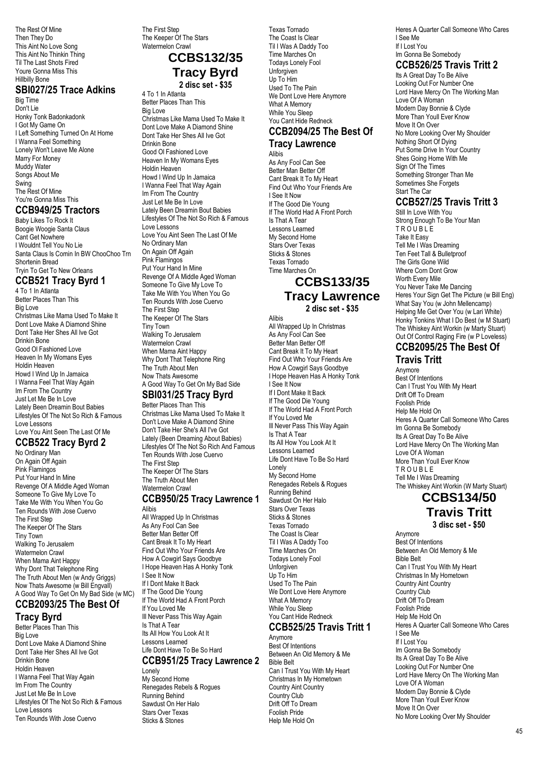The Rest Of Mine
Then They Do
This Aint No Love Song
This Aint No Thinkin Thing
Til The Last Shots Fired
Youre Gonna Miss This
Hillbilly Bone

### SBI027/25 Trace Adkins

Big Time
Don't Lie
Honky Tonk Badonkadonk
I Got My Game On
I Left Something Turned On At Home
I Wanna Feel Something
Lonely Won't Leave Me Alone
Marry For Money
Muddy Water
Songs About Me
Swing
The Rest Of Mine
You're Gonna Miss This

### CCB949/25 Tractors

Baby Likes To Rock It
Boogie Woogie Santa Claus
Cant Get Nowhere
I Wouldnt Tell You No Lie
Santa Claus Is Comin In BW ChooChoo Trn
Shortenin Bread
Tryin To Get To New Orleans

### CCB521 Tracy Byrd 1

4 To 1 In Atlanta
Better Places Than This
Big Love
Christmas Like Mama Used To Make It
Dont Love Make A Diamond Shine
Dont Take Her Shes All Ive Got
Drinkin Bone
Good Ol Fashioned Love
Heaven In My Womans Eyes
Holdin Heaven
Howd I Wind Up In Jamaica
I Wanna Feel That Way Again
Im From The Country
Just Let Me Be In Love
Lately Been Dreamin Bout Babies
Lifestyles Of The Not So Rich & Famous
Love Lessons
Love You Aint Seen The Last Of Me

### CCB522 Tracy Byrd 2

No Ordinary Man
On Again Off Again
Pink Flamingos
Put Your Hand In Mine
Revenge Of A Middle Aged Woman
Someone To Give My Love To
Take Me With You When You Go
Ten Rounds With Jose Cuervo
The First Step
The Keeper Of The Stars
Tiny Town
Walking To Jerusalem
Watermelon Crawl
When Mama Aint Happy
Why Dont That Telephone Ring
The Truth About Men (w Andy Griggs)
Now Thats Awesome (w Bill Engvall)
A Good Way To Get On My Bad Side (w MC)

### CCB2093/25 The Best Of Tracy Byrd

Better Places Than This
Big Love
Dont Love Make A Diamond Shine
Dont Take Her Shes All Ive Got
Drinkin Bone
Holdin Heaven
I Wanna Feel That Way Again
Im From The Country
Just Let Me Be In Love
Lifestyles Of The Not So Rich & Famous
Love Lessons
Ten Rounds With Jose Cuervo
The First Step
The Keeper Of The Stars
Watermelon Crawl

## CCBS132/35 Tracy Byrd

**2 disc set - $35**

4 To 1 In Atlanta
Better Places Than This
Big Love
Christmas Like Mama Used To Make It
Dont Love Make A Diamond Shine
Dont Take Her Shes All Ive Got
Drinkin Bone
Good Ol Fashioned Love
Heaven In My Womans Eyes
Holdin Heaven
Howd I Wind Up In Jamaica
I Wanna Feel That Way Again
Im From The Country
Just Let Me Be In Love
Lately Been Dreamin Bout Babies
Lifestyles Of The Not So Rich & Famous
Love Lessons
Love You Aint Seen The Last Of Me
No Ordinary Man
On Again Off Again
Pink Flamingos
Put Your Hand In Mine
Revenge Of A Middle Aged Woman
Someone To Give My Love To
Take Me With You When You Go
Ten Rounds With Jose Cuervo
The First Step
The Keeper Of The Stars
Tiny Town
Walking To Jerusalem
Watermelon Crawl
When Mama Aint Happy
Why Dont That Telephone Ring
The Truth About Men
Now Thats Awesome
A Good Way To Get On My Bad Side

### SBI031/25 Tracy Byrd

Better Places Than This
Christmas Like Mama Used To Make It
Don't Love Make A Diamond Shine
Don't Take Her She's All I've Got
Lately (Been Dreaming About Babies)
Lifestyles Of The Not So Rich And Famous
Ten Rounds With Jose Cuervo
The First Step
The Keeper Of The Stars
The Truth About Men
Watermelon Crawl

### CCB950/25 Tracy Lawrence 1

Alibis
All Wrapped Up In Christmas
As Any Fool Can See
Better Man Better Off
Cant Break It To My Heart
Find Out Who Your Friends Are
How A Cowgirl Says Goodbye
I Hope Heaven Has A Honky Tonk
I See It Now
If I Dont Make It Back
If The Good Die Young
If The World Had A Front Porch
If You Loved Me
Ill Never Pass This Way Again
Is That A Tear
Its All How You Look At It
Lessons Learned
Life Dont Have To Be So Hard

### CCB951/25 Tracy Lawrence 2

Lonely
My Second Home
Renegades Rebels & Rogues
Running Behind
Sawdust On Her Halo
Stars Over Texas
Sticks & Stones
Texas Tornado
The Coast Is Clear
Til I Was A Daddy Too
Time Marches On
Todays Lonely Fool
Unforgiven
Up To Him
Used To The Pain
We Dont Love Here Anymore
What A Memory
While You Sleep
You Cant Hide Redneck

### CCB2094/25 The Best Of Tracy Lawrence

Alibis
As Any Fool Can See
Better Man Better Off
Cant Break It To My Heart
Find Out Who Your Friends Are
I See It Now
If The Good Die Young
If The World Had A Front Porch
Is That A Tear
Lessons Learned
My Second Home
Stars Over Texas
Sticks & Stones
Texas Tornado
Time Marches On

## CCBS133/35 Tracy Lawrence

**2 disc set - $35**

Alibis
All Wrapped Up In Christmas
As Any Fool Can See
Better Man Better Off
Cant Break It To My Heart
Find Out Who Your Friends Are
How A Cowgirl Says Goodbye
I Hope Heaven Has A Honky Tonk
I See It Now
If I Dont Make It Back
If The Good Die Young
If The World Had A Front Porch
If You Loved Me
Ill Never Pass This Way Again
Is That A Tear
Its All How You Look At It
Lessons Learned
Life Dont Have To Be So Hard
Lonely
My Second Home
Renegades Rebels & Rogues
Running Behind
Sawdust On Her Halo
Stars Over Texas
Sticks & Stones
Texas Tornado
The Coast Is Clear
Til I Was A Daddy Too
Time Marches On
Todays Lonely Fool
Unforgiven
Up To Him
Used To The Pain
We Dont Love Here Anymore
What A Memory
While You Sleep
You Cant Hide Redneck

### CCB525/25 Travis Tritt 1

Anymore
Best Of Intentions
Between An Old Memory & Me
Bible Belt
Can I Trust You With My Heart
Christmas In My Hometown
Country Aint Country
Country Club
Drift Off To Dream
Foolish Pride
Help Me Hold On
Heres A Quarter Call Someone Who Cares
I See Me
If I Lost You
Im Gonna Be Somebody

### CCB526/25 Travis Tritt 2

Its A Great Day To Be Alive
Looking Out For Number One
Lord Have Mercy On The Working Man
Love Of A Woman
Modern Day Bonnie & Clyde
More Than Youll Ever Know
Move It On Over
No More Looking Over My Shoulder
Nothing Short Of Dying
Put Some Drive In Your Country
Shes Going Home With Me
Sign Of The Times
Something Stronger Than Me
Sometimes She Forgets
Start The Car

### CCB527/25 Travis Tritt 3

Still In Love With You
Strong Enough To Be Your Man
T R O U B L E
Take It Easy
Tell Me I Was Dreaming
Ten Feet Tall & Bulletproof
The Girls Gone Wild
Where Corn Dont Grow
Worth Every Mile
You Never Take Me Dancing
Heres Your Sign Get The Picture (w Bill Eng)
What Say You (w John Mellencamp)
Helping Me Get Over You (w Lari White)
Honky Tonkins What I Do Best (w M Stuart)
The Whiskey Aint Workin (w Marty Stuart)
Out Of Control Raging Fire (w P Loveless)

### CCB2095/25 The Best Of Travis Tritt

Anymore
Best Of Intentions
Can I Trust You With My Heart
Drift Off To Dream
Foolish Pride
Help Me Hold On
Heres A Quarter Call Someone Who Cares
Im Gonna Be Somebody
Its A Great Day To Be Alive
Lord Have Mercy On The Working Man
Love Of A Woman
More Than Youll Ever Know
T R O U B L E
Tell Me I Was Dreaming
The Whiskey Aint Workin (W Marty Stuart)

## CCBS134/50 Travis Tritt

**3 disc set - $50**

Anymore
Best Of Intentions
Between An Old Memory & Me
Bible Belt
Can I Trust You With My Heart
Christmas In My Hometown
Country Aint Country
Country Club
Drift Off To Dream
Foolish Pride
Help Me Hold On
Heres A Quarter Call Someone Who Cares
I See Me
If I Lost You
Im Gonna Be Somebody
Its A Great Day To Be Alive
Looking Out For Number One
Lord Have Mercy On The Working Man
Love Of A Woman
Modern Day Bonnie & Clyde
More Than Youll Ever Know
Move It On Over
No More Looking Over My Shoulder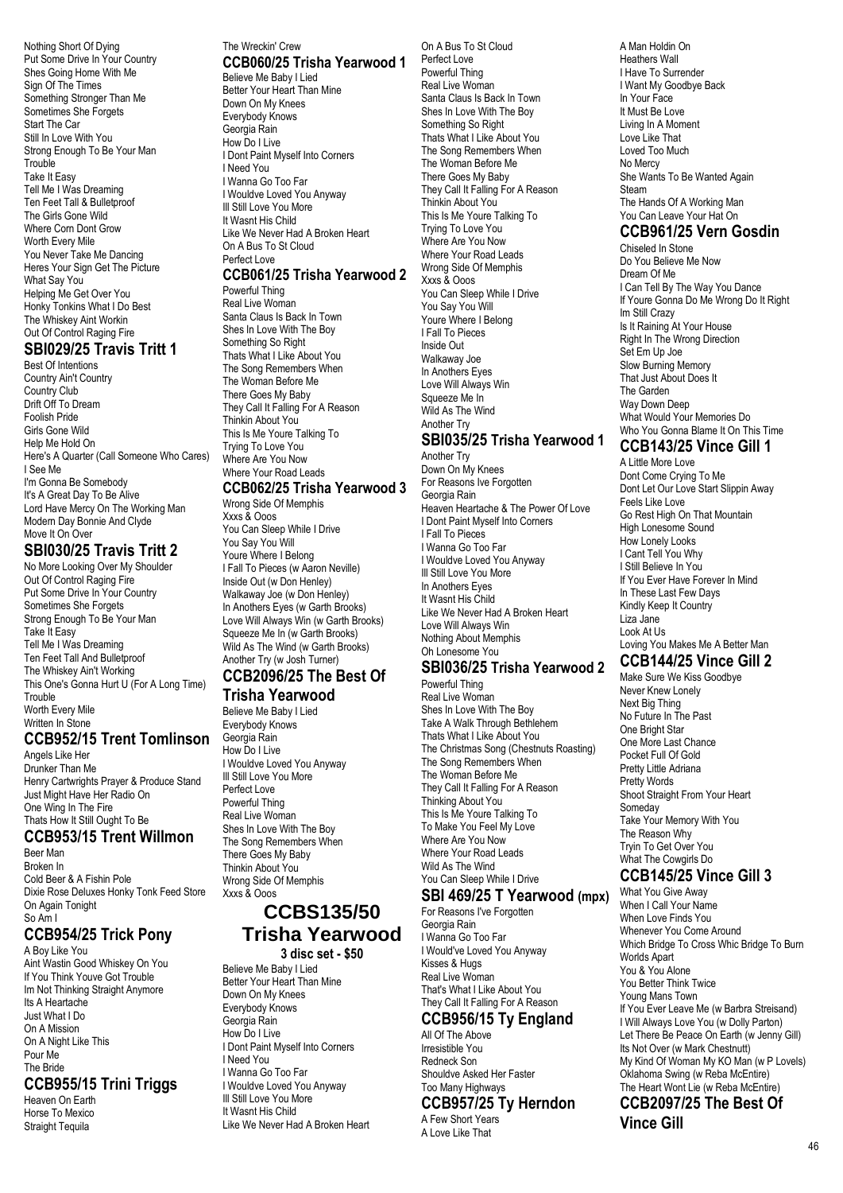Nothing Short Of Dying
Put Some Drive In Your Country
Shes Going Home With Me
Sign Of The Times
Something Stronger Than Me
Sometimes She Forgets
Start The Car
Still In Love With You
Strong Enough To Be Your Man
Trouble
Take It Easy
Tell Me I Was Dreaming
Ten Feet Tall & Bulletproof
The Girls Gone Wild
Where Corn Dont Grow
Worth Every Mile
You Never Take Me Dancing
Heres Your Sign Get The Picture
What Say You
Helping Me Get Over You
Honky Tonkins What I Do Best
The Whiskey Aint Workin
Out Of Control Raging Fire

## SBI029/25 Travis Tritt 1

Best Of Intentions
Country Ain't Country
Country Club
Drift Off To Dream
Foolish Pride
Girls Gone Wild
Help Me Hold On
Here's A Quarter (Call Someone Who Cares)
I See Me
I'm Gonna Be Somebody
It's A Great Day To Be Alive
Lord Have Mercy On The Working Man
Modern Day Bonnie And Clyde
Move It On Over

## SBI030/25 Travis Tritt 2

No More Looking Over My Shoulder
Out Of Control Raging Fire
Put Some Drive In Your Country
Sometimes She Forgets
Strong Enough To Be Your Man
Take It Easy
Tell Me I Was Dreaming
Ten Feet Tall And Bulletproof
The Whiskey Ain't Working
This One's Gonna Hurt U (For A Long Time)
Trouble
Worth Every Mile
Written In Stone

## CCB952/15 Trent Tomlinson

Angels Like Her
Drunker Than Me
Henry Cartwrights Prayer & Produce Stand
Just Might Have Her Radio On
One Wing In The Fire
Thats How It Still Ought To Be

## CCB953/15 Trent Willmon

Beer Man
Broken In
Cold Beer & A Fishin Pole
Dixie Rose Deluxes Honky Tonk Feed Store
On Again Tonight
So Am I

## CCB954/25 Trick Pony

A Boy Like You
Aint Wastin Good Whiskey On You
If You Think Youve Got Trouble
Im Not Thinking Straight Anymore
Its A Heartache
Just What I Do
On A Mission
On A Night Like This
Pour Me
The Bride

## CCB955/15 Trini Triggs

Heaven On Earth
Horse To Mexico
Straight Tequila
The Wreckin' Crew

## CCB060/25 Trisha Yearwood 1

Believe Me Baby I Lied
Better Your Heart Than Mine
Down On My Knees
Everybody Knows
Georgia Rain
How Do I Live
I Dont Paint Myself Into Corners
I Need You
I Wanna Go Too Far
I Wouldve Loved You Anyway
Ill Still Love You More
It Wasnt His Child
Like We Never Had A Broken Heart
On A Bus To St Cloud
Perfect Love

## CCB061/25 Trisha Yearwood 2

Powerful Thing
Real Live Woman
Santa Claus Is Back In Town
Shes In Love With The Boy
Something So Right
Thats What I Like About You
The Song Remembers When
The Woman Before Me
There Goes My Baby
They Call It Falling For A Reason
Thinkin About You
This Is Me Youre Talking To
Trying To Love You
Where Are You Now
Where Your Road Leads

## CCB062/25 Trisha Yearwood 3

Wrong Side Of Memphis
Xxxs & Ooos
You Can Sleep While I Drive
You Say You Will
Youre Where I Belong
I Fall To Pieces (w Aaron Neville)
Inside Out (w Don Henley)
Walkaway Joe (w Don Henley)
In Anothers Eyes (w Garth Brooks)
Love Will Always Win (w Garth Brooks)
Squeeze Me In (w Garth Brooks)
Wild As The Wind (w Garth Brooks)
Another Try (w Josh Turner)

## CCB2096/25 The Best Of Trisha Yearwood

Believe Me Baby I Lied
Everybody Knows
Georgia Rain
How Do I Live
I Wouldve Loved You Anyway
Ill Still Love You More
Perfect Love
Powerful Thing
Real Live Woman
Shes In Love With The Boy
The Song Remembers When
There Goes My Baby
Thinkin About You
Wrong Side Of Memphis
Xxxs & Ooos

# CCBS135/50 Trisha Yearwood

**3 disc set - $50**

Believe Me Baby I Lied
Better Your Heart Than Mine
Down On My Knees
Everybody Knows
Georgia Rain
How Do I Live
I Dont Paint Myself Into Corners
I Need You
I Wanna Go Too Far
I Wouldve Loved You Anyway
Ill Still Love You More
It Wasnt His Child
Like We Never Had A Broken Heart
On A Bus To St Cloud
Perfect Love
Powerful Thing
Real Live Woman
Santa Claus Is Back In Town
Shes In Love With The Boy
Something So Right
Thats What I Like About You
The Song Remembers When
The Woman Before Me
There Goes My Baby
They Call It Falling For A Reason
Thinkin About You
This Is Me Youre Talking To
Trying To Love You
Where Are You Now
Where Your Road Leads
Wrong Side Of Memphis
Xxxs & Ooos
You Can Sleep While I Drive
You Say You Will
Youre Where I Belong
I Fall To Pieces
Inside Out
Walkaway Joe
In Anothers Eyes
Love Will Always Win
Squeeze Me In
Wild As The Wind
Another Try

## SBI035/25 Trisha Yearwood 1

Another Try
Down On My Knees
For Reasons Ive Forgotten
Georgia Rain
Heaven Heartache & The Power Of Love
I Dont Paint Myself Into Corners
I Fall To Pieces
I Wanna Go Too Far
I Wouldve Loved You Anyway
Ill Still Love You More
In Anothers Eyes
It Wasnt His Child
Like We Never Had A Broken Heart
Love Will Always Win
Nothing About Memphis
Oh Lonesome You

## SBI036/25 Trisha Yearwood 2

Powerful Thing
Real Live Woman
Shes In Love With The Boy
Take A Walk Through Bethlehem
Thats What I Like About You
The Christmas Song (Chestnuts Roasting)
The Song Remembers When
The Woman Before Me
They Call It Falling For A Reason
Thinking About You
This Is Me Youre Talking To
To Make You Feel My Love
Where Are You Now
Where Your Road Leads
Wild As The Wind
You Can Sleep While I Drive

## SBI 469/25 T Yearwood (mpx)

For Reasons I've Forgotten
Georgia Rain
I Wanna Go Too Far
I Would've Loved You Anyway
Kisses & Hugs
Real Live Woman
That's What I Like About You
They Call It Falling For A Reason

## CCB956/15 Ty England

All Of The Above
Irresistible You
Redneck Son
Shouldve Asked Her Faster
Too Many Highways

## CCB957/25 Ty Herndon

A Few Short Years
A Love Like That
A Man Holdin On
Heathers Wall
I Have To Surrender
I Want My Goodbye Back
In Your Face
It Must Be Love
Living In A Moment
Love Like That
Loved Too Much
No Mercy
She Wants To Be Wanted Again
Steam
The Hands Of A Working Man
You Can Leave Your Hat On

## CCB961/25 Vern Gosdin

Chiseled In Stone
Do You Believe Me Now
Dream Of Me
I Can Tell By The Way You Dance
If Youre Gonna Do Me Wrong Do It Right
Im Still Crazy
Is It Raining At Your House
Right In The Wrong Direction
Set Em Up Joe
Slow Burning Memory
That Just About Does It
The Garden
Way Down Deep
What Would Your Memories Do
Who You Gonna Blame It On This Time

## CCB143/25 Vince Gill 1

A Little More Love
Dont Come Crying To Me
Dont Let Our Love Start Slippin Away
Feels Like Love
Go Rest High On That Mountain
High Lonesome Sound
How Lonely Looks
I Cant Tell You Why
I Still Believe In You
If You Ever Have Forever In Mind
In These Last Few Days
Kindly Keep It Country
Liza Jane
Look At Us
Loving You Makes Me A Better Man

## CCB144/25 Vince Gill 2

Make Sure We Kiss Goodbye
Never Knew Lonely
Next Big Thing
No Future In The Past
One Bright Star
One More Last Chance
Pocket Full Of Gold
Pretty Little Adriana
Pretty Words
Shoot Straight From Your Heart
Someday
Take Your Memory With You
The Reason Why
Tryin To Get Over You
What The Cowgirls Do

## CCB145/25 Vince Gill 3

What You Give Away
When I Call Your Name
When Love Finds You
Whenever You Come Around
Which Bridge To Cross Whic Bridge To Burn
Worlds Apart
You & You Alone
You Better Think Twice
Young Mans Town
If You Ever Leave Me (w Barbra Streisand)
I Will Always Love You (w Dolly Parton)
Let There Be Peace On Earth (w Jenny Gill)
Its Not Over (w Mark Chestnutt)
My Kind Of Woman My KO Man (w P Lovels)
Oklahoma Swing (w Reba McEntire)
The Heart Wont Lie (w Reba McEntire)

## CCB2097/25 The Best Of Vince Gill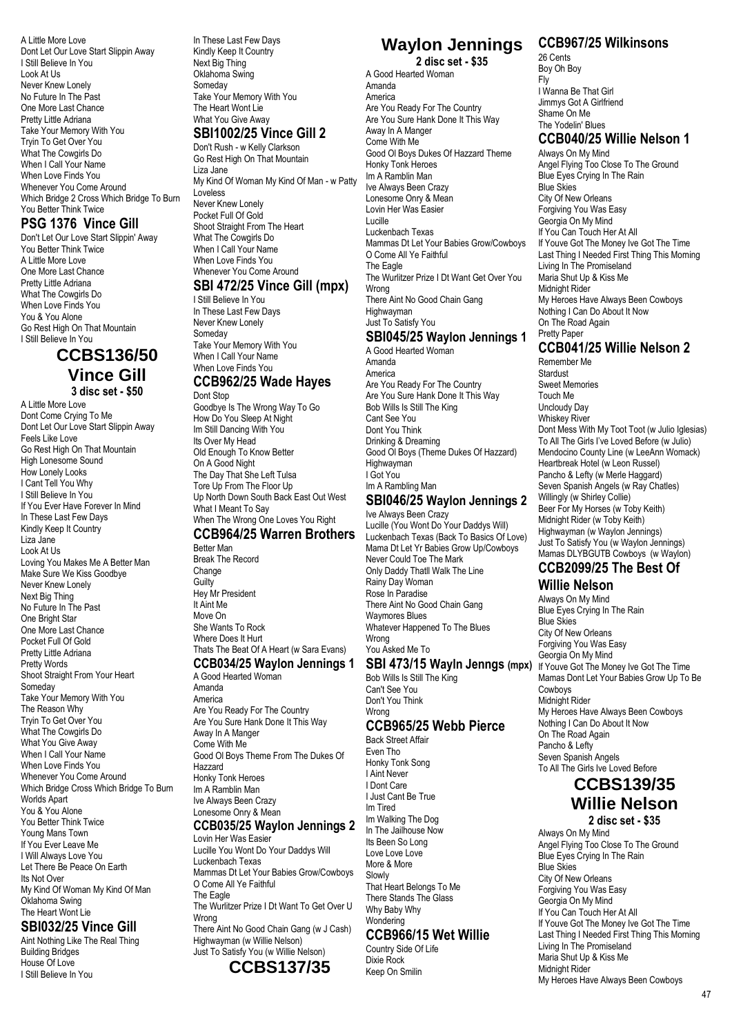A Little More Love
Dont Let Our Love Start Slippin Away
I Still Believe In You
Look At Us
Never Knew Lonely
No Future In The Past
One More Last Chance
Pretty Little Adriana
Take Your Memory With You
Tryin To Get Over You
What The Cowgirls Do
When I Call Your Name
When Love Finds You
Whenever You Come Around
Which Bridge 2 Cross Which Bridge To Burn
You Better Think Twice

## PSG 1376 Vince Gill

Don't Let Our Love Start Slippin' Away
You Better Think Twice
A Little More Love
One More Last Chance
Pretty Little Adriana
What The Cowgirls Do
When Love Finds You
You & You Alone
Go Rest High On That Mountain
I Still Believe In You

## CCBS136/50 Vince Gill

**3 disc set - $50**

A Little More Love
Dont Come Crying To Me
Dont Let Our Love Start Slippin Away
Feels Like Love
Go Rest High On That Mountain
High Lonesome Sound
How Lonely Looks
I Cant Tell You Why
I Still Believe In You
If You Ever Have Forever In Mind
In These Last Few Days
Kindly Keep It Country
Liza Jane
Look At Us
Loving You Makes Me A Better Man
Make Sure We Kiss Goodbye
Never Knew Lonely
Next Big Thing
No Future In The Past
One Bright Star
One More Last Chance
Pocket Full Of Gold
Pretty Little Adriana
Pretty Words
Shoot Straight From Your Heart
Someday
Take Your Memory With You
The Reason Why
Tryin To Get Over You
What The Cowgirls Do
What You Give Away
When I Call Your Name
When Love Finds You
Whenever You Come Around
Which Bridge Cross Which Bridge To Burn
Worlds Apart
You & You Alone
You Better Think Twice
Young Mans Town
If You Ever Leave Me
I Will Always Love You
Let There Be Peace On Earth
Its Not Over
My Kind Of Woman My Kind Of Man
Oklahoma Swing
The Heart Wont Lie

## SBI032/25 Vince Gill

Aint Nothing Like The Real Thing
Building Bridges
House Of Love
I Still Believe In You
In These Last Few Days
Kindly Keep It Country
Next Big Thing
Oklahoma Swing
Someday
Take Your Memory With You
The Heart Wont Lie
What You Give Away

## SBI1002/25 Vince Gill 2

Don't Rush - w Kelly Clarkson
Go Rest High On That Mountain
Liza Jane
My Kind Of Woman My Kind Of Man - w Patty Loveless
Never Knew Lonely
Pocket Full Of Gold
Shoot Straight From The Heart
What The Cowgirls Do
When I Call Your Name
When Love Finds You
Whenever You Come Around

## SBI 472/25 Vince Gill (mpx)

I Still Believe In You
In These Last Few Days
Never Knew Lonely
Someday
Take Your Memory With You
When I Call Your Name
When Love Finds You

## CCB962/25 Wade Hayes

Dont Stop
Goodbye Is The Wrong Way To Go
How Do You Sleep At Night
Im Still Dancing With You
Its Over My Head
Old Enough To Know Better
On A Good Night
The Day That She Left Tulsa
Tore Up From The Floor Up
Up North Down South Back East Out West
What I Meant To Say
When The Wrong One Loves You Right

## CCB964/25 Warren Brothers

Better Man
Break The Record
Change
Guilty
Hey Mr President
It Aint Me
Move On
She Wants To Rock
Where Does It Hurt
Thats The Beat Of A Heart (w Sara Evans)

## CCB034/25 Waylon Jennings 1

A Good Hearted Woman
Amanda
America
Are You Ready For The Country
Are You Sure Hank Done It This Way
Away In A Manger
Come With Me
Good Ol Boys Theme From The Dukes Of Hazzard
Honky Tonk Heroes
Im A Ramblin Man
Ive Always Been Crazy
Lonesome Onry & Mean

## CCB035/25 Waylon Jennings 2

Lovin Her Was Easier
Lucille You Wont Do Your Daddys Will
Luckenbach Texas
Mammas Dt Let Your Babies Grow/Cowboys
O Come All Ye Faithful
The Eagle
The Wurlitzer Prize I Dt Want To Get Over U Wrong
There Aint No Good Chain Gang (w J Cash)
Highwayman (w Willie Nelson)
Just To Satisfy You (w Willie Nelson)

## CCBS137/35 Waylon Jennings

**2 disc set - $35**

A Good Hearted Woman
Amanda
America
Are You Ready For The Country
Are You Sure Hank Done It This Way
Away In A Manger
Come With Me
Good Ol Boys Dukes Of Hazzard Theme
Honky Tonk Heroes
Im A Ramblin Man
Ive Always Been Crazy
Lonesome Onry & Mean
Lovin Her Was Easier
Lucille
Luckenbach Texas
Mammas Dt Let Your Babies Grow/Cowboys
O Come All Ye Faithful
The Eagle
The Wurlitzer Prize I Dt Want Get Over You Wrong
There Aint No Good Chain Gang
Highwayman
Just To Satisfy You

## SBI045/25 Waylon Jennings 1

A Good Hearted Woman
Amanda
America
Are You Ready For The Country
Are You Sure Hank Done It This Way
Bob Wills Is Still The King
Cant See You
Dont You Think
Drinking & Dreaming
Good Ol Boys (Theme Dukes Of Hazzard)
Highwayman
I Got You
Im A Rambling Man

## SBI046/25 Waylon Jennings 2

Ive Always Been Crazy
Lucille (You Wont Do Your Daddys Will)
Luckenbach Texas (Back To Basics Of Love)
Mama Dt Let Yr Babies Grow Up/Cowboys
Never Could Toe The Mark
Only Daddy Thatll Walk The Line
Rainy Day Woman
Rose In Paradise
There Aint No Good Chain Gang
Waymores Blues
Whatever Happened To The Blues
Wrong
You Asked Me To

## SBI 473/15 Wayln Jenngs (mpx)

Bob Wills Is Still The King
Can't See You
Don't You Think
Wrong

## CCB965/25 Webb Pierce

Back Street Affair
Even Tho
Honky Tonk Song
I Aint Never
I Dont Care
I Just Cant Be True
Im Tired
Im Walking The Dog
In The Jailhouse Now
Its Been So Long
Love Love Love
More & More
Slowly
That Heart Belongs To Me
There Stands The Glass
Why Baby Why
Wondering

## CCB966/15 Wet Willie

Country Side Of Life
Dixie Rock
Keep On Smilin

## CCB967/25 Wilkinsons

26 Cents
Boy Oh Boy
Fly
I Wanna Be That Girl
Jimmys Got A Girlfriend
Shame On Me
The Yodelin' Blues

## CCB040/25 Willie Nelson 1

Always On My Mind
Angel Flying Too Close To The Ground
Blue Eyes Crying In The Rain
Blue Skies
City Of New Orleans
Forgiving You Was Easy
Georgia On My Mind
If You Can Touch Her At All
If Youve Got The Money Ive Got The Time
Last Thing I Needed First Thing This Morning
Living In The Promiseland
Maria Shut Up & Kiss Me
Midnight Rider
My Heroes Have Always Been Cowboys
Nothing I Can Do About It Now
On The Road Again
Pretty Paper

## CCB041/25 Willie Nelson 2

Remember Me
Stardust
Sweet Memories
Touch Me
Uncloudy Day
Whiskey River
Dont Mess With My Toot Toot (w Julio Iglesias)
To All The Girls I've Loved Before (w Julio)
Mendocino County Line (w LeeAnn Womack)
Heartbreak Hotel (w Leon Russel)
Pancho & Lefty (w Merle Haggard)
Seven Spanish Angels (w Ray Chatles)
Willingly (w Shirley Collie)
Beer For My Horses (w Toby Keith)
Midnight Rider (w Toby Keith)
Highwayman (w Waylon Jennings)
Just To Satisfy You (w Waylon Jennings)
Mamas DLYBGUTB Cowboys (w Waylon)

## CCB2099/25 The Best Of Willie Nelson

Always On My Mind
Blue Eyes Crying In The Rain
Blue Skies
City Of New Orleans
Forgiving You Was Easy
Georgia On My Mind
If Youve Got The Money Ive Got The Time
Mamas Dont Let Your Babies Grow Up To Be Cowboys
Midnight Rider
My Heroes Have Always Been Cowboys
Nothing I Can Do About It Now
On The Road Again
Pancho & Lefty
Seven Spanish Angels
To All The Girls Ive Loved Before

## CCBS139/35 Willie Nelson

**2 disc set - $35**

Always On My Mind
Angel Flying Too Close To The Ground
Blue Eyes Crying In The Rain
Blue Skies
City Of New Orleans
Forgiving You Was Easy
Georgia On My Mind
If You Can Touch Her At All
If Youve Got The Money Ive Got The Time
Last Thing I Needed First Thing This Morning
Living In The Promiseland
Maria Shut Up & Kiss Me
Midnight Rider
My Heroes Have Always Been Cowboys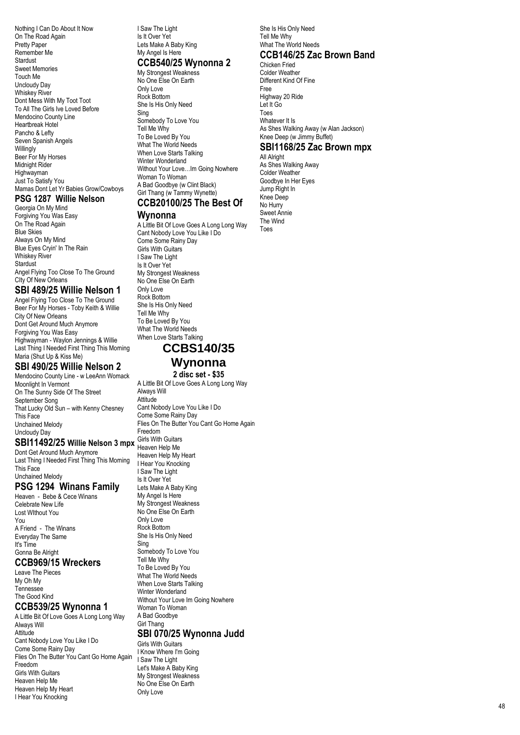Nothing I Can Do About It Now
On The Road Again
Pretty Paper
Remember Me
Stardust
Sweet Memories
Touch Me
Uncloudy Day
Whiskey River
Dont Mess With My Toot Toot
To All The Girls Ive Loved Before
Mendocino County Line
Heartbreak Hotel
Pancho & Lefty
Seven Spanish Angels
Willingly
Beer For My Horses
Midnight Rider
Highwayman
Just To Satisfy You
Mamas Dont Let Yr Babies Grow/Cowboys

## PSG 1287 Willie Nelson

Georgia On My Mind
Forgiving You Was Easy
On The Road Again
Blue Skies
Always On My Mind
Blue Eyes Cryin' In The Rain
Whiskey River
Stardust
Angel Flying Too Close To The Ground
CIty Of New Orleans

## SBI 489/25 Willie Nelson 1

Angel Flying Too Close To The Ground
Beer For My Horses - Toby Keith & Willie
City Of New Orleans
Dont Get Around Much Anymore
Forgiving You Was Easy
Highwayman - Waylon Jennings & Willie
Last Thing I Needed First Thing This Morning
Maria (Shut Up & Kiss Me)

## SBI 490/25 Willie Nelson 2

Mendocino County Line - w LeeAnn Womack
Moonlight In Vermont
On The Sunny Side Of The Street
September Song
That Lucky Old Sun – with Kenny Chesney
This Face
Unchained Melody
Uncloudy Day

## SBI11492/25 Willie Nelson 3 mpx

Dont Get Around Much Anymore
Last Thing I Needed First Thing This Morning
This Face
Unchained Melody

## PSG 1294 Winans Family

Heaven - Bebe & Cece Winans
Celebrate New Life
Lost WIthout You
You
A Friend - The Winans
Everyday The Same
It's Time
Gonna Be Alright

## CCB969/15 Wreckers

Leave The Pieces
My Oh My
Tennessee
The Good Kind

## CCB539/25 Wynonna 1

A Little Bit Of Love Goes A Long Long Way
Always Will
Attitude
Cant Nobody Love You Like I Do
Come Some Rainy Day
Flies On The Butter You Cant Go Home Again
Freedom
Girls With Guitars
Heaven Help Me
Heaven Help My Heart
I Hear You Knocking
I Saw The Light
Is It Over Yet
Lets Make A Baby King
My Angel Is Here

## CCB540/25 Wynonna 2

My Strongest Weakness
No One Else On Earth
Only Love
Rock Bottom
She Is His Only Need
Sing
Somebody To Love You
Tell Me Why
To Be Loved By You
What The World Needs
When Love Starts Talking
Winter Wonderland
Without Your Love…Im Going Nowhere
Woman To Woman
A Bad Goodbye (w Clint Black)
Girl Thang (w Tammy Wynette)

## CCB20100/25 The Best Of Wynonna

A Little Bit Of Love Goes A Long Long Way
Cant Nobody Love You Like I Do
Come Some Rainy Day
Girls With Guitars
I Saw The Light
Is It Over Yet
My Strongest Weakness
No One Else On Earth
Only Love
Rock Bottom
She Is His Only Need
Tell Me Why
To Be Loved By You
What The World Needs
When Love Starts Talking

## CCBS140/35 Wynonna

**2 disc set - $35**

A Little Bit Of Love Goes A Long Long Way
Always Will
Attitude
Cant Nobody Love You Like I Do
Come Some Rainy Day
Flies On The Butter You Cant Go Home Again
Freedom
Girls With Guitars
Heaven Help Me
Heaven Help My Heart
I Hear You Knocking
I Saw The Light
Is It Over Yet
Lets Make A Baby King
My Angel Is Here
My Strongest Weakness
No One Else On Earth
Only Love
Rock Bottom
She Is His Only Need
Sing
Somebody To Love You
Tell Me Why
To Be Loved By You
What The World Needs
When Love Starts Talking
Winter Wonderland
Without Your Love Im Going Nowhere
Woman To Woman
A Bad Goodbye
Girl Thang

## SBI 070/25 Wynonna Judd

Girls With Guitars
I Know Where I'm Going
I Saw The Light
Let's Make A Baby King
My Strongest Weakness
No One Else On Earth
Only Love
She Is His Only Need
Tell Me Why
What The World Needs

## CCB146/25 Zac Brown Band

Chicken Fried
Colder Weather
Different Kind Of Fine
Free
Highway 20 Ride
Let It Go
Toes
Whatever It Is
As Shes Walking Away (w Alan Jackson)
Knee Deep (w Jimmy Buffet)

## SBI1168/25 Zac Brown mpx

All Alright
As Shes Walking Away
Colder Weather
Goodbye In Her Eyes
Jump Right In
Knee Deep
No Hurry
Sweet Annie
The Wind
Toes